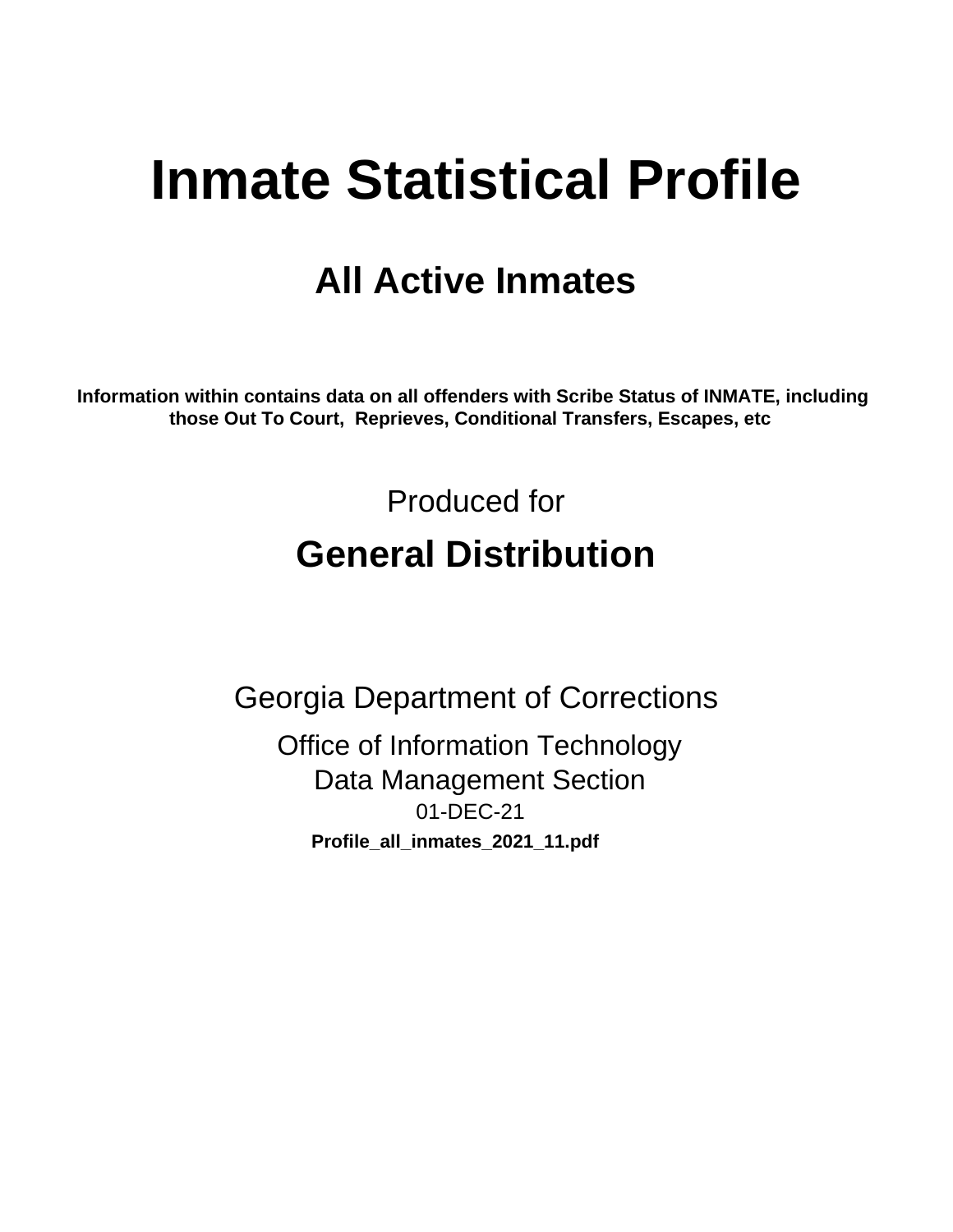# Inmate Statistical Profile

## All Active Inmates

**Information within contains data on all offenders with Scribe Status of INMATE, including those Out To Court, Reprieves, Conditional Transfers, Escapes, etc**

Produced for

## General Distribution

Georgia Department of Corrections

Office of Information Technology
Data Management Section
01-DEC-21

**Profile_all_inmates_2021_11.pdf**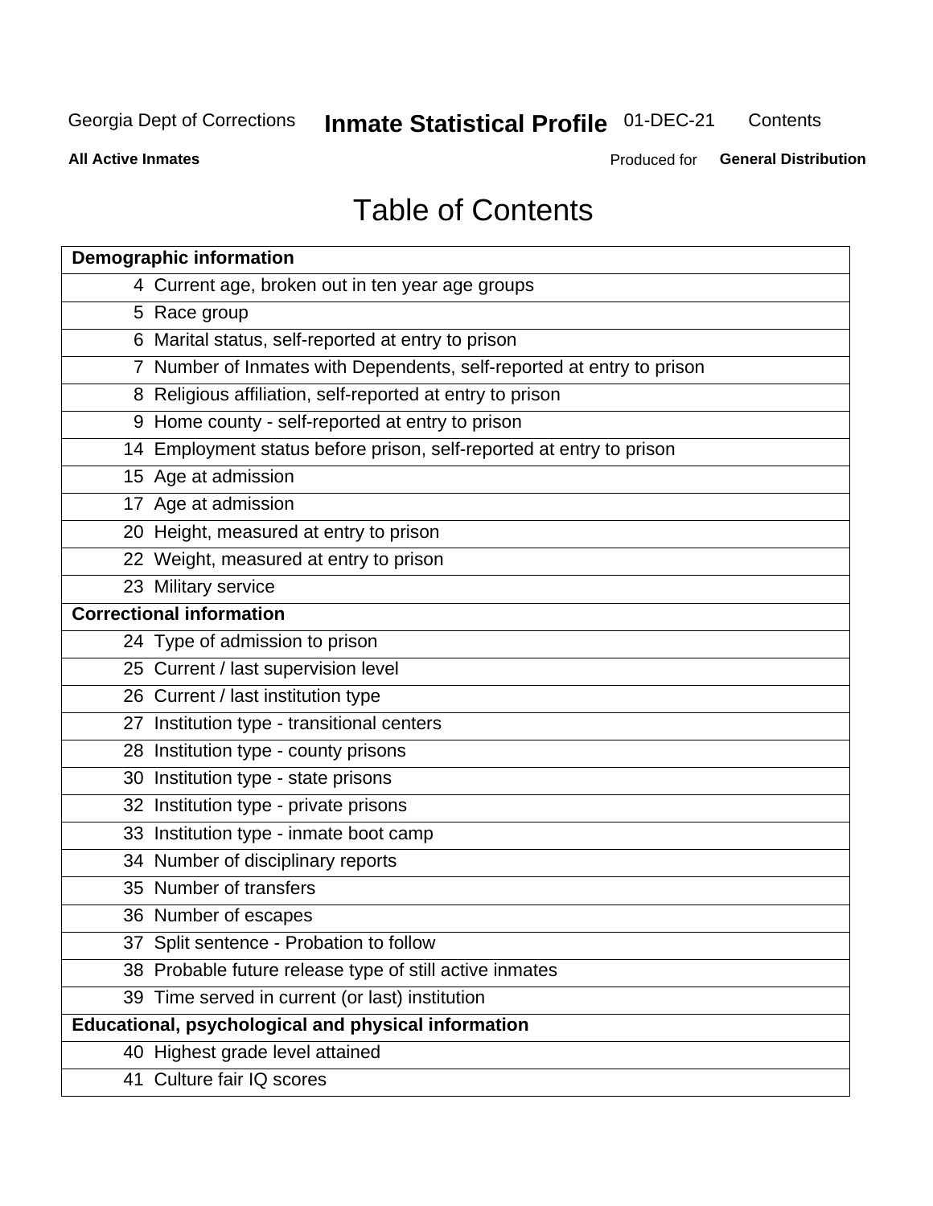# Table of Contents

| Demographic information | |
|---|---|
| 4 | Current age, broken out in ten year age groups |
| 5 | Race group |
| 6 | Marital status, self-reported at entry to prison |
| 7 | Number of Inmates with Dependents, self-reported at entry to prison |
| 8 | Religious affiliation, self-reported at entry to prison |
| 9 | Home county - self-reported at entry to prison |
| 14 | Employment status before prison, self-reported at entry to prison |
| 15 | Age at admission |
| 17 | Age at admission |
| 20 | Height, measured at entry to prison |
| 22 | Weight, measured at entry to prison |
| 23 | Military service |
| **Correctional information** | |
| 24 | Type of admission to prison |
| 25 | Current / last supervision level |
| 26 | Current / last institution type |
| 27 | Institution type - transitional centers |
| 28 | Institution type - county prisons |
| 30 | Institution type - state prisons |
| 32 | Institution type - private prisons |
| 33 | Institution type - inmate boot camp |
| 34 | Number of disciplinary reports |
| 35 | Number of transfers |
| 36 | Number of escapes |
| 37 | Split sentence - Probation to follow |
| 38 | Probable future release type of still active inmates |
| 39 | Time served in current (or last) institution |
| **Educational, psychological and physical information** | |
| 40 | Highest grade level attained |
| 41 | Culture fair IQ scores |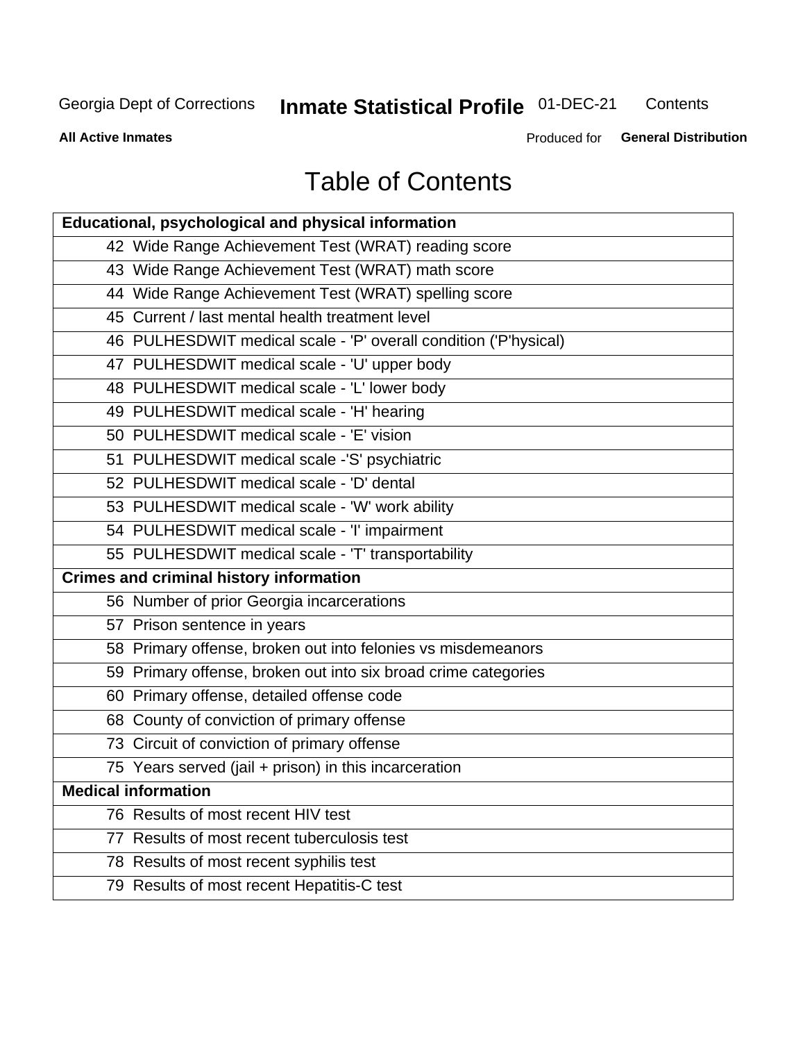Georgia Dept of Corrections **Inmate Statistical Profile** 01-DEC-21 Contents

**All Active Inmates** Produced for **General Distribution**

# Table of Contents

| **Educational, psychological and physical information** |
|---|
| 42 Wide Range Achievement Test (WRAT) reading score |
| 43 Wide Range Achievement Test (WRAT) math score |
| 44 Wide Range Achievement Test (WRAT) spelling score |
| 45 Current / last mental health treatment level |
| 46 PULHESDWIT medical scale - 'P' overall condition ('P'hysical) |
| 47 PULHESDWIT medical scale - 'U' upper body |
| 48 PULHESDWIT medical scale - 'L' lower body |
| 49 PULHESDWIT medical scale - 'H' hearing |
| 50 PULHESDWIT medical scale - 'E' vision |
| 51 PULHESDWIT medical scale -'S' psychiatric |
| 52 PULHESDWIT medical scale - 'D' dental |
| 53 PULHESDWIT medical scale - 'W' work ability |
| 54 PULHESDWIT medical scale - 'I' impairment |
| 55 PULHESDWIT medical scale - 'T' transportability |
| **Crimes and criminal history information** |
| 56 Number of prior Georgia incarcerations |
| 57 Prison sentence in years |
| 58 Primary offense, broken out into felonies vs misdemeanors |
| 59 Primary offense, broken out into six broad crime categories |
| 60 Primary offense, detailed offense code |
| 68 County of conviction of primary offense |
| 73 Circuit of conviction of primary offense |
| 75 Years served (jail + prison) in this incarceration |
| **Medical information** |
| 76 Results of most recent HIV test |
| 77 Results of most recent tuberculosis test |
| 78 Results of most recent syphilis test |
| 79 Results of most recent Hepatitis-C test |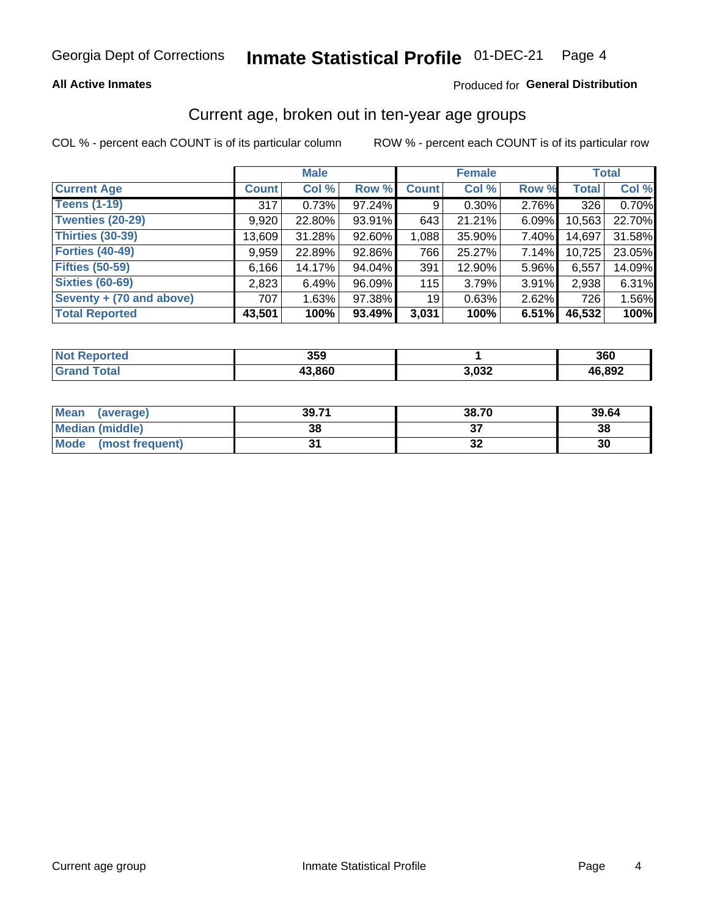Georgia Dept of Corrections **Inmate Statistical Profile** 01-DEC-21

**All Active Inmates**

Produced for **General Distribution**

## Current age, broken out in ten-year age groups

COL % - percent each COUNT is of its particular column

ROW % - percent each COUNT is of its particular row

| | Male | | | Female | | | Total | |
|---|---|---|---|---|---|---|---|---|
| **Current Age** | **Count** | **Col %** | **Row %** | **Count** | **Col %** | **Row %** | **Total** | **Col %** |
| **Teens (1-19)** | 317 | 0.73% | 97.24% | 9 | 0.30% | 2.76% | 326 | 0.70% |
| **Twenties (20-29)** | 9,920 | 22.80% | 93.91% | 643 | 21.21% | 6.09% | 10,563 | 22.70% |
| **Thirties (30-39)** | 13,609 | 31.28% | 92.60% | 1,088 | 35.90% | 7.40% | 14,697 | 31.58% |
| **Forties (40-49)** | 9,959 | 22.89% | 92.86% | 766 | 25.27% | 7.14% | 10,725 | 23.05% |
| **Fifties (50-59)** | 6,166 | 14.17% | 94.04% | 391 | 12.90% | 5.96% | 6,557 | 14.09% |
| **Sixties (60-69)** | 2,823 | 6.49% | 96.09% | 115 | 3.79% | 3.91% | 2,938 | 6.31% |
| **Seventy + (70 and above)** | 707 | 1.63% | 97.38% | 19 | 0.63% | 2.62% | 726 | 1.56% |
| **Total Reported** | **43,501** | **100%** | **93.49%** | **3,031** | **100%** | **6.51%** | **46,532** | **100%** |

| | Male | Female | Total |
|---|---|---|---|
| **Not Reported** | **359** | **1** | **360** |
| **Grand Total** | **43,860** | **3,032** | **46,892** |

| | Male | Female | Total |
|---|---|---|---|
| **Mean (average)** | **39.71** | **38.70** | **39.64** |
| **Median (middle)** | **38** | **37** | **38** |
| **Mode (most frequent)** | **31** | **32** | **30** |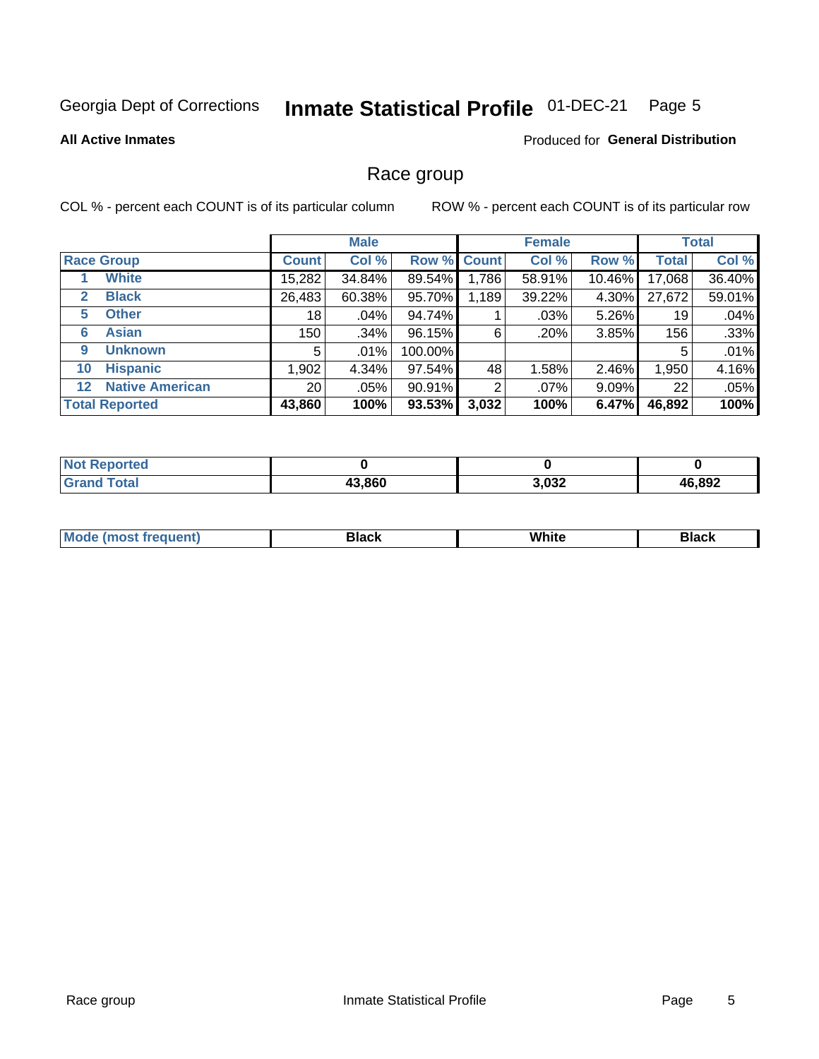Georgia Dept of Corrections **Inmate Statistical Profile** 01-DEC-21 Page 5

**All Active Inmates**

Produced for **General Distribution**

## Race group

COL % - percent each COUNT is of its particular column

ROW % - percent each COUNT is of its particular row

| | | Male | | | Female | | | Total | |
|---|---|---|---|---|---|---|---|---|---|
| **Race Group** | | **Count** | **Col %** | **Row %** | **Count** | **Col %** | **Row %** | **Total** | **Col %** |
| 1 | White | 15,282 | 34.84% | 89.54% | 1,786 | 58.91% | 10.46% | 17,068 | 36.40% |
| 2 | Black | 26,483 | 60.38% | 95.70% | 1,189 | 39.22% | 4.30% | 27,672 | 59.01% |
| 5 | Other | 18 | .04% | 94.74% | 1 | .03% | 5.26% | 19 | .04% |
| 6 | Asian | 150 | .34% | 96.15% | 6 | .20% | 3.85% | 156 | .33% |
| 9 | Unknown | 5 | .01% | 100.00% | | | | 5 | .01% |
| 10 | Hispanic | 1,902 | 4.34% | 97.54% | 48 | 1.58% | 2.46% | 1,950 | 4.16% |
| 12 | Native American | 20 | .05% | 90.91% | 2 | .07% | 9.09% | 22 | .05% |
| **Total Reported** | | **43,860** | **100%** | **93.53%** | **3,032** | **100%** | **6.47%** | **46,892** | **100%** |

| | Male | Female | Total |
|---|---|---|---|
| **Not Reported** | **0** | **0** | **0** |
| **Grand Total** | **43,860** | **3,032** | **46,892** |

| | Male | Female | Total |
|---|---|---|---|
| **Mode (most frequent)** | **Black** | **White** | **Black** |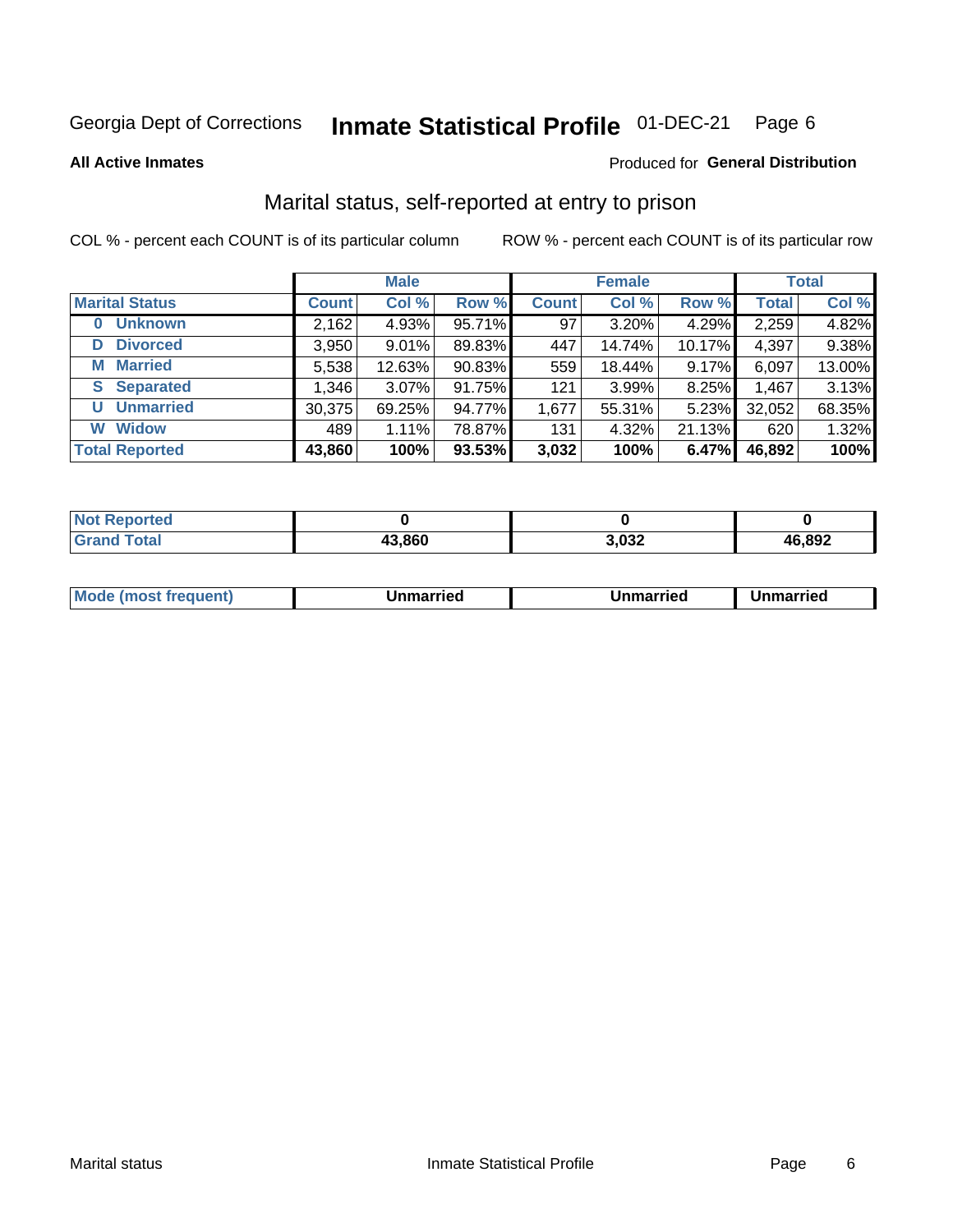Georgia Dept of Corrections **Inmate Statistical Profile** 01-DEC-21 Page 6

**All Active Inmates**

Produced for **General Distribution**

## Marital status, self-reported at entry to prison

COL % - percent each COUNT is of its particular column

ROW % - percent each COUNT is of its particular row

| | Male | | | Female | | | Total | |
|---|---|---|---|---|---|---|---|---|
| **Marital Status** | **Count** | **Col %** | **Row %** | **Count** | **Col %** | **Row %** | **Total** | **Col %** |
| **0 Unknown** | 2,162 | 4.93% | 95.71% | 97 | 3.20% | 4.29% | 2,259 | 4.82% |
| **D Divorced** | 3,950 | 9.01% | 89.83% | 447 | 14.74% | 10.17% | 4,397 | 9.38% |
| **M Married** | 5,538 | 12.63% | 90.83% | 559 | 18.44% | 9.17% | 6,097 | 13.00% |
| **S Separated** | 1,346 | 3.07% | 91.75% | 121 | 3.99% | 8.25% | 1,467 | 3.13% |
| **U Unmarried** | 30,375 | 69.25% | 94.77% | 1,677 | 55.31% | 5.23% | 32,052 | 68.35% |
| **W Widow** | 489 | 1.11% | 78.87% | 131 | 4.32% | 21.13% | 620 | 1.32% |
| **Total Reported** | **43,860** | **100%** | **93.53%** | **3,032** | **100%** | **6.47%** | **46,892** | **100%** |

| | Male | Female | Total |
|---|---|---|---|
| **Not Reported** | **0** | **0** | **0** |
| **Grand Total** | **43,860** | **3,032** | **46,892** |

| | Male | Female | Total |
|---|---|---|---|
| **Mode (most frequent)** | **Unmarried** | **Unmarried** | **Unmarried** |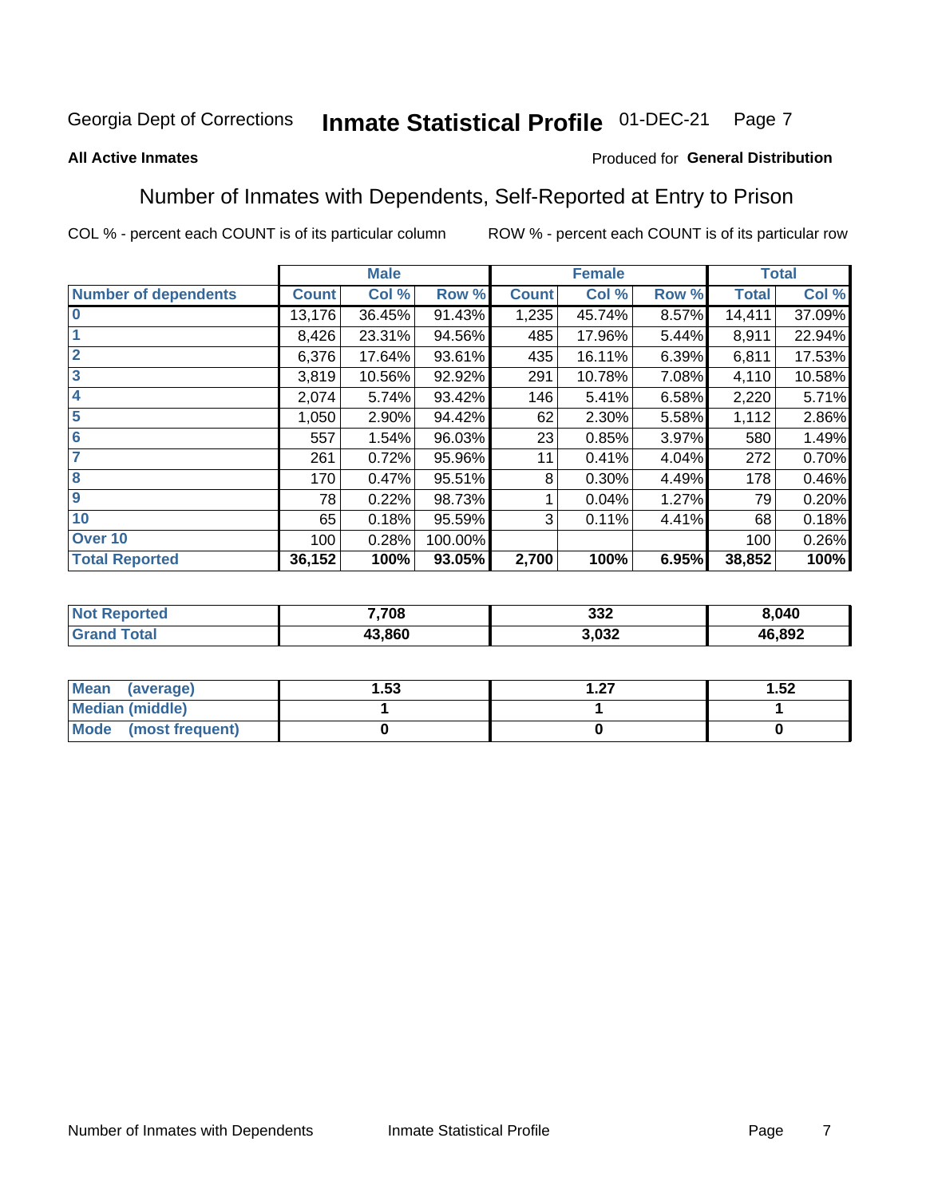Georgia Dept of Corrections **Inmate Statistical Profile** 01-DEC-21

**All Active Inmates**

Produced for **General Distribution**

## Number of Inmates with Dependents, Self-Reported at Entry to Prison

COL % - percent each COUNT is of its particular column    ROW % - percent each COUNT is of its particular row

| | Male | | | Female | | | Total | |
|---|---|---|---|---|---|---|---|---|
| **Number of dependents** | **Count** | **Col %** | **Row %** | **Count** | **Col %** | **Row %** | **Total** | **Col %** |
| **0** | 13,176 | 36.45% | 91.43% | 1,235 | 45.74% | 8.57% | 14,411 | 37.09% |
| **1** | 8,426 | 23.31% | 94.56% | 485 | 17.96% | 5.44% | 8,911 | 22.94% |
| **2** | 6,376 | 17.64% | 93.61% | 435 | 16.11% | 6.39% | 6,811 | 17.53% |
| **3** | 3,819 | 10.56% | 92.92% | 291 | 10.78% | 7.08% | 4,110 | 10.58% |
| **4** | 2,074 | 5.74% | 93.42% | 146 | 5.41% | 6.58% | 2,220 | 5.71% |
| **5** | 1,050 | 2.90% | 94.42% | 62 | 2.30% | 5.58% | 1,112 | 2.86% |
| **6** | 557 | 1.54% | 96.03% | 23 | 0.85% | 3.97% | 580 | 1.49% |
| **7** | 261 | 0.72% | 95.96% | 11 | 0.41% | 4.04% | 272 | 0.70% |
| **8** | 170 | 0.47% | 95.51% | 8 | 0.30% | 4.49% | 178 | 0.46% |
| **9** | 78 | 0.22% | 98.73% | 1 | 0.04% | 1.27% | 79 | 0.20% |
| **10** | 65 | 0.18% | 95.59% | 3 | 0.11% | 4.41% | 68 | 0.18% |
| **Over 10** | 100 | 0.28% | 100.00% | | | | 100 | 0.26% |
| **Total Reported** | **36,152** | **100%** | **93.05%** | **2,700** | **100%** | **6.95%** | **38,852** | **100%** |

| | Male | Female | Total |
|---|---|---|---|
| **Not Reported** | **7,708** | **332** | **8,040** |
| **Grand Total** | **43,860** | **3,032** | **46,892** |

| | Male | Female | Total |
|---|---|---|---|
| **Mean (average)** | **1.53** | **1.27** | **1.52** |
| **Median (middle)** | **1** | **1** | **1** |
| **Mode (most frequent)** | **0** | **0** | **0** |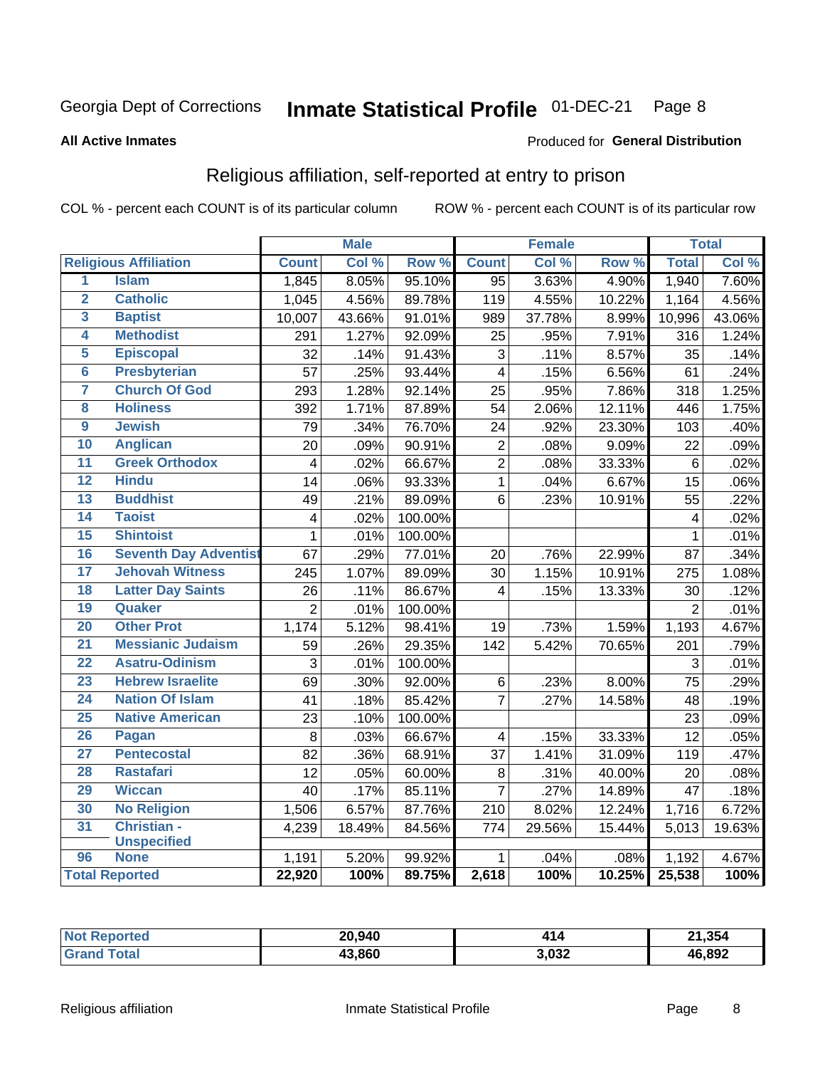Georgia Dept of Corrections **Inmate Statistical Profile** 01-DEC-21

**All Active Inmates**

Produced for **General Distribution**

## Religious affiliation, self-reported at entry to prison

COL % - percent each COUNT is of its particular column ROW % - percent each COUNT is of its particular row

| Religious Affiliation | | Male | | | Female | | | Total | |
|---|---|---|---|---|---|---|---|---|---|
| | | Count | Col % | Row % | Count | Col % | Row % | Total | Col % |
| 1 | Islam | 1,845 | 8.05% | 95.10% | 95 | 3.63% | 4.90% | 1,940 | 7.60% |
| 2 | Catholic | 1,045 | 4.56% | 89.78% | 119 | 4.55% | 10.22% | 1,164 | 4.56% |
| 3 | Baptist | 10,007 | 43.66% | 91.01% | 989 | 37.78% | 8.99% | 10,996 | 43.06% |
| 4 | Methodist | 291 | 1.27% | 92.09% | 25 | .95% | 7.91% | 316 | 1.24% |
| 5 | Episcopal | 32 | .14% | 91.43% | 3 | .11% | 8.57% | 35 | .14% |
| 6 | Presbyterian | 57 | .25% | 93.44% | 4 | .15% | 6.56% | 61 | .24% |
| 7 | Church Of God | 293 | 1.28% | 92.14% | 25 | .95% | 7.86% | 318 | 1.25% |
| 8 | Holiness | 392 | 1.71% | 87.89% | 54 | 2.06% | 12.11% | 446 | 1.75% |
| 9 | Jewish | 79 | .34% | 76.70% | 24 | .92% | 23.30% | 103 | .40% |
| 10 | Anglican | 20 | .09% | 90.91% | 2 | .08% | 9.09% | 22 | .09% |
| 11 | Greek Orthodox | 4 | .02% | 66.67% | 2 | .08% | 33.33% | 6 | .02% |
| 12 | Hindu | 14 | .06% | 93.33% | 1 | .04% | 6.67% | 15 | .06% |
| 13 | Buddhist | 49 | .21% | 89.09% | 6 | .23% | 10.91% | 55 | .22% |
| 14 | Taoist | 4 | .02% | 100.00% | | | | 4 | .02% |
| 15 | Shintoist | 1 | .01% | 100.00% | | | | 1 | .01% |
| 16 | Seventh Day Adventist | 67 | .29% | 77.01% | 20 | .76% | 22.99% | 87 | .34% |
| 17 | Jehovah Witness | 245 | 1.07% | 89.09% | 30 | 1.15% | 10.91% | 275 | 1.08% |
| 18 | Latter Day Saints | 26 | .11% | 86.67% | 4 | .15% | 13.33% | 30 | .12% |
| 19 | Quaker | 2 | .01% | 100.00% | | | | 2 | .01% |
| 20 | Other Prot | 1,174 | 5.12% | 98.41% | 19 | .73% | 1.59% | 1,193 | 4.67% |
| 21 | Messianic Judaism | 59 | .26% | 29.35% | 142 | 5.42% | 70.65% | 201 | .79% |
| 22 | Asatru-Odinism | 3 | .01% | 100.00% | | | | 3 | .01% |
| 23 | Hebrew Israelite | 69 | .30% | 92.00% | 6 | .23% | 8.00% | 75 | .29% |
| 24 | Nation Of Islam | 41 | .18% | 85.42% | 7 | .27% | 14.58% | 48 | .19% |
| 25 | Native American | 23 | .10% | 100.00% | | | | 23 | .09% |
| 26 | Pagan | 8 | .03% | 66.67% | 4 | .15% | 33.33% | 12 | .05% |
| 27 | Pentecostal | 82 | .36% | 68.91% | 37 | 1.41% | 31.09% | 119 | .47% |
| 28 | Rastafari | 12 | .05% | 60.00% | 8 | .31% | 40.00% | 20 | .08% |
| 29 | Wiccan | 40 | .17% | 85.11% | 7 | .27% | 14.89% | 47 | .18% |
| 30 | No Religion | 1,506 | 6.57% | 87.76% | 210 | 8.02% | 12.24% | 1,716 | 6.72% |
| 31 | Christian - Unspecified | 4,239 | 18.49% | 84.56% | 774 | 29.56% | 15.44% | 5,013 | 19.63% |
| 96 | None | 1,191 | 5.20% | 99.92% | 1 | .04% | .08% | 1,192 | 4.67% |
| **Total Reported** | | **22,920** | **100%** | **89.75%** | **2,618** | **100%** | **10.25%** | **25,538** | **100%** |

| | Male | Female | Total |
|---|---|---|---|
| Not Reported | **20,940** | **414** | **21,354** |
| Grand Total | **43,860** | **3,032** | **46,892** |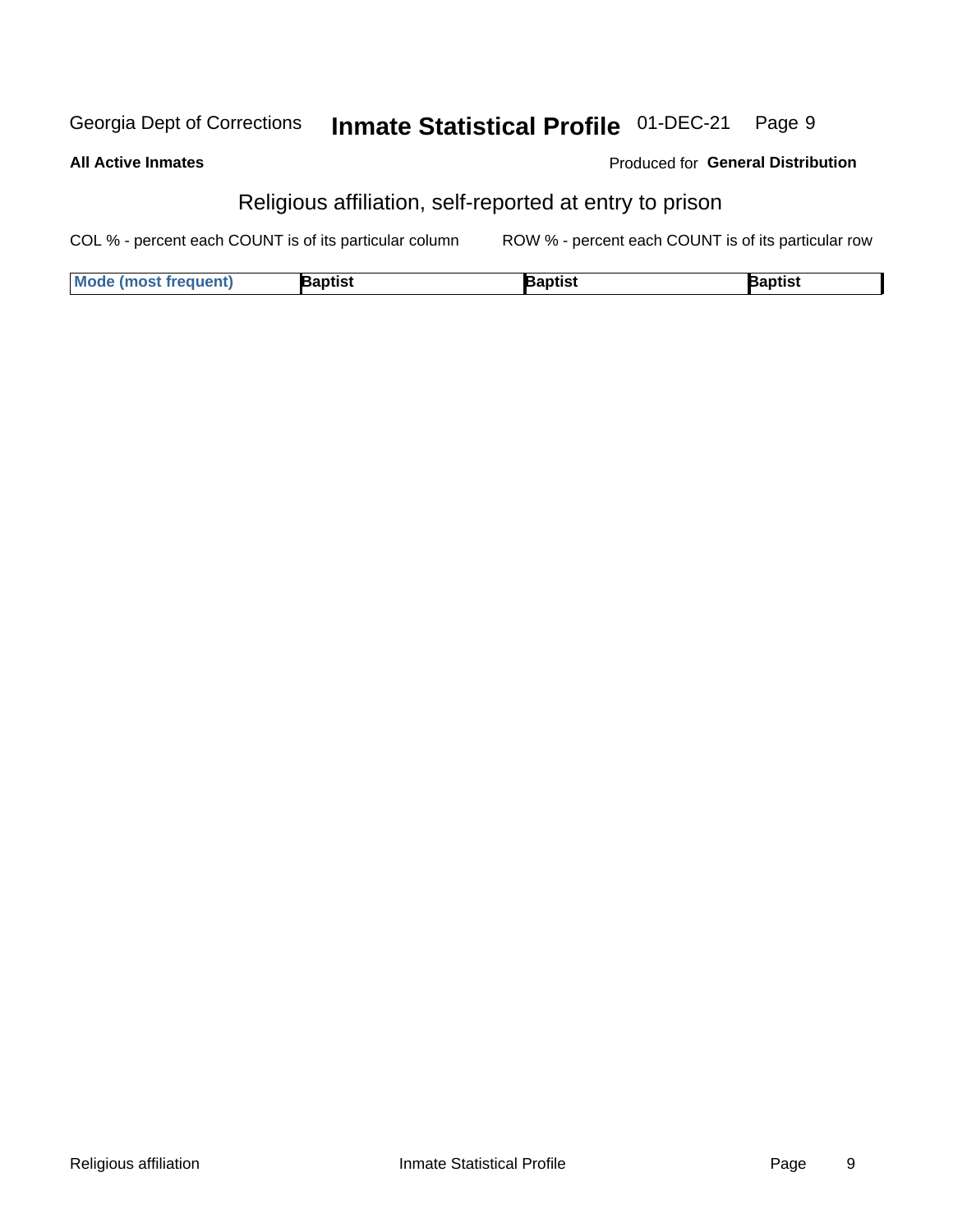Georgia Dept of Corrections **Inmate Statistical Profile** 01-DEC-21

**All Active Inmates**

Produced for **General Distribution**

## Religious affiliation, self-reported at entry to prison

COL % - percent each COUNT is of its particular column ROW % - percent each COUNT is of its particular row

| Mode (most frequent) | Baptist | Baptist | Baptist |
| --- | --- | --- | --- |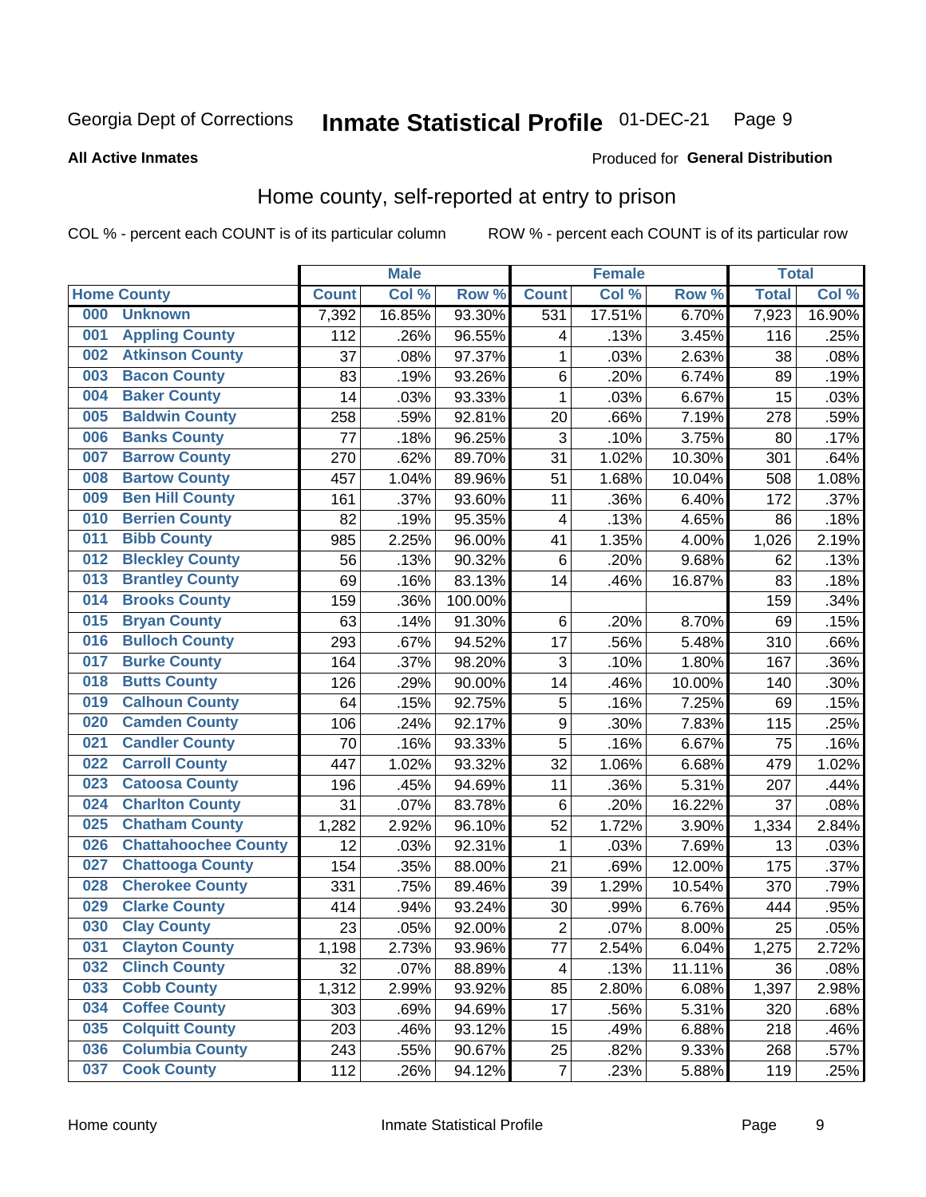Georgia Dept of Corrections **Inmate Statistical Profile** 01-DEC-21

**All Active Inmates**

Produced for **General Distribution**

## Home county, self-reported at entry to prison

COL % - percent each COUNT is of its particular column ROW % - percent each COUNT is of its particular row

| Home County | | Male | | | Female | | | Total | |
|---|---|---|---|---|---|---|---|---|---|
| | | Count | Col % | Row % | Count | Col % | Row % | Total | Col % |
| 000 | Unknown | 7,392 | 16.85% | 93.30% | 531 | 17.51% | 6.70% | 7,923 | 16.90% |
| 001 | Appling County | 112 | .26% | 96.55% | 4 | .13% | 3.45% | 116 | .25% |
| 002 | Atkinson County | 37 | .08% | 97.37% | 1 | .03% | 2.63% | 38 | .08% |
| 003 | Bacon County | 83 | .19% | 93.26% | 6 | .20% | 6.74% | 89 | .19% |
| 004 | Baker County | 14 | .03% | 93.33% | 1 | .03% | 6.67% | 15 | .03% |
| 005 | Baldwin County | 258 | .59% | 92.81% | 20 | .66% | 7.19% | 278 | .59% |
| 006 | Banks County | 77 | .18% | 96.25% | 3 | .10% | 3.75% | 80 | .17% |
| 007 | Barrow County | 270 | .62% | 89.70% | 31 | 1.02% | 10.30% | 301 | .64% |
| 008 | Bartow County | 457 | 1.04% | 89.96% | 51 | 1.68% | 10.04% | 508 | 1.08% |
| 009 | Ben Hill County | 161 | .37% | 93.60% | 11 | .36% | 6.40% | 172 | .37% |
| 010 | Berrien County | 82 | .19% | 95.35% | 4 | .13% | 4.65% | 86 | .18% |
| 011 | Bibb County | 985 | 2.25% | 96.00% | 41 | 1.35% | 4.00% | 1,026 | 2.19% |
| 012 | Bleckley County | 56 | .13% | 90.32% | 6 | .20% | 9.68% | 62 | .13% |
| 013 | Brantley County | 69 | .16% | 83.13% | 14 | .46% | 16.87% | 83 | .18% |
| 014 | Brooks County | 159 | .36% | 100.00% | | | | 159 | .34% |
| 015 | Bryan County | 63 | .14% | 91.30% | 6 | .20% | 8.70% | 69 | .15% |
| 016 | Bulloch County | 293 | .67% | 94.52% | 17 | .56% | 5.48% | 310 | .66% |
| 017 | Burke County | 164 | .37% | 98.20% | 3 | .10% | 1.80% | 167 | .36% |
| 018 | Butts County | 126 | .29% | 90.00% | 14 | .46% | 10.00% | 140 | .30% |
| 019 | Calhoun County | 64 | .15% | 92.75% | 5 | .16% | 7.25% | 69 | .15% |
| 020 | Camden County | 106 | .24% | 92.17% | 9 | .30% | 7.83% | 115 | .25% |
| 021 | Candler County | 70 | .16% | 93.33% | 5 | .16% | 6.67% | 75 | .16% |
| 022 | Carroll County | 447 | 1.02% | 93.32% | 32 | 1.06% | 6.68% | 479 | 1.02% |
| 023 | Catoosa County | 196 | .45% | 94.69% | 11 | .36% | 5.31% | 207 | .44% |
| 024 | Charlton County | 31 | .07% | 83.78% | 6 | .20% | 16.22% | 37 | .08% |
| 025 | Chatham County | 1,282 | 2.92% | 96.10% | 52 | 1.72% | 3.90% | 1,334 | 2.84% |
| 026 | Chattahoochee County | 12 | .03% | 92.31% | 1 | .03% | 7.69% | 13 | .03% |
| 027 | Chattooga County | 154 | .35% | 88.00% | 21 | .69% | 12.00% | 175 | .37% |
| 028 | Cherokee County | 331 | .75% | 89.46% | 39 | 1.29% | 10.54% | 370 | .79% |
| 029 | Clarke County | 414 | .94% | 93.24% | 30 | .99% | 6.76% | 444 | .95% |
| 030 | Clay County | 23 | .05% | 92.00% | 2 | .07% | 8.00% | 25 | .05% |
| 031 | Clayton County | 1,198 | 2.73% | 93.96% | 77 | 2.54% | 6.04% | 1,275 | 2.72% |
| 032 | Clinch County | 32 | .07% | 88.89% | 4 | .13% | 11.11% | 36 | .08% |
| 033 | Cobb County | 1,312 | 2.99% | 93.92% | 85 | 2.80% | 6.08% | 1,397 | 2.98% |
| 034 | Coffee County | 303 | .69% | 94.69% | 17 | .56% | 5.31% | 320 | .68% |
| 035 | Colquitt County | 203 | .46% | 93.12% | 15 | .49% | 6.88% | 218 | .46% |
| 036 | Columbia County | 243 | .55% | 90.67% | 25 | .82% | 9.33% | 268 | .57% |
| 037 | Cook County | 112 | .26% | 94.12% | 7 | .23% | 5.88% | 119 | .25% |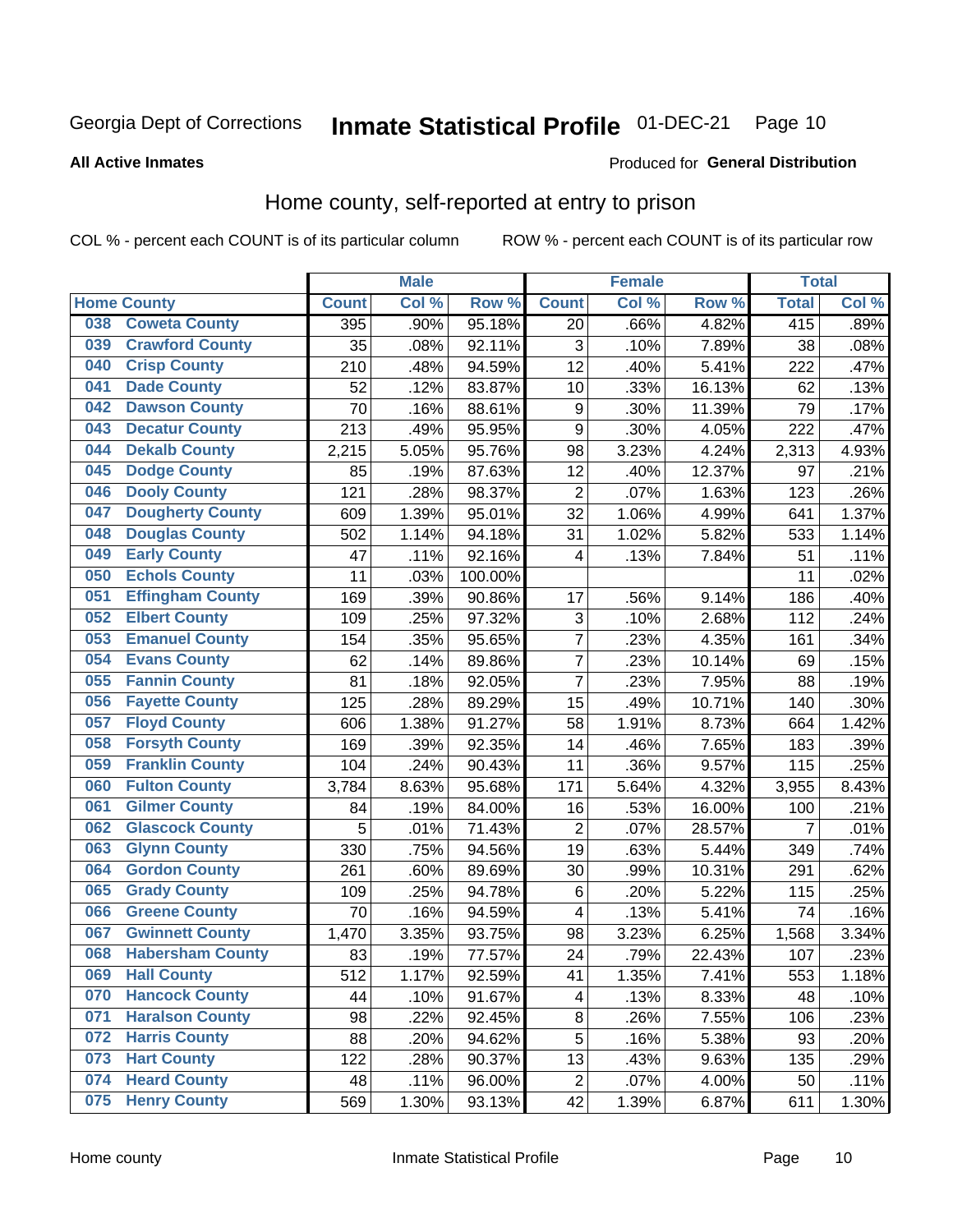Georgia Dept of Corrections **Inmate Statistical Profile** 01-DEC-21 Page 10

**All Active Inmates**

Produced for **General Distribution**

## Home county, self-reported at entry to prison

COL % - percent each COUNT is of its particular column ROW % - percent each COUNT is of its particular row

| Home County | | Male | | | Female | | | Total | |
|---|---|---|---|---|---|---|---|---|---|
| | | Count | Col % | Row % | Count | Col % | Row % | Total | Col % |
| 038 | Coweta County | 395 | .90% | 95.18% | 20 | .66% | 4.82% | 415 | .89% |
| 039 | Crawford County | 35 | .08% | 92.11% | 3 | .10% | 7.89% | 38 | .08% |
| 040 | Crisp County | 210 | .48% | 94.59% | 12 | .40% | 5.41% | 222 | .47% |
| 041 | Dade County | 52 | .12% | 83.87% | 10 | .33% | 16.13% | 62 | .13% |
| 042 | Dawson County | 70 | .16% | 88.61% | 9 | .30% | 11.39% | 79 | .17% |
| 043 | Decatur County | 213 | .49% | 95.95% | 9 | .30% | 4.05% | 222 | .47% |
| 044 | Dekalb County | 2,215 | 5.05% | 95.76% | 98 | 3.23% | 4.24% | 2,313 | 4.93% |
| 045 | Dodge County | 85 | .19% | 87.63% | 12 | .40% | 12.37% | 97 | .21% |
| 046 | Dooly County | 121 | .28% | 98.37% | 2 | .07% | 1.63% | 123 | .26% |
| 047 | Dougherty County | 609 | 1.39% | 95.01% | 32 | 1.06% | 4.99% | 641 | 1.37% |
| 048 | Douglas County | 502 | 1.14% | 94.18% | 31 | 1.02% | 5.82% | 533 | 1.14% |
| 049 | Early County | 47 | .11% | 92.16% | 4 | .13% | 7.84% | 51 | .11% |
| 050 | Echols County | 11 | .03% | 100.00% | | | | 11 | .02% |
| 051 | Effingham County | 169 | .39% | 90.86% | 17 | .56% | 9.14% | 186 | .40% |
| 052 | Elbert County | 109 | .25% | 97.32% | 3 | .10% | 2.68% | 112 | .24% |
| 053 | Emanuel County | 154 | .35% | 95.65% | 7 | .23% | 4.35% | 161 | .34% |
| 054 | Evans County | 62 | .14% | 89.86% | 7 | .23% | 10.14% | 69 | .15% |
| 055 | Fannin County | 81 | .18% | 92.05% | 7 | .23% | 7.95% | 88 | .19% |
| 056 | Fayette County | 125 | .28% | 89.29% | 15 | .49% | 10.71% | 140 | .30% |
| 057 | Floyd County | 606 | 1.38% | 91.27% | 58 | 1.91% | 8.73% | 664 | 1.42% |
| 058 | Forsyth County | 169 | .39% | 92.35% | 14 | .46% | 7.65% | 183 | .39% |
| 059 | Franklin County | 104 | .24% | 90.43% | 11 | .36% | 9.57% | 115 | .25% |
| 060 | Fulton County | 3,784 | 8.63% | 95.68% | 171 | 5.64% | 4.32% | 3,955 | 8.43% |
| 061 | Gilmer County | 84 | .19% | 84.00% | 16 | .53% | 16.00% | 100 | .21% |
| 062 | Glascock County | 5 | .01% | 71.43% | 2 | .07% | 28.57% | 7 | .01% |
| 063 | Glynn County | 330 | .75% | 94.56% | 19 | .63% | 5.44% | 349 | .74% |
| 064 | Gordon County | 261 | .60% | 89.69% | 30 | .99% | 10.31% | 291 | .62% |
| 065 | Grady County | 109 | .25% | 94.78% | 6 | .20% | 5.22% | 115 | .25% |
| 066 | Greene County | 70 | .16% | 94.59% | 4 | .13% | 5.41% | 74 | .16% |
| 067 | Gwinnett County | 1,470 | 3.35% | 93.75% | 98 | 3.23% | 6.25% | 1,568 | 3.34% |
| 068 | Habersham County | 83 | .19% | 77.57% | 24 | .79% | 22.43% | 107 | .23% |
| 069 | Hall County | 512 | 1.17% | 92.59% | 41 | 1.35% | 7.41% | 553 | 1.18% |
| 070 | Hancock County | 44 | .10% | 91.67% | 4 | .13% | 8.33% | 48 | .10% |
| 071 | Haralson County | 98 | .22% | 92.45% | 8 | .26% | 7.55% | 106 | .23% |
| 072 | Harris County | 88 | .20% | 94.62% | 5 | .16% | 5.38% | 93 | .20% |
| 073 | Hart County | 122 | .28% | 90.37% | 13 | .43% | 9.63% | 135 | .29% |
| 074 | Heard County | 48 | .11% | 96.00% | 2 | .07% | 4.00% | 50 | .11% |
| 075 | Henry County | 569 | 1.30% | 93.13% | 42 | 1.39% | 6.87% | 611 | 1.30% |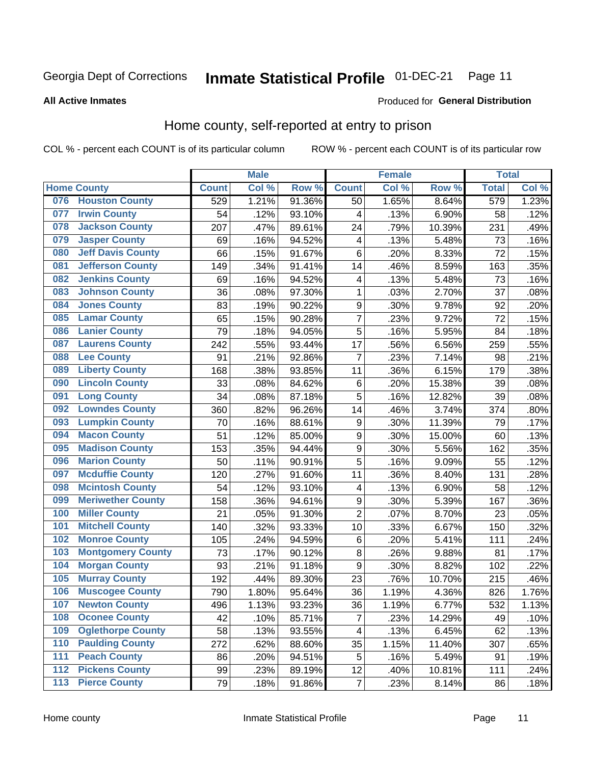Georgia Dept of Corrections **Inmate Statistical Profile** 01-DEC-21 Page 11

**All Active Inmates**

Produced for **General Distribution**

## Home county, self-reported at entry to prison

COL % - percent each COUNT is of its particular column ROW % - percent each COUNT is of its particular row

| Home County | | Male | | | Female | | | Total | |
|---|---|---|---|---|---|---|---|---|---|
| | | Count | Col % | Row % | Count | Col % | Row % | Total | Col % |
| 076 | Houston County | 529 | 1.21% | 91.36% | 50 | 1.65% | 8.64% | 579 | 1.23% |
| 077 | Irwin County | 54 | .12% | 93.10% | 4 | .13% | 6.90% | 58 | .12% |
| 078 | Jackson County | 207 | .47% | 89.61% | 24 | .79% | 10.39% | 231 | .49% |
| 079 | Jasper County | 69 | .16% | 94.52% | 4 | .13% | 5.48% | 73 | .16% |
| 080 | Jeff Davis County | 66 | .15% | 91.67% | 6 | .20% | 8.33% | 72 | .15% |
| 081 | Jefferson County | 149 | .34% | 91.41% | 14 | .46% | 8.59% | 163 | .35% |
| 082 | Jenkins County | 69 | .16% | 94.52% | 4 | .13% | 5.48% | 73 | .16% |
| 083 | Johnson County | 36 | .08% | 97.30% | 1 | .03% | 2.70% | 37 | .08% |
| 084 | Jones County | 83 | .19% | 90.22% | 9 | .30% | 9.78% | 92 | .20% |
| 085 | Lamar County | 65 | .15% | 90.28% | 7 | .23% | 9.72% | 72 | .15% |
| 086 | Lanier County | 79 | .18% | 94.05% | 5 | .16% | 5.95% | 84 | .18% |
| 087 | Laurens County | 242 | .55% | 93.44% | 17 | .56% | 6.56% | 259 | .55% |
| 088 | Lee County | 91 | .21% | 92.86% | 7 | .23% | 7.14% | 98 | .21% |
| 089 | Liberty County | 168 | .38% | 93.85% | 11 | .36% | 6.15% | 179 | .38% |
| 090 | Lincoln County | 33 | .08% | 84.62% | 6 | .20% | 15.38% | 39 | .08% |
| 091 | Long County | 34 | .08% | 87.18% | 5 | .16% | 12.82% | 39 | .08% |
| 092 | Lowndes County | 360 | .82% | 96.26% | 14 | .46% | 3.74% | 374 | .80% |
| 093 | Lumpkin County | 70 | .16% | 88.61% | 9 | .30% | 11.39% | 79 | .17% |
| 094 | Macon County | 51 | .12% | 85.00% | 9 | .30% | 15.00% | 60 | .13% |
| 095 | Madison County | 153 | .35% | 94.44% | 9 | .30% | 5.56% | 162 | .35% |
| 096 | Marion County | 50 | .11% | 90.91% | 5 | .16% | 9.09% | 55 | .12% |
| 097 | Mcduffie County | 120 | .27% | 91.60% | 11 | .36% | 8.40% | 131 | .28% |
| 098 | Mcintosh County | 54 | .12% | 93.10% | 4 | .13% | 6.90% | 58 | .12% |
| 099 | Meriwether County | 158 | .36% | 94.61% | 9 | .30% | 5.39% | 167 | .36% |
| 100 | Miller County | 21 | .05% | 91.30% | 2 | .07% | 8.70% | 23 | .05% |
| 101 | Mitchell County | 140 | .32% | 93.33% | 10 | .33% | 6.67% | 150 | .32% |
| 102 | Monroe County | 105 | .24% | 94.59% | 6 | .20% | 5.41% | 111 | .24% |
| 103 | Montgomery County | 73 | .17% | 90.12% | 8 | .26% | 9.88% | 81 | .17% |
| 104 | Morgan County | 93 | .21% | 91.18% | 9 | .30% | 8.82% | 102 | .22% |
| 105 | Murray County | 192 | .44% | 89.30% | 23 | .76% | 10.70% | 215 | .46% |
| 106 | Muscogee County | 790 | 1.80% | 95.64% | 36 | 1.19% | 4.36% | 826 | 1.76% |
| 107 | Newton County | 496 | 1.13% | 93.23% | 36 | 1.19% | 6.77% | 532 | 1.13% |
| 108 | Oconee County | 42 | .10% | 85.71% | 7 | .23% | 14.29% | 49 | .10% |
| 109 | Oglethorpe County | 58 | .13% | 93.55% | 4 | .13% | 6.45% | 62 | .13% |
| 110 | Paulding County | 272 | .62% | 88.60% | 35 | 1.15% | 11.40% | 307 | .65% |
| 111 | Peach County | 86 | .20% | 94.51% | 5 | .16% | 5.49% | 91 | .19% |
| 112 | Pickens County | 99 | .23% | 89.19% | 12 | .40% | 10.81% | 111 | .24% |
| 113 | Pierce County | 79 | .18% | 91.86% | 7 | .23% | 8.14% | 86 | .18% |

Home county Inmate Statistical Profile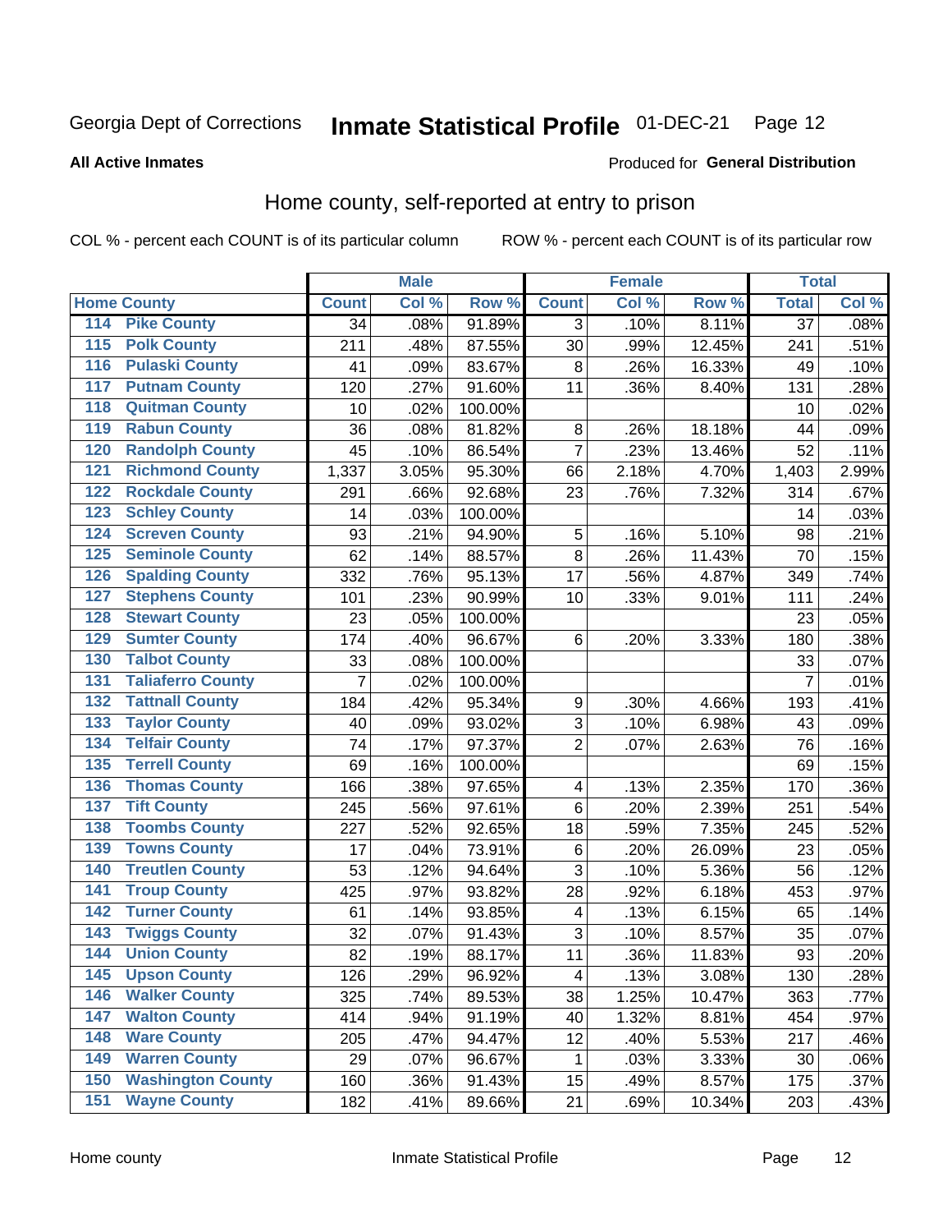Georgia Dept of Corrections **Inmate Statistical Profile** 01-DEC-21 Page 12

**All Active Inmates**

Produced for **General Distribution**

## Home county, self-reported at entry to prison

COL % - percent each COUNT is of its particular column ROW % - percent each COUNT is of its particular row

| Home County | | Male | | | Female | | | Total | |
|---|---|---|---|---|---|---|---|---|---|
| | | Count | Col % | Row % | Count | Col % | Row % | Total | Col % |
| 114 | Pike County | 34 | .08% | 91.89% | 3 | .10% | 8.11% | 37 | .08% |
| 115 | Polk County | 211 | .48% | 87.55% | 30 | .99% | 12.45% | 241 | .51% |
| 116 | Pulaski County | 41 | .09% | 83.67% | 8 | .26% | 16.33% | 49 | .10% |
| 117 | Putnam County | 120 | .27% | 91.60% | 11 | .36% | 8.40% | 131 | .28% |
| 118 | Quitman County | 10 | .02% | 100.00% | | | | 10 | .02% |
| 119 | Rabun County | 36 | .08% | 81.82% | 8 | .26% | 18.18% | 44 | .09% |
| 120 | Randolph County | 45 | .10% | 86.54% | 7 | .23% | 13.46% | 52 | .11% |
| 121 | Richmond County | 1,337 | 3.05% | 95.30% | 66 | 2.18% | 4.70% | 1,403 | 2.99% |
| 122 | Rockdale County | 291 | .66% | 92.68% | 23 | .76% | 7.32% | 314 | .67% |
| 123 | Schley County | 14 | .03% | 100.00% | | | | 14 | .03% |
| 124 | Screven County | 93 | .21% | 94.90% | 5 | .16% | 5.10% | 98 | .21% |
| 125 | Seminole County | 62 | .14% | 88.57% | 8 | .26% | 11.43% | 70 | .15% |
| 126 | Spalding County | 332 | .76% | 95.13% | 17 | .56% | 4.87% | 349 | .74% |
| 127 | Stephens County | 101 | .23% | 90.99% | 10 | .33% | 9.01% | 111 | .24% |
| 128 | Stewart County | 23 | .05% | 100.00% | | | | 23 | .05% |
| 129 | Sumter County | 174 | .40% | 96.67% | 6 | .20% | 3.33% | 180 | .38% |
| 130 | Talbot County | 33 | .08% | 100.00% | | | | 33 | .07% |
| 131 | Taliaferro County | 7 | .02% | 100.00% | | | | 7 | .01% |
| 132 | Tattnall County | 184 | .42% | 95.34% | 9 | .30% | 4.66% | 193 | .41% |
| 133 | Taylor County | 40 | .09% | 93.02% | 3 | .10% | 6.98% | 43 | .09% |
| 134 | Telfair County | 74 | .17% | 97.37% | 2 | .07% | 2.63% | 76 | .16% |
| 135 | Terrell County | 69 | .16% | 100.00% | | | | 69 | .15% |
| 136 | Thomas County | 166 | .38% | 97.65% | 4 | .13% | 2.35% | 170 | .36% |
| 137 | Tift County | 245 | .56% | 97.61% | 6 | .20% | 2.39% | 251 | .54% |
| 138 | Toombs County | 227 | .52% | 92.65% | 18 | .59% | 7.35% | 245 | .52% |
| 139 | Towns County | 17 | .04% | 73.91% | 6 | .20% | 26.09% | 23 | .05% |
| 140 | Treutlen County | 53 | .12% | 94.64% | 3 | .10% | 5.36% | 56 | .12% |
| 141 | Troup County | 425 | .97% | 93.82% | 28 | .92% | 6.18% | 453 | .97% |
| 142 | Turner County | 61 | .14% | 93.85% | 4 | .13% | 6.15% | 65 | .14% |
| 143 | Twiggs County | 32 | .07% | 91.43% | 3 | .10% | 8.57% | 35 | .07% |
| 144 | Union County | 82 | .19% | 88.17% | 11 | .36% | 11.83% | 93 | .20% |
| 145 | Upson County | 126 | .29% | 96.92% | 4 | .13% | 3.08% | 130 | .28% |
| 146 | Walker County | 325 | .74% | 89.53% | 38 | 1.25% | 10.47% | 363 | .77% |
| 147 | Walton County | 414 | .94% | 91.19% | 40 | 1.32% | 8.81% | 454 | .97% |
| 148 | Ware County | 205 | .47% | 94.47% | 12 | .40% | 5.53% | 217 | .46% |
| 149 | Warren County | 29 | .07% | 96.67% | 1 | .03% | 3.33% | 30 | .06% |
| 150 | Washington County | 160 | .36% | 91.43% | 15 | .49% | 8.57% | 175 | .37% |
| 151 | Wayne County | 182 | .41% | 89.66% | 21 | .69% | 10.34% | 203 | .43% |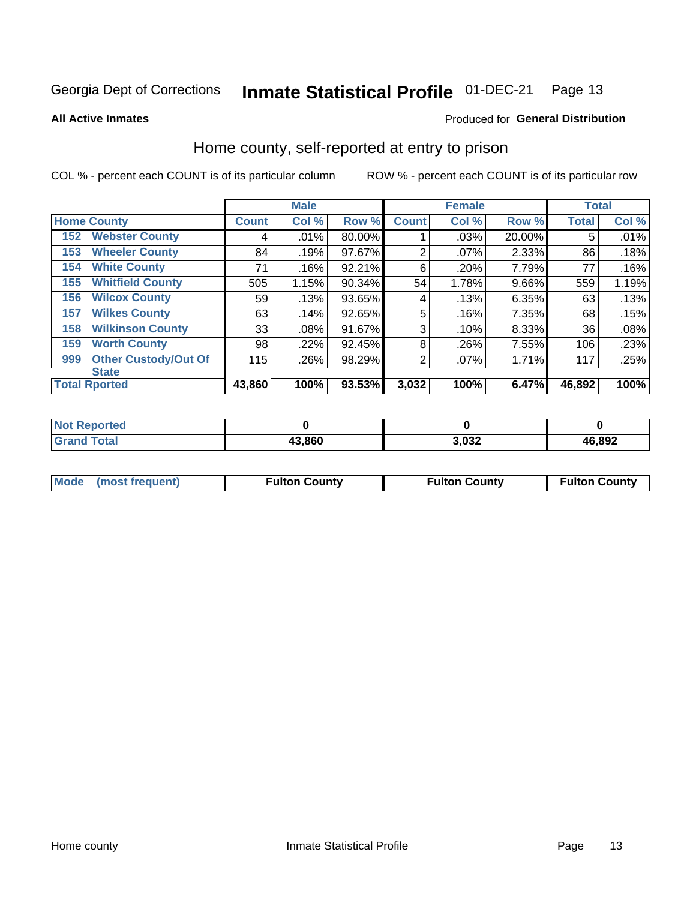Georgia Dept of Corrections **Inmate Statistical Profile** 01-DEC-21

**All Active Inmates**

Produced for **General Distribution**

## Home county, self-reported at entry to prison

COL % - percent each COUNT is of its particular column ROW % - percent each COUNT is of its particular row

| Home County | | Male | | | Female | | | Total | |
|---|---|---|---|---|---|---|---|---|---|
| | | Count | Col % | Row % | Count | Col % | Row % | Total | Col % |
| 152 | Webster County | 4 | .01% | 80.00% | 1 | .03% | 20.00% | 5 | .01% |
| 153 | Wheeler County | 84 | .19% | 97.67% | 2 | .07% | 2.33% | 86 | .18% |
| 154 | White County | 71 | .16% | 92.21% | 6 | .20% | 7.79% | 77 | .16% |
| 155 | Whitfield County | 505 | 1.15% | 90.34% | 54 | 1.78% | 9.66% | 559 | 1.19% |
| 156 | Wilcox County | 59 | .13% | 93.65% | 4 | .13% | 6.35% | 63 | .13% |
| 157 | Wilkes County | 63 | .14% | 92.65% | 5 | .16% | 7.35% | 68 | .15% |
| 158 | Wilkinson County | 33 | .08% | 91.67% | 3 | .10% | 8.33% | 36 | .08% |
| 159 | Worth County | 98 | .22% | 92.45% | 8 | .26% | 7.55% | 106 | .23% |
| 999 | Other Custody/Out Of State | 115 | .26% | 98.29% | 2 | .07% | 1.71% | 117 | .25% |
| Total Rported | | 43,860 | 100% | 93.53% | 3,032 | 100% | 6.47% | 46,892 | 100% |

| | Male | Female | Total |
|---|---|---|---|
| Not Reported | 0 | 0 | 0 |
| Grand Total | 43,860 | 3,032 | 46,892 |

| | Male | Female | Total |
|---|---|---|---|
| Mode (most frequent) | Fulton County | Fulton County | Fulton County |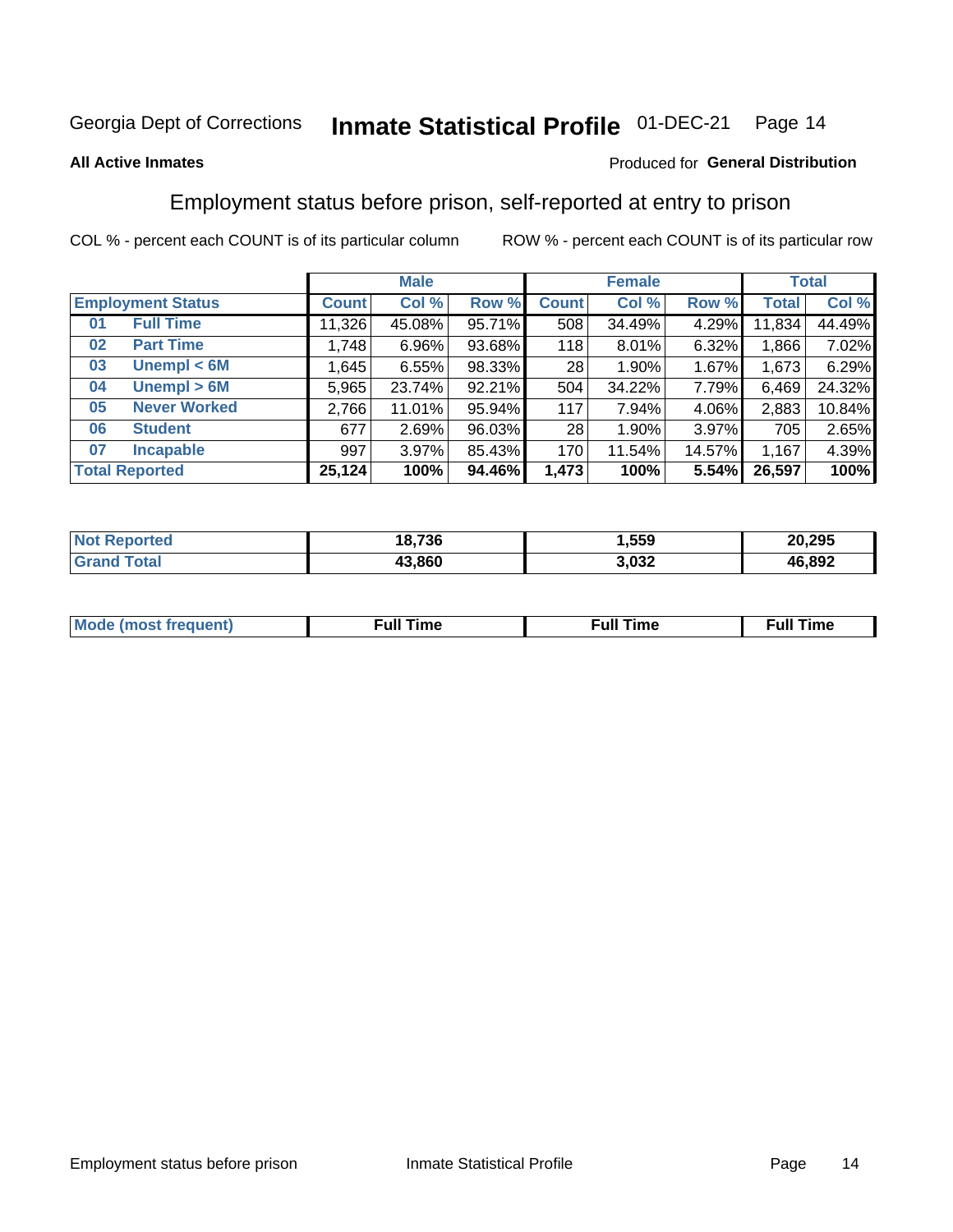Georgia Dept of Corrections **Inmate Statistical Profile** 01-DEC-21

**All Active Inmates**

Produced for **General Distribution**

## Employment status before prison, self-reported at entry to prison

COL % - percent each COUNT is of its particular column ROW % - percent each COUNT is of its particular row

| Employment Status | | Male | | | Female | | | Total | |
|---|---|---|---|---|---|---|---|---|---|
| | | Count | Col % | Row % | Count | Col % | Row % | Total | Col % |
| 01 | Full Time | 11,326 | 45.08% | 95.71% | 508 | 34.49% | 4.29% | 11,834 | 44.49% |
| 02 | Part Time | 1,748 | 6.96% | 93.68% | 118 | 8.01% | 6.32% | 1,866 | 7.02% |
| 03 | Unempl < 6M | 1,645 | 6.55% | 98.33% | 28 | 1.90% | 1.67% | 1,673 | 6.29% |
| 04 | Unempl > 6M | 5,965 | 23.74% | 92.21% | 504 | 34.22% | 7.79% | 6,469 | 24.32% |
| 05 | Never Worked | 2,766 | 11.01% | 95.94% | 117 | 7.94% | 4.06% | 2,883 | 10.84% |
| 06 | Student | 677 | 2.69% | 96.03% | 28 | 1.90% | 3.97% | 705 | 2.65% |
| 07 | Incapable | 997 | 3.97% | 85.43% | 170 | 11.54% | 14.57% | 1,167 | 4.39% |
| **Total Reported** | | **25,124** | **100%** | **94.46%** | **1,473** | **100%** | **5.54%** | **26,597** | **100%** |

| | Male | Female | Total |
|---|---|---|---|
| Not Reported | 18,736 | 1,559 | 20,295 |
| Grand Total | 43,860 | 3,032 | 46,892 |

| | Male | Female | Total |
|---|---|---|---|
| Mode (most frequent) | Full Time | Full Time | Full Time |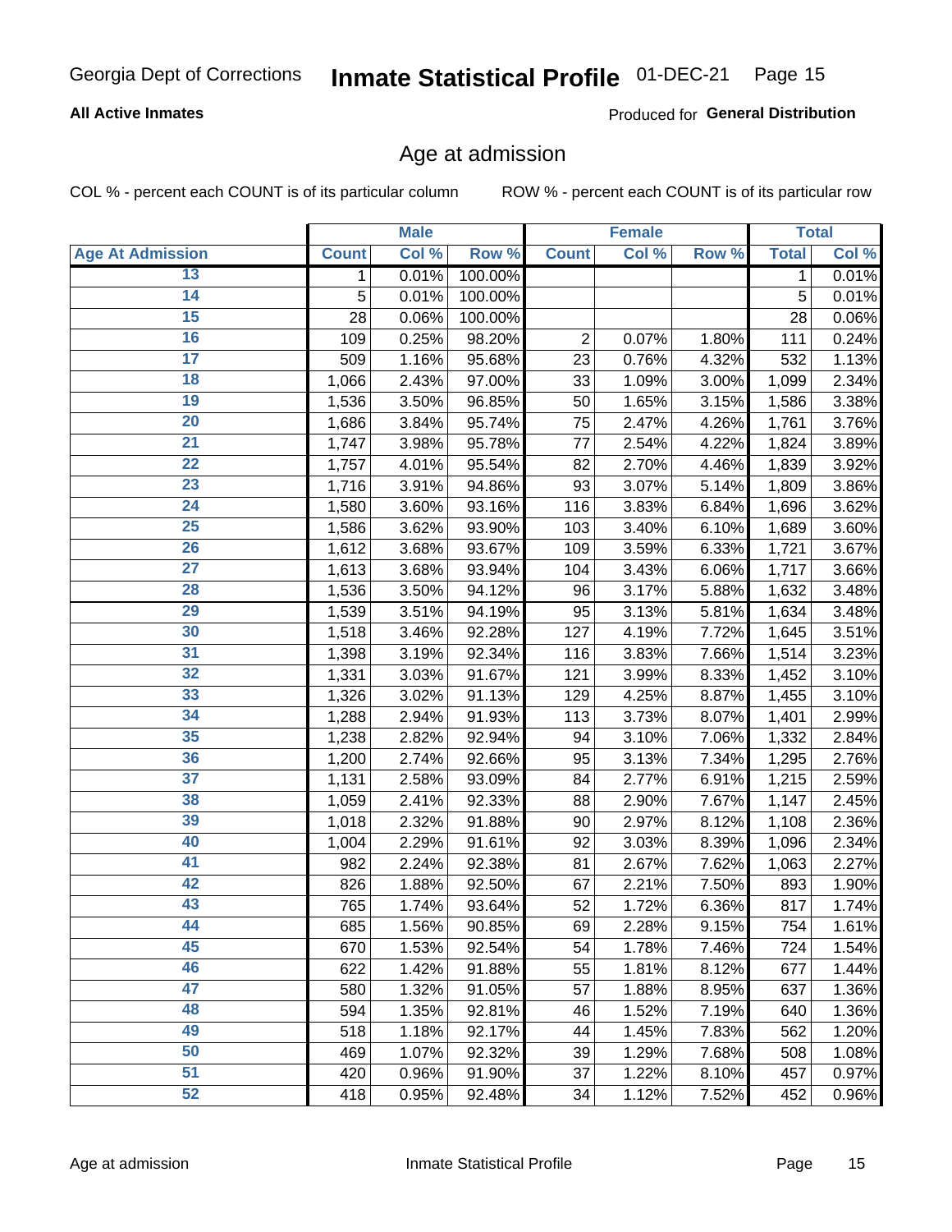Georgia Dept of Corrections **Inmate Statistical Profile** 01-DEC-21

**All Active Inmates**

Produced for **General Distribution**

## Age at admission

COL % - percent each COUNT is of its particular column

ROW % - percent each COUNT is of its particular row

| | Male | | | Female | | | Total | |
|---|---|---|---|---|---|---|---|---|
| **Age At Admission** | **Count** | **Col %** | **Row %** | **Count** | **Col %** | **Row %** | **Total** | **Col %** |
| 13 | 1 | 0.01% | 100.00% | | | | 1 | 0.01% |
| 14 | 5 | 0.01% | 100.00% | | | | 5 | 0.01% |
| 15 | 28 | 0.06% | 100.00% | | | | 28 | 0.06% |
| 16 | 109 | 0.25% | 98.20% | 2 | 0.07% | 1.80% | 111 | 0.24% |
| 17 | 509 | 1.16% | 95.68% | 23 | 0.76% | 4.32% | 532 | 1.13% |
| 18 | 1,066 | 2.43% | 97.00% | 33 | 1.09% | 3.00% | 1,099 | 2.34% |
| 19 | 1,536 | 3.50% | 96.85% | 50 | 1.65% | 3.15% | 1,586 | 3.38% |
| 20 | 1,686 | 3.84% | 95.74% | 75 | 2.47% | 4.26% | 1,761 | 3.76% |
| 21 | 1,747 | 3.98% | 95.78% | 77 | 2.54% | 4.22% | 1,824 | 3.89% |
| 22 | 1,757 | 4.01% | 95.54% | 82 | 2.70% | 4.46% | 1,839 | 3.92% |
| 23 | 1,716 | 3.91% | 94.86% | 93 | 3.07% | 5.14% | 1,809 | 3.86% |
| 24 | 1,580 | 3.60% | 93.16% | 116 | 3.83% | 6.84% | 1,696 | 3.62% |
| 25 | 1,586 | 3.62% | 93.90% | 103 | 3.40% | 6.10% | 1,689 | 3.60% |
| 26 | 1,612 | 3.68% | 93.67% | 109 | 3.59% | 6.33% | 1,721 | 3.67% |
| 27 | 1,613 | 3.68% | 93.94% | 104 | 3.43% | 6.06% | 1,717 | 3.66% |
| 28 | 1,536 | 3.50% | 94.12% | 96 | 3.17% | 5.88% | 1,632 | 3.48% |
| 29 | 1,539 | 3.51% | 94.19% | 95 | 3.13% | 5.81% | 1,634 | 3.48% |
| 30 | 1,518 | 3.46% | 92.28% | 127 | 4.19% | 7.72% | 1,645 | 3.51% |
| 31 | 1,398 | 3.19% | 92.34% | 116 | 3.83% | 7.66% | 1,514 | 3.23% |
| 32 | 1,331 | 3.03% | 91.67% | 121 | 3.99% | 8.33% | 1,452 | 3.10% |
| 33 | 1,326 | 3.02% | 91.13% | 129 | 4.25% | 8.87% | 1,455 | 3.10% |
| 34 | 1,288 | 2.94% | 91.93% | 113 | 3.73% | 8.07% | 1,401 | 2.99% |
| 35 | 1,238 | 2.82% | 92.94% | 94 | 3.10% | 7.06% | 1,332 | 2.84% |
| 36 | 1,200 | 2.74% | 92.66% | 95 | 3.13% | 7.34% | 1,295 | 2.76% |
| 37 | 1,131 | 2.58% | 93.09% | 84 | 2.77% | 6.91% | 1,215 | 2.59% |
| 38 | 1,059 | 2.41% | 92.33% | 88 | 2.90% | 7.67% | 1,147 | 2.45% |
| 39 | 1,018 | 2.32% | 91.88% | 90 | 2.97% | 8.12% | 1,108 | 2.36% |
| 40 | 1,004 | 2.29% | 91.61% | 92 | 3.03% | 8.39% | 1,096 | 2.34% |
| 41 | 982 | 2.24% | 92.38% | 81 | 2.67% | 7.62% | 1,063 | 2.27% |
| 42 | 826 | 1.88% | 92.50% | 67 | 2.21% | 7.50% | 893 | 1.90% |
| 43 | 765 | 1.74% | 93.64% | 52 | 1.72% | 6.36% | 817 | 1.74% |
| 44 | 685 | 1.56% | 90.85% | 69 | 2.28% | 9.15% | 754 | 1.61% |
| 45 | 670 | 1.53% | 92.54% | 54 | 1.78% | 7.46% | 724 | 1.54% |
| 46 | 622 | 1.42% | 91.88% | 55 | 1.81% | 8.12% | 677 | 1.44% |
| 47 | 580 | 1.32% | 91.05% | 57 | 1.88% | 8.95% | 637 | 1.36% |
| 48 | 594 | 1.35% | 92.81% | 46 | 1.52% | 7.19% | 640 | 1.36% |
| 49 | 518 | 1.18% | 92.17% | 44 | 1.45% | 7.83% | 562 | 1.20% |
| 50 | 469 | 1.07% | 92.32% | 39 | 1.29% | 7.68% | 508 | 1.08% |
| 51 | 420 | 0.96% | 91.90% | 37 | 1.22% | 8.10% | 457 | 0.97% |
| 52 | 418 | 0.95% | 92.48% | 34 | 1.12% | 7.52% | 452 | 0.96% |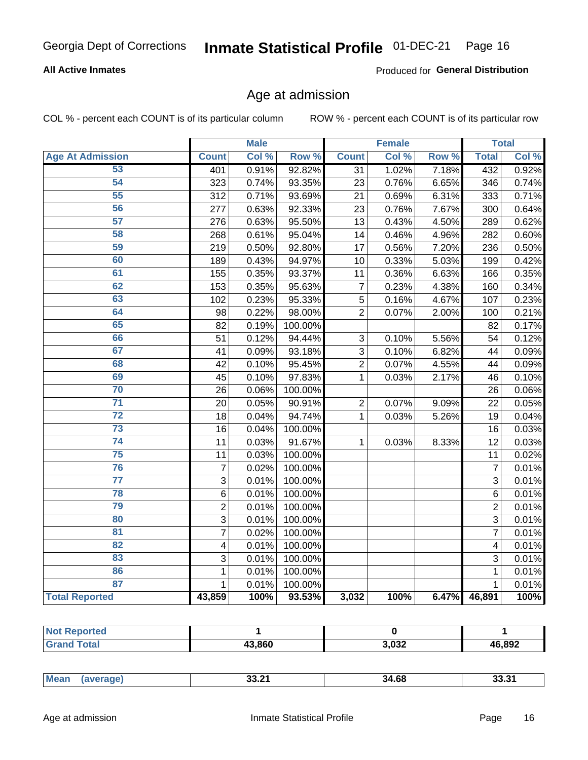# Georgia Dept of Corrections — Inmate Statistical Profile — 01-DEC-21

**All Active Inmates**

Produced for **General Distribution**

## Age at admission

COL % - percent each COUNT is of its particular column

ROW % - percent each COUNT is of its particular row

| Age At Admission | Male | | | Female | | | Total | |
|---|---|---|---|---|---|---|---|---|
| | Count | Col % | Row % | Count | Col % | Row % | Total | Col % |
| 53 | 401 | 0.91% | 92.82% | 31 | 1.02% | 7.18% | 432 | 0.92% |
| 54 | 323 | 0.74% | 93.35% | 23 | 0.76% | 6.65% | 346 | 0.74% |
| 55 | 312 | 0.71% | 93.69% | 21 | 0.69% | 6.31% | 333 | 0.71% |
| 56 | 277 | 0.63% | 92.33% | 23 | 0.76% | 7.67% | 300 | 0.64% |
| 57 | 276 | 0.63% | 95.50% | 13 | 0.43% | 4.50% | 289 | 0.62% |
| 58 | 268 | 0.61% | 95.04% | 14 | 0.46% | 4.96% | 282 | 0.60% |
| 59 | 219 | 0.50% | 92.80% | 17 | 0.56% | 7.20% | 236 | 0.50% |
| 60 | 189 | 0.43% | 94.97% | 10 | 0.33% | 5.03% | 199 | 0.42% |
| 61 | 155 | 0.35% | 93.37% | 11 | 0.36% | 6.63% | 166 | 0.35% |
| 62 | 153 | 0.35% | 95.63% | 7 | 0.23% | 4.38% | 160 | 0.34% |
| 63 | 102 | 0.23% | 95.33% | 5 | 0.16% | 4.67% | 107 | 0.23% |
| 64 | 98 | 0.22% | 98.00% | 2 | 0.07% | 2.00% | 100 | 0.21% |
| 65 | 82 | 0.19% | 100.00% | | | | 82 | 0.17% |
| 66 | 51 | 0.12% | 94.44% | 3 | 0.10% | 5.56% | 54 | 0.12% |
| 67 | 41 | 0.09% | 93.18% | 3 | 0.10% | 6.82% | 44 | 0.09% |
| 68 | 42 | 0.10% | 95.45% | 2 | 0.07% | 4.55% | 44 | 0.09% |
| 69 | 45 | 0.10% | 97.83% | 1 | 0.03% | 2.17% | 46 | 0.10% |
| 70 | 26 | 0.06% | 100.00% | | | | 26 | 0.06% |
| 71 | 20 | 0.05% | 90.91% | 2 | 0.07% | 9.09% | 22 | 0.05% |
| 72 | 18 | 0.04% | 94.74% | 1 | 0.03% | 5.26% | 19 | 0.04% |
| 73 | 16 | 0.04% | 100.00% | | | | 16 | 0.03% |
| 74 | 11 | 0.03% | 91.67% | 1 | 0.03% | 8.33% | 12 | 0.03% |
| 75 | 11 | 0.03% | 100.00% | | | | 11 | 0.02% |
| 76 | 7 | 0.02% | 100.00% | | | | 7 | 0.01% |
| 77 | 3 | 0.01% | 100.00% | | | | 3 | 0.01% |
| 78 | 6 | 0.01% | 100.00% | | | | 6 | 0.01% |
| 79 | 2 | 0.01% | 100.00% | | | | 2 | 0.01% |
| 80 | 3 | 0.01% | 100.00% | | | | 3 | 0.01% |
| 81 | 7 | 0.02% | 100.00% | | | | 7 | 0.01% |
| 82 | 4 | 0.01% | 100.00% | | | | 4 | 0.01% |
| 83 | 3 | 0.01% | 100.00% | | | | 3 | 0.01% |
| 86 | 1 | 0.01% | 100.00% | | | | 1 | 0.01% |
| 87 | 1 | 0.01% | 100.00% | | | | 1 | 0.01% |
| **Total Reported** | **43,859** | **100%** | **93.53%** | **3,032** | **100%** | **6.47%** | **46,891** | **100%** |

| | Male | Female | Total |
|---|---|---|---|
| Not Reported | 1 | 0 | 1 |
| Grand Total | 43,860 | 3,032 | 46,892 |

| | Male | Female | Total |
|---|---|---|---|
| Mean (average) | 33.21 | 34.68 | 33.31 |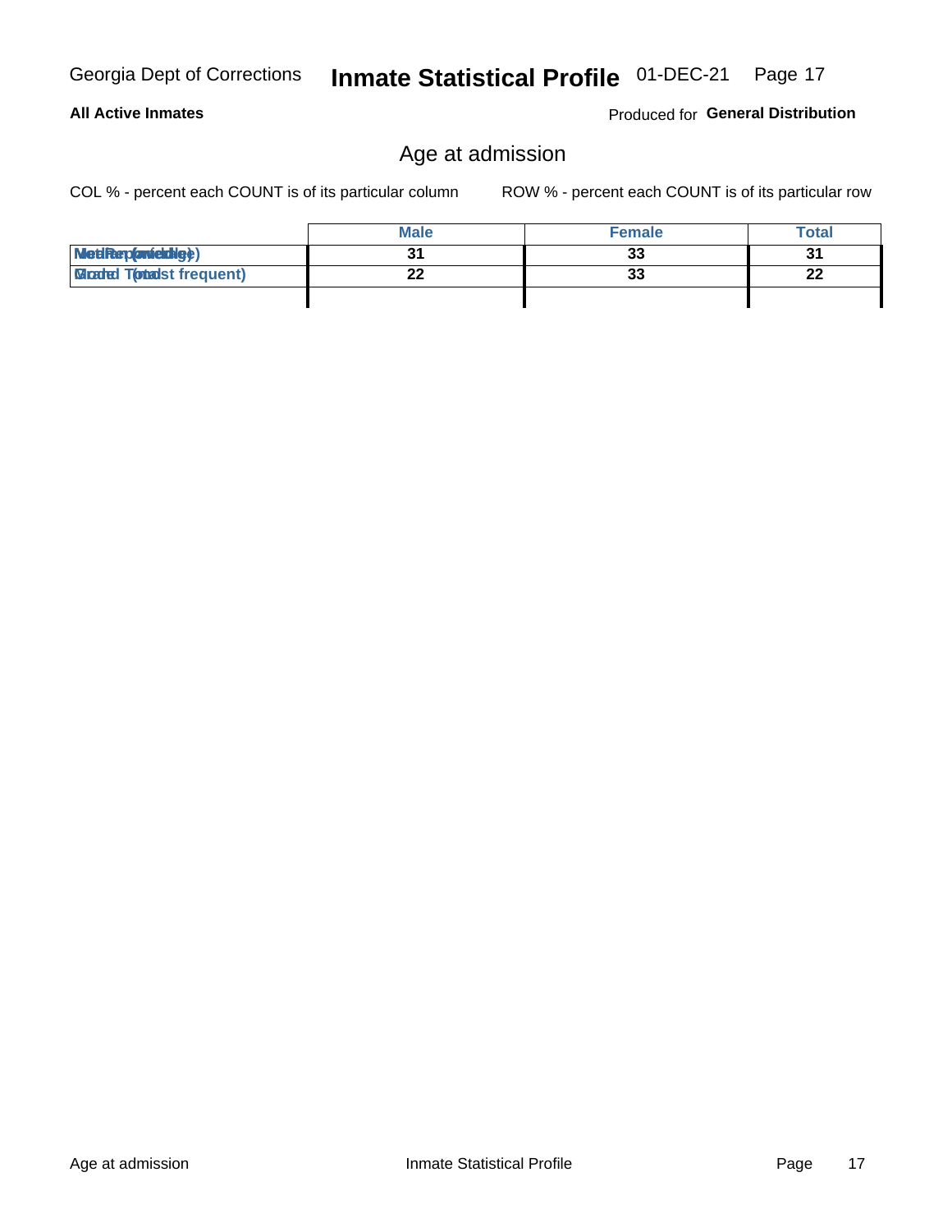## Age at admission

COL % - percent each COUNT is of its particular column    ROW % - percent each COUNT is of its particular row

| | Male | Female | Total |
|---|---|---|---|
| Median (middle) | 31 | 33 | 31 |
| Mode (most frequent) | 22 | 33 | 22 |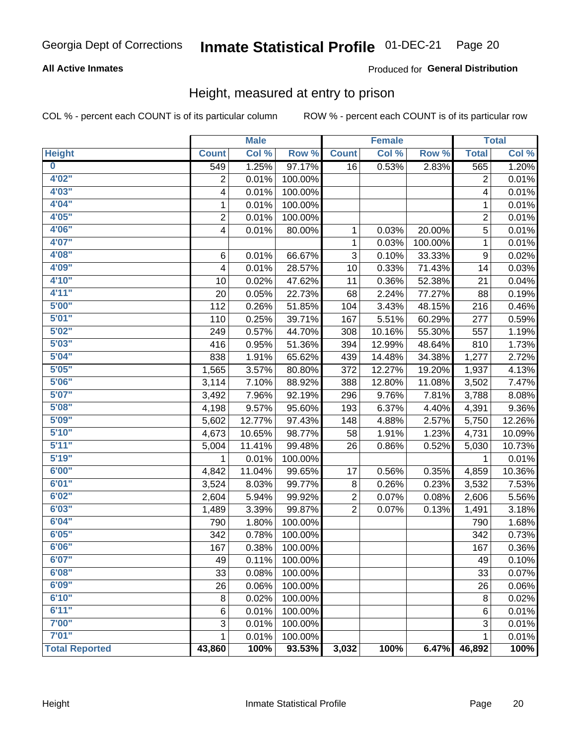Georgia Dept of Corrections **Inmate Statistical Profile** 01-DEC-21

**All Active Inmates**

Produced for **General Distribution**

## Height, measured at entry to prison

COL % - percent each COUNT is of its particular column    ROW % - percent each COUNT is of its particular row

| | Male | | | Female | | | Total | |
|---|---|---|---|---|---|---|---|---|
| **Height** | **Count** | **Col %** | **Row %** | **Count** | **Col %** | **Row %** | **Total** | **Col %** |
| **0** | 549 | 1.25% | 97.17% | 16 | 0.53% | 2.83% | 565 | 1.20% |
| **4'02"** | 2 | 0.01% | 100.00% | | | | 2 | 0.01% |
| **4'03"** | 4 | 0.01% | 100.00% | | | | 4 | 0.01% |
| **4'04"** | 1 | 0.01% | 100.00% | | | | 1 | 0.01% |
| **4'05"** | 2 | 0.01% | 100.00% | | | | 2 | 0.01% |
| **4'06"** | 4 | 0.01% | 80.00% | 1 | 0.03% | 20.00% | 5 | 0.01% |
| **4'07"** | | | | 1 | 0.03% | 100.00% | 1 | 0.01% |
| **4'08"** | 6 | 0.01% | 66.67% | 3 | 0.10% | 33.33% | 9 | 0.02% |
| **4'09"** | 4 | 0.01% | 28.57% | 10 | 0.33% | 71.43% | 14 | 0.03% |
| **4'10"** | 10 | 0.02% | 47.62% | 11 | 0.36% | 52.38% | 21 | 0.04% |
| **4'11"** | 20 | 0.05% | 22.73% | 68 | 2.24% | 77.27% | 88 | 0.19% |
| **5'00"** | 112 | 0.26% | 51.85% | 104 | 3.43% | 48.15% | 216 | 0.46% |
| **5'01"** | 110 | 0.25% | 39.71% | 167 | 5.51% | 60.29% | 277 | 0.59% |
| **5'02"** | 249 | 0.57% | 44.70% | 308 | 10.16% | 55.30% | 557 | 1.19% |
| **5'03"** | 416 | 0.95% | 51.36% | 394 | 12.99% | 48.64% | 810 | 1.73% |
| **5'04"** | 838 | 1.91% | 65.62% | 439 | 14.48% | 34.38% | 1,277 | 2.72% |
| **5'05"** | 1,565 | 3.57% | 80.80% | 372 | 12.27% | 19.20% | 1,937 | 4.13% |
| **5'06"** | 3,114 | 7.10% | 88.92% | 388 | 12.80% | 11.08% | 3,502 | 7.47% |
| **5'07"** | 3,492 | 7.96% | 92.19% | 296 | 9.76% | 7.81% | 3,788 | 8.08% |
| **5'08"** | 4,198 | 9.57% | 95.60% | 193 | 6.37% | 4.40% | 4,391 | 9.36% |
| **5'09"** | 5,602 | 12.77% | 97.43% | 148 | 4.88% | 2.57% | 5,750 | 12.26% |
| **5'10"** | 4,673 | 10.65% | 98.77% | 58 | 1.91% | 1.23% | 4,731 | 10.09% |
| **5'11"** | 5,004 | 11.41% | 99.48% | 26 | 0.86% | 0.52% | 5,030 | 10.73% |
| **5'19"** | 1 | 0.01% | 100.00% | | | | 1 | 0.01% |
| **6'00"** | 4,842 | 11.04% | 99.65% | 17 | 0.56% | 0.35% | 4,859 | 10.36% |
| **6'01"** | 3,524 | 8.03% | 99.77% | 8 | 0.26% | 0.23% | 3,532 | 7.53% |
| **6'02"** | 2,604 | 5.94% | 99.92% | 2 | 0.07% | 0.08% | 2,606 | 5.56% |
| **6'03"** | 1,489 | 3.39% | 99.87% | 2 | 0.07% | 0.13% | 1,491 | 3.18% |
| **6'04"** | 790 | 1.80% | 100.00% | | | | 790 | 1.68% |
| **6'05"** | 342 | 0.78% | 100.00% | | | | 342 | 0.73% |
| **6'06"** | 167 | 0.38% | 100.00% | | | | 167 | 0.36% |
| **6'07"** | 49 | 0.11% | 100.00% | | | | 49 | 0.10% |
| **6'08"** | 33 | 0.08% | 100.00% | | | | 33 | 0.07% |
| **6'09"** | 26 | 0.06% | 100.00% | | | | 26 | 0.06% |
| **6'10"** | 8 | 0.02% | 100.00% | | | | 8 | 0.02% |
| **6'11"** | 6 | 0.01% | 100.00% | | | | 6 | 0.01% |
| **7'00"** | 3 | 0.01% | 100.00% | | | | 3 | 0.01% |
| **7'01"** | 1 | 0.01% | 100.00% | | | | 1 | 0.01% |
| **Total Reported** | **43,860** | **100%** | **93.53%** | **3,032** | **100%** | **6.47%** | **46,892** | **100%** |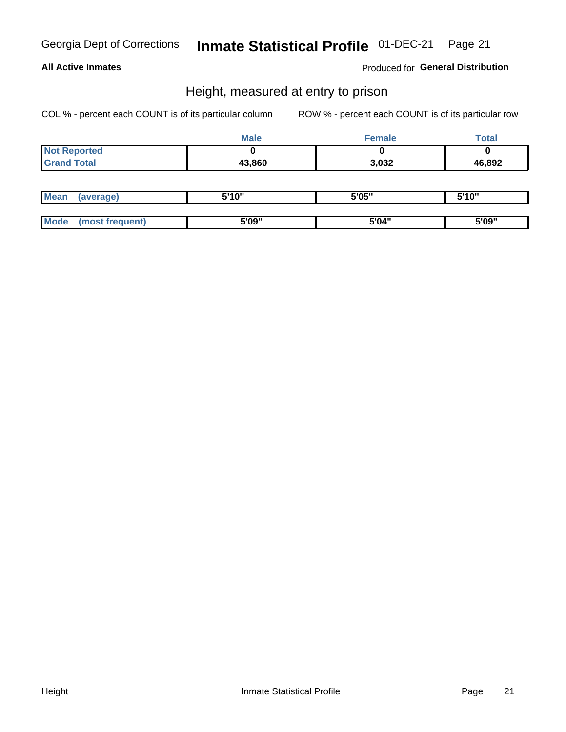Georgia Dept of Corrections **Inmate Statistical Profile** 01-DEC-21

**All Active Inmates**

Produced for **General Distribution**

## Height, measured at entry to prison

COL % - percent each COUNT is of its particular column ROW % - percent each COUNT is of its particular row

| | Male | Female | Total |
|---|---|---|---|
| **Not Reported** | **0** | **0** | **0** |
| **Grand Total** | **43,860** | **3,032** | **46,892** |

| | Male | Female | Total |
|---|---|---|---|
| **Mean (average)** | **5'10"** | **5'05"** | **5'10"** |
| **Mode (most frequent)** | **5'09"** | **5'04"** | **5'09"** |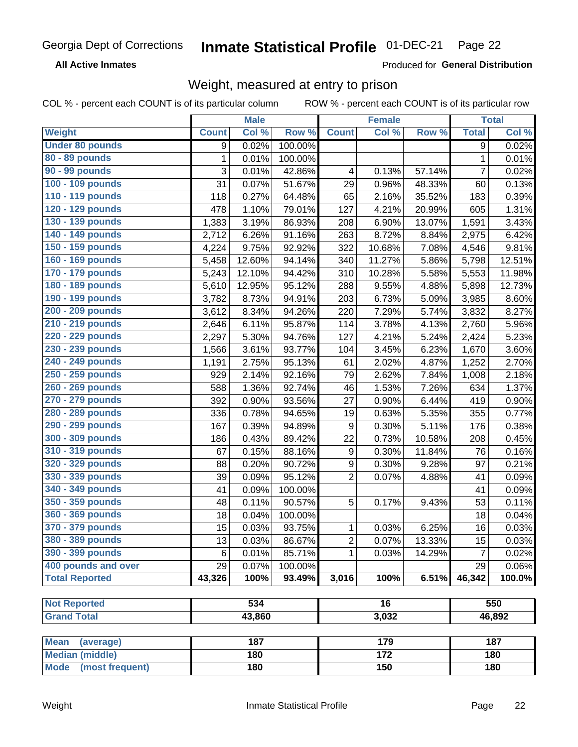Georgia Dept of Corrections **Inmate Statistical Profile** 01-DEC-21 Page 22

**All Active Inmates**

Produced for **General Distribution**

## Weight, measured at entry to prison

COL % - percent each COUNT is of its particular column ROW % - percent each COUNT is of its particular row

| | Male | | | Female | | | Total | |
|---|---|---|---|---|---|---|---|---|
| **Weight** | **Count** | **Col %** | **Row %** | **Count** | **Col %** | **Row %** | **Total** | **Col %** |
| **Under 80 pounds** | 9 | 0.02% | 100.00% | | | | 9 | 0.02% |
| **80 - 89 pounds** | 1 | 0.01% | 100.00% | | | | 1 | 0.01% |
| **90 - 99 pounds** | 3 | 0.01% | 42.86% | 4 | 0.13% | 57.14% | 7 | 0.02% |
| **100 - 109 pounds** | 31 | 0.07% | 51.67% | 29 | 0.96% | 48.33% | 60 | 0.13% |
| **110 - 119 pounds** | 118 | 0.27% | 64.48% | 65 | 2.16% | 35.52% | 183 | 0.39% |
| **120 - 129 pounds** | 478 | 1.10% | 79.01% | 127 | 4.21% | 20.99% | 605 | 1.31% |
| **130 - 139 pounds** | 1,383 | 3.19% | 86.93% | 208 | 6.90% | 13.07% | 1,591 | 3.43% |
| **140 - 149 pounds** | 2,712 | 6.26% | 91.16% | 263 | 8.72% | 8.84% | 2,975 | 6.42% |
| **150 - 159 pounds** | 4,224 | 9.75% | 92.92% | 322 | 10.68% | 7.08% | 4,546 | 9.81% |
| **160 - 169 pounds** | 5,458 | 12.60% | 94.14% | 340 | 11.27% | 5.86% | 5,798 | 12.51% |
| **170 - 179 pounds** | 5,243 | 12.10% | 94.42% | 310 | 10.28% | 5.58% | 5,553 | 11.98% |
| **180 - 189 pounds** | 5,610 | 12.95% | 95.12% | 288 | 9.55% | 4.88% | 5,898 | 12.73% |
| **190 - 199 pounds** | 3,782 | 8.73% | 94.91% | 203 | 6.73% | 5.09% | 3,985 | 8.60% |
| **200 - 209 pounds** | 3,612 | 8.34% | 94.26% | 220 | 7.29% | 5.74% | 3,832 | 8.27% |
| **210 - 219 pounds** | 2,646 | 6.11% | 95.87% | 114 | 3.78% | 4.13% | 2,760 | 5.96% |
| **220 - 229 pounds** | 2,297 | 5.30% | 94.76% | 127 | 4.21% | 5.24% | 2,424 | 5.23% |
| **230 - 239 pounds** | 1,566 | 3.61% | 93.77% | 104 | 3.45% | 6.23% | 1,670 | 3.60% |
| **240 - 249 pounds** | 1,191 | 2.75% | 95.13% | 61 | 2.02% | 4.87% | 1,252 | 2.70% |
| **250 - 259 pounds** | 929 | 2.14% | 92.16% | 79 | 2.62% | 7.84% | 1,008 | 2.18% |
| **260 - 269 pounds** | 588 | 1.36% | 92.74% | 46 | 1.53% | 7.26% | 634 | 1.37% |
| **270 - 279 pounds** | 392 | 0.90% | 93.56% | 27 | 0.90% | 6.44% | 419 | 0.90% |
| **280 - 289 pounds** | 336 | 0.78% | 94.65% | 19 | 0.63% | 5.35% | 355 | 0.77% |
| **290 - 299 pounds** | 167 | 0.39% | 94.89% | 9 | 0.30% | 5.11% | 176 | 0.38% |
| **300 - 309 pounds** | 186 | 0.43% | 89.42% | 22 | 0.73% | 10.58% | 208 | 0.45% |
| **310 - 319 pounds** | 67 | 0.15% | 88.16% | 9 | 0.30% | 11.84% | 76 | 0.16% |
| **320 - 329 pounds** | 88 | 0.20% | 90.72% | 9 | 0.30% | 9.28% | 97 | 0.21% |
| **330 - 339 pounds** | 39 | 0.09% | 95.12% | 2 | 0.07% | 4.88% | 41 | 0.09% |
| **340 - 349 pounds** | 41 | 0.09% | 100.00% | | | | 41 | 0.09% |
| **350 - 359 pounds** | 48 | 0.11% | 90.57% | 5 | 0.17% | 9.43% | 53 | 0.11% |
| **360 - 369 pounds** | 18 | 0.04% | 100.00% | | | | 18 | 0.04% |
| **370 - 379 pounds** | 15 | 0.03% | 93.75% | 1 | 0.03% | 6.25% | 16 | 0.03% |
| **380 - 389 pounds** | 13 | 0.03% | 86.67% | 2 | 0.07% | 13.33% | 15 | 0.03% |
| **390 - 399 pounds** | 6 | 0.01% | 85.71% | 1 | 0.03% | 14.29% | 7 | 0.02% |
| **400 pounds and over** | 29 | 0.07% | 100.00% | | | | 29 | 0.06% |
| **Total Reported** | **43,326** | **100%** | **93.49%** | **3,016** | **100%** | **6.51%** | **46,342** | **100.0%** |

| | Male | Female | Total |
|---|---|---|---|
| **Not Reported** | 534 | 16 | 550 |
| **Grand Total** | 43,860 | 3,032 | 46,892 |

| | Male | Female | Total |
|---|---|---|---|
| **Mean (average)** | 187 | 179 | 187 |
| **Median (middle)** | 180 | 172 | 180 |
| **Mode (most frequent)** | 180 | 150 | 180 |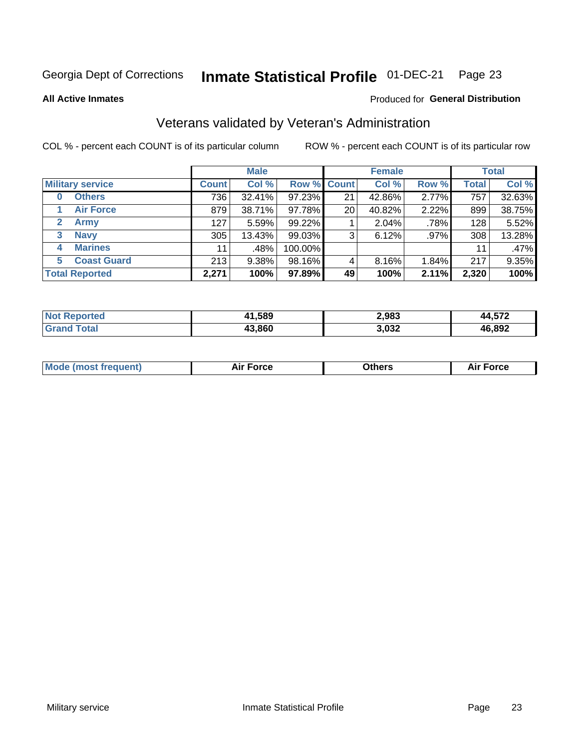Georgia Dept of Corrections **Inmate Statistical Profile** 01-DEC-21

**All Active Inmates**

Produced for **General Distribution**

## Veterans validated by Veteran's Administration

COL % - percent each COUNT is of its particular column

ROW % - percent each COUNT is of its particular row

| | | Male | | | Female | | | Total | |
|---|---|---|---|---|---|---|---|---|---|
| **Military service** | | **Count** | **Col %** | **Row %** | **Count** | **Col %** | **Row %** | **Total** | **Col %** |
| 0 | Others | 736 | 32.41% | 97.23% | 21 | 42.86% | 2.77% | 757 | 32.63% |
| 1 | Air Force | 879 | 38.71% | 97.78% | 20 | 40.82% | 2.22% | 899 | 38.75% |
| 2 | Army | 127 | 5.59% | 99.22% | 1 | 2.04% | .78% | 128 | 5.52% |
| 3 | Navy | 305 | 13.43% | 99.03% | 3 | 6.12% | .97% | 308 | 13.28% |
| 4 | Marines | 11 | .48% | 100.00% | | | | 11 | .47% |
| 5 | Coast Guard | 213 | 9.38% | 98.16% | 4 | 8.16% | 1.84% | 217 | 9.35% |
| **Total Reported** | | **2,271** | **100%** | **97.89%** | **49** | **100%** | **2.11%** | **2,320** | **100%** |

| | Male | Female | Total |
|---|---|---|---|
| **Not Reported** | **41,589** | **2,983** | **44,572** |
| **Grand Total** | **43,860** | **3,032** | **46,892** |

| | Male | Female | Total |
|---|---|---|---|
| **Mode (most frequent)** | **Air Force** | **Others** | **Air Force** |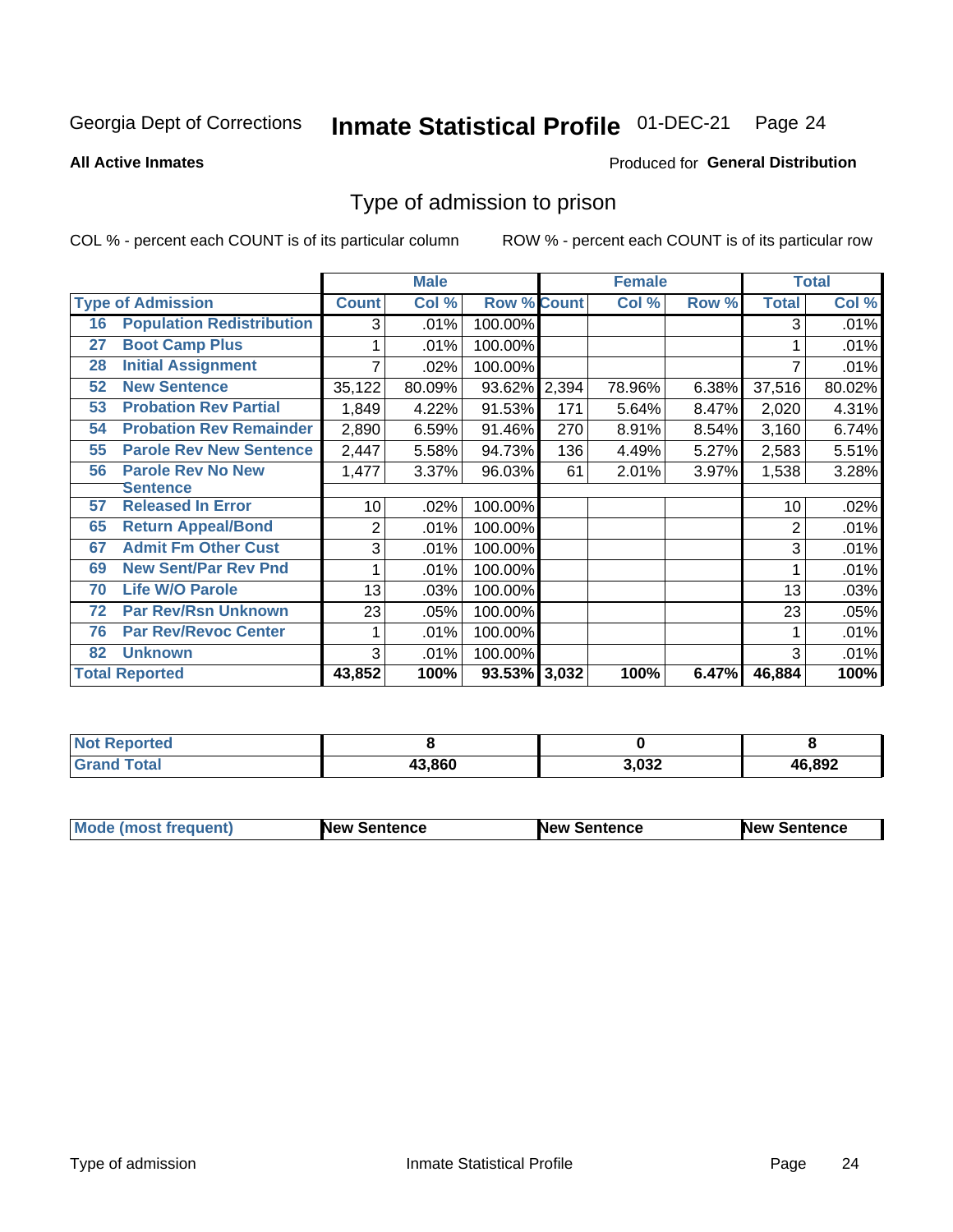Georgia Dept of Corrections **Inmate Statistical Profile** 01-DEC-21

**All Active Inmates**

Produced for **General Distribution**

## Type of admission to prison

COL % - percent each COUNT is of its particular column ROW % - percent each COUNT is of its particular row

| Type of Admission | | Male | | | Female | | | Total | |
|---|---|---|---|---|---|---|---|---|---|
| | | Count | Col % | Row % | Count | Col % | Row % | Total | Col % |
| 16 | Population Redistribution | 3 | .01% | 100.00% | | | | 3 | .01% |
| 27 | Boot Camp Plus | 1 | .01% | 100.00% | | | | 1 | .01% |
| 28 | Initial Assignment | 7 | .02% | 100.00% | | | | 7 | .01% |
| 52 | New Sentence | 35,122 | 80.09% | 93.62% | 2,394 | 78.96% | 6.38% | 37,516 | 80.02% |
| 53 | Probation Rev Partial | 1,849 | 4.22% | 91.53% | 171 | 5.64% | 8.47% | 2,020 | 4.31% |
| 54 | Probation Rev Remainder | 2,890 | 6.59% | 91.46% | 270 | 8.91% | 8.54% | 3,160 | 6.74% |
| 55 | Parole Rev New Sentence | 2,447 | 5.58% | 94.73% | 136 | 4.49% | 5.27% | 2,583 | 5.51% |
| 56 | Parole Rev No New Sentence | 1,477 | 3.37% | 96.03% | 61 | 2.01% | 3.97% | 1,538 | 3.28% |
| 57 | Released In Error | 10 | .02% | 100.00% | | | | 10 | .02% |
| 65 | Return Appeal/Bond | 2 | .01% | 100.00% | | | | 2 | .01% |
| 67 | Admit Fm Other Cust | 3 | .01% | 100.00% | | | | 3 | .01% |
| 69 | New Sent/Par Rev Pnd | 1 | .01% | 100.00% | | | | 1 | .01% |
| 70 | Life W/O Parole | 13 | .03% | 100.00% | | | | 13 | .03% |
| 72 | Par Rev/Rsn Unknown | 23 | .05% | 100.00% | | | | 23 | .05% |
| 76 | Par Rev/Revoc Center | 1 | .01% | 100.00% | | | | 1 | .01% |
| 82 | Unknown | 3 | .01% | 100.00% | | | | 3 | .01% |
| Total Reported | | 43,852 | 100% | 93.53% | 3,032 | 100% | 6.47% | 46,884 | 100% |

| | Male | Female | Total |
|---|---|---|---|
| Not Reported | 8 | 0 | 8 |
| Grand Total | 43,860 | 3,032 | 46,892 |

| | Male | Female | Total |
|---|---|---|---|
| Mode (most frequent) | New Sentence | New Sentence | New Sentence |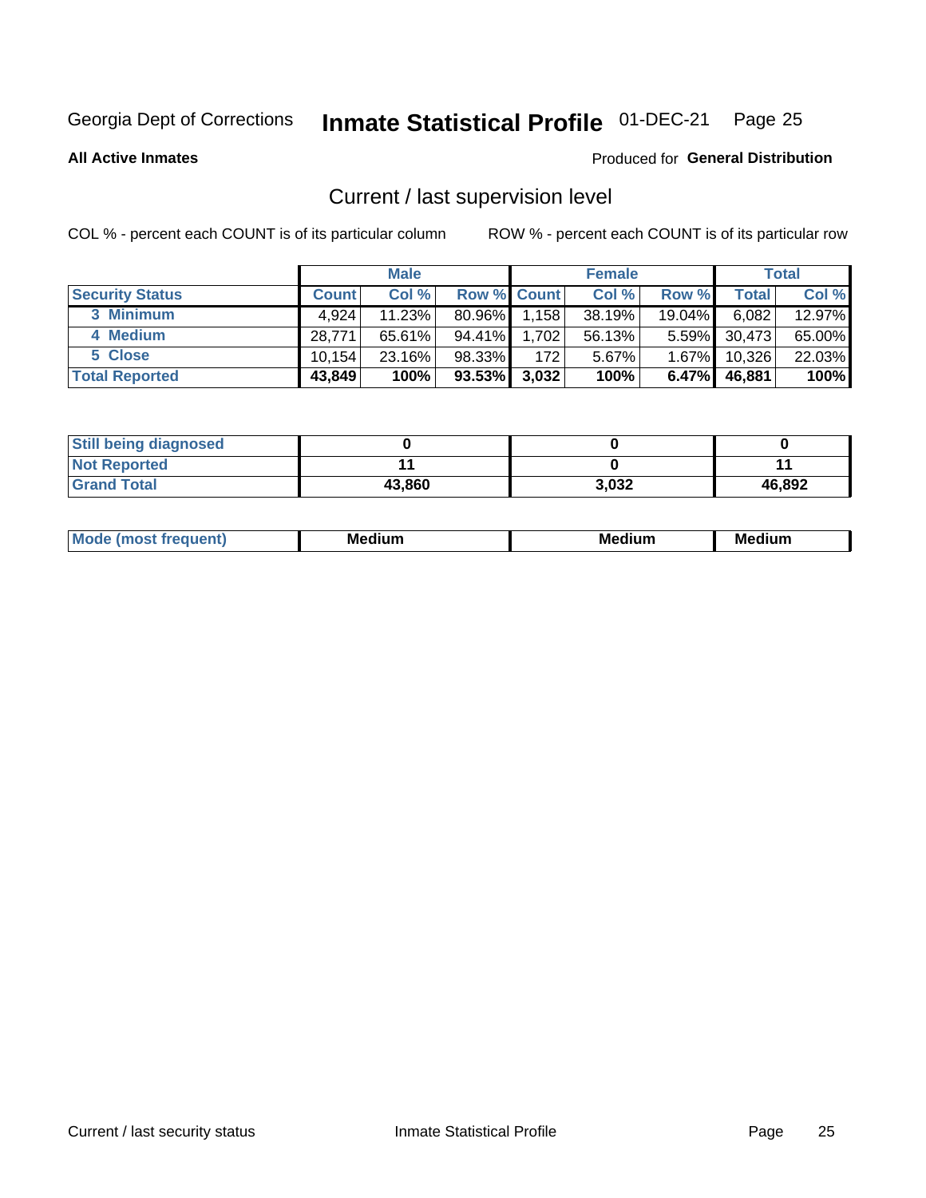Georgia Dept of Corrections **Inmate Statistical Profile** 01-DEC-21

**All Active Inmates**

Produced for **General Distribution**

## Current / last supervision level

COL % - percent each COUNT is of its particular column

ROW % - percent each COUNT is of its particular row

| | Male | | | Female | | | Total | |
|---|---|---|---|---|---|---|---|---|
| **Security Status** | **Count** | **Col %** | **Row %** | **Count** | **Col %** | **Row %** | **Total** | **Col %** |
| 3 Minimum | 4,924 | 11.23% | 80.96% | 1,158 | 38.19% | 19.04% | 6,082 | 12.97% |
| 4 Medium | 28,771 | 65.61% | 94.41% | 1,702 | 56.13% | 5.59% | 30,473 | 65.00% |
| 5 Close | 10,154 | 23.16% | 98.33% | 172 | 5.67% | 1.67% | 10,326 | 22.03% |
| **Total Reported** | **43,849** | **100%** | **93.53%** | **3,032** | **100%** | **6.47%** | **46,881** | **100%** |

| | Male | Female | Total |
|---|---|---|---|
| Still being diagnosed | 0 | 0 | 0 |
| Not Reported | 11 | 0 | 11 |
| Grand Total | 43,860 | 3,032 | 46,892 |

| | Male | Female | Total |
|---|---|---|---|
| Mode (most frequent) | Medium | Medium | Medium |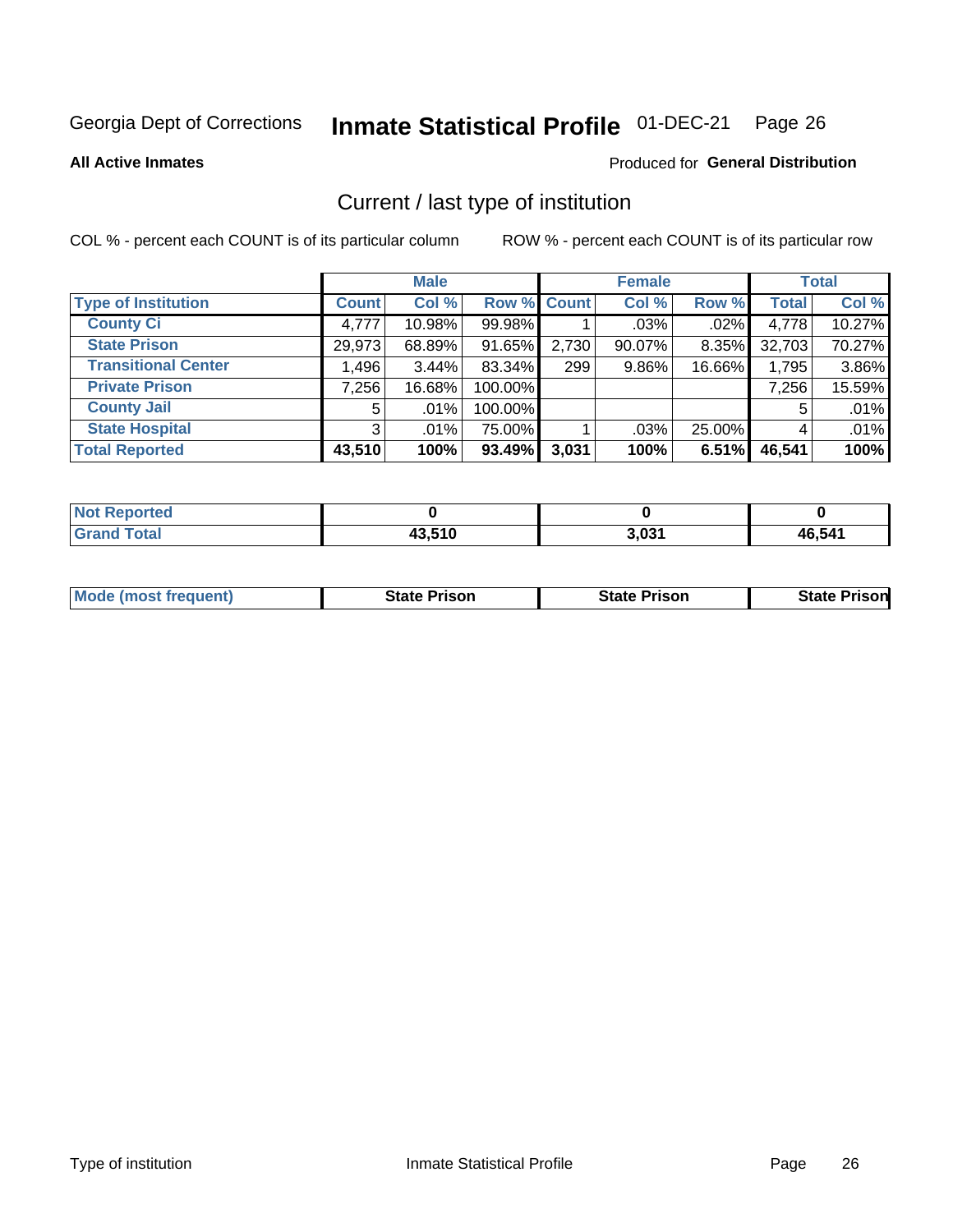Georgia Dept of Corrections **Inmate Statistical Profile** 01-DEC-21

**All Active Inmates**

Produced for **General Distribution**

## Current / last type of institution

COL % - percent each COUNT is of its particular column ROW % - percent each COUNT is of its particular row

| | Male | | | Female | | | Total | |
|---|---|---|---|---|---|---|---|---|
| Type of Institution | Count | Col % | Row % | Count | Col % | Row % | Total | Col % |
| County Ci | 4,777 | 10.98% | 99.98% | 1 | .03% | .02% | 4,778 | 10.27% |
| State Prison | 29,973 | 68.89% | 91.65% | 2,730 | 90.07% | 8.35% | 32,703 | 70.27% |
| Transitional Center | 1,496 | 3.44% | 83.34% | 299 | 9.86% | 16.66% | 1,795 | 3.86% |
| Private Prison | 7,256 | 16.68% | 100.00% | | | | 7,256 | 15.59% |
| County Jail | 5 | .01% | 100.00% | | | | 5 | .01% |
| State Hospital | 3 | .01% | 75.00% | 1 | .03% | 25.00% | 4 | .01% |
| **Total Reported** | **43,510** | **100%** | **93.49%** | **3,031** | **100%** | **6.51%** | **46,541** | **100%** |

| | Male | Female | Total |
|---|---|---|---|
| Not Reported | 0 | 0 | 0 |
| Grand Total | 43,510 | 3,031 | 46,541 |

| | Male | Female | Total |
|---|---|---|---|
| Mode (most frequent) | State Prison | State Prison | State Prison |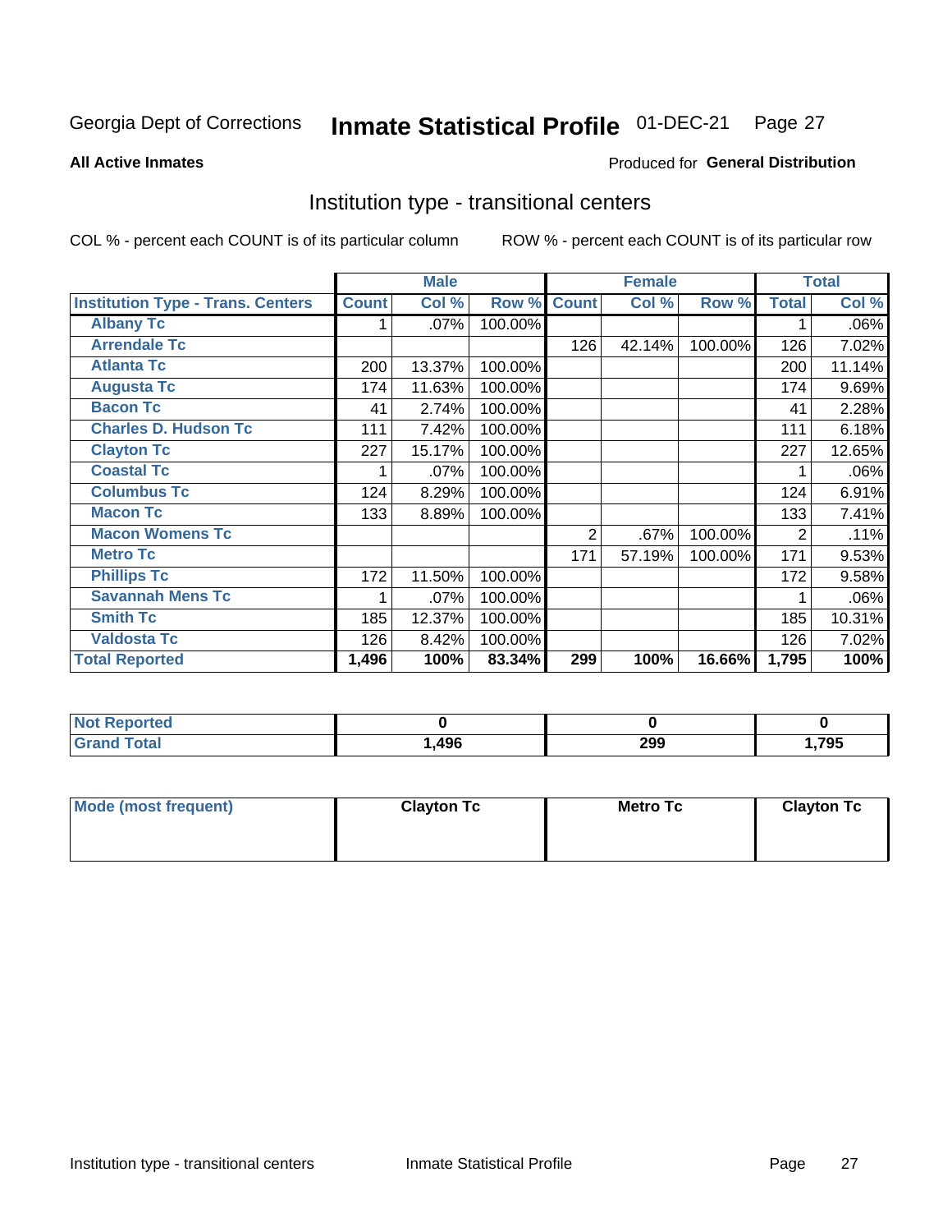Georgia Dept of Corrections **Inmate Statistical Profile** 01-DEC-21

**All Active Inmates**

Produced for **General Distribution**

## Institution type - transitional centers

COL % - percent each COUNT is of its particular column

ROW % - percent each COUNT is of its particular row

| | Male | | | Female | | | Total | |
|---|---|---|---|---|---|---|---|---|
| **Institution Type - Trans. Centers** | **Count** | **Col %** | **Row %** | **Count** | **Col %** | **Row %** | **Total** | **Col %** |
| **Albany Tc** | 1 | .07% | 100.00% | | | | 1 | .06% |
| **Arrendale Tc** | | | | 126 | 42.14% | 100.00% | 126 | 7.02% |
| **Atlanta Tc** | 200 | 13.37% | 100.00% | | | | 200 | 11.14% |
| **Augusta Tc** | 174 | 11.63% | 100.00% | | | | 174 | 9.69% |
| **Bacon Tc** | 41 | 2.74% | 100.00% | | | | 41 | 2.28% |
| **Charles D. Hudson Tc** | 111 | 7.42% | 100.00% | | | | 111 | 6.18% |
| **Clayton Tc** | 227 | 15.17% | 100.00% | | | | 227 | 12.65% |
| **Coastal Tc** | 1 | .07% | 100.00% | | | | 1 | .06% |
| **Columbus Tc** | 124 | 8.29% | 100.00% | | | | 124 | 6.91% |
| **Macon Tc** | 133 | 8.89% | 100.00% | | | | 133 | 7.41% |
| **Macon Womens Tc** | | | | 2 | .67% | 100.00% | 2 | .11% |
| **Metro Tc** | | | | 171 | 57.19% | 100.00% | 171 | 9.53% |
| **Phillips Tc** | 172 | 11.50% | 100.00% | | | | 172 | 9.58% |
| **Savannah Mens Tc** | 1 | .07% | 100.00% | | | | 1 | .06% |
| **Smith Tc** | 185 | 12.37% | 100.00% | | | | 185 | 10.31% |
| **Valdosta Tc** | 126 | 8.42% | 100.00% | | | | 126 | 7.02% |
| **Total Reported** | **1,496** | **100%** | **83.34%** | **299** | **100%** | **16.66%** | **1,795** | **100%** |

| | Male | Female | Total |
|---|---|---|---|
| **Not Reported** | **0** | **0** | **0** |
| **Grand Total** | **1,496** | **299** | **1,795** |

| | Male | Female | Total |
|---|---|---|---|
| **Mode (most frequent)** | **Clayton Tc** | **Metro Tc** | **Clayton Tc** |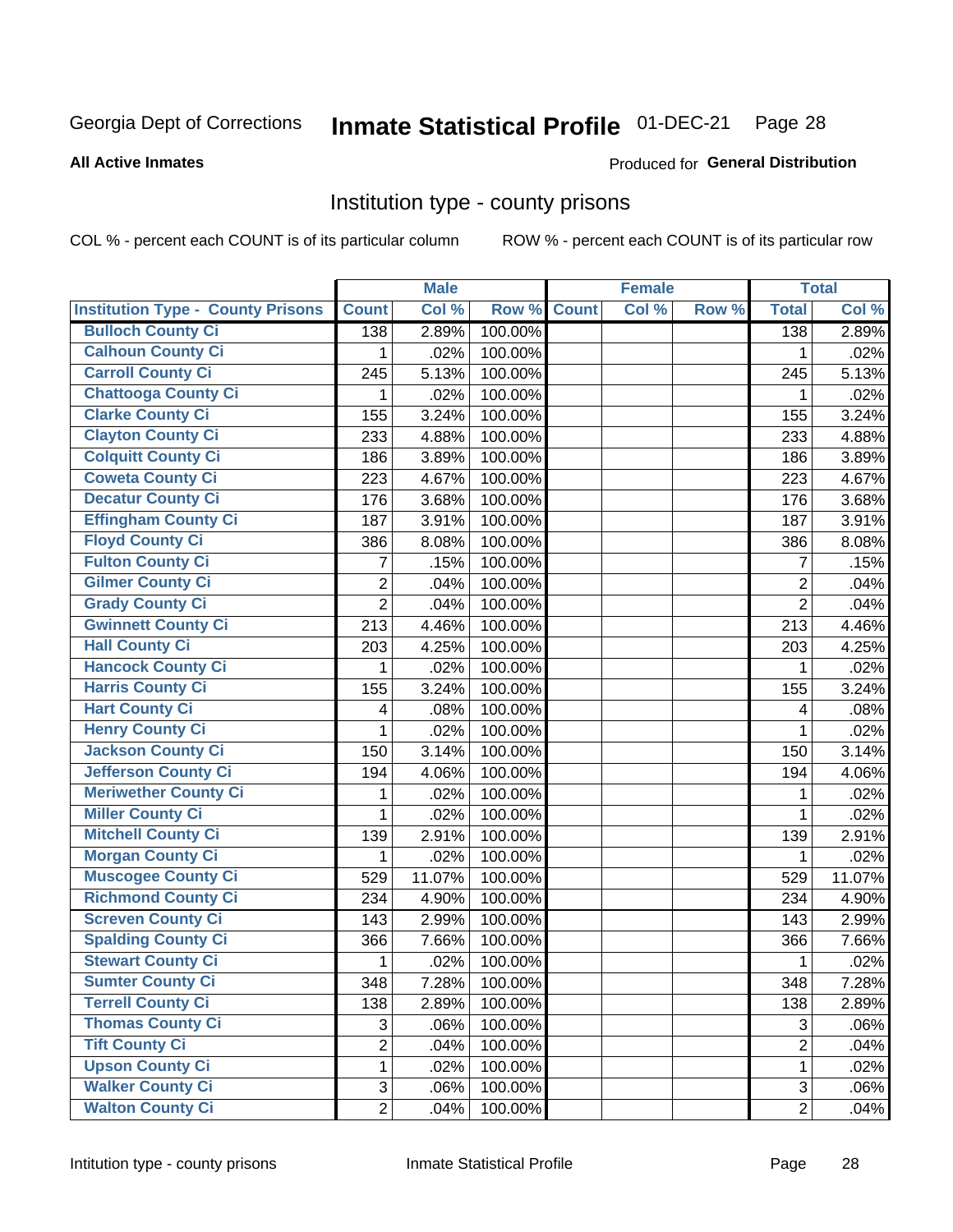Georgia Dept of Corrections **Inmate Statistical Profile** 01-DEC-21

**All Active Inmates**

Produced for **General Distribution**

## Institution type - county prisons

COL % - percent each COUNT is of its particular column ROW % - percent each COUNT is of its particular row

| | Male | | | Female | | | Total | |
|---|---|---|---|---|---|---|---|---|
| Institution Type - County Prisons | Count | Col % | Row % | Count | Col % | Row % | Total | Col % |
| Bulloch County Ci | 138 | 2.89% | 100.00% | | | | 138 | 2.89% |
| Calhoun County Ci | 1 | .02% | 100.00% | | | | 1 | .02% |
| Carroll County Ci | 245 | 5.13% | 100.00% | | | | 245 | 5.13% |
| Chattooga County Ci | 1 | .02% | 100.00% | | | | 1 | .02% |
| Clarke County Ci | 155 | 3.24% | 100.00% | | | | 155 | 3.24% |
| Clayton County Ci | 233 | 4.88% | 100.00% | | | | 233 | 4.88% |
| Colquitt County Ci | 186 | 3.89% | 100.00% | | | | 186 | 3.89% |
| Coweta County Ci | 223 | 4.67% | 100.00% | | | | 223 | 4.67% |
| Decatur County Ci | 176 | 3.68% | 100.00% | | | | 176 | 3.68% |
| Effingham County Ci | 187 | 3.91% | 100.00% | | | | 187 | 3.91% |
| Floyd County Ci | 386 | 8.08% | 100.00% | | | | 386 | 8.08% |
| Fulton County Ci | 7 | .15% | 100.00% | | | | 7 | .15% |
| Gilmer County Ci | 2 | .04% | 100.00% | | | | 2 | .04% |
| Grady County Ci | 2 | .04% | 100.00% | | | | 2 | .04% |
| Gwinnett County Ci | 213 | 4.46% | 100.00% | | | | 213 | 4.46% |
| Hall County Ci | 203 | 4.25% | 100.00% | | | | 203 | 4.25% |
| Hancock County Ci | 1 | .02% | 100.00% | | | | 1 | .02% |
| Harris County Ci | 155 | 3.24% | 100.00% | | | | 155 | 3.24% |
| Hart County Ci | 4 | .08% | 100.00% | | | | 4 | .08% |
| Henry County Ci | 1 | .02% | 100.00% | | | | 1 | .02% |
| Jackson County Ci | 150 | 3.14% | 100.00% | | | | 150 | 3.14% |
| Jefferson County Ci | 194 | 4.06% | 100.00% | | | | 194 | 4.06% |
| Meriwether County Ci | 1 | .02% | 100.00% | | | | 1 | .02% |
| Miller County Ci | 1 | .02% | 100.00% | | | | 1 | .02% |
| Mitchell County Ci | 139 | 2.91% | 100.00% | | | | 139 | 2.91% |
| Morgan County Ci | 1 | .02% | 100.00% | | | | 1 | .02% |
| Muscogee County Ci | 529 | 11.07% | 100.00% | | | | 529 | 11.07% |
| Richmond County Ci | 234 | 4.90% | 100.00% | | | | 234 | 4.90% |
| Screven County Ci | 143 | 2.99% | 100.00% | | | | 143 | 2.99% |
| Spalding County Ci | 366 | 7.66% | 100.00% | | | | 366 | 7.66% |
| Stewart County Ci | 1 | .02% | 100.00% | | | | 1 | .02% |
| Sumter County Ci | 348 | 7.28% | 100.00% | | | | 348 | 7.28% |
| Terrell County Ci | 138 | 2.89% | 100.00% | | | | 138 | 2.89% |
| Thomas County Ci | 3 | .06% | 100.00% | | | | 3 | .06% |
| Tift County Ci | 2 | .04% | 100.00% | | | | 2 | .04% |
| Upson County Ci | 1 | .02% | 100.00% | | | | 1 | .02% |
| Walker County Ci | 3 | .06% | 100.00% | | | | 3 | .06% |
| Walton County Ci | 2 | .04% | 100.00% | | | | 2 | .04% |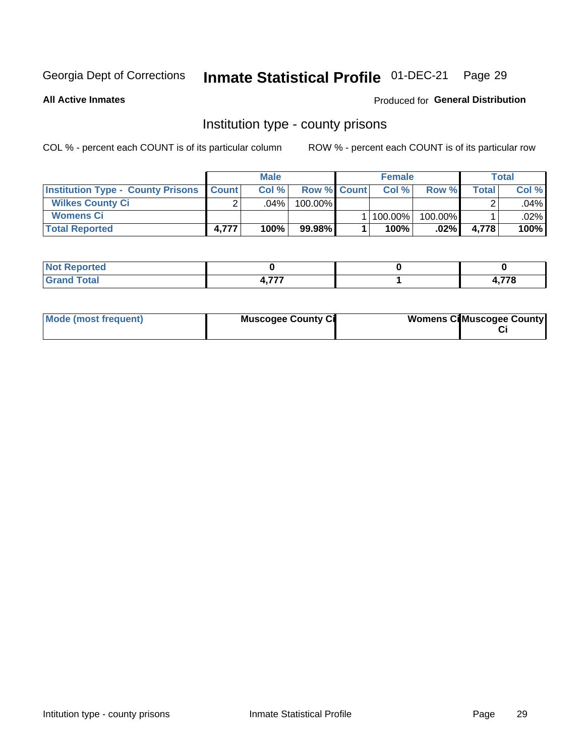Georgia Dept of Corrections **Inmate Statistical Profile** 01-DEC-21

**All Active Inmates** Produced for **General Distribution**

## Institution type - county prisons

COL % - percent each COUNT is of its particular column ROW % - percent each COUNT is of its particular row

| | Male | | | Female | | | Total | |
|---|---|---|---|---|---|---|---|---|
| **Institution Type - County Prisons** | **Count** | **Col %** | **Row %** | **Count** | **Col %** | **Row %** | **Total** | **Col %** |
| **Wilkes County Ci** | 2 | .04% | 100.00% | | | | 2 | .04% |
| **Womens Ci** | | | | 1 | 100.00% | 100.00% | 1 | .02% |
| **Total Reported** | **4,777** | **100%** | **99.98%** | **1** | **100%** | **.02%** | **4,778** | **100%** |

| | Male | Female | Total |
|---|---|---|---|
| **Not Reported** | **0** | **0** | **0** |
| **Grand Total** | **4,777** | **1** | **4,778** |

| | Male | Female | Total |
|---|---|---|---|
| **Mode (most frequent)** | **Muscogee County Ci** | **Womens Ci** | **Muscogee County Ci** |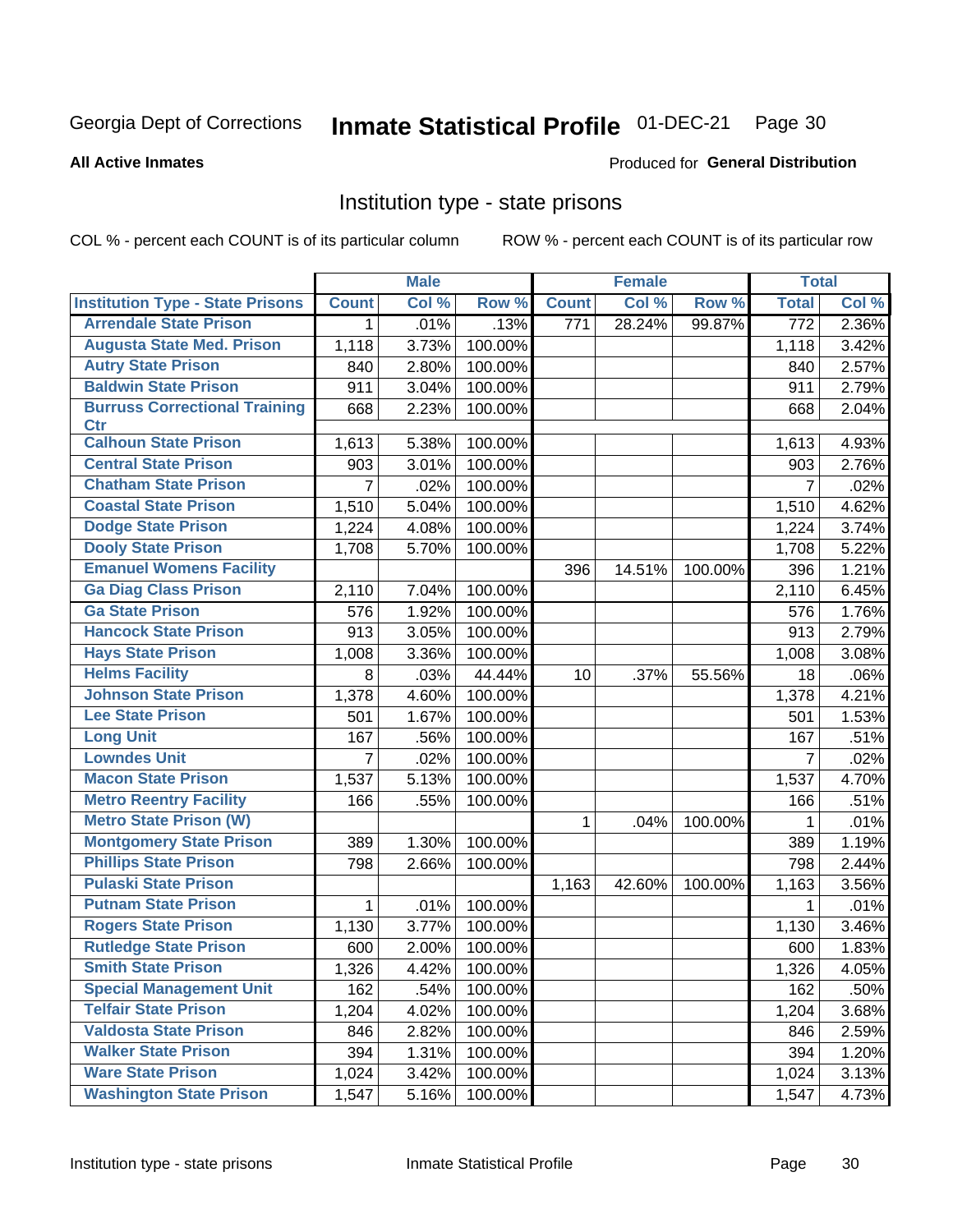Georgia Dept of Corrections **Inmate Statistical Profile** 01-DEC-21

**All Active Inmates**

Produced for **General Distribution**

## Institution type - state prisons

COL % - percent each COUNT is of its particular column ROW % - percent each COUNT is of its particular row

| | Male | | | Female | | | Total | |
|---|---|---|---|---|---|---|---|---|
| **Institution Type - State Prisons** | **Count** | **Col %** | **Row %** | **Count** | **Col %** | **Row %** | **Total** | **Col %** |
| **Arrendale State Prison** | 1 | .01% | .13% | 771 | 28.24% | 99.87% | 772 | 2.36% |
| **Augusta State Med. Prison** | 1,118 | 3.73% | 100.00% | | | | 1,118 | 3.42% |
| **Autry State Prison** | 840 | 2.80% | 100.00% | | | | 840 | 2.57% |
| **Baldwin State Prison** | 911 | 3.04% | 100.00% | | | | 911 | 2.79% |
| **Burruss Correctional Training Ctr** | 668 | 2.23% | 100.00% | | | | 668 | 2.04% |
| **Calhoun State Prison** | 1,613 | 5.38% | 100.00% | | | | 1,613 | 4.93% |
| **Central State Prison** | 903 | 3.01% | 100.00% | | | | 903 | 2.76% |
| **Chatham State Prison** | 7 | .02% | 100.00% | | | | 7 | .02% |
| **Coastal State Prison** | 1,510 | 5.04% | 100.00% | | | | 1,510 | 4.62% |
| **Dodge State Prison** | 1,224 | 4.08% | 100.00% | | | | 1,224 | 3.74% |
| **Dooly State Prison** | 1,708 | 5.70% | 100.00% | | | | 1,708 | 5.22% |
| **Emanuel Womens Facility** | | | | 396 | 14.51% | 100.00% | 396 | 1.21% |
| **Ga Diag Class Prison** | 2,110 | 7.04% | 100.00% | | | | 2,110 | 6.45% |
| **Ga State Prison** | 576 | 1.92% | 100.00% | | | | 576 | 1.76% |
| **Hancock State Prison** | 913 | 3.05% | 100.00% | | | | 913 | 2.79% |
| **Hays State Prison** | 1,008 | 3.36% | 100.00% | | | | 1,008 | 3.08% |
| **Helms Facility** | 8 | .03% | 44.44% | 10 | .37% | 55.56% | 18 | .06% |
| **Johnson State Prison** | 1,378 | 4.60% | 100.00% | | | | 1,378 | 4.21% |
| **Lee State Prison** | 501 | 1.67% | 100.00% | | | | 501 | 1.53% |
| **Long Unit** | 167 | .56% | 100.00% | | | | 167 | .51% |
| **Lowndes Unit** | 7 | .02% | 100.00% | | | | 7 | .02% |
| **Macon State Prison** | 1,537 | 5.13% | 100.00% | | | | 1,537 | 4.70% |
| **Metro Reentry Facility** | 166 | .55% | 100.00% | | | | 166 | .51% |
| **Metro State Prison (W)** | | | | 1 | .04% | 100.00% | 1 | .01% |
| **Montgomery State Prison** | 389 | 1.30% | 100.00% | | | | 389 | 1.19% |
| **Phillips State Prison** | 798 | 2.66% | 100.00% | | | | 798 | 2.44% |
| **Pulaski State Prison** | | | | 1,163 | 42.60% | 100.00% | 1,163 | 3.56% |
| **Putnam State Prison** | 1 | .01% | 100.00% | | | | 1 | .01% |
| **Rogers State Prison** | 1,130 | 3.77% | 100.00% | | | | 1,130 | 3.46% |
| **Rutledge State Prison** | 600 | 2.00% | 100.00% | | | | 600 | 1.83% |
| **Smith State Prison** | 1,326 | 4.42% | 100.00% | | | | 1,326 | 4.05% |
| **Special Management Unit** | 162 | .54% | 100.00% | | | | 162 | .50% |
| **Telfair State Prison** | 1,204 | 4.02% | 100.00% | | | | 1,204 | 3.68% |
| **Valdosta State Prison** | 846 | 2.82% | 100.00% | | | | 846 | 2.59% |
| **Walker State Prison** | 394 | 1.31% | 100.00% | | | | 394 | 1.20% |
| **Ware State Prison** | 1,024 | 3.42% | 100.00% | | | | 1,024 | 3.13% |
| **Washington State Prison** | 1,547 | 5.16% | 100.00% | | | | 1,547 | 4.73% |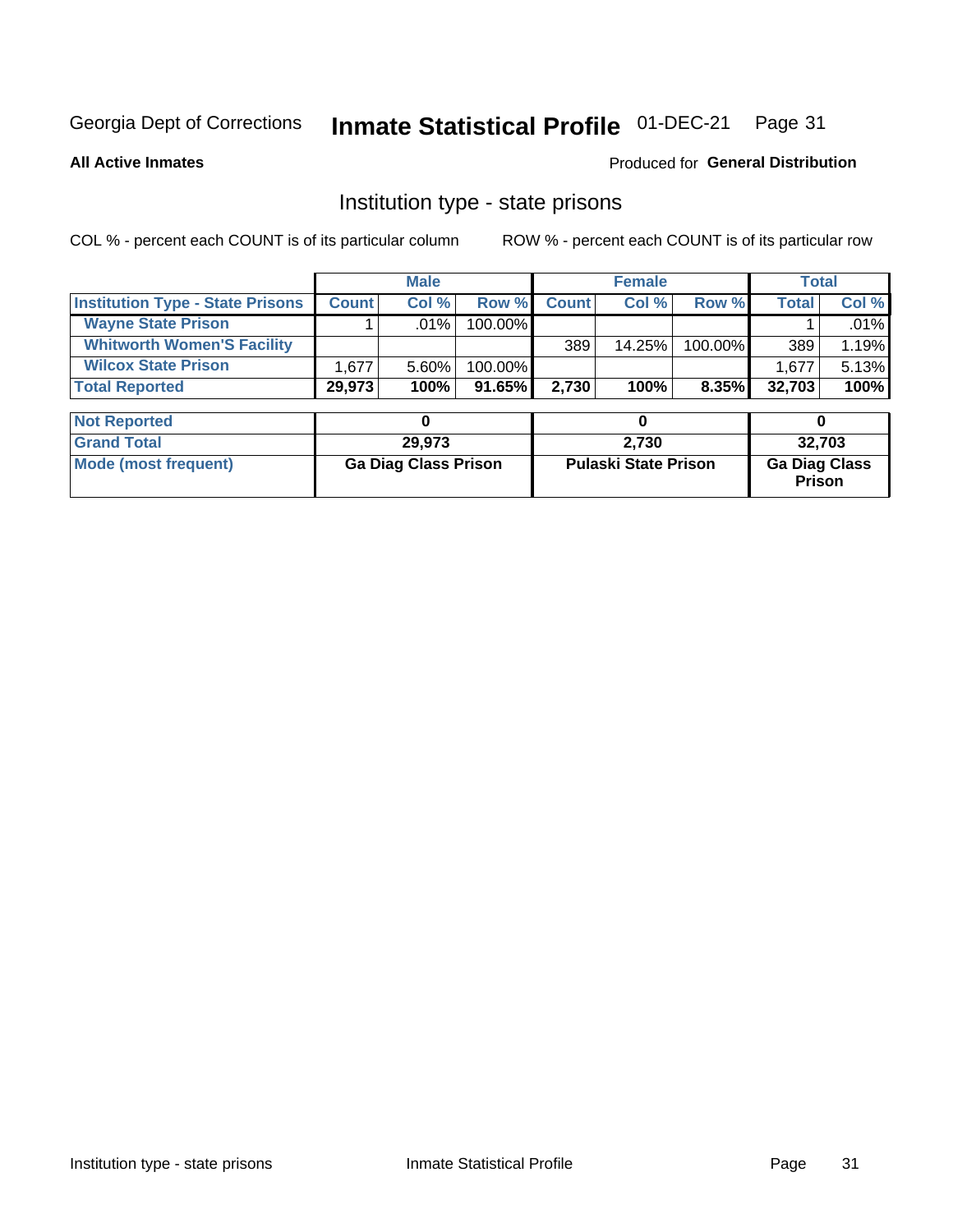Georgia Dept of Corrections **Inmate Statistical Profile** 01-DEC-21

**All Active Inmates**

Produced for **General Distribution**

## Institution type - state prisons

COL % - percent each COUNT is of its particular column

ROW % - percent each COUNT is of its particular row

| | Male | | | Female | | | Total | |
|---|---|---|---|---|---|---|---|---|
| **Institution Type - State Prisons** | **Count** | **Col %** | **Row %** | **Count** | **Col %** | **Row %** | **Total** | **Col %** |
| **Wayne State Prison** | 1 | .01% | 100.00% | | | | 1 | .01% |
| **Whitworth Women'S Facility** | | | | 389 | 14.25% | 100.00% | 389 | 1.19% |
| **Wilcox State Prison** | 1,677 | 5.60% | 100.00% | | | | 1,677 | 5.13% |
| **Total Reported** | **29,973** | **100%** | **91.65%** | **2,730** | **100%** | **8.35%** | **32,703** | **100%** |

| | Male | Female | Total |
|---|---|---|---|
| **Not Reported** | **0** | **0** | **0** |
| **Grand Total** | **29,973** | **2,730** | **32,703** |
| **Mode (most frequent)** | **Ga Diag Class Prison** | **Pulaski State Prison** | **Ga Diag Class Prison** |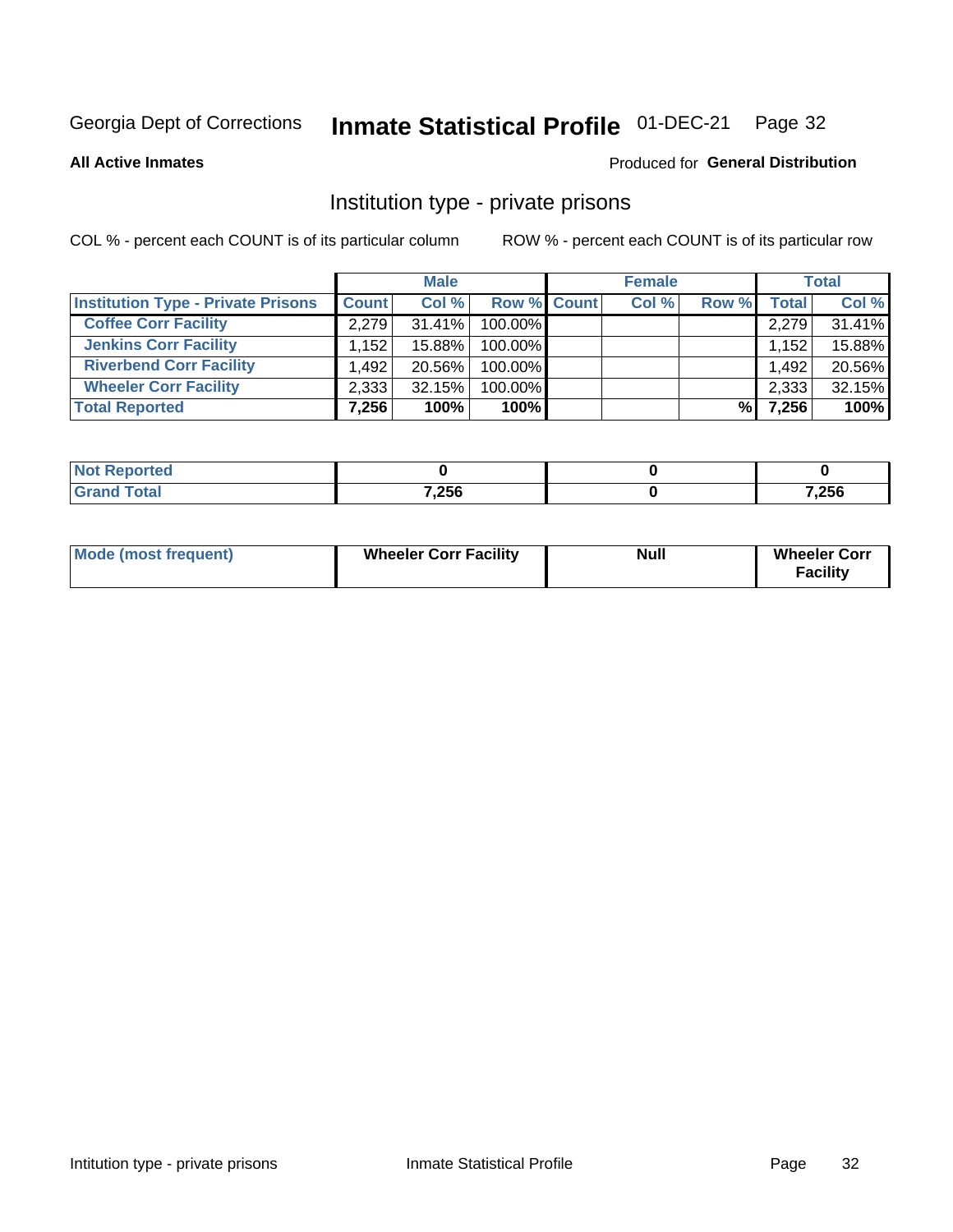Georgia Dept of Corrections **Inmate Statistical Profile** 01-DEC-21

**All Active Inmates**

Produced for **General Distribution**

## Institution type - private prisons

COL % - percent each COUNT is of its particular column    ROW % - percent each COUNT is of its particular row

| | Male | | | Female | | | Total | |
|---|---|---|---|---|---|---|---|---|
| **Institution Type - Private Prisons** | **Count** | **Col %** | **Row %** | **Count** | **Col %** | **Row %** | **Total** | **Col %** |
| **Coffee Corr Facility** | 2,279 | 31.41% | 100.00% | | | | 2,279 | 31.41% |
| **Jenkins Corr Facility** | 1,152 | 15.88% | 100.00% | | | | 1,152 | 15.88% |
| **Riverbend Corr Facility** | 1,492 | 20.56% | 100.00% | | | | 1,492 | 20.56% |
| **Wheeler Corr Facility** | 2,333 | 32.15% | 100.00% | | | | 2,333 | 32.15% |
| **Total Reported** | **7,256** | **100%** | **100%** | | | **%** | **7,256** | **100%** |

| | Male | Female | Total |
|---|---|---|---|
| **Not Reported** | **0** | **0** | **0** |
| **Grand Total** | **7,256** | **0** | **7,256** |

| | Male | Female | Total |
|---|---|---|---|
| **Mode (most frequent)** | **Wheeler Corr Facility** | **Null** | **Wheeler Corr Facility** |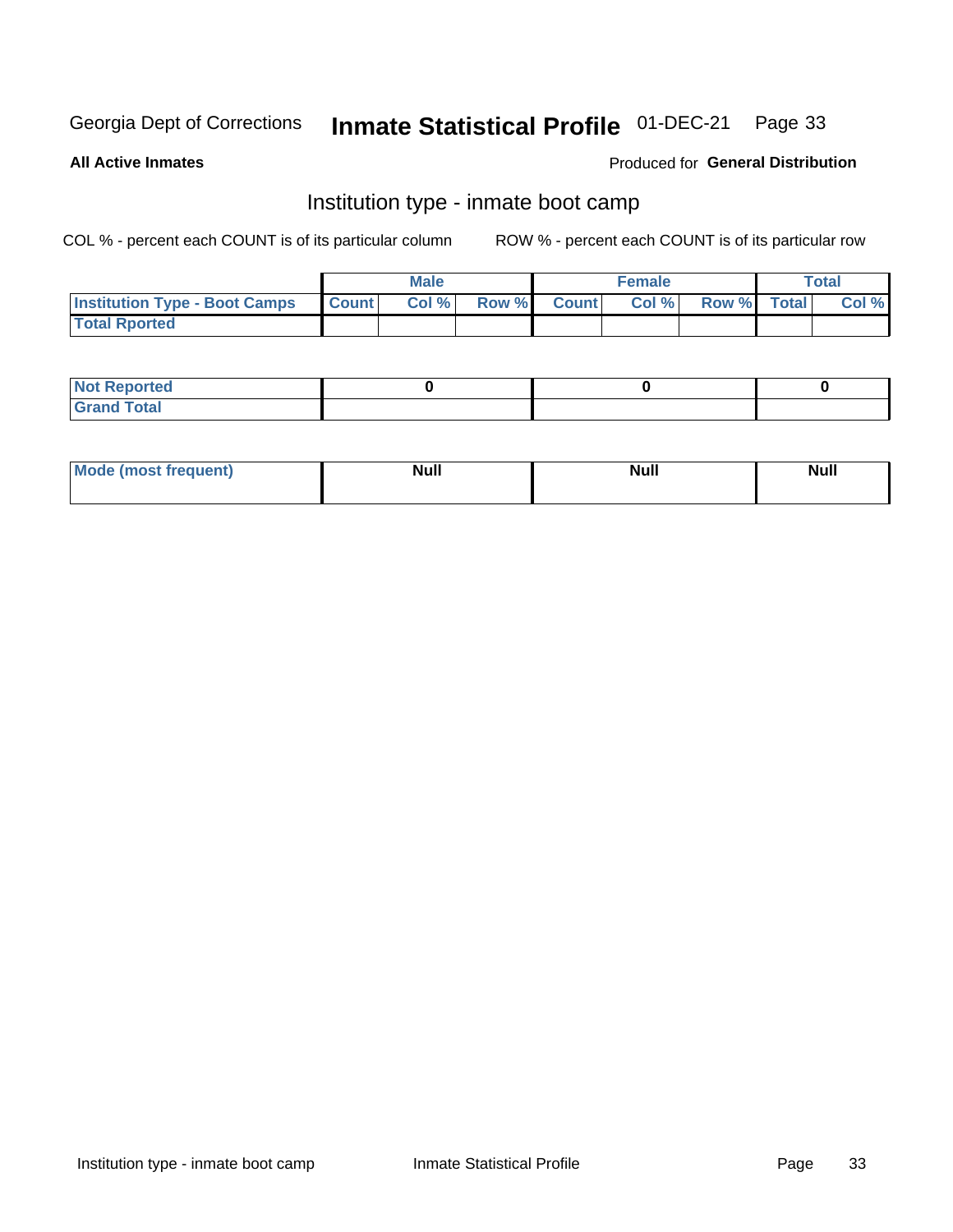Georgia Dept of Corrections **Inmate Statistical Profile** 01-DEC-21

**All Active Inmates**

Produced for **General Distribution**

## Institution type - inmate boot camp

COL % - percent each COUNT is of its particular column

ROW % - percent each COUNT is of its particular row

| | Male | | | Female | | | Total | |
|---|---|---|---|---|---|---|---|---|
| **Institution Type - Boot Camps** | **Count** | **Col %** | **Row %** | **Count** | **Col %** | **Row %** | **Total** | **Col %** |
| **Total Rported** | | | | | | | | |

| | Male | Female | Total |
|---|---|---|---|
| **Not Reported** | **0** | **0** | **0** |
| **Grand Total** | | | |

| | Male | Female | Total |
|---|---|---|---|
| **Mode (most frequent)** | **Null** | **Null** | **Null** |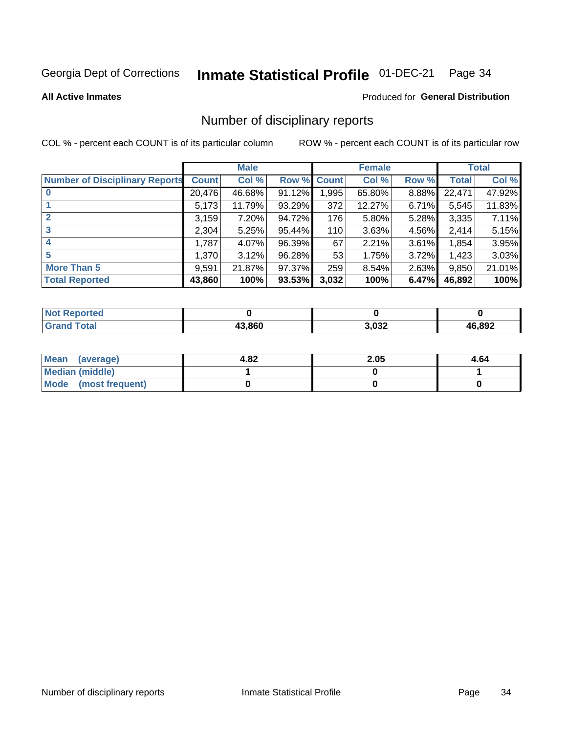Georgia Dept of Corrections **Inmate Statistical Profile** 01-DEC-21

**All Active Inmates**

Produced for **General Distribution**

## Number of disciplinary reports

COL % - percent each COUNT is of its particular column ROW % - percent each COUNT is of its particular row

| | Male | | | Female | | | Total | |
|---|---|---|---|---|---|---|---|---|
| **Number of Disciplinary Reports** | **Count** | **Col %** | **Row %** | **Count** | **Col %** | **Row %** | **Total** | **Col %** |
| **0** | 20,476 | 46.68% | 91.12% | 1,995 | 65.80% | 8.88% | 22,471 | 47.92% |
| **1** | 5,173 | 11.79% | 93.29% | 372 | 12.27% | 6.71% | 5,545 | 11.83% |
| **2** | 3,159 | 7.20% | 94.72% | 176 | 5.80% | 5.28% | 3,335 | 7.11% |
| **3** | 2,304 | 5.25% | 95.44% | 110 | 3.63% | 4.56% | 2,414 | 5.15% |
| **4** | 1,787 | 4.07% | 96.39% | 67 | 2.21% | 3.61% | 1,854 | 3.95% |
| **5** | 1,370 | 3.12% | 96.28% | 53 | 1.75% | 3.72% | 1,423 | 3.03% |
| **More Than 5** | 9,591 | 21.87% | 97.37% | 259 | 8.54% | 2.63% | 9,850 | 21.01% |
| **Total Reported** | **43,860** | **100%** | **93.53%** | **3,032** | **100%** | **6.47%** | **46,892** | **100%** |

| | Male | Female | Total |
|---|---|---|---|
| **Not Reported** | **0** | **0** | **0** |
| **Grand Total** | **43,860** | **3,032** | **46,892** |

| | Male | Female | Total |
|---|---|---|---|
| **Mean (average)** | **4.82** | **2.05** | **4.64** |
| **Median (middle)** | **1** | **0** | **1** |
| **Mode (most frequent)** | **0** | **0** | **0** |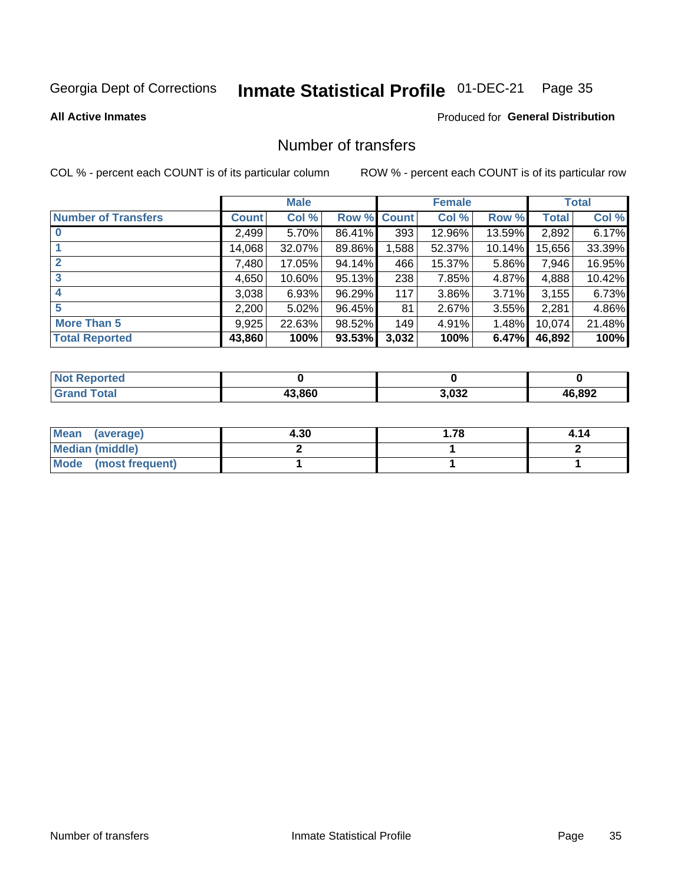Georgia Dept of Corrections **Inmate Statistical Profile** 01-DEC-21

**All Active Inmates**

Produced for **General Distribution**

## Number of transfers

COL % - percent each COUNT is of its particular column ROW % - percent each COUNT is of its particular row

| | Male | | | Female | | | Total | |
|---|---|---|---|---|---|---|---|---|
| **Number of Transfers** | **Count** | **Col %** | **Row %** | **Count** | **Col %** | **Row %** | **Total** | **Col %** |
| **0** | 2,499 | 5.70% | 86.41% | 393 | 12.96% | 13.59% | 2,892 | 6.17% |
| **1** | 14,068 | 32.07% | 89.86% | 1,588 | 52.37% | 10.14% | 15,656 | 33.39% |
| **2** | 7,480 | 17.05% | 94.14% | 466 | 15.37% | 5.86% | 7,946 | 16.95% |
| **3** | 4,650 | 10.60% | 95.13% | 238 | 7.85% | 4.87% | 4,888 | 10.42% |
| **4** | 3,038 | 6.93% | 96.29% | 117 | 3.86% | 3.71% | 3,155 | 6.73% |
| **5** | 2,200 | 5.02% | 96.45% | 81 | 2.67% | 3.55% | 2,281 | 4.86% |
| **More Than 5** | 9,925 | 22.63% | 98.52% | 149 | 4.91% | 1.48% | 10,074 | 21.48% |
| **Total Reported** | **43,860** | **100%** | **93.53%** | **3,032** | **100%** | **6.47%** | **46,892** | **100%** |

| | Male | Female | Total |
|---|---|---|---|
| **Not Reported** | **0** | **0** | **0** |
| **Grand Total** | **43,860** | **3,032** | **46,892** |

| | Male | Female | Total |
|---|---|---|---|
| **Mean (average)** | **4.30** | **1.78** | **4.14** |
| **Median (middle)** | **2** | **1** | **2** |
| **Mode (most frequent)** | **1** | **1** | **1** |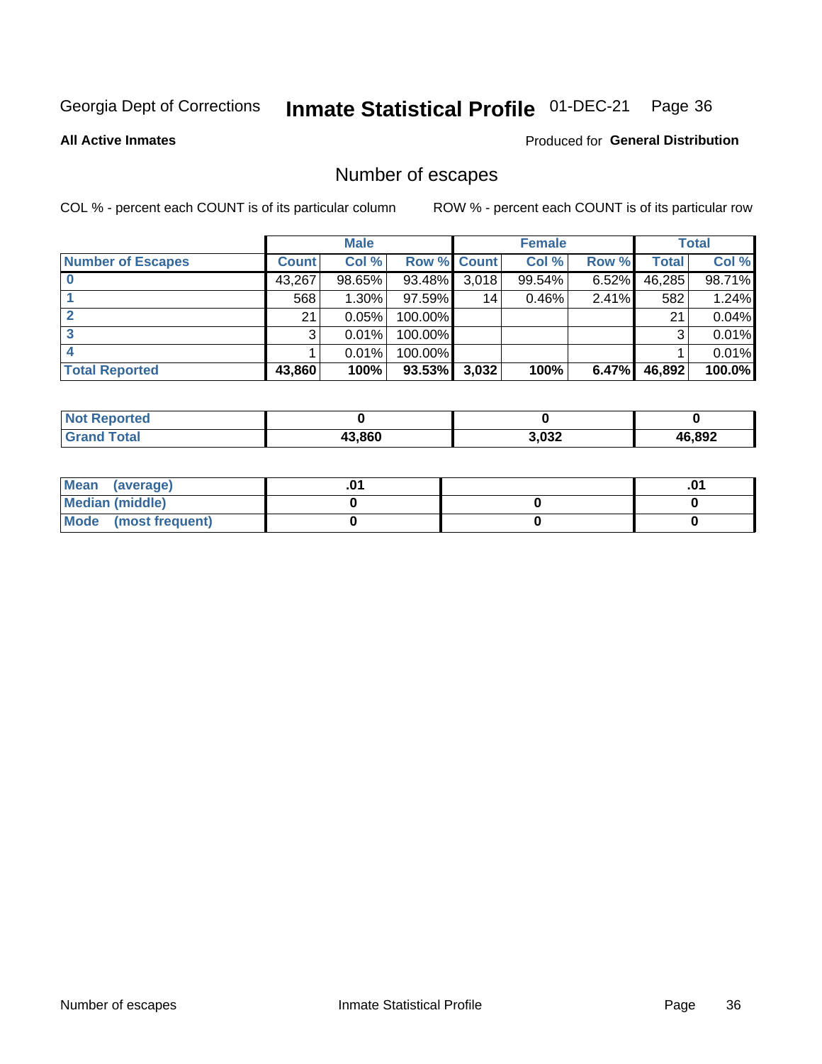Georgia Dept of Corrections **Inmate Statistical Profile** 01-DEC-21

**All Active Inmates**

Produced for **General Distribution**

## Number of escapes

COL % - percent each COUNT is of its particular column

ROW % - percent each COUNT is of its particular row

| | Male | | | Female | | | Total | |
|---|---|---|---|---|---|---|---|---|
| **Number of Escapes** | **Count** | **Col %** | **Row %** | **Count** | **Col %** | **Row %** | **Total** | **Col %** |
| **0** | 43,267 | 98.65% | 93.48% | 3,018 | 99.54% | 6.52% | 46,285 | 98.71% |
| **1** | 568 | 1.30% | 97.59% | 14 | 0.46% | 2.41% | 582 | 1.24% |
| **2** | 21 | 0.05% | 100.00% | | | | 21 | 0.04% |
| **3** | 3 | 0.01% | 100.00% | | | | 3 | 0.01% |
| **4** | 1 | 0.01% | 100.00% | | | | 1 | 0.01% |
| **Total Reported** | **43,860** | **100%** | **93.53%** | **3,032** | **100%** | **6.47%** | **46,892** | **100.0%** |

| | Male | Female | Total |
|---|---|---|---|
| **Not Reported** | **0** | **0** | **0** |
| **Grand Total** | **43,860** | **3,032** | **46,892** |

| | Male | Female | Total |
|---|---|---|---|
| **Mean (average)** | **.01** | | **.01** |
| **Median (middle)** | **0** | **0** | **0** |
| **Mode (most frequent)** | **0** | **0** | **0** |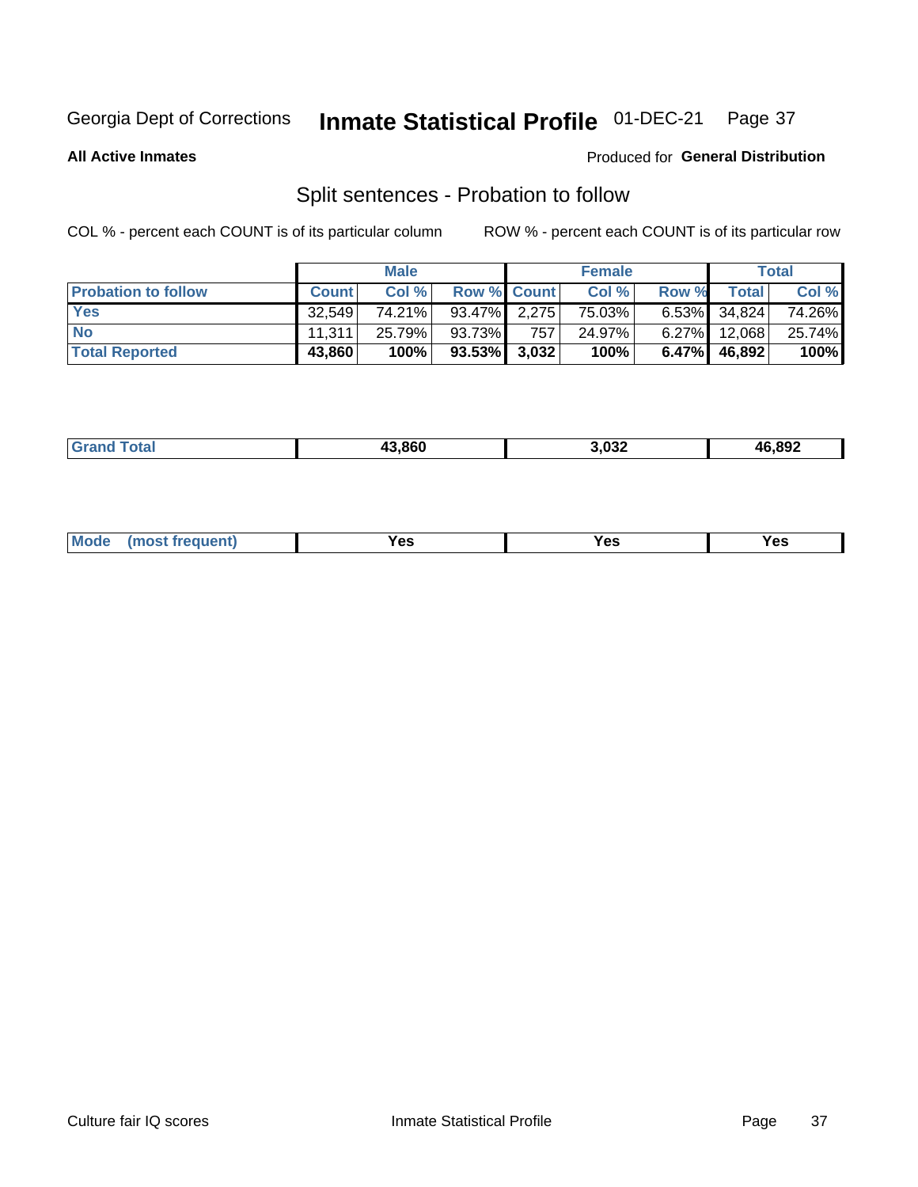Georgia Dept of Corrections **Inmate Statistical Profile** 01-DEC-21

**All Active Inmates**

Produced for **General Distribution**

## Split sentences - Probation to follow

COL % - percent each COUNT is of its particular column

ROW % - percent each COUNT is of its particular row

| | Male | | | Female | | | Total | |
|---|---|---|---|---|---|---|---|---|
| **Probation to follow** | **Count** | **Col %** | **Row %** | **Count** | **Col %** | **Row %** | **Total** | **Col %** |
| **Yes** | 32,549 | 74.21% | 93.47% | 2,275 | 75.03% | 6.53% | 34,824 | 74.26% |
| **No** | 11,311 | 25.79% | 93.73% | 757 | 24.97% | 6.27% | 12,068 | 25.74% |
| **Total Reported** | **43,860** | **100%** | **93.53%** | **3,032** | **100%** | **6.47%** | **46,892** | **100%** |

| | | | |
|---|---|---|---|
| **Grand Total** | **43,860** | **3,032** | **46,892** |

| | | | |
|---|---|---|---|
| **Mode (most frequent)** | **Yes** | **Yes** | **Yes** |

Culture fair IQ scores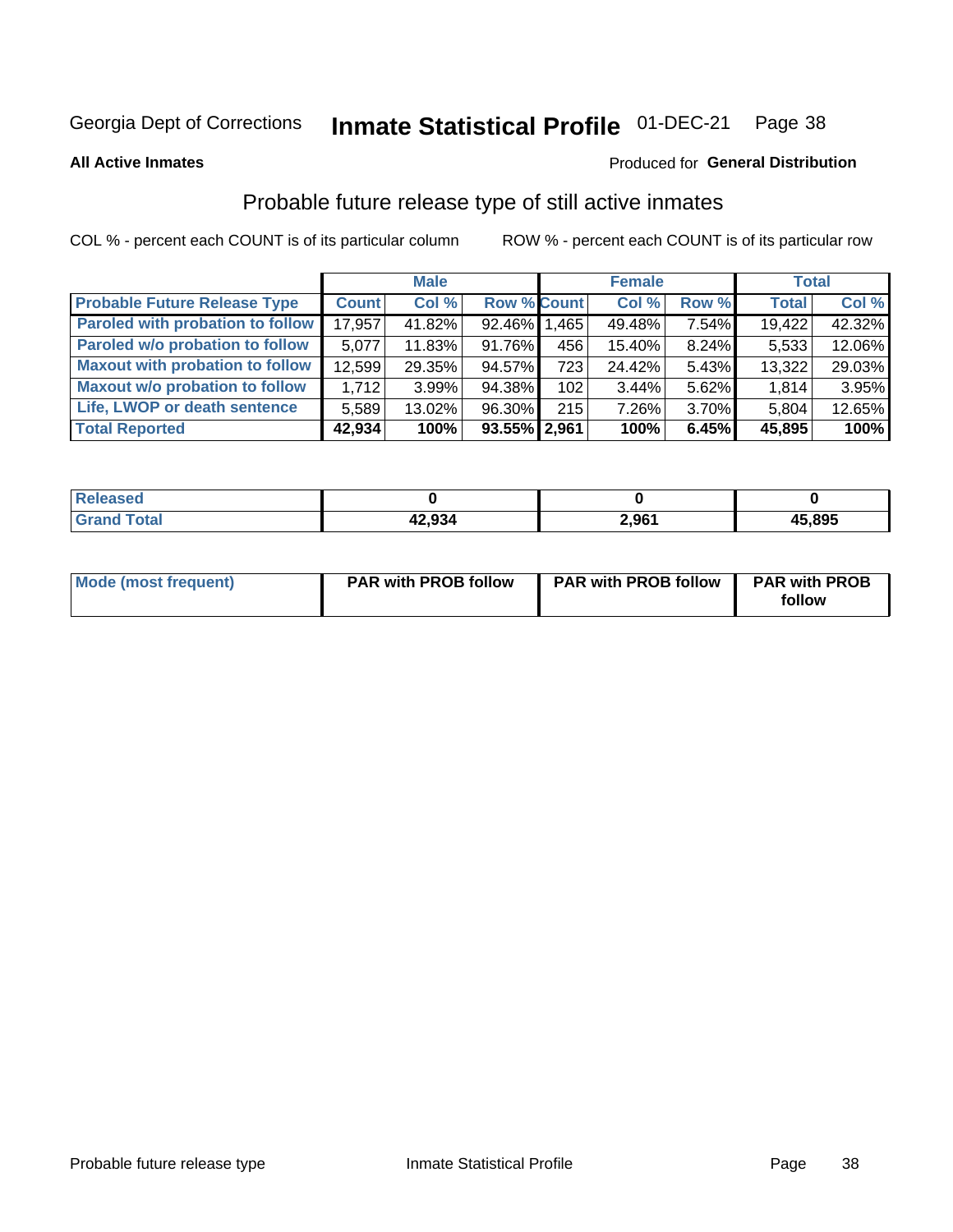Georgia Dept of Corrections **Inmate Statistical Profile** 01-DEC-21

**All Active Inmates**

Produced for **General Distribution**

## Probable future release type of still active inmates

COL % - percent each COUNT is of its particular column ROW % - percent each COUNT is of its particular row

| | Male | | | Female | | | Total | |
|---|---|---|---|---|---|---|---|---|
| **Probable Future Release Type** | **Count** | **Col %** | **Row %** | **Count** | **Col %** | **Row %** | **Total** | **Col %** |
| **Paroled with probation to follow** | 17,957 | 41.82% | 92.46% | 1,465 | 49.48% | 7.54% | 19,422 | 42.32% |
| **Paroled w/o probation to follow** | 5,077 | 11.83% | 91.76% | 456 | 15.40% | 8.24% | 5,533 | 12.06% |
| **Maxout with probation to follow** | 12,599 | 29.35% | 94.57% | 723 | 24.42% | 5.43% | 13,322 | 29.03% |
| **Maxout w/o probation to follow** | 1,712 | 3.99% | 94.38% | 102 | 3.44% | 5.62% | 1,814 | 3.95% |
| **Life, LWOP or death sentence** | 5,589 | 13.02% | 96.30% | 215 | 7.26% | 3.70% | 5,804 | 12.65% |
| **Total Reported** | **42,934** | **100%** | **93.55%** | **2,961** | **100%** | **6.45%** | **45,895** | **100%** |

| | Male | Female | Total |
|---|---|---|---|
| **Released** | **0** | **0** | **0** |
| **Grand Total** | **42,934** | **2,961** | **45,895** |

| | Male | Female | Total |
|---|---|---|---|
| **Mode (most frequent)** | **PAR with PROB follow** | **PAR with PROB follow** | **PAR with PROB follow** |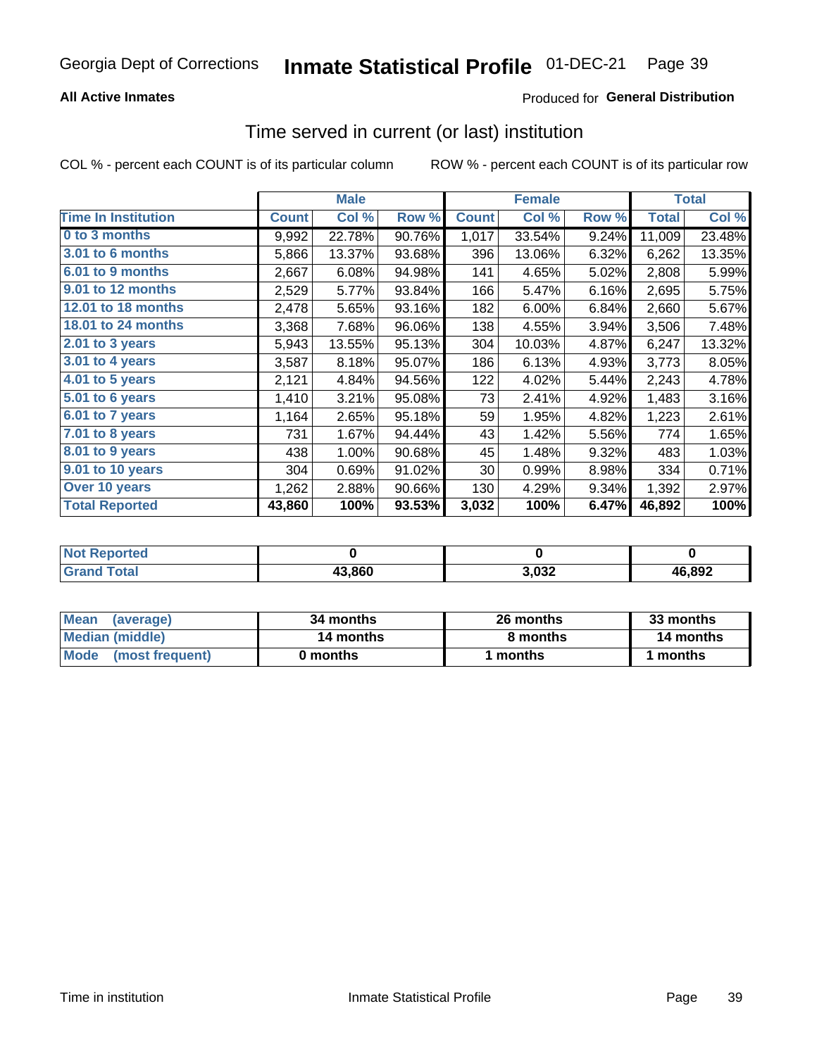Georgia Dept of Corrections **Inmate Statistical Profile** 01-DEC-21

**All Active Inmates**

Produced for **General Distribution**

## Time served in current (or last) institution

COL % - percent each COUNT is of its particular column ROW % - percent each COUNT is of its particular row

| | Male | | | Female | | | Total | |
|---|---|---|---|---|---|---|---|---|
| **Time In Institution** | **Count** | **Col %** | **Row %** | **Count** | **Col %** | **Row %** | **Total** | **Col %** |
| 0 to 3 months | 9,992 | 22.78% | 90.76% | 1,017 | 33.54% | 9.24% | 11,009 | 23.48% |
| 3.01 to 6 months | 5,866 | 13.37% | 93.68% | 396 | 13.06% | 6.32% | 6,262 | 13.35% |
| 6.01 to 9 months | 2,667 | 6.08% | 94.98% | 141 | 4.65% | 5.02% | 2,808 | 5.99% |
| 9.01 to 12 months | 2,529 | 5.77% | 93.84% | 166 | 5.47% | 6.16% | 2,695 | 5.75% |
| 12.01 to 18 months | 2,478 | 5.65% | 93.16% | 182 | 6.00% | 6.84% | 2,660 | 5.67% |
| 18.01 to 24 months | 3,368 | 7.68% | 96.06% | 138 | 4.55% | 3.94% | 3,506 | 7.48% |
| 2.01 to 3 years | 5,943 | 13.55% | 95.13% | 304 | 10.03% | 4.87% | 6,247 | 13.32% |
| 3.01 to 4 years | 3,587 | 8.18% | 95.07% | 186 | 6.13% | 4.93% | 3,773 | 8.05% |
| 4.01 to 5 years | 2,121 | 4.84% | 94.56% | 122 | 4.02% | 5.44% | 2,243 | 4.78% |
| 5.01 to 6 years | 1,410 | 3.21% | 95.08% | 73 | 2.41% | 4.92% | 1,483 | 3.16% |
| 6.01 to 7 years | 1,164 | 2.65% | 95.18% | 59 | 1.95% | 4.82% | 1,223 | 2.61% |
| 7.01 to 8 years | 731 | 1.67% | 94.44% | 43 | 1.42% | 5.56% | 774 | 1.65% |
| 8.01 to 9 years | 438 | 1.00% | 90.68% | 45 | 1.48% | 9.32% | 483 | 1.03% |
| 9.01 to 10 years | 304 | 0.69% | 91.02% | 30 | 0.99% | 8.98% | 334 | 0.71% |
| Over 10 years | 1,262 | 2.88% | 90.66% | 130 | 4.29% | 9.34% | 1,392 | 2.97% |
| **Total Reported** | **43,860** | **100%** | **93.53%** | **3,032** | **100%** | **6.47%** | **46,892** | **100%** |

| | Male | Female | Total |
|---|---|---|---|
| Not Reported | 0 | 0 | 0 |
| Grand Total | 43,860 | 3,032 | 46,892 |

| | Male | Female | Total |
|---|---|---|---|
| Mean (average) | 34 months | 26 months | 33 months |
| Median (middle) | 14 months | 8 months | 14 months |
| Mode (most frequent) | 0 months | 1 months | 1 months |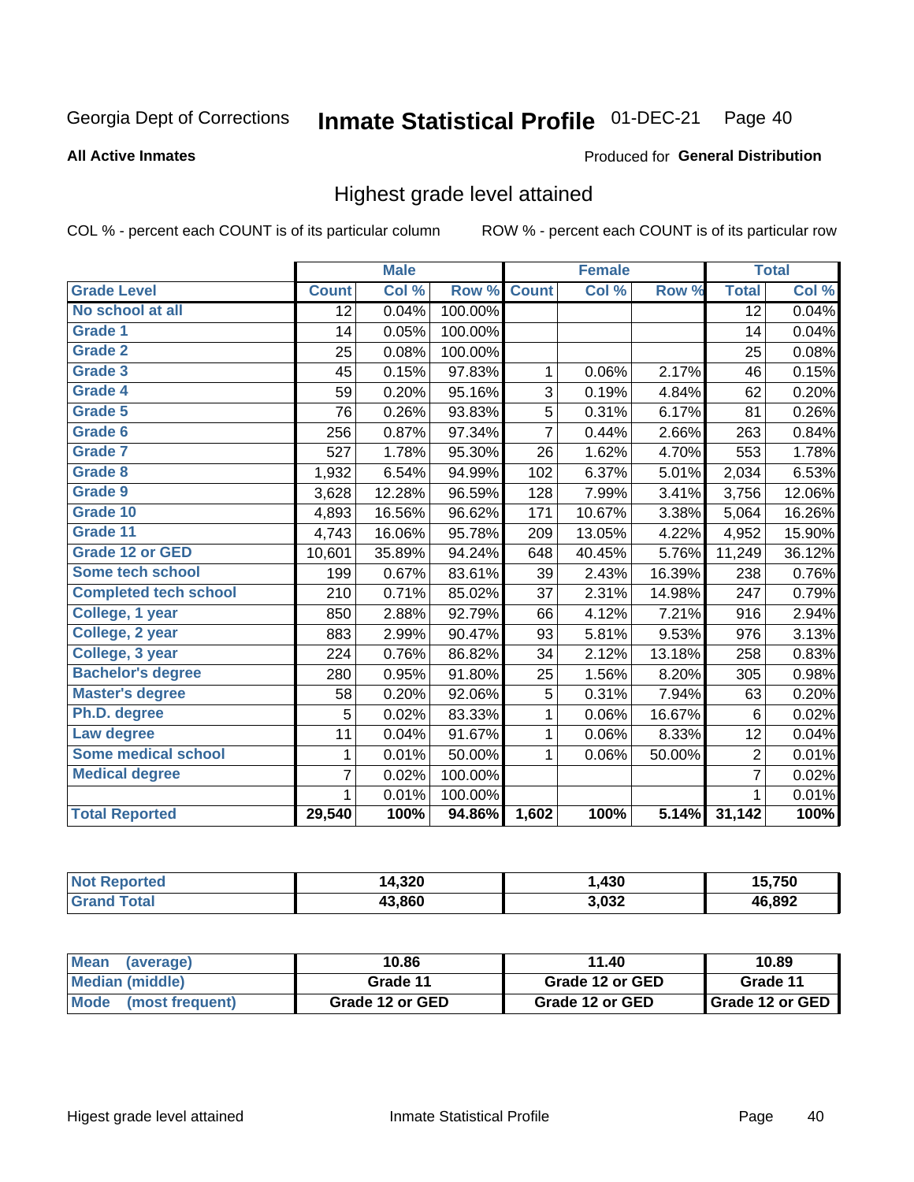Georgia Dept of Corrections **Inmate Statistical Profile** 01-DEC-21

**All Active Inmates**

Produced for **General Distribution**

## Highest grade level attained

COL % - percent each COUNT is of its particular column ROW % - percent each COUNT is of its particular row

| | Male | | | Female | | | Total | |
|---|---|---|---|---|---|---|---|---|
| Grade Level | Count | Col % | Row % | Count | Col % | Row % | Total | Col % |
| No school at all | 12 | 0.04% | 100.00% | | | | 12 | 0.04% |
| Grade 1 | 14 | 0.05% | 100.00% | | | | 14 | 0.04% |
| Grade 2 | 25 | 0.08% | 100.00% | | | | 25 | 0.08% |
| Grade 3 | 45 | 0.15% | 97.83% | 1 | 0.06% | 2.17% | 46 | 0.15% |
| Grade 4 | 59 | 0.20% | 95.16% | 3 | 0.19% | 4.84% | 62 | 0.20% |
| Grade 5 | 76 | 0.26% | 93.83% | 5 | 0.31% | 6.17% | 81 | 0.26% |
| Grade 6 | 256 | 0.87% | 97.34% | 7 | 0.44% | 2.66% | 263 | 0.84% |
| Grade 7 | 527 | 1.78% | 95.30% | 26 | 1.62% | 4.70% | 553 | 1.78% |
| Grade 8 | 1,932 | 6.54% | 94.99% | 102 | 6.37% | 5.01% | 2,034 | 6.53% |
| Grade 9 | 3,628 | 12.28% | 96.59% | 128 | 7.99% | 3.41% | 3,756 | 12.06% |
| Grade 10 | 4,893 | 16.56% | 96.62% | 171 | 10.67% | 3.38% | 5,064 | 16.26% |
| Grade 11 | 4,743 | 16.06% | 95.78% | 209 | 13.05% | 4.22% | 4,952 | 15.90% |
| Grade 12 or GED | 10,601 | 35.89% | 94.24% | 648 | 40.45% | 5.76% | 11,249 | 36.12% |
| Some tech school | 199 | 0.67% | 83.61% | 39 | 2.43% | 16.39% | 238 | 0.76% |
| Completed tech school | 210 | 0.71% | 85.02% | 37 | 2.31% | 14.98% | 247 | 0.79% |
| College, 1 year | 850 | 2.88% | 92.79% | 66 | 4.12% | 7.21% | 916 | 2.94% |
| College, 2 year | 883 | 2.99% | 90.47% | 93 | 5.81% | 9.53% | 976 | 3.13% |
| College, 3 year | 224 | 0.76% | 86.82% | 34 | 2.12% | 13.18% | 258 | 0.83% |
| Bachelor's degree | 280 | 0.95% | 91.80% | 25 | 1.56% | 8.20% | 305 | 0.98% |
| Master's degree | 58 | 0.20% | 92.06% | 5 | 0.31% | 7.94% | 63 | 0.20% |
| Ph.D. degree | 5 | 0.02% | 83.33% | 1 | 0.06% | 16.67% | 6 | 0.02% |
| Law degree | 11 | 0.04% | 91.67% | 1 | 0.06% | 8.33% | 12 | 0.04% |
| Some medical school | 1 | 0.01% | 50.00% | 1 | 0.06% | 50.00% | 2 | 0.01% |
| Medical degree | 7 | 0.02% | 100.00% | | | | 7 | 0.02% |
| | 1 | 0.01% | 100.00% | | | | 1 | 0.01% |
| **Total Reported** | **29,540** | **100%** | **94.86%** | **1,602** | **100%** | **5.14%** | **31,142** | **100%** |

| | Male | Female | Total |
|---|---|---|---|
| Not Reported | 14,320 | 1,430 | 15,750 |
| Grand Total | 43,860 | 3,032 | 46,892 |

| | Male | Female | Total |
|---|---|---|---|
| Mean (average) | 10.86 | 11.40 | 10.89 |
| Median (middle) | Grade 11 | Grade 12 or GED | Grade 11 |
| Mode (most frequent) | Grade 12 or GED | Grade 12 or GED | Grade 12 or GED |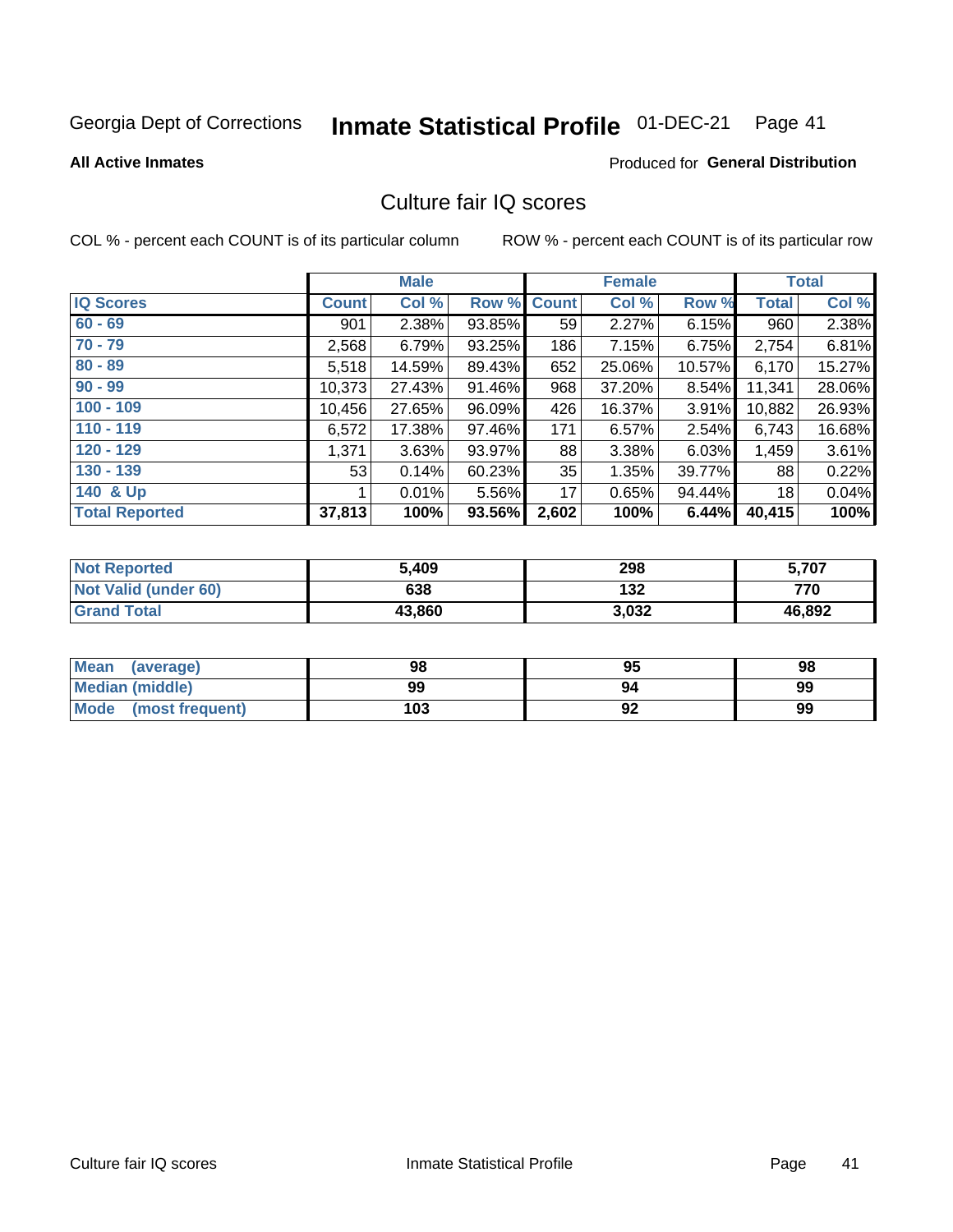Georgia Dept of Corrections **Inmate Statistical Profile** 01-DEC-21 Page 41

**All Active Inmates**

Produced for **General Distribution**

## Culture fair IQ scores

COL % - percent each COUNT is of its particular column ROW % - percent each COUNT is of its particular row

| IQ Scores | Male | | | Female | | | Total | |
|---|---|---|---|---|---|---|---|---|
| | Count | Col % | Row % | Count | Col % | Row % | Total | Col % |
| 60 - 69 | 901 | 2.38% | 93.85% | 59 | 2.27% | 6.15% | 960 | 2.38% |
| 70 - 79 | 2,568 | 6.79% | 93.25% | 186 | 7.15% | 6.75% | 2,754 | 6.81% |
| 80 - 89 | 5,518 | 14.59% | 89.43% | 652 | 25.06% | 10.57% | 6,170 | 15.27% |
| 90 - 99 | 10,373 | 27.43% | 91.46% | 968 | 37.20% | 8.54% | 11,341 | 28.06% |
| 100 - 109 | 10,456 | 27.65% | 96.09% | 426 | 16.37% | 3.91% | 10,882 | 26.93% |
| 110 - 119 | 6,572 | 17.38% | 97.46% | 171 | 6.57% | 2.54% | 6,743 | 16.68% |
| 120 - 129 | 1,371 | 3.63% | 93.97% | 88 | 3.38% | 6.03% | 1,459 | 3.61% |
| 130 - 139 | 53 | 0.14% | 60.23% | 35 | 1.35% | 39.77% | 88 | 0.22% |
| 140 & Up | 1 | 0.01% | 5.56% | 17 | 0.65% | 94.44% | 18 | 0.04% |
| **Total Reported** | **37,813** | **100%** | **93.56%** | **2,602** | **100%** | **6.44%** | **40,415** | **100%** |

| | Male | Female | Total |
|---|---|---|---|
| Not Reported | 5,409 | 298 | 5,707 |
| Not Valid (under 60) | 638 | 132 | 770 |
| Grand Total | 43,860 | 3,032 | 46,892 |

| | Male | Female | Total |
|---|---|---|---|
| Mean (average) | 98 | 95 | 98 |
| Median (middle) | 99 | 94 | 99 |
| Mode (most frequent) | 103 | 92 | 99 |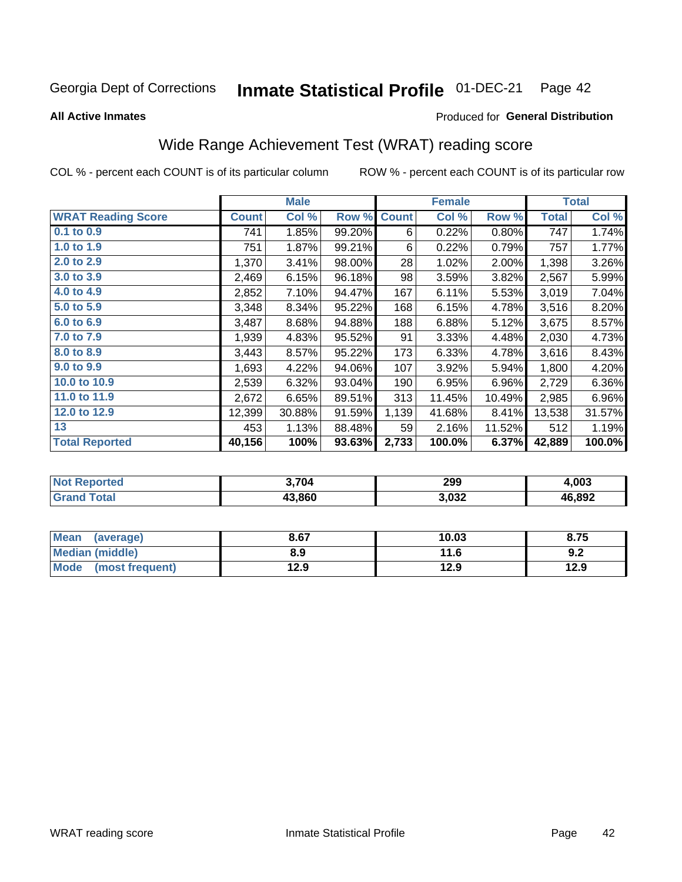Georgia Dept of Corrections **Inmate Statistical Profile** 01-DEC-21

**All Active Inmates**

Produced for **General Distribution**

## Wide Range Achievement Test (WRAT) reading score

COL % - percent each COUNT is of its particular column ROW % - percent each COUNT is of its particular row

| | Male | | | Female | | | Total | |
|---|---|---|---|---|---|---|---|---|
| **WRAT Reading Score** | **Count** | **Col %** | **Row %** | **Count** | **Col %** | **Row %** | **Total** | **Col %** |
| 0.1 to 0.9 | 741 | 1.85% | 99.20% | 6 | 0.22% | 0.80% | 747 | 1.74% |
| 1.0 to 1.9 | 751 | 1.87% | 99.21% | 6 | 0.22% | 0.79% | 757 | 1.77% |
| 2.0 to 2.9 | 1,370 | 3.41% | 98.00% | 28 | 1.02% | 2.00% | 1,398 | 3.26% |
| 3.0 to 3.9 | 2,469 | 6.15% | 96.18% | 98 | 3.59% | 3.82% | 2,567 | 5.99% |
| 4.0 to 4.9 | 2,852 | 7.10% | 94.47% | 167 | 6.11% | 5.53% | 3,019 | 7.04% |
| 5.0 to 5.9 | 3,348 | 8.34% | 95.22% | 168 | 6.15% | 4.78% | 3,516 | 8.20% |
| 6.0 to 6.9 | 3,487 | 8.68% | 94.88% | 188 | 6.88% | 5.12% | 3,675 | 8.57% |
| 7.0 to 7.9 | 1,939 | 4.83% | 95.52% | 91 | 3.33% | 4.48% | 2,030 | 4.73% |
| 8.0 to 8.9 | 3,443 | 8.57% | 95.22% | 173 | 6.33% | 4.78% | 3,616 | 8.43% |
| 9.0 to 9.9 | 1,693 | 4.22% | 94.06% | 107 | 3.92% | 5.94% | 1,800 | 4.20% |
| 10.0 to 10.9 | 2,539 | 6.32% | 93.04% | 190 | 6.95% | 6.96% | 2,729 | 6.36% |
| 11.0 to 11.9 | 2,672 | 6.65% | 89.51% | 313 | 11.45% | 10.49% | 2,985 | 6.96% |
| 12.0 to 12.9 | 12,399 | 30.88% | 91.59% | 1,139 | 41.68% | 8.41% | 13,538 | 31.57% |
| 13 | 453 | 1.13% | 88.48% | 59 | 2.16% | 11.52% | 512 | 1.19% |
| **Total Reported** | **40,156** | **100%** | **93.63%** | **2,733** | **100.0%** | **6.37%** | **42,889** | **100.0%** |

| | Male | Female | Total |
|---|---|---|---|
| Not Reported | 3,704 | 299 | 4,003 |
| Grand Total | 43,860 | 3,032 | 46,892 |

| | Male | Female | Total |
|---|---|---|---|
| Mean (average) | 8.67 | 10.03 | 8.75 |
| Median (middle) | 8.9 | 11.6 | 9.2 |
| Mode (most frequent) | 12.9 | 12.9 | 12.9 |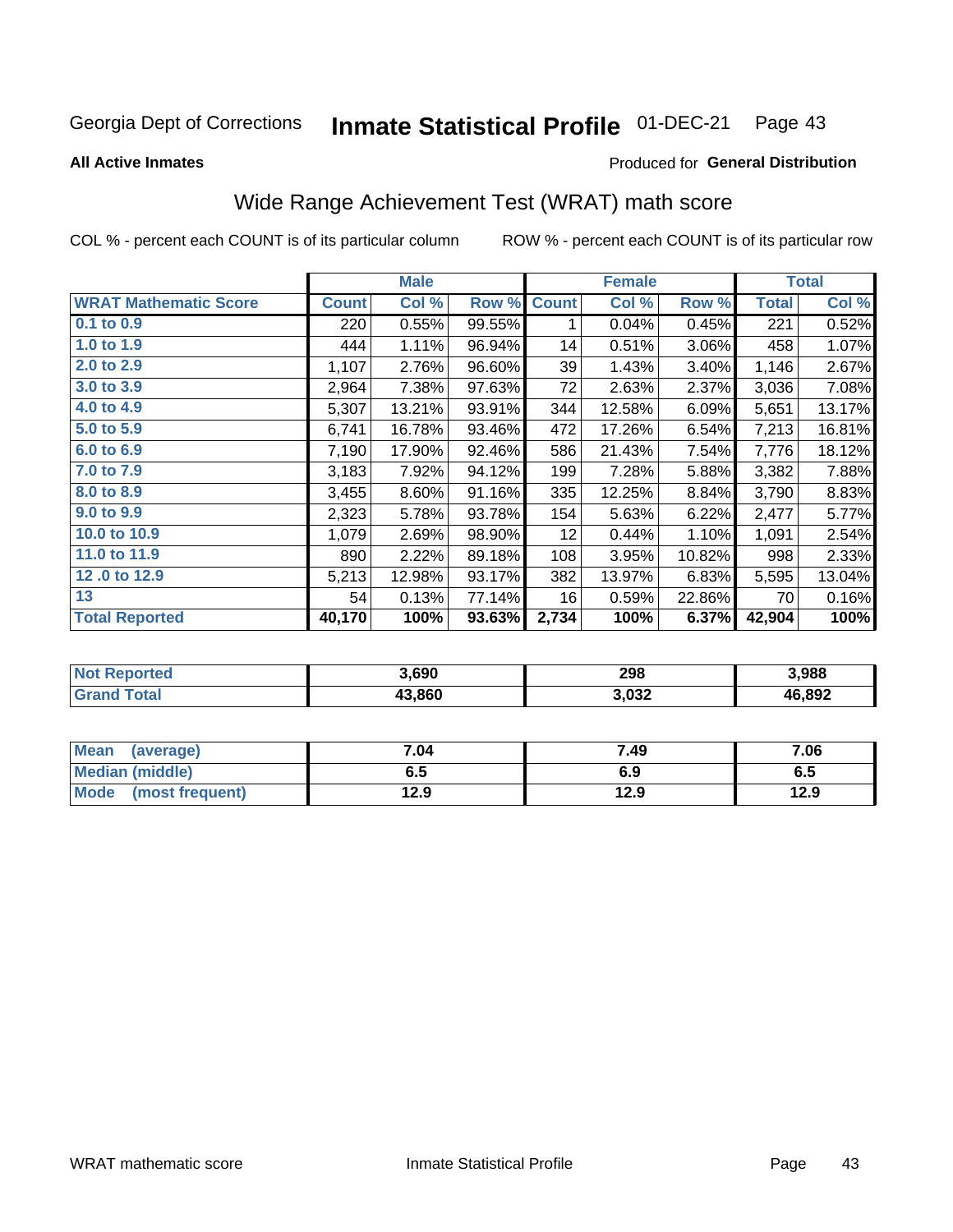Georgia Dept of Corrections **Inmate Statistical Profile** 01-DEC-21

**All Active Inmates**

Produced for **General Distribution**

## Wide Range Achievement Test (WRAT) math score

COL % - percent each COUNT is of its particular column ROW % - percent each COUNT is of its particular row

| | Male | | | Female | | | Total | |
|---|---|---|---|---|---|---|---|---|
| **WRAT Mathematic Score** | **Count** | **Col %** | **Row %** | **Count** | **Col %** | **Row %** | **Total** | **Col %** |
| 0.1 to 0.9 | 220 | 0.55% | 99.55% | 1 | 0.04% | 0.45% | 221 | 0.52% |
| 1.0 to 1.9 | 444 | 1.11% | 96.94% | 14 | 0.51% | 3.06% | 458 | 1.07% |
| 2.0 to 2.9 | 1,107 | 2.76% | 96.60% | 39 | 1.43% | 3.40% | 1,146 | 2.67% |
| 3.0 to 3.9 | 2,964 | 7.38% | 97.63% | 72 | 2.63% | 2.37% | 3,036 | 7.08% |
| 4.0 to 4.9 | 5,307 | 13.21% | 93.91% | 344 | 12.58% | 6.09% | 5,651 | 13.17% |
| 5.0 to 5.9 | 6,741 | 16.78% | 93.46% | 472 | 17.26% | 6.54% | 7,213 | 16.81% |
| 6.0 to 6.9 | 7,190 | 17.90% | 92.46% | 586 | 21.43% | 7.54% | 7,776 | 18.12% |
| 7.0 to 7.9 | 3,183 | 7.92% | 94.12% | 199 | 7.28% | 5.88% | 3,382 | 7.88% |
| 8.0 to 8.9 | 3,455 | 8.60% | 91.16% | 335 | 12.25% | 8.84% | 3,790 | 8.83% |
| 9.0 to 9.9 | 2,323 | 5.78% | 93.78% | 154 | 5.63% | 6.22% | 2,477 | 5.77% |
| 10.0 to 10.9 | 1,079 | 2.69% | 98.90% | 12 | 0.44% | 1.10% | 1,091 | 2.54% |
| 11.0 to 11.9 | 890 | 2.22% | 89.18% | 108 | 3.95% | 10.82% | 998 | 2.33% |
| 12 .0 to 12.9 | 5,213 | 12.98% | 93.17% | 382 | 13.97% | 6.83% | 5,595 | 13.04% |
| 13 | 54 | 0.13% | 77.14% | 16 | 0.59% | 22.86% | 70 | 0.16% |
| **Total Reported** | **40,170** | **100%** | **93.63%** | **2,734** | **100%** | **6.37%** | **42,904** | **100%** |

| | Male | Female | Total |
|---|---|---|---|
| Not Reported | 3,690 | 298 | 3,988 |
| Grand Total | 43,860 | 3,032 | 46,892 |

| | Male | Female | Total |
|---|---|---|---|
| Mean (average) | 7.04 | 7.49 | 7.06 |
| Median (middle) | 6.5 | 6.9 | 6.5 |
| Mode (most frequent) | 12.9 | 12.9 | 12.9 |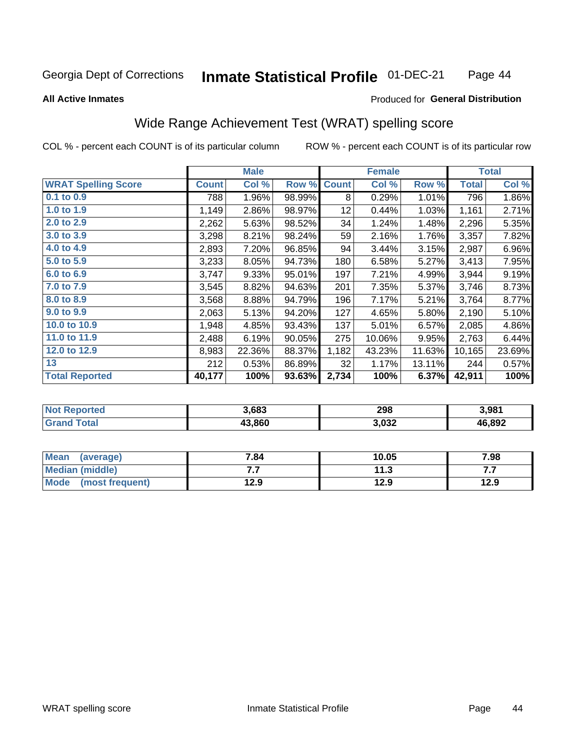Georgia Dept of Corrections **Inmate Statistical Profile** 01-DEC-21

**All Active Inmates**

Produced for **General Distribution**

## Wide Range Achievement Test (WRAT) spelling score

COL % - percent each COUNT is of its particular column

ROW % - percent each COUNT is of its particular row

| | Male | | | Female | | | Total | |
|---|---|---|---|---|---|---|---|---|
| **WRAT Spelling Score** | **Count** | **Col %** | **Row %** | **Count** | **Col %** | **Row %** | **Total** | **Col %** |
| **0.1 to 0.9** | 788 | 1.96% | 98.99% | 8 | 0.29% | 1.01% | 796 | 1.86% |
| **1.0 to 1.9** | 1,149 | 2.86% | 98.97% | 12 | 0.44% | 1.03% | 1,161 | 2.71% |
| **2.0 to 2.9** | 2,262 | 5.63% | 98.52% | 34 | 1.24% | 1.48% | 2,296 | 5.35% |
| **3.0 to 3.9** | 3,298 | 8.21% | 98.24% | 59 | 2.16% | 1.76% | 3,357 | 7.82% |
| **4.0 to 4.9** | 2,893 | 7.20% | 96.85% | 94 | 3.44% | 3.15% | 2,987 | 6.96% |
| **5.0 to 5.9** | 3,233 | 8.05% | 94.73% | 180 | 6.58% | 5.27% | 3,413 | 7.95% |
| **6.0 to 6.9** | 3,747 | 9.33% | 95.01% | 197 | 7.21% | 4.99% | 3,944 | 9.19% |
| **7.0 to 7.9** | 3,545 | 8.82% | 94.63% | 201 | 7.35% | 5.37% | 3,746 | 8.73% |
| **8.0 to 8.9** | 3,568 | 8.88% | 94.79% | 196 | 7.17% | 5.21% | 3,764 | 8.77% |
| **9.0 to 9.9** | 2,063 | 5.13% | 94.20% | 127 | 4.65% | 5.80% | 2,190 | 5.10% |
| **10.0 to 10.9** | 1,948 | 4.85% | 93.43% | 137 | 5.01% | 6.57% | 2,085 | 4.86% |
| **11.0 to 11.9** | 2,488 | 6.19% | 90.05% | 275 | 10.06% | 9.95% | 2,763 | 6.44% |
| **12.0 to 12.9** | 8,983 | 22.36% | 88.37% | 1,182 | 43.23% | 11.63% | 10,165 | 23.69% |
| **13** | 212 | 0.53% | 86.89% | 32 | 1.17% | 13.11% | 244 | 0.57% |
| **Total Reported** | **40,177** | **100%** | **93.63%** | **2,734** | **100%** | **6.37%** | **42,911** | **100%** |

| | Male | Female | Total |
|---|---|---|---|
| **Not Reported** | **3,683** | **298** | **3,981** |
| **Grand Total** | **43,860** | **3,032** | **46,892** |

| | Male | Female | Total |
|---|---|---|---|
| **Mean (average)** | **7.84** | **10.05** | **7.98** |
| **Median (middle)** | **7.7** | **11.3** | **7.7** |
| **Mode (most frequent)** | **12.9** | **12.9** | **12.9** |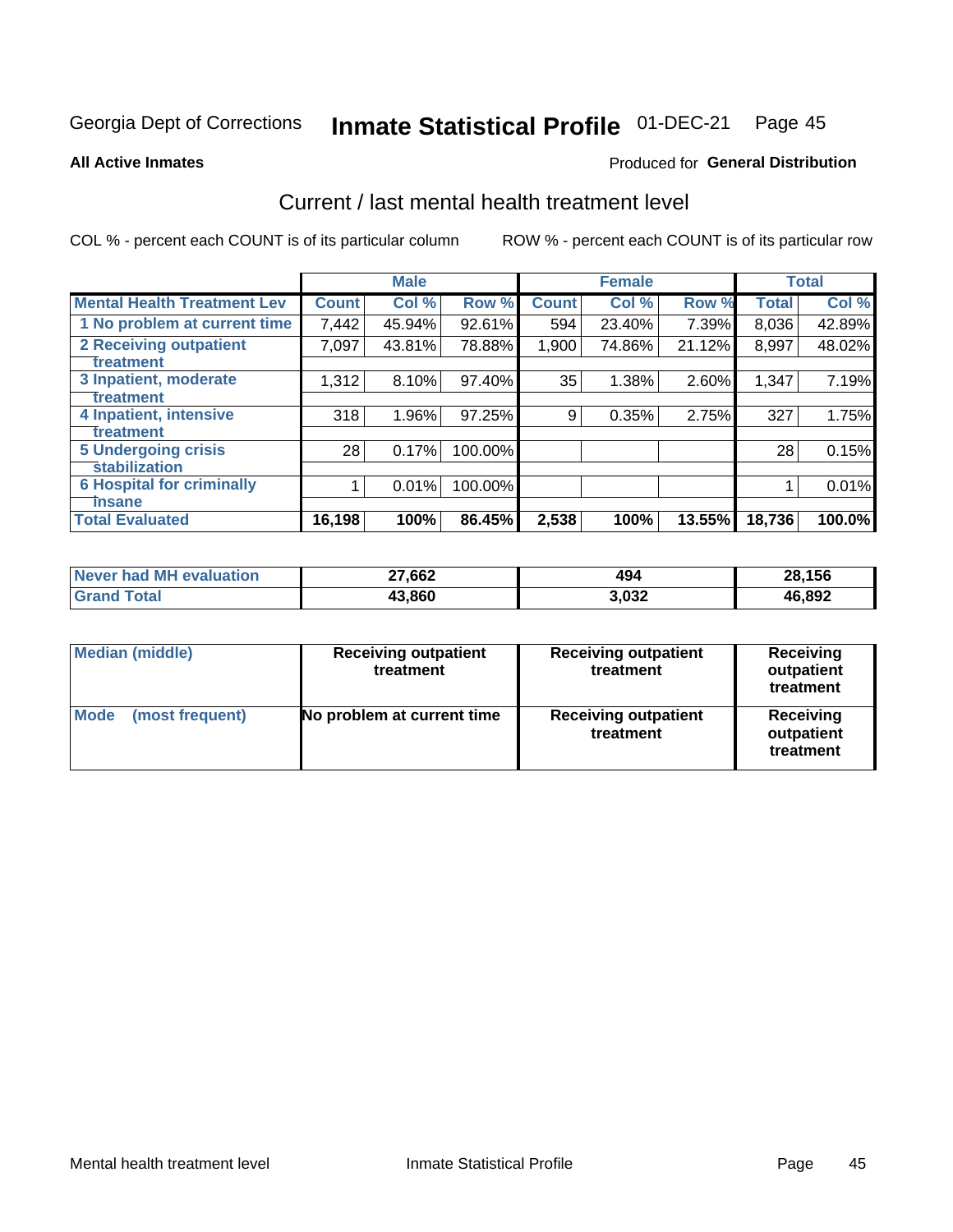Georgia Dept of Corrections **Inmate Statistical Profile** 01-DEC-21

**All Active Inmates**

Produced for **General Distribution**

## Current / last mental health treatment level

COL % - percent each COUNT is of its particular column

ROW % - percent each COUNT is of its particular row

| | Male | | | Female | | | Total | |
|---|---|---|---|---|---|---|---|---|
| **Mental Health Treatment Lev** | **Count** | **Col %** | **Row %** | **Count** | **Col %** | **Row %** | **Total** | **Col %** |
| 1 No problem at current time | 7,442 | 45.94% | 92.61% | 594 | 23.40% | 7.39% | 8,036 | 42.89% |
| 2 Receiving outpatient treatment | 7,097 | 43.81% | 78.88% | 1,900 | 74.86% | 21.12% | 8,997 | 48.02% |
| 3 Inpatient, moderate treatment | 1,312 | 8.10% | 97.40% | 35 | 1.38% | 2.60% | 1,347 | 7.19% |
| 4 Inpatient, intensive treatment | 318 | 1.96% | 97.25% | 9 | 0.35% | 2.75% | 327 | 1.75% |
| 5 Undergoing crisis stabilization | 28 | 0.17% | 100.00% | | | | 28 | 0.15% |
| 6 Hospital for criminally insane | 1 | 0.01% | 100.00% | | | | 1 | 0.01% |
| **Total Evaluated** | **16,198** | **100%** | **86.45%** | **2,538** | **100%** | **13.55%** | **18,736** | **100.0%** |

| | Male | Female | Total |
|---|---|---|---|
| **Never had MH evaluation** | **27,662** | **494** | **28,156** |
| **Grand Total** | **43,860** | **3,032** | **46,892** |

| | Male | Female | Total |
|---|---|---|---|
| **Median (middle)** | **Receiving outpatient treatment** | **Receiving outpatient treatment** | **Receiving outpatient treatment** |
| **Mode (most frequent)** | **No problem at current time** | **Receiving outpatient treatment** | **Receiving outpatient treatment** |

Mental health treatment level Inmate Statistical Profile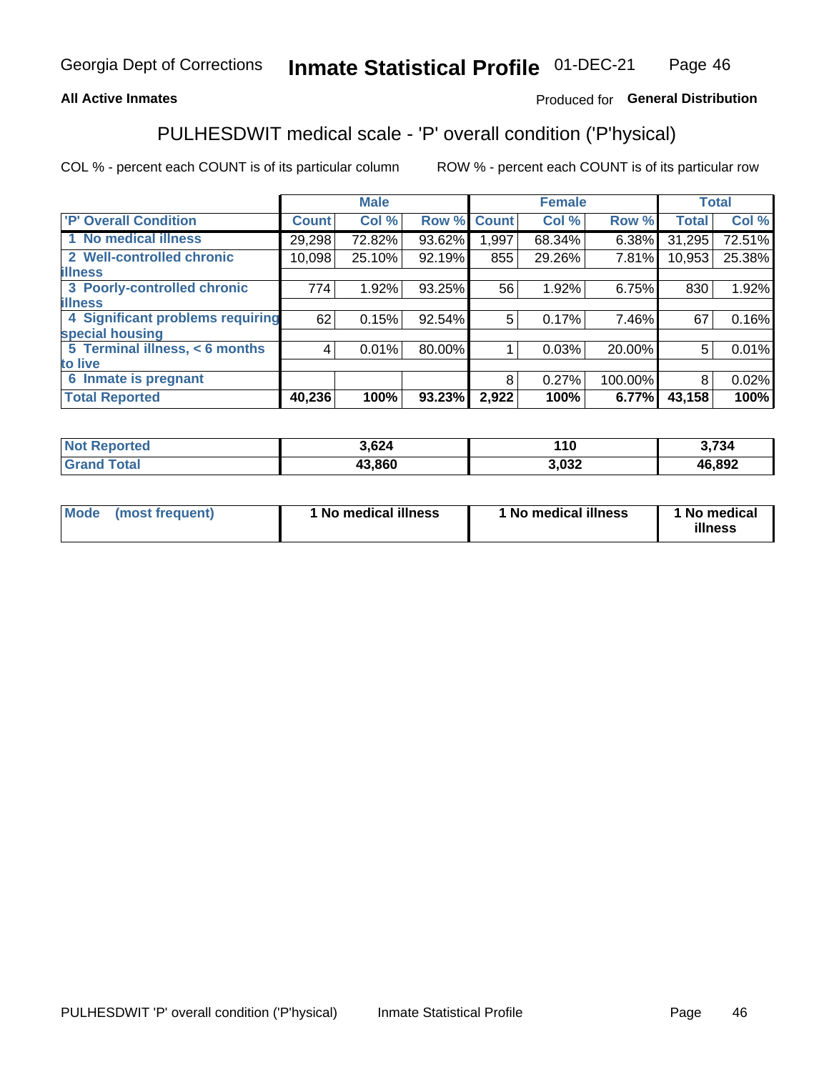Georgia Dept of Corrections **Inmate Statistical Profile** 01-DEC-21

**All Active Inmates** Produced for **General Distribution**

## PULHESDWIT medical scale - 'P' overall condition ('P'hysical)

COL % - percent each COUNT is of its particular column ROW % - percent each COUNT is of its particular row

| | Male | | | Female | | | Total | |
|---|---|---|---|---|---|---|---|---|
| **'P' Overall Condition** | **Count** | **Col %** | **Row %** | **Count** | **Col %** | **Row %** | **Total** | **Col %** |
| **1 No medical illness** | 29,298 | 72.82% | 93.62% | 1,997 | 68.34% | 6.38% | 31,295 | 72.51% |
| **2 Well-controlled chronic illness** | 10,098 | 25.10% | 92.19% | 855 | 29.26% | 7.81% | 10,953 | 25.38% |
| **3 Poorly-controlled chronic illness** | 774 | 1.92% | 93.25% | 56 | 1.92% | 6.75% | 830 | 1.92% |
| **4 Significant problems requiring special housing** | 62 | 0.15% | 92.54% | 5 | 0.17% | 7.46% | 67 | 0.16% |
| **5 Terminal illness, < 6 months to live** | 4 | 0.01% | 80.00% | 1 | 0.03% | 20.00% | 5 | 0.01% |
| **6 Inmate is pregnant** | | | | 8 | 0.27% | 100.00% | 8 | 0.02% |
| **Total Reported** | **40,236** | **100%** | **93.23%** | **2,922** | **100%** | **6.77%** | **43,158** | **100%** |

| | Male | Female | Total |
|---|---|---|---|
| **Not Reported** | **3,624** | **110** | **3,734** |
| **Grand Total** | **43,860** | **3,032** | **46,892** |

| | Male | Female | Total |
|---|---|---|---|
| **Mode (most frequent)** | **1 No medical illness** | **1 No medical illness** | **1 No medical illness** |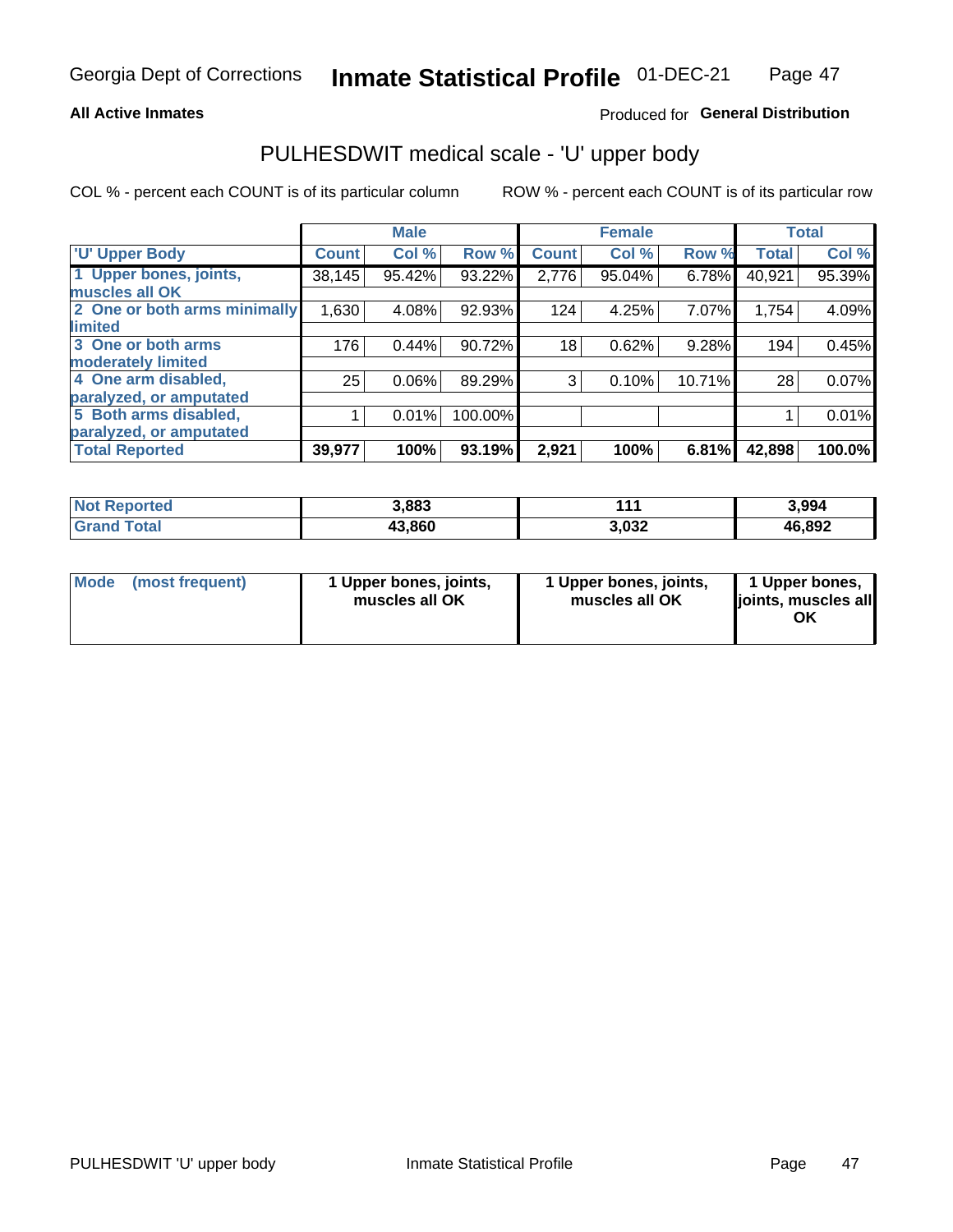**All Active Inmates** Produced for **General Distribution**

## PULHESDWIT medical scale - 'U' upper body

COL % - percent each COUNT is of its particular column ROW % - percent each COUNT is of its particular row

| | Male | | | Female | | | Total | |
|---|---|---|---|---|---|---|---|---|
| 'U' Upper Body | Count | Col % | Row % | Count | Col % | Row % | Total | Col % |
| 1 Upper bones, joints, muscles all OK | 38,145 | 95.42% | 93.22% | 2,776 | 95.04% | 6.78% | 40,921 | 95.39% |
| 2 One or both arms minimally limited | 1,630 | 4.08% | 92.93% | 124 | 4.25% | 7.07% | 1,754 | 4.09% |
| 3 One or both arms moderately limited | 176 | 0.44% | 90.72% | 18 | 0.62% | 9.28% | 194 | 0.45% |
| 4 One arm disabled, paralyzed, or amputated | 25 | 0.06% | 89.29% | 3 | 0.10% | 10.71% | 28 | 0.07% |
| 5 Both arms disabled, paralyzed, or amputated | 1 | 0.01% | 100.00% | | | | 1 | 0.01% |
| **Total Reported** | **39,977** | **100%** | **93.19%** | **2,921** | **100%** | **6.81%** | **42,898** | **100.0%** |

| | Male | Female | Total |
|---|---|---|---|
| Not Reported | 3,883 | 111 | 3,994 |
| Grand Total | 43,860 | 3,032 | 46,892 |

| | Male | Female | Total |
|---|---|---|---|
| Mode (most frequent) | 1 Upper bones, joints, muscles all OK | 1 Upper bones, joints, muscles all OK | 1 Upper bones, joints, muscles all OK |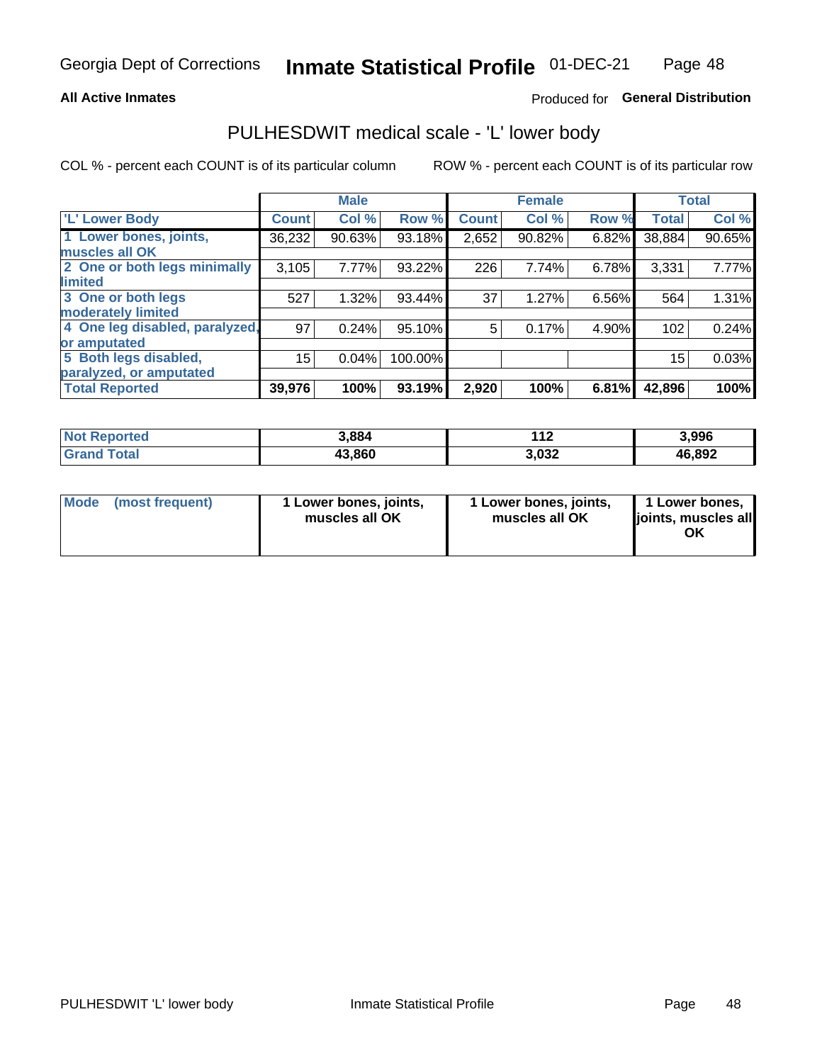**All Active Inmates**

Produced for **General Distribution**

## PULHESDWIT medical scale - 'L' lower body

COL % - percent each COUNT is of its particular column

ROW % - percent each COUNT is of its particular row

| | Male | | | Female | | | Total | |
|---|---|---|---|---|---|---|---|---|
| 'L' Lower Body | Count | Col % | Row % | Count | Col % | Row % | Total | Col % |
| 1 Lower bones, joints, muscles all OK | 36,232 | 90.63% | 93.18% | 2,652 | 90.82% | 6.82% | 38,884 | 90.65% |
| 2 One or both legs minimally limited | 3,105 | 7.77% | 93.22% | 226 | 7.74% | 6.78% | 3,331 | 7.77% |
| 3 One or both legs moderately limited | 527 | 1.32% | 93.44% | 37 | 1.27% | 6.56% | 564 | 1.31% |
| 4 One leg disabled, paralyzed, or amputated | 97 | 0.24% | 95.10% | 5 | 0.17% | 4.90% | 102 | 0.24% |
| 5 Both legs disabled, paralyzed, or amputated | 15 | 0.04% | 100.00% | | | | 15 | 0.03% |
| **Total Reported** | **39,976** | **100%** | **93.19%** | **2,920** | **100%** | **6.81%** | **42,896** | **100%** |

| | Male | Female | Total |
|---|---|---|---|
| Not Reported | 3,884 | 112 | 3,996 |
| Grand Total | 43,860 | 3,032 | 46,892 |

| | Male | Female | Total |
|---|---|---|---|
| Mode (most frequent) | 1 Lower bones, joints, muscles all OK | 1 Lower bones, joints, muscles all OK | 1 Lower bones, joints, muscles all OK |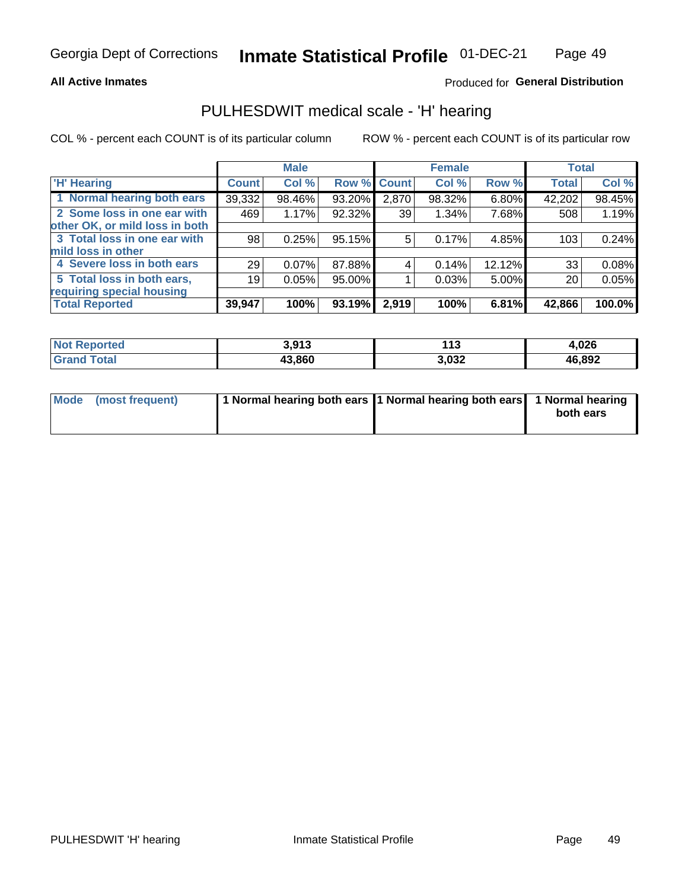# PULHESDWIT medical scale - 'H' hearing

**All Active Inmates**

Produced for **General Distribution**

COL % - percent each COUNT is of its particular column

ROW % - percent each COUNT is of its particular row

| | Male | | | Female | | | Total | |
|---|---|---|---|---|---|---|---|---|
| 'H' Hearing | Count | Col % | Row % | Count | Col % | Row % | Total | Col % |
| 1 Normal hearing both ears | 39,332 | 98.46% | 93.20% | 2,870 | 98.32% | 6.80% | 42,202 | 98.45% |
| 2 Some loss in one ear with other OK, or mild loss in both | 469 | 1.17% | 92.32% | 39 | 1.34% | 7.68% | 508 | 1.19% |
| 3 Total loss in one ear with mild loss in other | 98 | 0.25% | 95.15% | 5 | 0.17% | 4.85% | 103 | 0.24% |
| 4 Severe loss in both ears | 29 | 0.07% | 87.88% | 4 | 0.14% | 12.12% | 33 | 0.08% |
| 5 Total loss in both ears, requiring special housing | 19 | 0.05% | 95.00% | 1 | 0.03% | 5.00% | 20 | 0.05% |
| **Total Reported** | **39,947** | **100%** | **93.19%** | **2,919** | **100%** | **6.81%** | **42,866** | **100.0%** |

| | Male | Female | Total |
|---|---|---|---|
| **Not Reported** | **3,913** | **113** | **4,026** |
| **Grand Total** | **43,860** | **3,032** | **46,892** |

| | Male | Female | Total |
|---|---|---|---|
| **Mode (most frequent)** | **1 Normal hearing both ears** | **1 Normal hearing both ears** | **1 Normal hearing both ears** |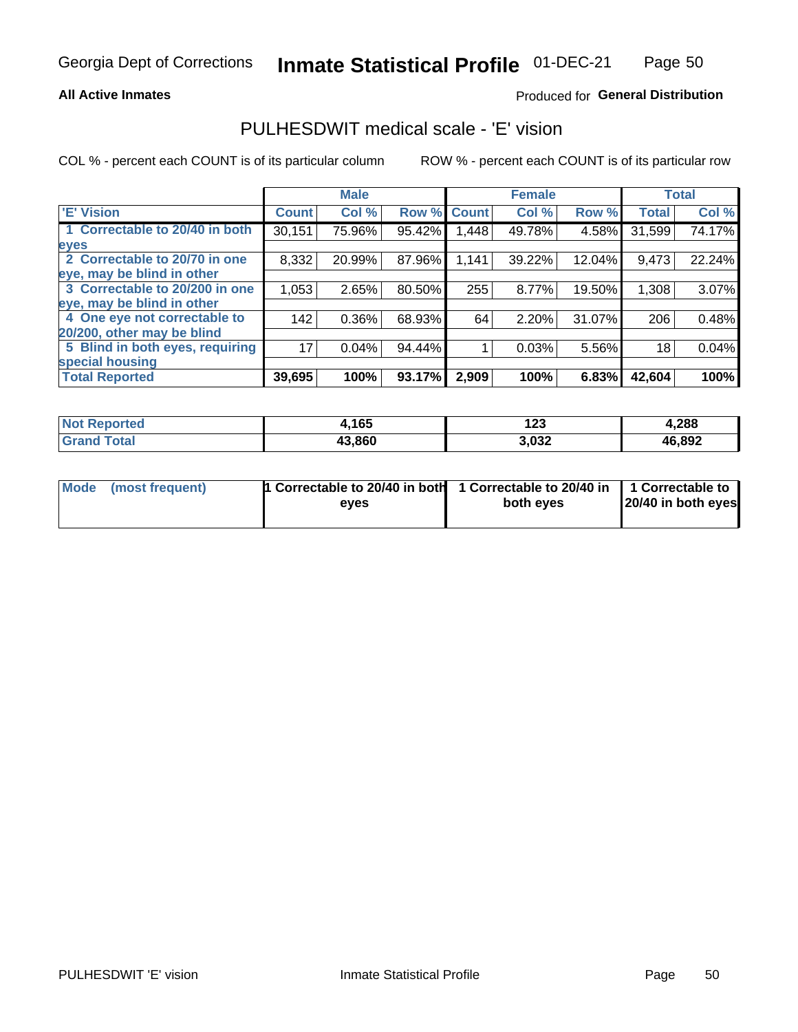Georgia Dept of Corrections **Inmate Statistical Profile** 01-DEC-21

**All Active Inmates**

Produced for **General Distribution**

## PULHESDWIT medical scale - 'E' vision

COL % - percent each COUNT is of its particular column ROW % - percent each COUNT is of its particular row

| | Male | | | Female | | | Total | |
|---|---|---|---|---|---|---|---|---|
| 'E' Vision | Count | Col % | Row % | Count | Col % | Row % | Total | Col % |
| 1 Correctable to 20/40 in both eyes | 30,151 | 75.96% | 95.42% | 1,448 | 49.78% | 4.58% | 31,599 | 74.17% |
| 2 Correctable to 20/70 in one eye, may be blind in other | 8,332 | 20.99% | 87.96% | 1,141 | 39.22% | 12.04% | 9,473 | 22.24% |
| 3 Correctable to 20/200 in one eye, may be blind in other | 1,053 | 2.65% | 80.50% | 255 | 8.77% | 19.50% | 1,308 | 3.07% |
| 4 One eye not correctable to 20/200, other may be blind | 142 | 0.36% | 68.93% | 64 | 2.20% | 31.07% | 206 | 0.48% |
| 5 Blind in both eyes, requiring special housing | 17 | 0.04% | 94.44% | 1 | 0.03% | 5.56% | 18 | 0.04% |
| **Total Reported** | **39,695** | **100%** | **93.17%** | **2,909** | **100%** | **6.83%** | **42,604** | **100%** |

| | Male | Female | Total |
|---|---|---|---|
| Not Reported | 4,165 | 123 | 4,288 |
| Grand Total | 43,860 | 3,032 | 46,892 |

| | Male | Female | Total |
|---|---|---|---|
| Mode (most frequent) | 1 Correctable to 20/40 in both eyes | 1 Correctable to 20/40 in both eyes | 1 Correctable to 20/40 in both eyes |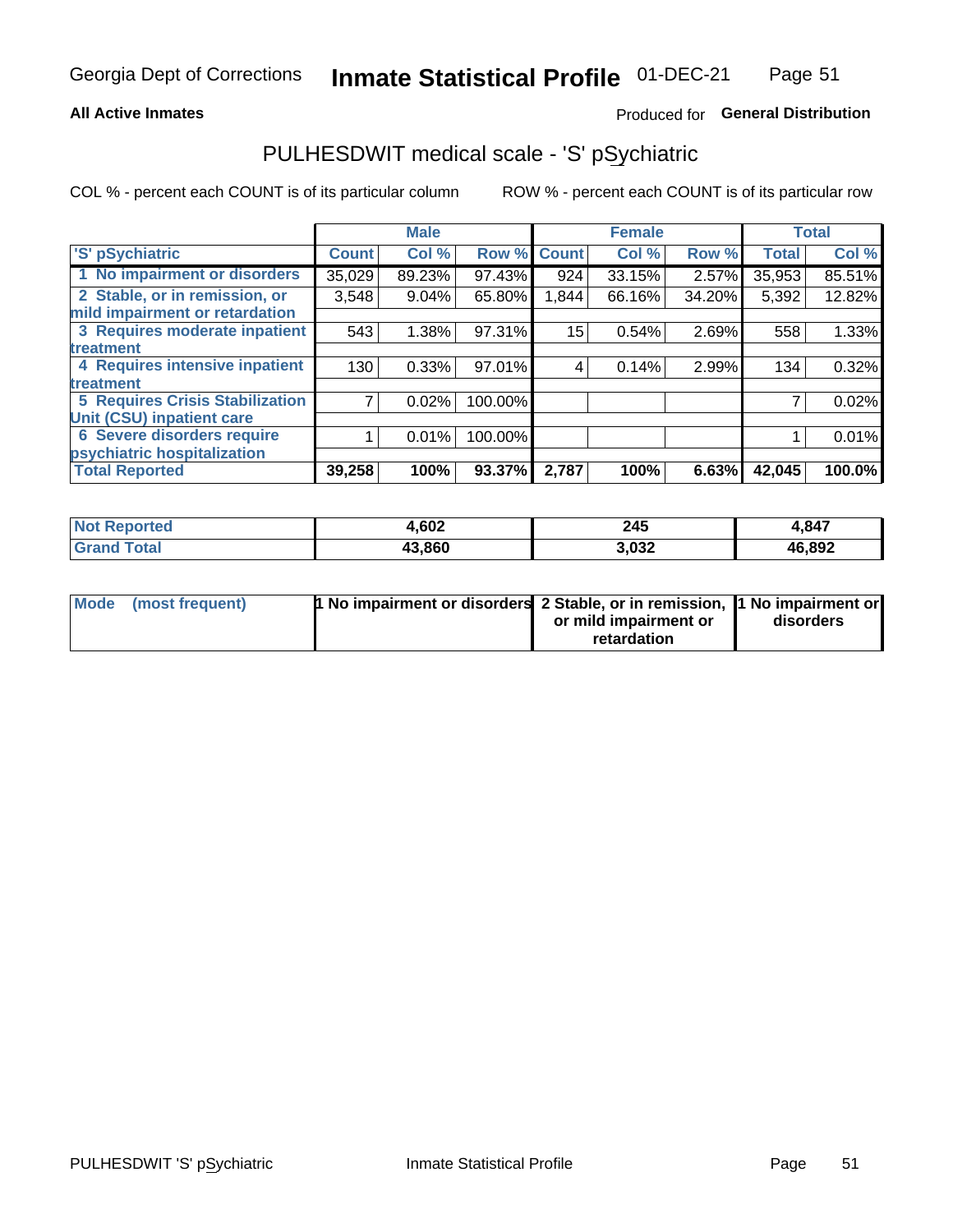Georgia Dept of Corrections **Inmate Statistical Profile** 01-DEC-21

**All Active Inmates**

Produced for **General Distribution**

## PULHESDWIT medical scale - 'S' pSychiatric

COL % - percent each COUNT is of its particular column ROW % - percent each COUNT is of its particular row

| 'S' pSychiatric | Male | | | Female | | | Total | |
|---|---|---|---|---|---|---|---|---|
| | Count | Col % | Row % | Count | Col % | Row % | Total | Col % |
| 1 No impairment or disorders | 35,029 | 89.23% | 97.43% | 924 | 33.15% | 2.57% | 35,953 | 85.51% |
| 2 Stable, or in remission, or mild impairment or retardation | 3,548 | 9.04% | 65.80% | 1,844 | 66.16% | 34.20% | 5,392 | 12.82% |
| 3 Requires moderate inpatient treatment | 543 | 1.38% | 97.31% | 15 | 0.54% | 2.69% | 558 | 1.33% |
| 4 Requires intensive inpatient treatment | 130 | 0.33% | 97.01% | 4 | 0.14% | 2.99% | 134 | 0.32% |
| 5 Requires Crisis Stabilization Unit (CSU) inpatient care | 7 | 0.02% | 100.00% | | | | 7 | 0.02% |
| 6 Severe disorders require psychiatric hospitalization | 1 | 0.01% | 100.00% | | | | 1 | 0.01% |
| **Total Reported** | **39,258** | **100%** | **93.37%** | **2,787** | **100%** | **6.63%** | **42,045** | **100.0%** |

| | Male | Female | Total |
|---|---|---|---|
| Not Reported | 4,602 | 245 | 4,847 |
| Grand Total | 43,860 | 3,032 | 46,892 |

| Mode (most frequent) | Male | Female | Total |
|---|---|---|---|
| | 1 No impairment or disorders | 2 Stable, or in remission, or mild impairment or retardation | 1 No impairment or disorders |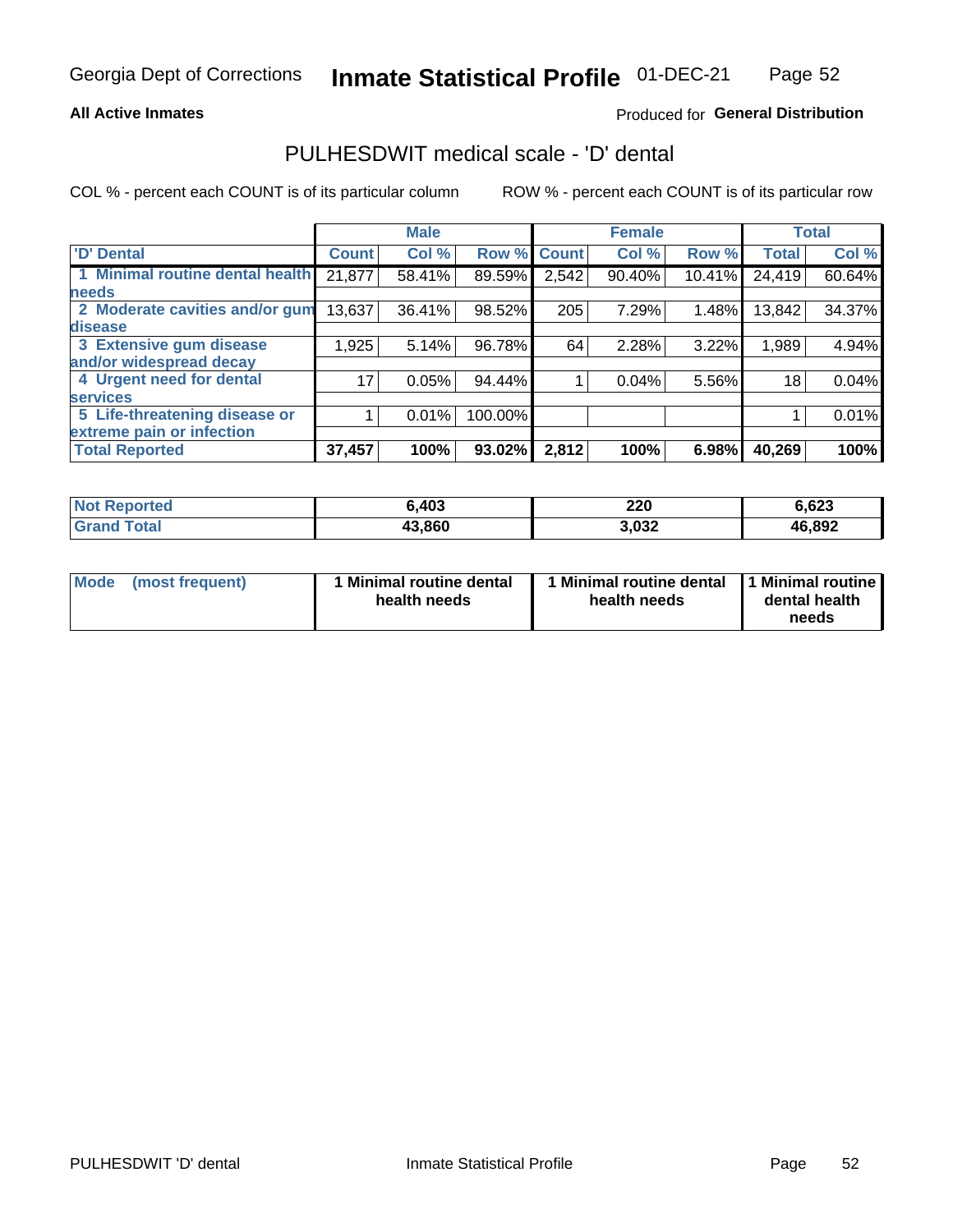Georgia Dept of Corrections **Inmate Statistical Profile** 01-DEC-21

**All Active Inmates**

Produced for **General Distribution**

## PULHESDWIT medical scale - 'D' dental

COL % - percent each COUNT is of its particular column

ROW % - percent each COUNT is of its particular row

| | Male | | | Female | | | Total | |
|---|---|---|---|---|---|---|---|---|
| 'D' Dental | Count | Col % | Row % | Count | Col % | Row % | Total | Col % |
| 1 Minimal routine dental health needs | 21,877 | 58.41% | 89.59% | 2,542 | 90.40% | 10.41% | 24,419 | 60.64% |
| 2 Moderate cavities and/or gum disease | 13,637 | 36.41% | 98.52% | 205 | 7.29% | 1.48% | 13,842 | 34.37% |
| 3 Extensive gum disease and/or widespread decay | 1,925 | 5.14% | 96.78% | 64 | 2.28% | 3.22% | 1,989 | 4.94% |
| 4 Urgent need for dental services | 17 | 0.05% | 94.44% | 1 | 0.04% | 5.56% | 18 | 0.04% |
| 5 Life-threatening disease or extreme pain or infection | 1 | 0.01% | 100.00% | | | | 1 | 0.01% |
| **Total Reported** | **37,457** | **100%** | **93.02%** | **2,812** | **100%** | **6.98%** | **40,269** | **100%** |

| | Male | Female | Total |
|---|---|---|---|
| **Not Reported** | **6,403** | **220** | **6,623** |
| **Grand Total** | **43,860** | **3,032** | **46,892** |

| | Male | Female | Total |
|---|---|---|---|
| **Mode (most frequent)** | **1 Minimal routine dental health needs** | **1 Minimal routine dental health needs** | **1 Minimal routine dental health needs** |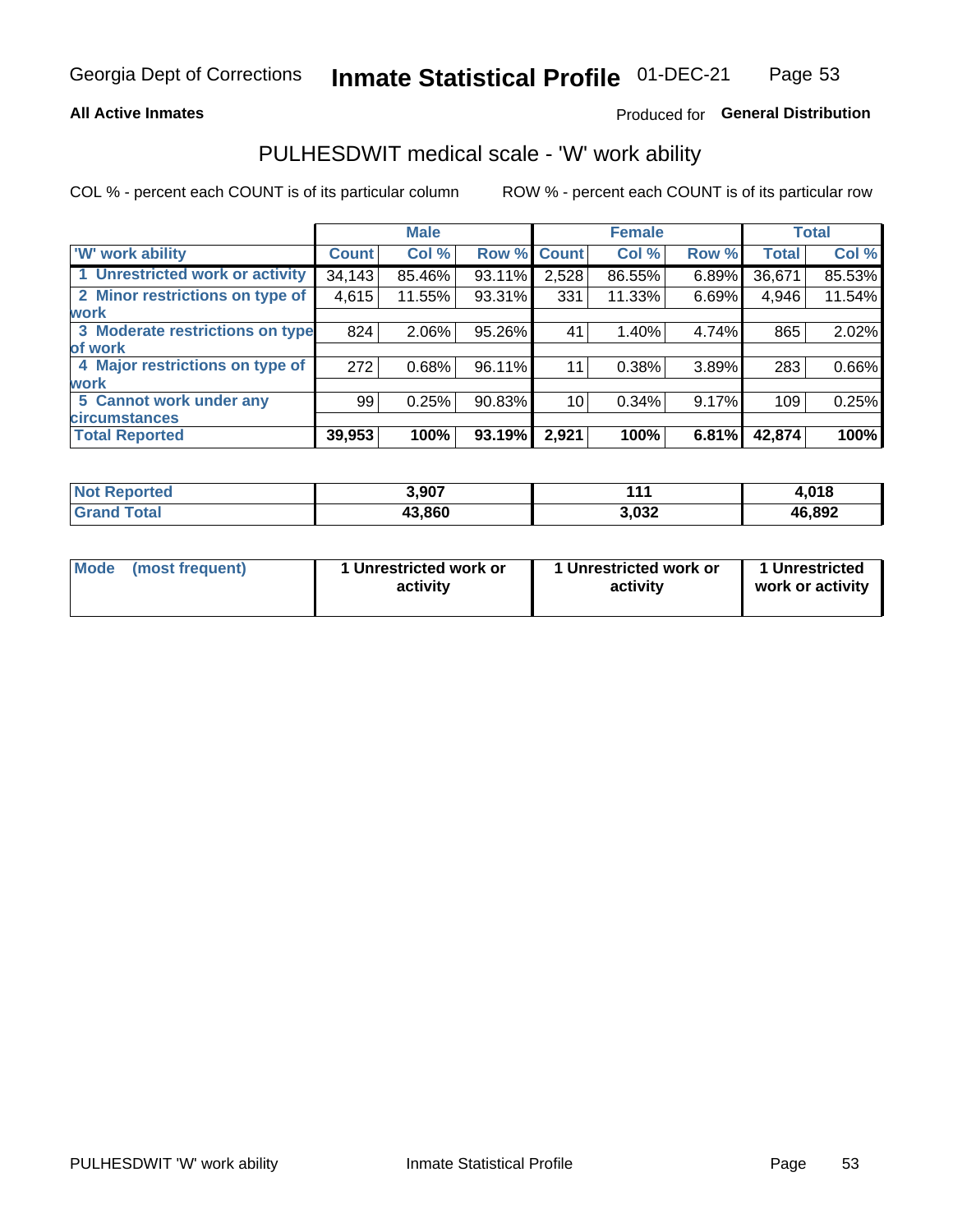Georgia Dept of Corrections **Inmate Statistical Profile** 01-DEC-21

**All Active Inmates** Produced for **General Distribution**

## PULHESDWIT medical scale - 'W' work ability

COL % - percent each COUNT is of its particular column    ROW % - percent each COUNT is of its particular row

| | Male | | | Female | | | Total | |
|---|---|---|---|---|---|---|---|---|
| 'W' work ability | Count | Col % | Row % | Count | Col % | Row % | Total | Col % |
| 1 Unrestricted work or activity | 34,143 | 85.46% | 93.11% | 2,528 | 86.55% | 6.89% | 36,671 | 85.53% |
| 2 Minor restrictions on type of work | 4,615 | 11.55% | 93.31% | 331 | 11.33% | 6.69% | 4,946 | 11.54% |
| 3 Moderate restrictions on type of work | 824 | 2.06% | 95.26% | 41 | 1.40% | 4.74% | 865 | 2.02% |
| 4 Major restrictions on type of work | 272 | 0.68% | 96.11% | 11 | 0.38% | 3.89% | 283 | 0.66% |
| 5 Cannot work under any circumstances | 99 | 0.25% | 90.83% | 10 | 0.34% | 9.17% | 109 | 0.25% |
| **Total Reported** | **39,953** | **100%** | **93.19%** | **2,921** | **100%** | **6.81%** | **42,874** | **100%** |

| | Male | Female | Total |
|---|---|---|---|
| Not Reported | 3,907 | 111 | 4,018 |
| Grand Total | 43,860 | 3,032 | 46,892 |

| | Male | Female | Total |
|---|---|---|---|
| Mode (most frequent) | 1 Unrestricted work or activity | 1 Unrestricted work or activity | 1 Unrestricted work or activity |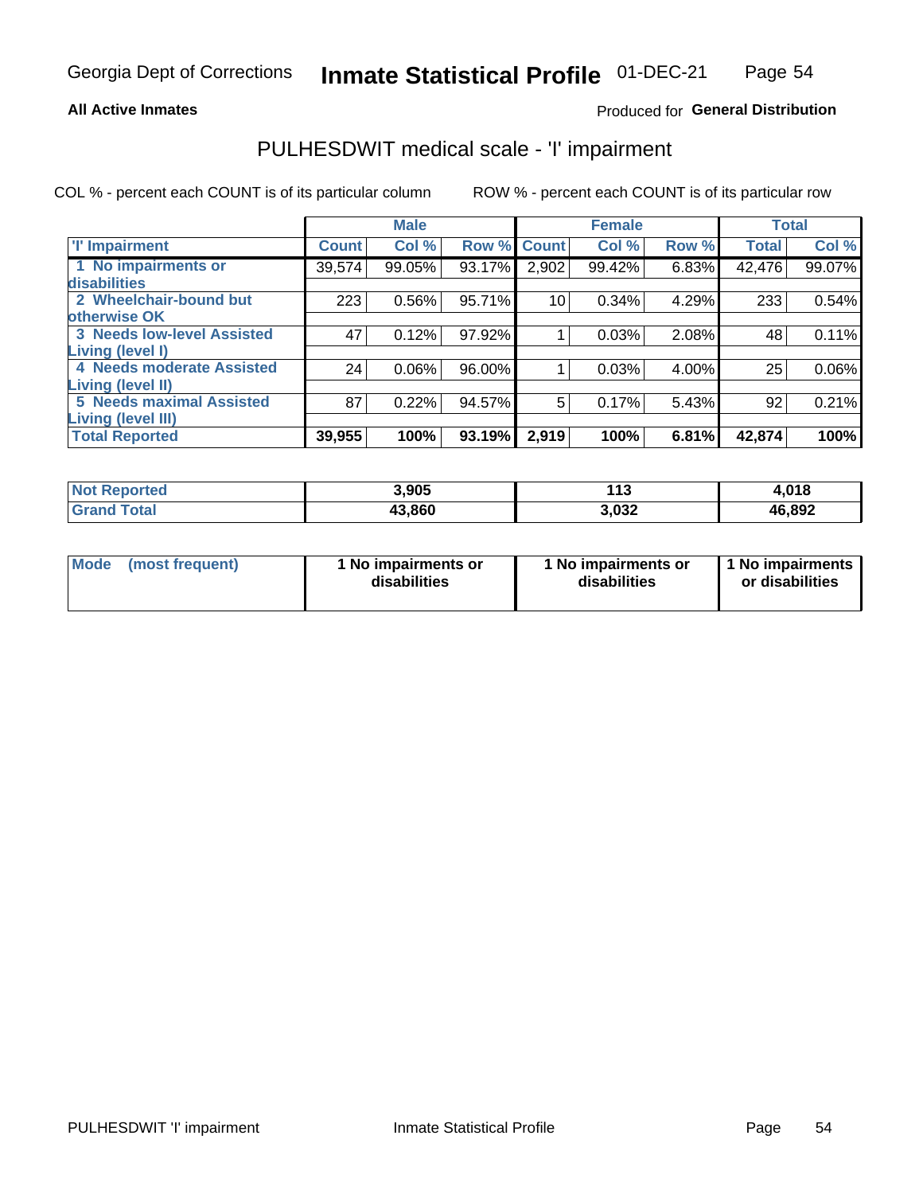Georgia Dept of Corrections **Inmate Statistical Profile** 01-DEC-21

**All Active Inmates**

Produced for **General Distribution**

## PULHESDWIT medical scale - 'I' impairment

COL % - percent each COUNT is of its particular column

ROW % - percent each COUNT is of its particular row

| | Male | | | Female | | | Total | |
|---|---|---|---|---|---|---|---|---|
| **'I' Impairment** | **Count** | **Col %** | **Row %** | **Count** | **Col %** | **Row %** | **Total** | **Col %** |
| **1 No impairments or disabilities** | 39,574 | 99.05% | 93.17% | 2,902 | 99.42% | 6.83% | 42,476 | 99.07% |
| **2 Wheelchair-bound but otherwise OK** | 223 | 0.56% | 95.71% | 10 | 0.34% | 4.29% | 233 | 0.54% |
| **3 Needs low-level Assisted Living (level I)** | 47 | 0.12% | 97.92% | 1 | 0.03% | 2.08% | 48 | 0.11% |
| **4 Needs moderate Assisted Living (level II)** | 24 | 0.06% | 96.00% | 1 | 0.03% | 4.00% | 25 | 0.06% |
| **5 Needs maximal Assisted Living (level III)** | 87 | 0.22% | 94.57% | 5 | 0.17% | 5.43% | 92 | 0.21% |
| **Total Reported** | **39,955** | **100%** | **93.19%** | **2,919** | **100%** | **6.81%** | **42,874** | **100%** |

| | Male | Female | Total |
|---|---|---|---|
| **Not Reported** | **3,905** | **113** | **4,018** |
| **Grand Total** | **43,860** | **3,032** | **46,892** |

| | Male | Female | Total |
|---|---|---|---|
| **Mode (most frequent)** | **1 No impairments or disabilities** | **1 No impairments or disabilities** | **1 No impairments or disabilities** |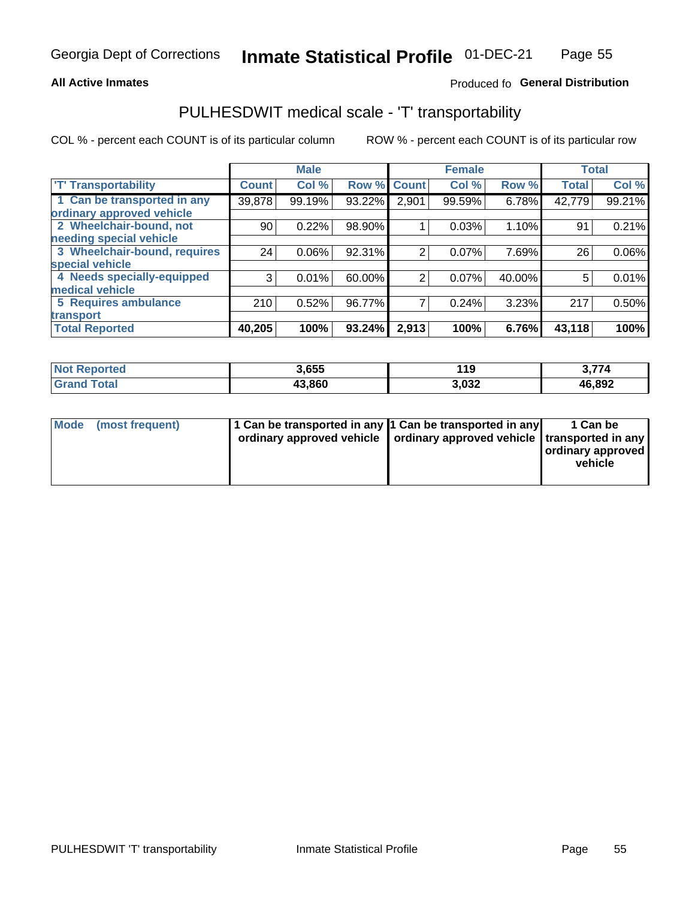Georgia Dept of Corrections **Inmate Statistical Profile** 01-DEC-21

**All Active Inmates**

Produced fo **General Distribution**

# PULHESDWIT medical scale - 'T' transportability

COL % - percent each COUNT is of its particular column ROW % - percent each COUNT is of its particular row

| | Male | | | Female | | | Total | |
|---|---|---|---|---|---|---|---|---|
| 'T' Transportability | Count | Col % | Row % | Count | Col % | Row % | Total | Col % |
| 1 Can be transported in any ordinary approved vehicle | 39,878 | 99.19% | 93.22% | 2,901 | 99.59% | 6.78% | 42,779 | 99.21% |
| 2 Wheelchair-bound, not needing special vehicle | 90 | 0.22% | 98.90% | 1 | 0.03% | 1.10% | 91 | 0.21% |
| 3 Wheelchair-bound, requires special vehicle | 24 | 0.06% | 92.31% | 2 | 0.07% | 7.69% | 26 | 0.06% |
| 4 Needs specially-equipped medical vehicle | 3 | 0.01% | 60.00% | 2 | 0.07% | 40.00% | 5 | 0.01% |
| 5 Requires ambulance transport | 210 | 0.52% | 96.77% | 7 | 0.24% | 3.23% | 217 | 0.50% |
| **Total Reported** | **40,205** | **100%** | **93.24%** | **2,913** | **100%** | **6.76%** | **43,118** | **100%** |

| | Male | Female | Total |
|---|---|---|---|
| **Not Reported** | **3,655** | **119** | **3,774** |
| **Grand Total** | **43,860** | **3,032** | **46,892** |

| | Male | Female | Total |
|---|---|---|---|
| **Mode (most frequent)** | **1 Can be transported in any ordinary approved vehicle** | **1 Can be transported in any ordinary approved vehicle** | **1 Can be transported in any ordinary approved vehicle** |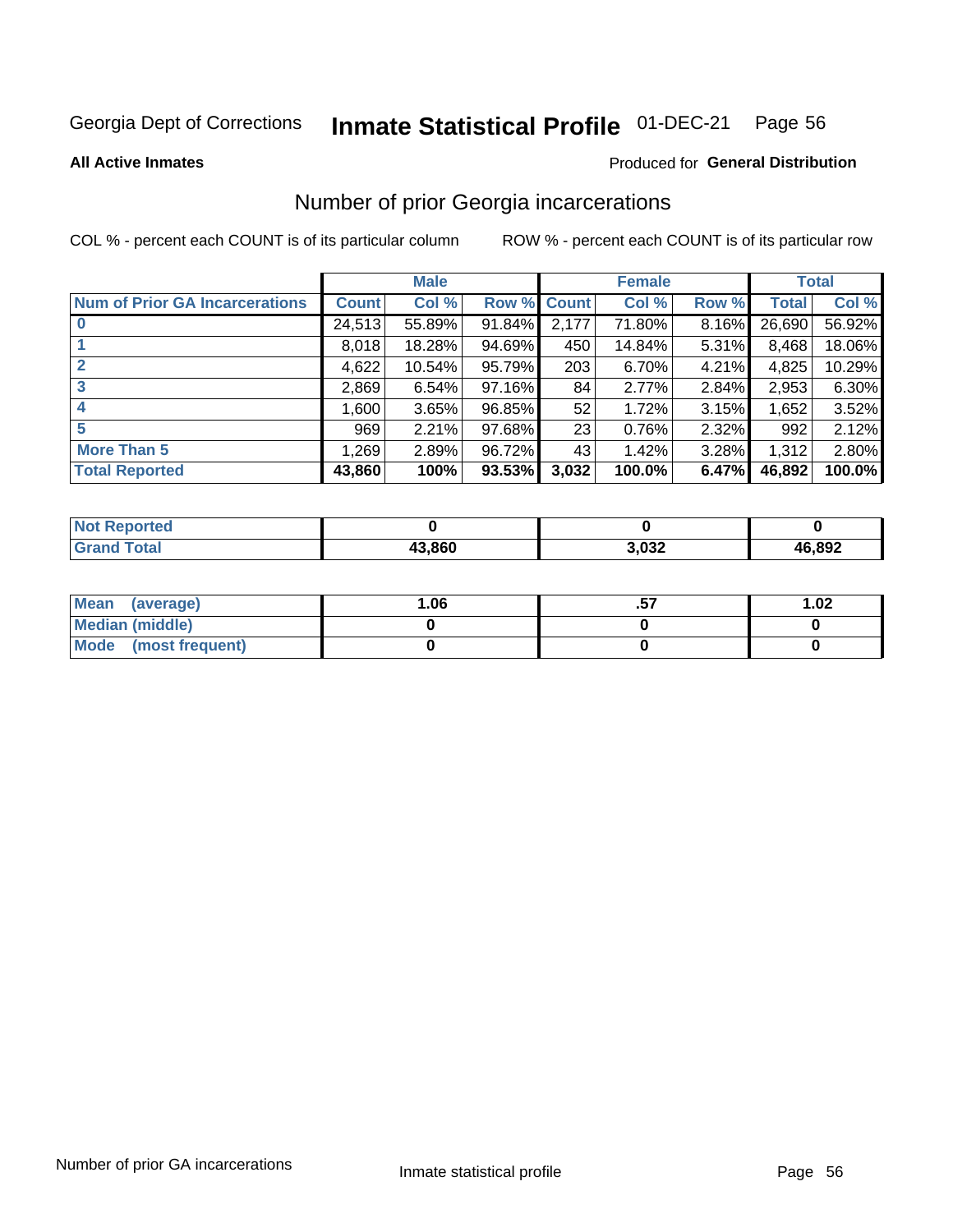Georgia Dept of Corrections **Inmate Statistical Profile** 01-DEC-21

**All Active Inmates**

Produced for **General Distribution**

## Number of prior Georgia incarcerations

COL % - percent each COUNT is of its particular column

ROW % - percent each COUNT is of its particular row

| | Male | | | Female | | | Total | |
|---|---|---|---|---|---|---|---|---|
| **Num of Prior GA Incarcerations** | **Count** | **Col %** | **Row %** | **Count** | **Col %** | **Row %** | **Total** | **Col %** |
| **0** | 24,513 | 55.89% | 91.84% | 2,177 | 71.80% | 8.16% | 26,690 | 56.92% |
| **1** | 8,018 | 18.28% | 94.69% | 450 | 14.84% | 5.31% | 8,468 | 18.06% |
| **2** | 4,622 | 10.54% | 95.79% | 203 | 6.70% | 4.21% | 4,825 | 10.29% |
| **3** | 2,869 | 6.54% | 97.16% | 84 | 2.77% | 2.84% | 2,953 | 6.30% |
| **4** | 1,600 | 3.65% | 96.85% | 52 | 1.72% | 3.15% | 1,652 | 3.52% |
| **5** | 969 | 2.21% | 97.68% | 23 | 0.76% | 2.32% | 992 | 2.12% |
| **More Than 5** | 1,269 | 2.89% | 96.72% | 43 | 1.42% | 3.28% | 1,312 | 2.80% |
| **Total Reported** | **43,860** | **100%** | **93.53%** | **3,032** | **100.0%** | **6.47%** | **46,892** | **100.0%** |

| | Male | Female | Total |
|---|---|---|---|
| **Not Reported** | **0** | **0** | **0** |
| **Grand Total** | **43,860** | **3,032** | **46,892** |

| | Male | Female | Total |
|---|---|---|---|
| **Mean (average)** | **1.06** | **.57** | **1.02** |
| **Median (middle)** | **0** | **0** | **0** |
| **Mode (most frequent)** | **0** | **0** | **0** |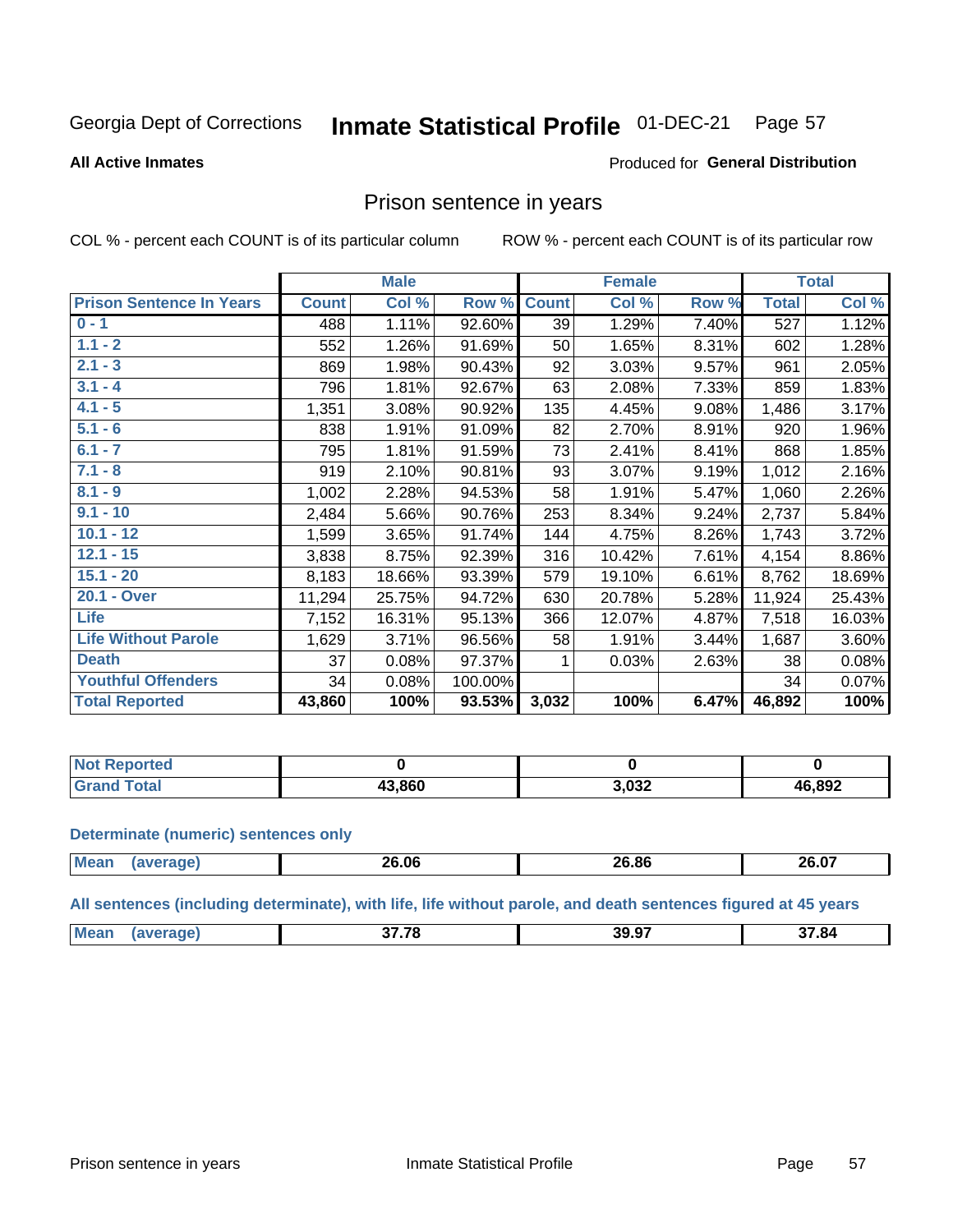Georgia Dept of Corrections **Inmate Statistical Profile** 01-DEC-21

**All Active Inmates**

Produced for **General Distribution**

## Prison sentence in years

COL % - percent each COUNT is of its particular column

ROW % - percent each COUNT is of its particular row

| | Male | | | Female | | | Total | |
|---|---|---|---|---|---|---|---|---|
| **Prison Sentence In Years** | **Count** | **Col %** | **Row %** | **Count** | **Col %** | **Row %** | **Total** | **Col %** |
| 0 - 1 | 488 | 1.11% | 92.60% | 39 | 1.29% | 7.40% | 527 | 1.12% |
| 1.1 - 2 | 552 | 1.26% | 91.69% | 50 | 1.65% | 8.31% | 602 | 1.28% |
| 2.1 - 3 | 869 | 1.98% | 90.43% | 92 | 3.03% | 9.57% | 961 | 2.05% |
| 3.1 - 4 | 796 | 1.81% | 92.67% | 63 | 2.08% | 7.33% | 859 | 1.83% |
| 4.1 - 5 | 1,351 | 3.08% | 90.92% | 135 | 4.45% | 9.08% | 1,486 | 3.17% |
| 5.1 - 6 | 838 | 1.91% | 91.09% | 82 | 2.70% | 8.91% | 920 | 1.96% |
| 6.1 - 7 | 795 | 1.81% | 91.59% | 73 | 2.41% | 8.41% | 868 | 1.85% |
| 7.1 - 8 | 919 | 2.10% | 90.81% | 93 | 3.07% | 9.19% | 1,012 | 2.16% |
| 8.1 - 9 | 1,002 | 2.28% | 94.53% | 58 | 1.91% | 5.47% | 1,060 | 2.26% |
| 9.1 - 10 | 2,484 | 5.66% | 90.76% | 253 | 8.34% | 9.24% | 2,737 | 5.84% |
| 10.1 - 12 | 1,599 | 3.65% | 91.74% | 144 | 4.75% | 8.26% | 1,743 | 3.72% |
| 12.1 - 15 | 3,838 | 8.75% | 92.39% | 316 | 10.42% | 7.61% | 4,154 | 8.86% |
| 15.1 - 20 | 8,183 | 18.66% | 93.39% | 579 | 19.10% | 6.61% | 8,762 | 18.69% |
| 20.1 - Over | 11,294 | 25.75% | 94.72% | 630 | 20.78% | 5.28% | 11,924 | 25.43% |
| Life | 7,152 | 16.31% | 95.13% | 366 | 12.07% | 4.87% | 7,518 | 16.03% |
| Life Without Parole | 1,629 | 3.71% | 96.56% | 58 | 1.91% | 3.44% | 1,687 | 3.60% |
| Death | 37 | 0.08% | 97.37% | 1 | 0.03% | 2.63% | 38 | 0.08% |
| Youthful Offenders | 34 | 0.08% | 100.00% | | | | 34 | 0.07% |
| **Total Reported** | **43,860** | **100%** | **93.53%** | **3,032** | **100%** | **6.47%** | **46,892** | **100%** |

| | Male | Female | Total |
|---|---|---|---|
| Not Reported | **0** | **0** | **0** |
| Grand Total | **43,860** | **3,032** | **46,892** |

**Determinate (numeric) sentences only**

| | Male | Female | Total |
|---|---|---|---|
| Mean (average) | **26.06** | **26.86** | **26.07** |

**All sentences (including determinate), with life, life without parole, and death sentences figured at 45 years**

| | Male | Female | Total |
|---|---|---|---|
| Mean (average) | **37.78** | **39.97** | **37.84** |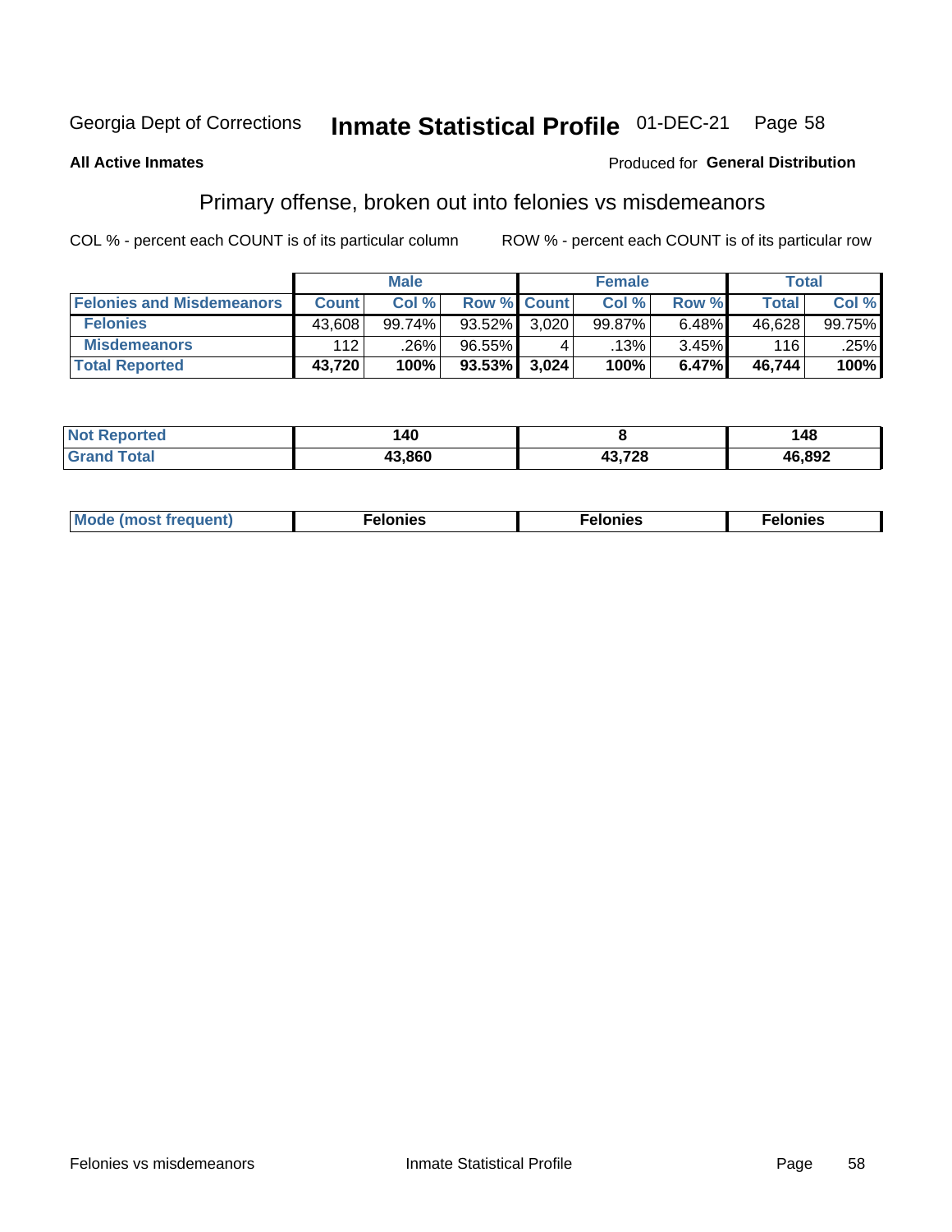Georgia Dept of Corrections **Inmate Statistical Profile** 01-DEC-21

**All Active Inmates**

Produced for **General Distribution**

## Primary offense, broken out into felonies vs misdemeanors

COL % - percent each COUNT is of its particular column ROW % - percent each COUNT is of its particular row

| | Male | | | Female | | | Total | |
|---|---|---|---|---|---|---|---|---|
| **Felonies and Misdemeanors** | **Count** | **Col %** | **Row %** | **Count** | **Col %** | **Row %** | **Total** | **Col %** |
| **Felonies** | 43,608 | 99.74% | 93.52% | 3,020 | 99.87% | 6.48% | 46,628 | 99.75% |
| **Misdemeanors** | 112 | .26% | 96.55% | 4 | .13% | 3.45% | 116 | .25% |
| **Total Reported** | **43,720** | **100%** | **93.53%** | **3,024** | **100%** | **6.47%** | **46,744** | **100%** |

| | Male | Female | Total |
|---|---|---|---|
| **Not Reported** | **140** | **8** | **148** |
| **Grand Total** | **43,860** | **43,728** | **46,892** |

| | Male | Female | Total |
|---|---|---|---|
| **Mode (most frequent)** | **Felonies** | **Felonies** | **Felonies** |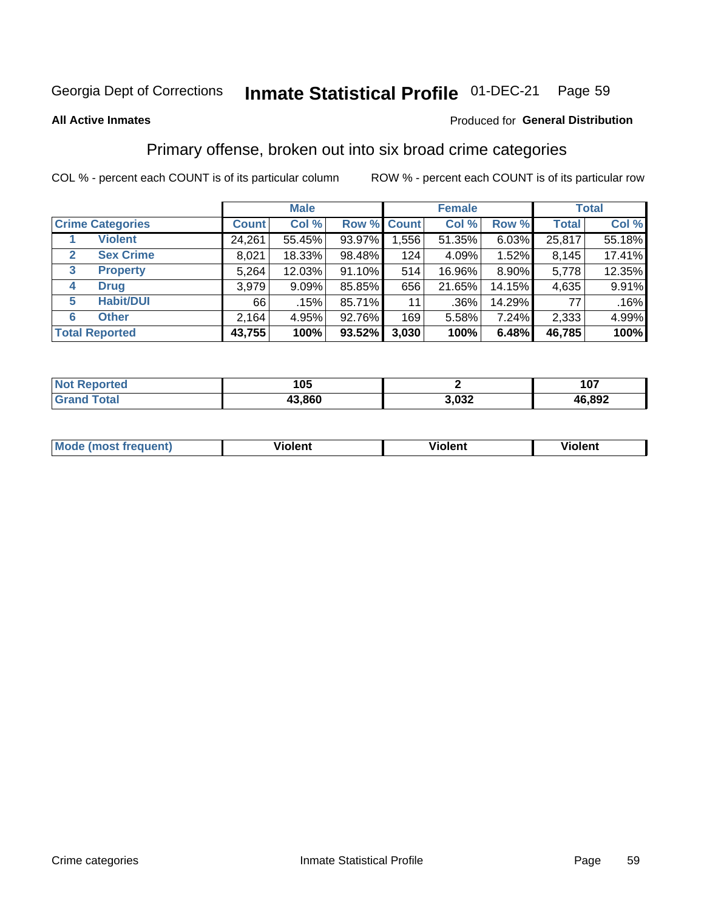Georgia Dept of Corrections **Inmate Statistical Profile** 01-DEC-21

**All Active Inmates**

Produced for **General Distribution**

## Primary offense, broken out into six broad crime categories

COL % - percent each COUNT is of its particular column ROW % - percent each COUNT is of its particular row

| | | Male | | | Female | | | Total | |
|---|---|---|---|---|---|---|---|---|---|
| **Crime Categories** | | **Count** | **Col %** | **Row %** | **Count** | **Col %** | **Row %** | **Total** | **Col %** |
| 1 | **Violent** | 24,261 | 55.45% | 93.97% | 1,556 | 51.35% | 6.03% | 25,817 | 55.18% |
| 2 | **Sex Crime** | 8,021 | 18.33% | 98.48% | 124 | 4.09% | 1.52% | 8,145 | 17.41% |
| 3 | **Property** | 5,264 | 12.03% | 91.10% | 514 | 16.96% | 8.90% | 5,778 | 12.35% |
| 4 | **Drug** | 3,979 | 9.09% | 85.85% | 656 | 21.65% | 14.15% | 4,635 | 9.91% |
| 5 | **Habit/DUI** | 66 | .15% | 85.71% | 11 | .36% | 14.29% | 77 | .16% |
| 6 | **Other** | 2,164 | 4.95% | 92.76% | 169 | 5.58% | 7.24% | 2,333 | 4.99% |
| **Total Reported** | | **43,755** | **100%** | **93.52%** | **3,030** | **100%** | **6.48%** | **46,785** | **100%** |

| | Male | Female | Total |
|---|---|---|---|
| **Not Reported** | **105** | **2** | **107** |
| **Grand Total** | **43,860** | **3,032** | **46,892** |

| | Male | Female | Total |
|---|---|---|---|
| **Mode (most frequent)** | **Violent** | **Violent** | **Violent** |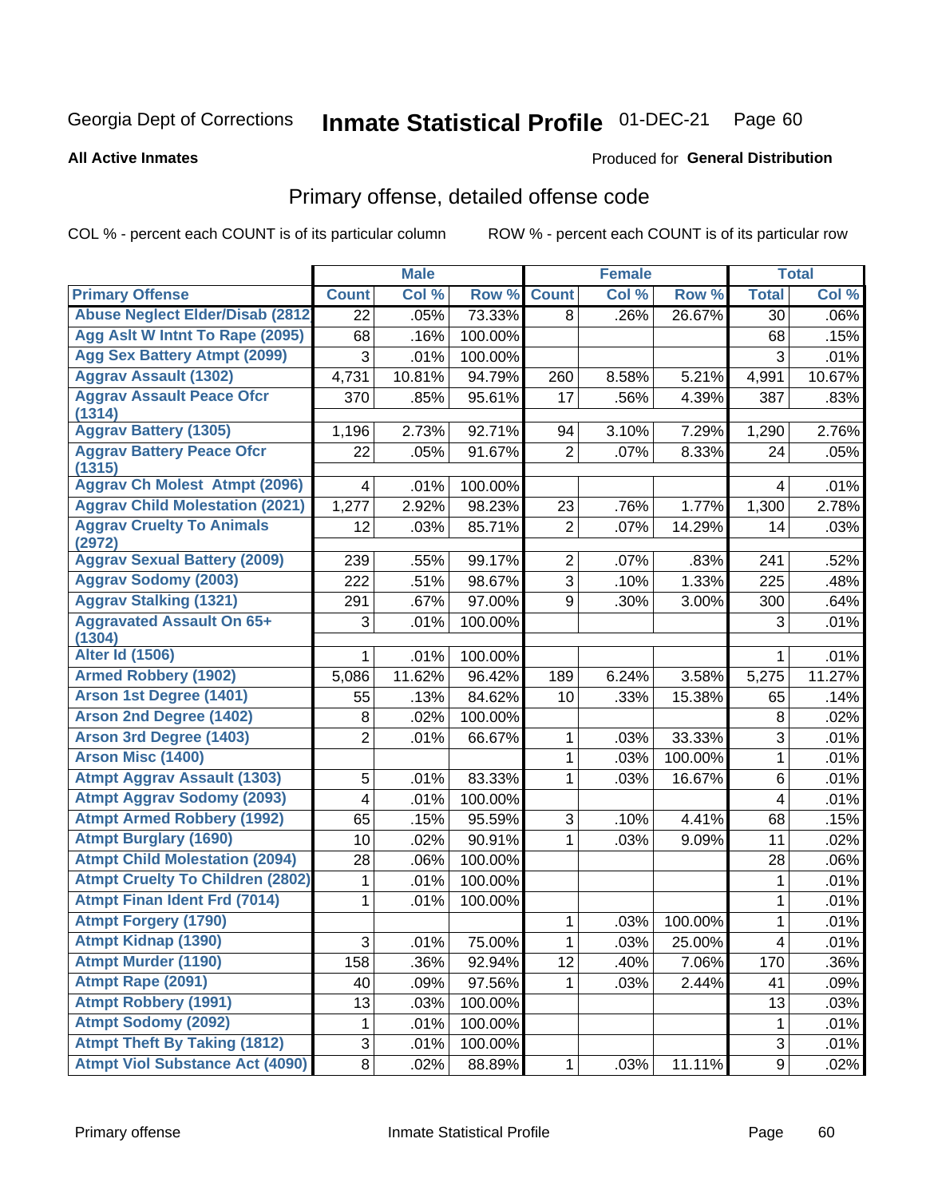Georgia Dept of Corrections **Inmate Statistical Profile** 01-DEC-21

**All Active Inmates**

Produced for **General Distribution**

## Primary offense, detailed offense code

COL % - percent each COUNT is of its particular column ROW % - percent each COUNT is of its particular row

| | Male | | | Female | | | Total | |
|---|---|---|---|---|---|---|---|---|
| **Primary Offense** | **Count** | **Col %** | **Row %** | **Count** | **Col %** | **Row %** | **Total** | **Col %** |
| Abuse Neglect Elder/Disab (2812) | 22 | .05% | 73.33% | 8 | .26% | 26.67% | 30 | .06% |
| Agg Aslt W Intnt To Rape (2095) | 68 | .16% | 100.00% | | | | 68 | .15% |
| Agg Sex Battery Atmpt (2099) | 3 | .01% | 100.00% | | | | 3 | .01% |
| Aggrav Assault (1302) | 4,731 | 10.81% | 94.79% | 260 | 8.58% | 5.21% | 4,991 | 10.67% |
| Aggrav Assault Peace Ofcr (1314) | 370 | .85% | 95.61% | 17 | .56% | 4.39% | 387 | .83% |
| Aggrav Battery (1305) | 1,196 | 2.73% | 92.71% | 94 | 3.10% | 7.29% | 1,290 | 2.76% |
| Aggrav Battery Peace Ofcr (1315) | 22 | .05% | 91.67% | 2 | .07% | 8.33% | 24 | .05% |
| Aggrav Ch Molest Atmpt (2096) | 4 | .01% | 100.00% | | | | 4 | .01% |
| Aggrav Child Molestation (2021) | 1,277 | 2.92% | 98.23% | 23 | .76% | 1.77% | 1,300 | 2.78% |
| Aggrav Cruelty To Animals (2972) | 12 | .03% | 85.71% | 2 | .07% | 14.29% | 14 | .03% |
| Aggrav Sexual Battery (2009) | 239 | .55% | 99.17% | 2 | .07% | .83% | 241 | .52% |
| Aggrav Sodomy (2003) | 222 | .51% | 98.67% | 3 | .10% | 1.33% | 225 | .48% |
| Aggrav Stalking (1321) | 291 | .67% | 97.00% | 9 | .30% | 3.00% | 300 | .64% |
| Aggravated Assault On 65+ (1304) | 3 | .01% | 100.00% | | | | 3 | .01% |
| Alter Id (1506) | 1 | .01% | 100.00% | | | | 1 | .01% |
| Armed Robbery (1902) | 5,086 | 11.62% | 96.42% | 189 | 6.24% | 3.58% | 5,275 | 11.27% |
| Arson 1st Degree (1401) | 55 | .13% | 84.62% | 10 | .33% | 15.38% | 65 | .14% |
| Arson 2nd Degree (1402) | 8 | .02% | 100.00% | | | | 8 | .02% |
| Arson 3rd Degree (1403) | 2 | .01% | 66.67% | 1 | .03% | 33.33% | 3 | .01% |
| Arson Misc (1400) | | | | 1 | .03% | 100.00% | 1 | .01% |
| Atmpt Aggrav Assault (1303) | 5 | .01% | 83.33% | 1 | .03% | 16.67% | 6 | .01% |
| Atmpt Aggrav Sodomy (2093) | 4 | .01% | 100.00% | | | | 4 | .01% |
| Atmpt Armed Robbery (1992) | 65 | .15% | 95.59% | 3 | .10% | 4.41% | 68 | .15% |
| Atmpt Burglary (1690) | 10 | .02% | 90.91% | 1 | .03% | 9.09% | 11 | .02% |
| Atmpt Child Molestation (2094) | 28 | .06% | 100.00% | | | | 28 | .06% |
| Atmpt Cruelty To Children (2802) | 1 | .01% | 100.00% | | | | 1 | .01% |
| Atmpt Finan Ident Frd (7014) | 1 | .01% | 100.00% | | | | 1 | .01% |
| Atmpt Forgery (1790) | | | | 1 | .03% | 100.00% | 1 | .01% |
| Atmpt Kidnap (1390) | 3 | .01% | 75.00% | 1 | .03% | 25.00% | 4 | .01% |
| Atmpt Murder (1190) | 158 | .36% | 92.94% | 12 | .40% | 7.06% | 170 | .36% |
| Atmpt Rape (2091) | 40 | .09% | 97.56% | 1 | .03% | 2.44% | 41 | .09% |
| Atmpt Robbery (1991) | 13 | .03% | 100.00% | | | | 13 | .03% |
| Atmpt Sodomy (2092) | 1 | .01% | 100.00% | | | | 1 | .01% |
| Atmpt Theft By Taking (1812) | 3 | .01% | 100.00% | | | | 3 | .01% |
| Atmpt Viol Substance Act (4090) | 8 | .02% | 88.89% | 1 | .03% | 11.11% | 9 | .02% |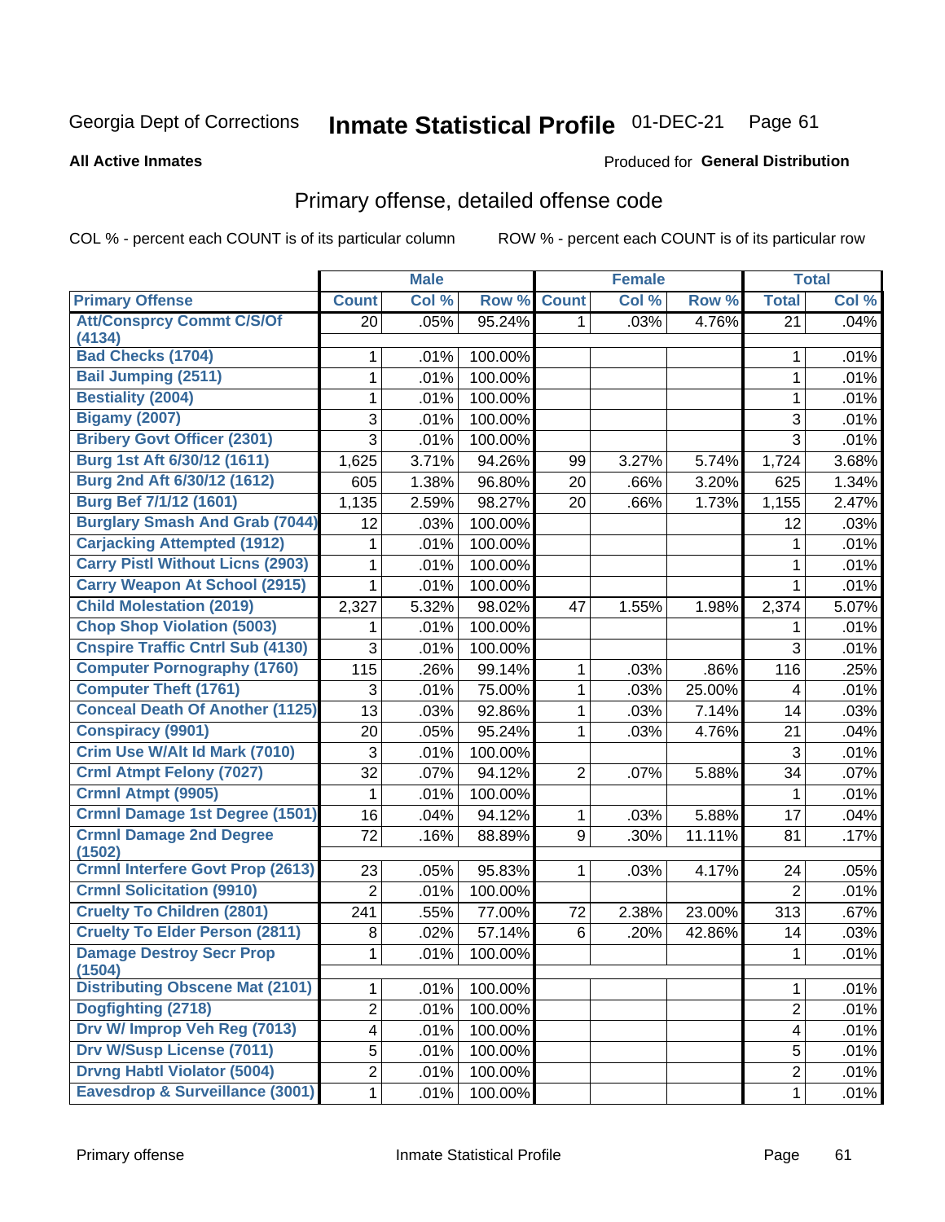Georgia Dept of Corrections **Inmate Statistical Profile** 01-DEC-21

**All Active Inmates** Produced for **General Distribution**

## Primary offense, detailed offense code

COL % - percent each COUNT is of its particular column ROW % - percent each COUNT is of its particular row

| | Male | | | Female | | | Total | |
|---|---|---|---|---|---|---|---|---|
| **Primary Offense** | **Count** | **Col %** | **Row %** | **Count** | **Col %** | **Row %** | **Total** | **Col %** |
| **Att/Consprcy Commt C/S/Of (4134)** | 20 | .05% | 95.24% | 1 | .03% | 4.76% | 21 | .04% |
| **Bad Checks (1704)** | 1 | .01% | 100.00% | | | | 1 | .01% |
| **Bail Jumping (2511)** | 1 | .01% | 100.00% | | | | 1 | .01% |
| **Bestiality (2004)** | 1 | .01% | 100.00% | | | | 1 | .01% |
| **Bigamy (2007)** | 3 | .01% | 100.00% | | | | 3 | .01% |
| **Bribery Govt Officer (2301)** | 3 | .01% | 100.00% | | | | 3 | .01% |
| **Burg 1st Aft 6/30/12 (1611)** | 1,625 | 3.71% | 94.26% | 99 | 3.27% | 5.74% | 1,724 | 3.68% |
| **Burg 2nd Aft 6/30/12 (1612)** | 605 | 1.38% | 96.80% | 20 | .66% | 3.20% | 625 | 1.34% |
| **Burg Bef 7/1/12 (1601)** | 1,135 | 2.59% | 98.27% | 20 | .66% | 1.73% | 1,155 | 2.47% |
| **Burglary Smash And Grab (7044)** | 12 | .03% | 100.00% | | | | 12 | .03% |
| **Carjacking Attempted (1912)** | 1 | .01% | 100.00% | | | | 1 | .01% |
| **Carry Pistl Without Licns (2903)** | 1 | .01% | 100.00% | | | | 1 | .01% |
| **Carry Weapon At School (2915)** | 1 | .01% | 100.00% | | | | 1 | .01% |
| **Child Molestation (2019)** | 2,327 | 5.32% | 98.02% | 47 | 1.55% | 1.98% | 2,374 | 5.07% |
| **Chop Shop Violation (5003)** | 1 | .01% | 100.00% | | | | 1 | .01% |
| **Cnspire Traffic Cntrl Sub (4130)** | 3 | .01% | 100.00% | | | | 3 | .01% |
| **Computer Pornography (1760)** | 115 | .26% | 99.14% | 1 | .03% | .86% | 116 | .25% |
| **Computer Theft (1761)** | 3 | .01% | 75.00% | 1 | .03% | 25.00% | 4 | .01% |
| **Conceal Death Of Another (1125)** | 13 | .03% | 92.86% | 1 | .03% | 7.14% | 14 | .03% |
| **Conspiracy (9901)** | 20 | .05% | 95.24% | 1 | .03% | 4.76% | 21 | .04% |
| **Crim Use W/Alt Id Mark (7010)** | 3 | .01% | 100.00% | | | | 3 | .01% |
| **Crml Atmpt Felony (7027)** | 32 | .07% | 94.12% | 2 | .07% | 5.88% | 34 | .07% |
| **Crmnl Atmpt (9905)** | 1 | .01% | 100.00% | | | | 1 | .01% |
| **Crmnl Damage 1st Degree (1501)** | 16 | .04% | 94.12% | 1 | .03% | 5.88% | 17 | .04% |
| **Crmnl Damage 2nd Degree (1502)** | 72 | .16% | 88.89% | 9 | .30% | 11.11% | 81 | .17% |
| **Crmnl Interfere Govt Prop (2613)** | 23 | .05% | 95.83% | 1 | .03% | 4.17% | 24 | .05% |
| **Crmnl Solicitation (9910)** | 2 | .01% | 100.00% | | | | 2 | .01% |
| **Cruelty To Children (2801)** | 241 | .55% | 77.00% | 72 | 2.38% | 23.00% | 313 | .67% |
| **Cruelty To Elder Person (2811)** | 8 | .02% | 57.14% | 6 | .20% | 42.86% | 14 | .03% |
| **Damage Destroy Secr Prop (1504)** | 1 | .01% | 100.00% | | | | 1 | .01% |
| **Distributing Obscene Mat (2101)** | 1 | .01% | 100.00% | | | | 1 | .01% |
| **Dogfighting (2718)** | 2 | .01% | 100.00% | | | | 2 | .01% |
| **Drv W/ Improp Veh Reg (7013)** | 4 | .01% | 100.00% | | | | 4 | .01% |
| **Drv W/Susp License (7011)** | 5 | .01% | 100.00% | | | | 5 | .01% |
| **Drvng Habtl Violator (5004)** | 2 | .01% | 100.00% | | | | 2 | .01% |
| **Eavesdrop & Surveillance (3001)** | 1 | .01% | 100.00% | | | | 1 | .01% |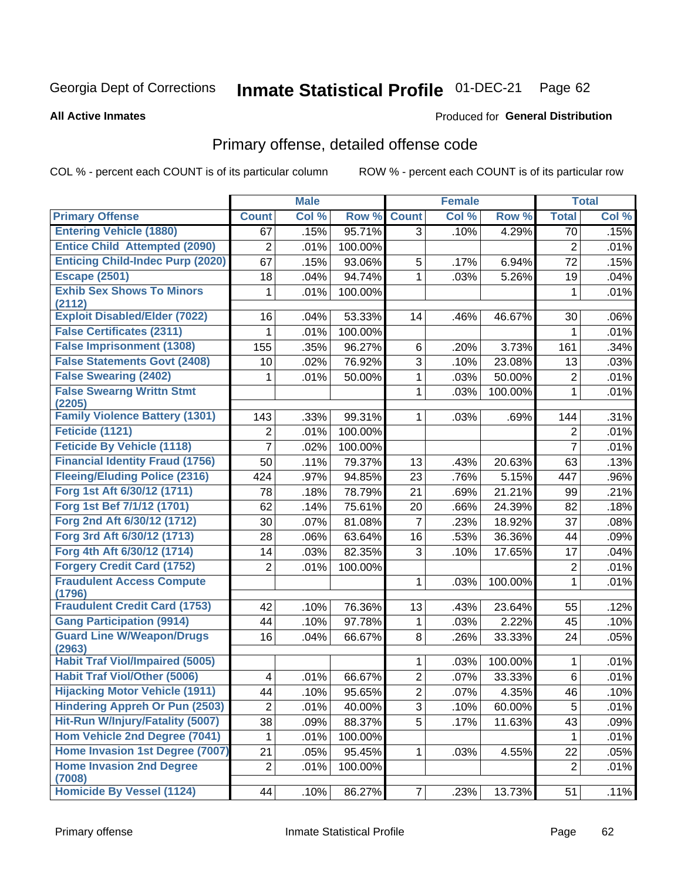Georgia Dept of Corrections **Inmate Statistical Profile** 01-DEC-21 Page 62

**All Active Inmates**

Produced for **General Distribution**

## Primary offense, detailed offense code

COL % - percent each COUNT is of its particular column ROW % - percent each COUNT is of its particular row

| | Male | | | Female | | | Total | |
|---|---|---|---|---|---|---|---|---|
| **Primary Offense** | **Count** | **Col %** | **Row %** | **Count** | **Col %** | **Row %** | **Total** | **Col %** |
| Entering Vehicle (1880) | 67 | .15% | 95.71% | 3 | .10% | 4.29% | 70 | .15% |
| Entice Child Attempted (2090) | 2 | .01% | 100.00% | | | | 2 | .01% |
| Enticing Child-Indec Purp (2020) | 67 | .15% | 93.06% | 5 | .17% | 6.94% | 72 | .15% |
| Escape (2501) | 18 | .04% | 94.74% | 1 | .03% | 5.26% | 19 | .04% |
| Exhib Sex Shows To Minors (2112) | 1 | .01% | 100.00% | | | | 1 | .01% |
| Exploit Disabled/Elder (7022) | 16 | .04% | 53.33% | 14 | .46% | 46.67% | 30 | .06% |
| False Certificates (2311) | 1 | .01% | 100.00% | | | | 1 | .01% |
| False Imprisonment (1308) | 155 | .35% | 96.27% | 6 | .20% | 3.73% | 161 | .34% |
| False Statements Govt (2408) | 10 | .02% | 76.92% | 3 | .10% | 23.08% | 13 | .03% |
| False Swearing (2402) | 1 | .01% | 50.00% | 1 | .03% | 50.00% | 2 | .01% |
| False Swearng Writtn Stmt (2205) | | | | 1 | .03% | 100.00% | 1 | .01% |
| Family Violence Battery (1301) | 143 | .33% | 99.31% | 1 | .03% | .69% | 144 | .31% |
| Feticide (1121) | 2 | .01% | 100.00% | | | | 2 | .01% |
| Feticide By Vehicle (1118) | 7 | .02% | 100.00% | | | | 7 | .01% |
| Financial Identity Fraud (1756) | 50 | .11% | 79.37% | 13 | .43% | 20.63% | 63 | .13% |
| Fleeing/Eluding Police (2316) | 424 | .97% | 94.85% | 23 | .76% | 5.15% | 447 | .96% |
| Forg 1st Aft 6/30/12 (1711) | 78 | .18% | 78.79% | 21 | .69% | 21.21% | 99 | .21% |
| Forg 1st Bef 7/1/12 (1701) | 62 | .14% | 75.61% | 20 | .66% | 24.39% | 82 | .18% |
| Forg 2nd Aft 6/30/12 (1712) | 30 | .07% | 81.08% | 7 | .23% | 18.92% | 37 | .08% |
| Forg 3rd Aft 6/30/12 (1713) | 28 | .06% | 63.64% | 16 | .53% | 36.36% | 44 | .09% |
| Forg 4th Aft 6/30/12 (1714) | 14 | .03% | 82.35% | 3 | .10% | 17.65% | 17 | .04% |
| Forgery Credit Card (1752) | 2 | .01% | 100.00% | | | | 2 | .01% |
| Fraudulent Access Compute (1796) | | | | 1 | .03% | 100.00% | 1 | .01% |
| Fraudulent Credit Card (1753) | 42 | .10% | 76.36% | 13 | .43% | 23.64% | 55 | .12% |
| Gang Participation (9914) | 44 | .10% | 97.78% | 1 | .03% | 2.22% | 45 | .10% |
| Guard Line W/Weapon/Drugs (2963) | 16 | .04% | 66.67% | 8 | .26% | 33.33% | 24 | .05% |
| Habit Traf Viol/Impaired (5005) | | | | 1 | .03% | 100.00% | 1 | .01% |
| Habit Traf Viol/Other (5006) | 4 | .01% | 66.67% | 2 | .07% | 33.33% | 6 | .01% |
| Hijacking Motor Vehicle (1911) | 44 | .10% | 95.65% | 2 | .07% | 4.35% | 46 | .10% |
| Hindering Appreh Or Pun (2503) | 2 | .01% | 40.00% | 3 | .10% | 60.00% | 5 | .01% |
| Hit-Run W/Injury/Fatality (5007) | 38 | .09% | 88.37% | 5 | .17% | 11.63% | 43 | .09% |
| Hom Vehicle 2nd Degree (7041) | 1 | .01% | 100.00% | | | | 1 | .01% |
| Home Invasion 1st Degree (7007) | 21 | .05% | 95.45% | 1 | .03% | 4.55% | 22 | .05% |
| Home Invasion 2nd Degree (7008) | 2 | .01% | 100.00% | | | | 2 | .01% |
| Homicide By Vessel (1124) | 44 | .10% | 86.27% | 7 | .23% | 13.73% | 51 | .11% |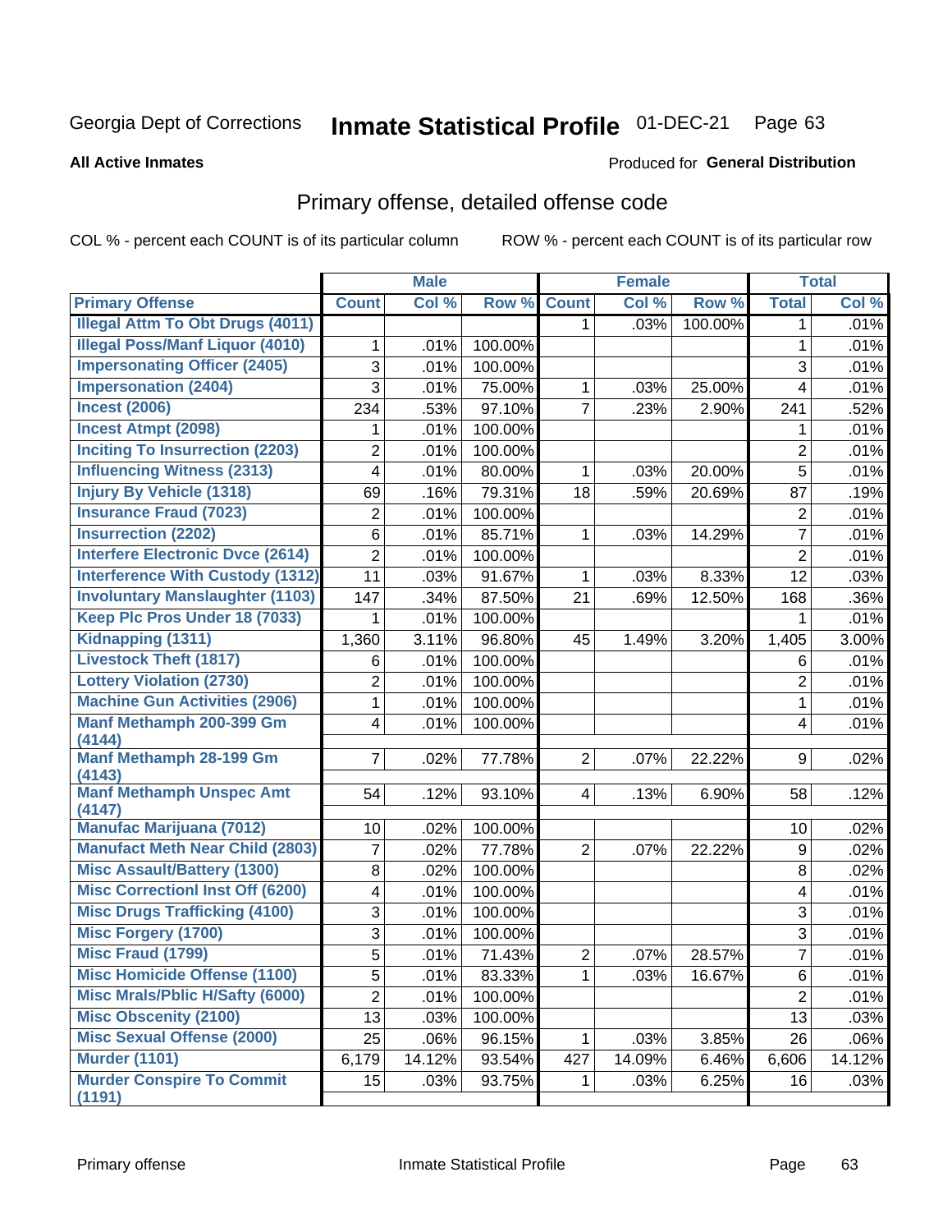Georgia Dept of Corrections **Inmate Statistical Profile** 01-DEC-21

**All Active Inmates**

Produced for **General Distribution**

## Primary offense, detailed offense code

COL % - percent each COUNT is of its particular column ROW % - percent each COUNT is of its particular row

| | Male | | | Female | | | Total | |
|---|---|---|---|---|---|---|---|---|
| **Primary Offense** | **Count** | **Col %** | **Row %** | **Count** | **Col %** | **Row %** | **Total** | **Col %** |
| Illegal Attm To Obt Drugs (4011) | | | | 1 | .03% | 100.00% | 1 | .01% |
| Illegal Poss/Manf Liquor (4010) | 1 | .01% | 100.00% | | | | 1 | .01% |
| Impersonating Officer (2405) | 3 | .01% | 100.00% | | | | 3 | .01% |
| Impersonation (2404) | 3 | .01% | 75.00% | 1 | .03% | 25.00% | 4 | .01% |
| Incest (2006) | 234 | .53% | 97.10% | 7 | .23% | 2.90% | 241 | .52% |
| Incest Atmpt (2098) | 1 | .01% | 100.00% | | | | 1 | .01% |
| Inciting To Insurrection (2203) | 2 | .01% | 100.00% | | | | 2 | .01% |
| Influencing Witness (2313) | 4 | .01% | 80.00% | 1 | .03% | 20.00% | 5 | .01% |
| Injury By Vehicle (1318) | 69 | .16% | 79.31% | 18 | .59% | 20.69% | 87 | .19% |
| Insurance Fraud (7023) | 2 | .01% | 100.00% | | | | 2 | .01% |
| Insurrection (2202) | 6 | .01% | 85.71% | 1 | .03% | 14.29% | 7 | .01% |
| Interfere Electronic Dvce (2614) | 2 | .01% | 100.00% | | | | 2 | .01% |
| Interference With Custody (1312) | 11 | .03% | 91.67% | 1 | .03% | 8.33% | 12 | .03% |
| Involuntary Manslaughter (1103) | 147 | .34% | 87.50% | 21 | .69% | 12.50% | 168 | .36% |
| Keep Plc Pros Under 18 (7033) | 1 | .01% | 100.00% | | | | 1 | .01% |
| Kidnapping (1311) | 1,360 | 3.11% | 96.80% | 45 | 1.49% | 3.20% | 1,405 | 3.00% |
| Livestock Theft (1817) | 6 | .01% | 100.00% | | | | 6 | .01% |
| Lottery Violation (2730) | 2 | .01% | 100.00% | | | | 2 | .01% |
| Machine Gun Activities (2906) | 1 | .01% | 100.00% | | | | 1 | .01% |
| Manf Methamph 200-399 Gm (4144) | 4 | .01% | 100.00% | | | | 4 | .01% |
| Manf Methamph 28-199 Gm (4143) | 7 | .02% | 77.78% | 2 | .07% | 22.22% | 9 | .02% |
| Manf Methamph Unspec Amt (4147) | 54 | .12% | 93.10% | 4 | .13% | 6.90% | 58 | .12% |
| Manufac Marijuana (7012) | 10 | .02% | 100.00% | | | | 10 | .02% |
| Manufact Meth Near Child (2803) | 7 | .02% | 77.78% | 2 | .07% | 22.22% | 9 | .02% |
| Misc Assault/Battery (1300) | 8 | .02% | 100.00% | | | | 8 | .02% |
| Misc Correctionl Inst Off (6200) | 4 | .01% | 100.00% | | | | 4 | .01% |
| Misc Drugs Trafficking (4100) | 3 | .01% | 100.00% | | | | 3 | .01% |
| Misc Forgery (1700) | 3 | .01% | 100.00% | | | | 3 | .01% |
| Misc Fraud (1799) | 5 | .01% | 71.43% | 2 | .07% | 28.57% | 7 | .01% |
| Misc Homicide Offense (1100) | 5 | .01% | 83.33% | 1 | .03% | 16.67% | 6 | .01% |
| Misc Mrals/Pblic H/Safty (6000) | 2 | .01% | 100.00% | | | | 2 | .01% |
| Misc Obscenity (2100) | 13 | .03% | 100.00% | | | | 13 | .03% |
| Misc Sexual Offense (2000) | 25 | .06% | 96.15% | 1 | .03% | 3.85% | 26 | .06% |
| Murder (1101) | 6,179 | 14.12% | 93.54% | 427 | 14.09% | 6.46% | 6,606 | 14.12% |
| Murder Conspire To Commit (1191) | 15 | .03% | 93.75% | 1 | .03% | 6.25% | 16 | .03% |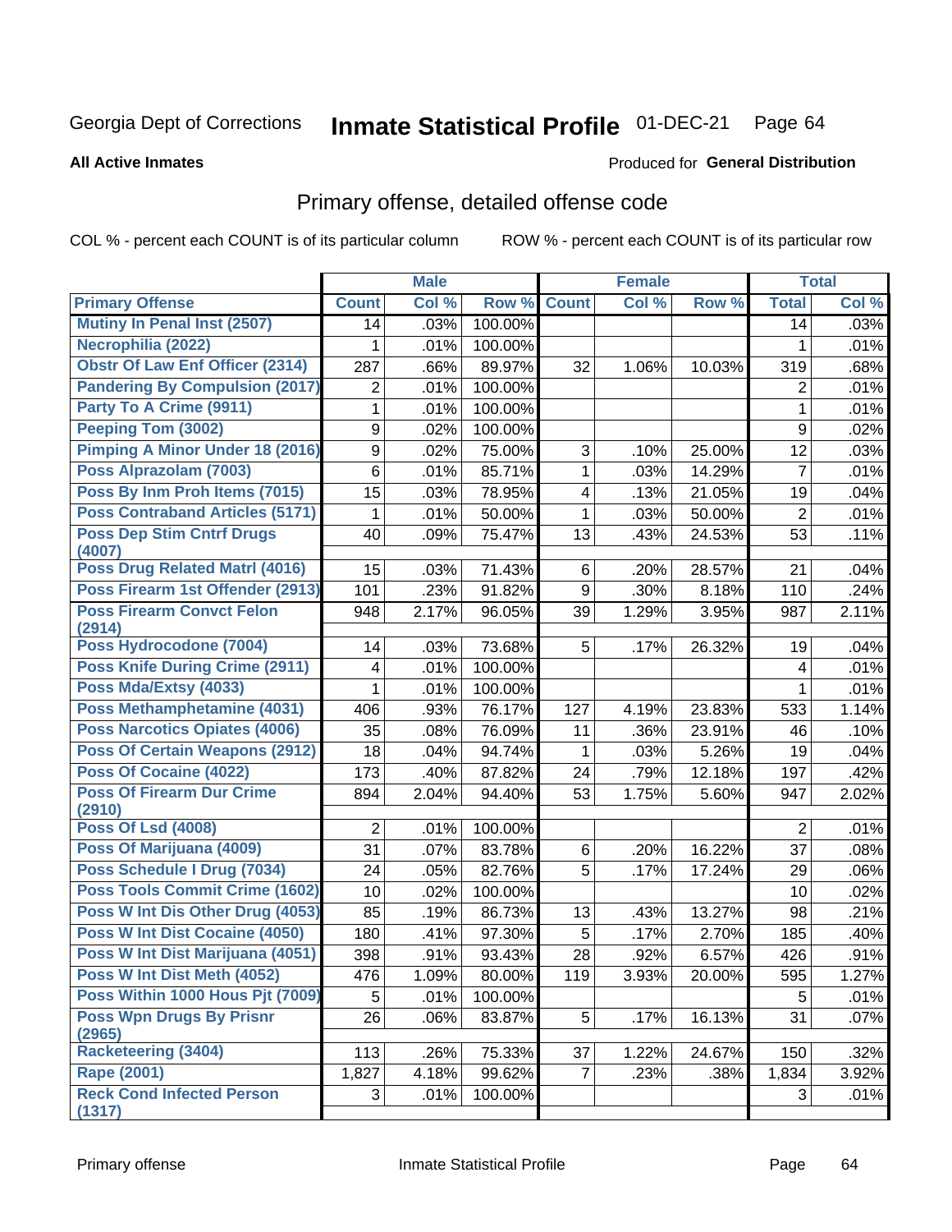Georgia Dept of Corrections **Inmate Statistical Profile** 01-DEC-21

**All Active Inmates**

Produced for **General Distribution**

## Primary offense, detailed offense code

COL % - percent each COUNT is of its particular column

ROW % - percent each COUNT is of its particular row

| | Male | | | Female | | | Total | |
|---|---|---|---|---|---|---|---|---|
| Primary Offense | Count | Col % | Row % | Count | Col % | Row % | Total | Col % |
| Mutiny In Penal Inst (2507) | 14 | .03% | 100.00% | | | | 14 | .03% |
| Necrophilia (2022) | 1 | .01% | 100.00% | | | | 1 | .01% |
| Obstr Of Law Enf Officer (2314) | 287 | .66% | 89.97% | 32 | 1.06% | 10.03% | 319 | .68% |
| Pandering By Compulsion (2017) | 2 | .01% | 100.00% | | | | 2 | .01% |
| Party To A Crime (9911) | 1 | .01% | 100.00% | | | | 1 | .01% |
| Peeping Tom (3002) | 9 | .02% | 100.00% | | | | 9 | .02% |
| Pimping A Minor Under 18 (2016) | 9 | .02% | 75.00% | 3 | .10% | 25.00% | 12 | .03% |
| Poss Alprazolam (7003) | 6 | .01% | 85.71% | 1 | .03% | 14.29% | 7 | .01% |
| Poss By Inm Proh Items (7015) | 15 | .03% | 78.95% | 4 | .13% | 21.05% | 19 | .04% |
| Poss Contraband Articles (5171) | 1 | .01% | 50.00% | 1 | .03% | 50.00% | 2 | .01% |
| Poss Dep Stim Cntrf Drugs (4007) | 40 | .09% | 75.47% | 13 | .43% | 24.53% | 53 | .11% |
| Poss Drug Related Matrl (4016) | 15 | .03% | 71.43% | 6 | .20% | 28.57% | 21 | .04% |
| Poss Firearm 1st Offender (2913) | 101 | .23% | 91.82% | 9 | .30% | 8.18% | 110 | .24% |
| Poss Firearm Convct Felon (2914) | 948 | 2.17% | 96.05% | 39 | 1.29% | 3.95% | 987 | 2.11% |
| Poss Hydrocodone (7004) | 14 | .03% | 73.68% | 5 | .17% | 26.32% | 19 | .04% |
| Poss Knife During Crime (2911) | 4 | .01% | 100.00% | | | | 4 | .01% |
| Poss Mda/Extsy (4033) | 1 | .01% | 100.00% | | | | 1 | .01% |
| Poss Methamphetamine (4031) | 406 | .93% | 76.17% | 127 | 4.19% | 23.83% | 533 | 1.14% |
| Poss Narcotics Opiates (4006) | 35 | .08% | 76.09% | 11 | .36% | 23.91% | 46 | .10% |
| Poss Of Certain Weapons (2912) | 18 | .04% | 94.74% | 1 | .03% | 5.26% | 19 | .04% |
| Poss Of Cocaine (4022) | 173 | .40% | 87.82% | 24 | .79% | 12.18% | 197 | .42% |
| Poss Of Firearm Dur Crime (2910) | 894 | 2.04% | 94.40% | 53 | 1.75% | 5.60% | 947 | 2.02% |
| Poss Of Lsd (4008) | 2 | .01% | 100.00% | | | | 2 | .01% |
| Poss Of Marijuana (4009) | 31 | .07% | 83.78% | 6 | .20% | 16.22% | 37 | .08% |
| Poss Schedule I Drug (7034) | 24 | .05% | 82.76% | 5 | .17% | 17.24% | 29 | .06% |
| Poss Tools Commit Crime (1602) | 10 | .02% | 100.00% | | | | 10 | .02% |
| Poss W Int Dis Other Drug (4053) | 85 | .19% | 86.73% | 13 | .43% | 13.27% | 98 | .21% |
| Poss W Int Dist Cocaine (4050) | 180 | .41% | 97.30% | 5 | .17% | 2.70% | 185 | .40% |
| Poss W Int Dist Marijuana (4051) | 398 | .91% | 93.43% | 28 | .92% | 6.57% | 426 | .91% |
| Poss W Int Dist Meth (4052) | 476 | 1.09% | 80.00% | 119 | 3.93% | 20.00% | 595 | 1.27% |
| Poss Within 1000 Hous Pjt (7009) | 5 | .01% | 100.00% | | | | 5 | .01% |
| Poss Wpn Drugs By Prisnr (2965) | 26 | .06% | 83.87% | 5 | .17% | 16.13% | 31 | .07% |
| Racketeering (3404) | 113 | .26% | 75.33% | 37 | 1.22% | 24.67% | 150 | .32% |
| Rape (2001) | 1,827 | 4.18% | 99.62% | 7 | .23% | .38% | 1,834 | 3.92% |
| Reck Cond Infected Person (1317) | 3 | .01% | 100.00% | | | | 3 | .01% |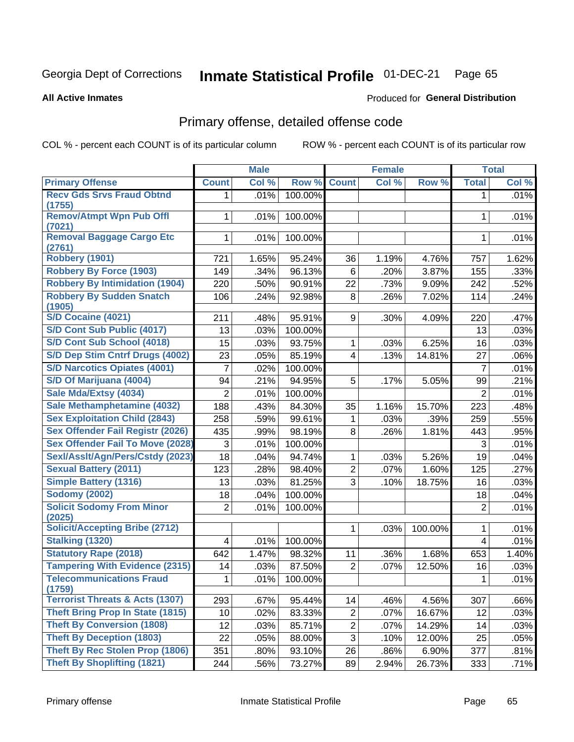Georgia Dept of Corrections **Inmate Statistical Profile** 01-DEC-21

**All Active Inmates**

Produced for **General Distribution**

## Primary offense, detailed offense code

COL % - percent each COUNT is of its particular column

ROW % - percent each COUNT is of its particular row

| | Male | | | Female | | | Total | |
|---|---|---|---|---|---|---|---|---|
| **Primary Offense** | **Count** | **Col %** | **Row %** | **Count** | **Col %** | **Row %** | **Total** | **Col %** |
| Recv Gds Srvs Fraud Obtnd (1755) | 1 | .01% | 100.00% | | | | 1 | .01% |
| Remov/Atmpt Wpn Pub Offl (7021) | 1 | .01% | 100.00% | | | | 1 | .01% |
| Removal Baggage Cargo Etc (2761) | 1 | .01% | 100.00% | | | | 1 | .01% |
| Robbery (1901) | 721 | 1.65% | 95.24% | 36 | 1.19% | 4.76% | 757 | 1.62% |
| Robbery By Force (1903) | 149 | .34% | 96.13% | 6 | .20% | 3.87% | 155 | .33% |
| Robbery By Intimidation (1904) | 220 | .50% | 90.91% | 22 | .73% | 9.09% | 242 | .52% |
| Robbery By Sudden Snatch (1905) | 106 | .24% | 92.98% | 8 | .26% | 7.02% | 114 | .24% |
| S/D Cocaine (4021) | 211 | .48% | 95.91% | 9 | .30% | 4.09% | 220 | .47% |
| S/D Cont Sub Public (4017) | 13 | .03% | 100.00% | | | | 13 | .03% |
| S/D Cont Sub School (4018) | 15 | .03% | 93.75% | 1 | .03% | 6.25% | 16 | .03% |
| S/D Dep Stim Cntrf Drugs (4002) | 23 | .05% | 85.19% | 4 | .13% | 14.81% | 27 | .06% |
| S/D Narcotics Opiates (4001) | 7 | .02% | 100.00% | | | | 7 | .01% |
| S/D Of Marijuana (4004) | 94 | .21% | 94.95% | 5 | .17% | 5.05% | 99 | .21% |
| Sale Mda/Extsy (4034) | 2 | .01% | 100.00% | | | | 2 | .01% |
| Sale Methamphetamine (4032) | 188 | .43% | 84.30% | 35 | 1.16% | 15.70% | 223 | .48% |
| Sex Exploitation Child (2843) | 258 | .59% | 99.61% | 1 | .03% | .39% | 259 | .55% |
| Sex Offender Fail Registr (2026) | 435 | .99% | 98.19% | 8 | .26% | 1.81% | 443 | .95% |
| Sex Offender Fail To Move (2028) | 3 | .01% | 100.00% | | | | 3 | .01% |
| Sexl/Asslt/Agn/Pers/Cstdy (2023) | 18 | .04% | 94.74% | 1 | .03% | 5.26% | 19 | .04% |
| Sexual Battery (2011) | 123 | .28% | 98.40% | 2 | .07% | 1.60% | 125 | .27% |
| Simple Battery (1316) | 13 | .03% | 81.25% | 3 | .10% | 18.75% | 16 | .03% |
| Sodomy (2002) | 18 | .04% | 100.00% | | | | 18 | .04% |
| Solicit Sodomy From Minor (2025) | 2 | .01% | 100.00% | | | | 2 | .01% |
| Solicit/Accepting Bribe (2712) | | | | 1 | .03% | 100.00% | 1 | .01% |
| Stalking (1320) | 4 | .01% | 100.00% | | | | 4 | .01% |
| Statutory Rape (2018) | 642 | 1.47% | 98.32% | 11 | .36% | 1.68% | 653 | 1.40% |
| Tampering With Evidence (2315) | 14 | .03% | 87.50% | 2 | .07% | 12.50% | 16 | .03% |
| Telecommunications Fraud (1759) | 1 | .01% | 100.00% | | | | 1 | .01% |
| Terrorist Threats & Acts (1307) | 293 | .67% | 95.44% | 14 | .46% | 4.56% | 307 | .66% |
| Theft Bring Prop In State (1815) | 10 | .02% | 83.33% | 2 | .07% | 16.67% | 12 | .03% |
| Theft By Conversion (1808) | 12 | .03% | 85.71% | 2 | .07% | 14.29% | 14 | .03% |
| Theft By Deception (1803) | 22 | .05% | 88.00% | 3 | .10% | 12.00% | 25 | .05% |
| Theft By Rec Stolen Prop (1806) | 351 | .80% | 93.10% | 26 | .86% | 6.90% | 377 | .81% |
| Theft By Shoplifting (1821) | 244 | .56% | 73.27% | 89 | 2.94% | 26.73% | 333 | .71% |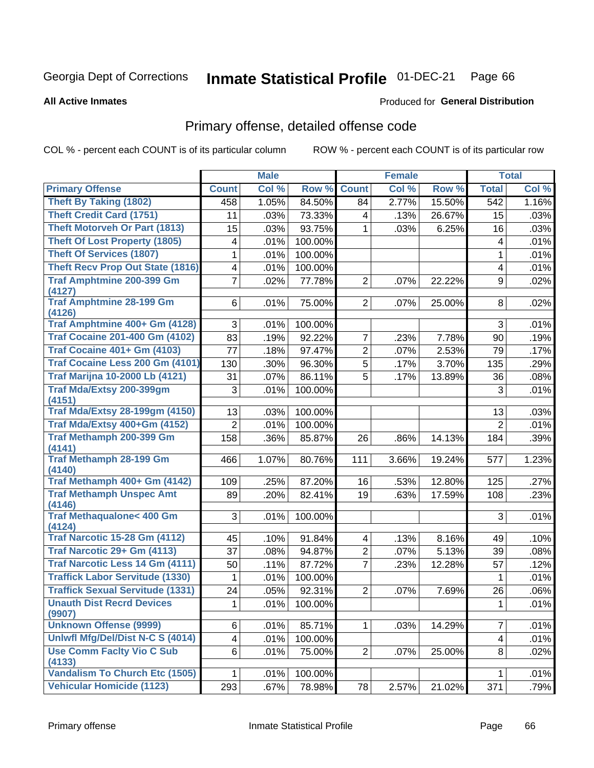Georgia Dept of Corrections **Inmate Statistical Profile** 01-DEC-21

**All Active Inmates**

Produced for **General Distribution**

## Primary offense, detailed offense code

COL % - percent each COUNT is of its particular column ROW % - percent each COUNT is of its particular row

| | Male | | | Female | | | Total | |
|---|---|---|---|---|---|---|---|---|
| **Primary Offense** | **Count** | **Col %** | **Row %** | **Count** | **Col %** | **Row %** | **Total** | **Col %** |
| Theft By Taking (1802) | 458 | 1.05% | 84.50% | 84 | 2.77% | 15.50% | 542 | 1.16% |
| Theft Credit Card (1751) | 11 | .03% | 73.33% | 4 | .13% | 26.67% | 15 | .03% |
| Theft Motorveh Or Part (1813) | 15 | .03% | 93.75% | 1 | .03% | 6.25% | 16 | .03% |
| Theft Of Lost Property (1805) | 4 | .01% | 100.00% | | | | 4 | .01% |
| Theft Of Services (1807) | 1 | .01% | 100.00% | | | | 1 | .01% |
| Theft Recv Prop Out State (1816) | 4 | .01% | 100.00% | | | | 4 | .01% |
| Traf Amphtmine 200-399 Gm (4127) | 7 | .02% | 77.78% | 2 | .07% | 22.22% | 9 | .02% |
| Traf Amphtmine 28-199 Gm (4126) | 6 | .01% | 75.00% | 2 | .07% | 25.00% | 8 | .02% |
| Traf Amphtmine 400+ Gm (4128) | 3 | .01% | 100.00% | | | | 3 | .01% |
| Traf Cocaine 201-400 Gm (4102) | 83 | .19% | 92.22% | 7 | .23% | 7.78% | 90 | .19% |
| Traf Cocaine 401+ Gm (4103) | 77 | .18% | 97.47% | 2 | .07% | 2.53% | 79 | .17% |
| Traf Cocaine Less 200 Gm (4101) | 130 | .30% | 96.30% | 5 | .17% | 3.70% | 135 | .29% |
| Traf Marijna 10-2000 Lb (4121) | 31 | .07% | 86.11% | 5 | .17% | 13.89% | 36 | .08% |
| Traf Mda/Extsy 200-399gm (4151) | 3 | .01% | 100.00% | | | | 3 | .01% |
| Traf Mda/Extsy 28-199gm (4150) | 13 | .03% | 100.00% | | | | 13 | .03% |
| Traf Mda/Extsy 400+Gm (4152) | 2 | .01% | 100.00% | | | | 2 | .01% |
| Traf Methamph 200-399 Gm (4141) | 158 | .36% | 85.87% | 26 | .86% | 14.13% | 184 | .39% |
| Traf Methamph 28-199 Gm (4140) | 466 | 1.07% | 80.76% | 111 | 3.66% | 19.24% | 577 | 1.23% |
| Traf Methamph 400+ Gm (4142) | 109 | .25% | 87.20% | 16 | .53% | 12.80% | 125 | .27% |
| Traf Methamph Unspec Amt (4146) | 89 | .20% | 82.41% | 19 | .63% | 17.59% | 108 | .23% |
| Traf Methaqualone< 400 Gm (4124) | 3 | .01% | 100.00% | | | | 3 | .01% |
| Traf Narcotic 15-28 Gm (4112) | 45 | .10% | 91.84% | 4 | .13% | 8.16% | 49 | .10% |
| Traf Narcotic 29+ Gm (4113) | 37 | .08% | 94.87% | 2 | .07% | 5.13% | 39 | .08% |
| Traf Narcotic Less 14 Gm (4111) | 50 | .11% | 87.72% | 7 | .23% | 12.28% | 57 | .12% |
| Traffick Labor Servitude (1330) | 1 | .01% | 100.00% | | | | 1 | .01% |
| Traffick Sexual Servitude (1331) | 24 | .05% | 92.31% | 2 | .07% | 7.69% | 26 | .06% |
| Unauth Dist Recrd Devices (9907) | 1 | .01% | 100.00% | | | | 1 | .01% |
| Unknown Offense (9999) | 6 | .01% | 85.71% | 1 | .03% | 14.29% | 7 | .01% |
| Unlwfl Mfg/Del/Dist N-C S (4014) | 4 | .01% | 100.00% | | | | 4 | .01% |
| Use Comm Faclty Vio C Sub (4133) | 6 | .01% | 75.00% | 2 | .07% | 25.00% | 8 | .02% |
| Vandalism To Church Etc (1505) | 1 | .01% | 100.00% | | | | 1 | .01% |
| Vehicular Homicide (1123) | 293 | .67% | 78.98% | 78 | 2.57% | 21.02% | 371 | .79% |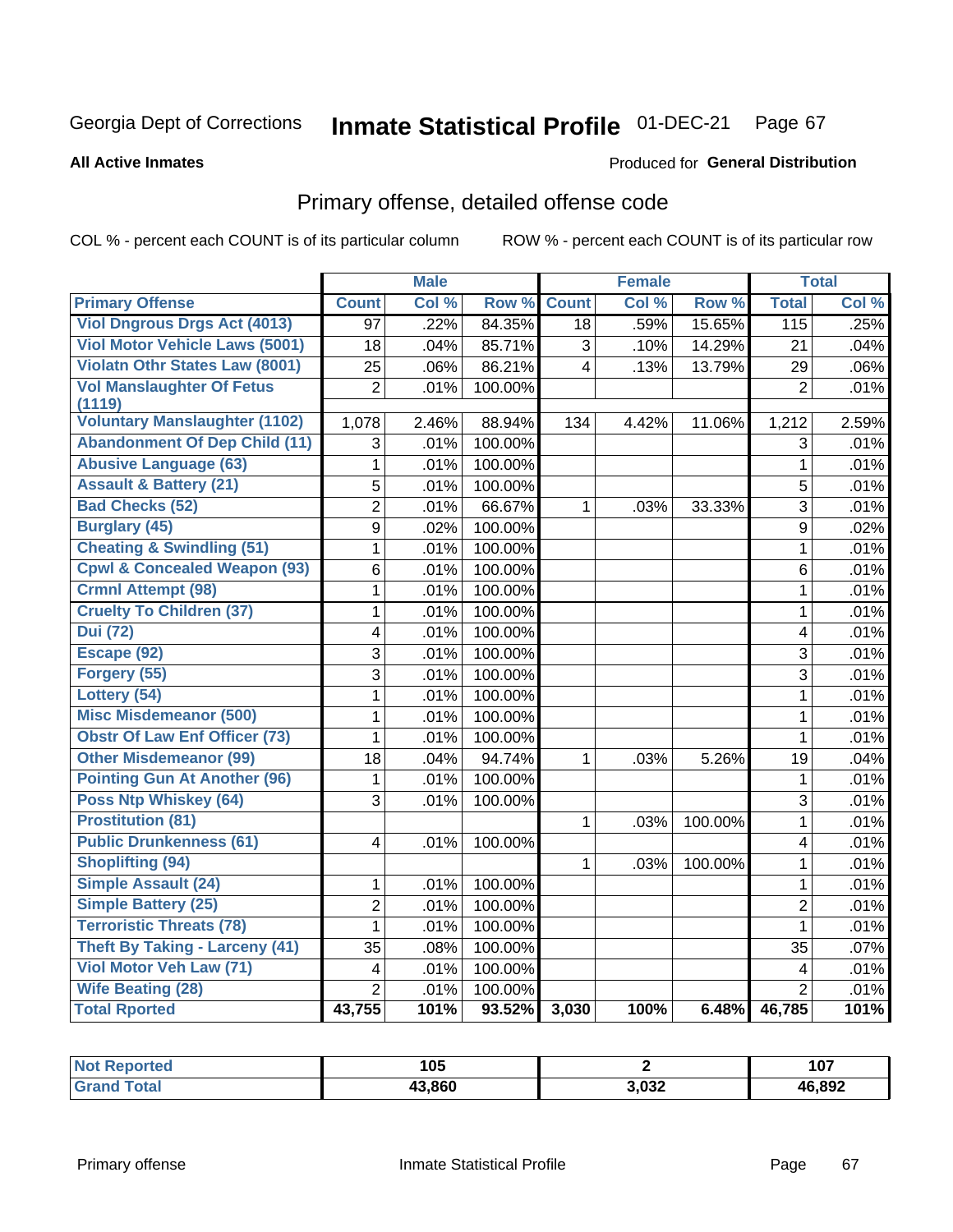Georgia Dept of Corrections **Inmate Statistical Profile** 01-DEC-21

**All Active Inmates**

Produced for **General Distribution**

## Primary offense, detailed offense code

COL % - percent each COUNT is of its particular column

ROW % - percent each COUNT is of its particular row

| | Male | | | Female | | | Total | |
|---|---|---|---|---|---|---|---|---|
| Primary Offense | Count | Col % | Row % | Count | Col % | Row % | Total | Col % |
| Viol Dngrous Drgs Act (4013) | 97 | .22% | 84.35% | 18 | .59% | 15.65% | 115 | .25% |
| Viol Motor Vehicle Laws (5001) | 18 | .04% | 85.71% | 3 | .10% | 14.29% | 21 | .04% |
| Violatn Othr States Law (8001) | 25 | .06% | 86.21% | 4 | .13% | 13.79% | 29 | .06% |
| Vol Manslaughter Of Fetus (1119) | 2 | .01% | 100.00% | | | | 2 | .01% |
| Voluntary Manslaughter (1102) | 1,078 | 2.46% | 88.94% | 134 | 4.42% | 11.06% | 1,212 | 2.59% |
| Abandonment Of Dep Child (11) | 3 | .01% | 100.00% | | | | 3 | .01% |
| Abusive Language (63) | 1 | .01% | 100.00% | | | | 1 | .01% |
| Assault & Battery (21) | 5 | .01% | 100.00% | | | | 5 | .01% |
| Bad Checks (52) | 2 | .01% | 66.67% | 1 | .03% | 33.33% | 3 | .01% |
| Burglary (45) | 9 | .02% | 100.00% | | | | 9 | .02% |
| Cheating & Swindling (51) | 1 | .01% | 100.00% | | | | 1 | .01% |
| Cpwl & Concealed Weapon (93) | 6 | .01% | 100.00% | | | | 6 | .01% |
| Crmnl Attempt (98) | 1 | .01% | 100.00% | | | | 1 | .01% |
| Cruelty To Children (37) | 1 | .01% | 100.00% | | | | 1 | .01% |
| Dui (72) | 4 | .01% | 100.00% | | | | 4 | .01% |
| Escape (92) | 3 | .01% | 100.00% | | | | 3 | .01% |
| Forgery (55) | 3 | .01% | 100.00% | | | | 3 | .01% |
| Lottery (54) | 1 | .01% | 100.00% | | | | 1 | .01% |
| Misc Misdemeanor (500) | 1 | .01% | 100.00% | | | | 1 | .01% |
| Obstr Of Law Enf Officer (73) | 1 | .01% | 100.00% | | | | 1 | .01% |
| Other Misdemeanor (99) | 18 | .04% | 94.74% | 1 | .03% | 5.26% | 19 | .04% |
| Pointing Gun At Another (96) | 1 | .01% | 100.00% | | | | 1 | .01% |
| Poss Ntp Whiskey (64) | 3 | .01% | 100.00% | | | | 3 | .01% |
| Prostitution (81) | | | | 1 | .03% | 100.00% | 1 | .01% |
| Public Drunkenness (61) | 4 | .01% | 100.00% | | | | 4 | .01% |
| Shoplifting (94) | | | | 1 | .03% | 100.00% | 1 | .01% |
| Simple Assault (24) | 1 | .01% | 100.00% | | | | 1 | .01% |
| Simple Battery (25) | 2 | .01% | 100.00% | | | | 2 | .01% |
| Terroristic Threats (78) | 1 | .01% | 100.00% | | | | 1 | .01% |
| Theft By Taking - Larceny (41) | 35 | .08% | 100.00% | | | | 35 | .07% |
| Viol Motor Veh Law (71) | 4 | .01% | 100.00% | | | | 4 | .01% |
| Wife Beating (28) | 2 | .01% | 100.00% | | | | 2 | .01% |
| Total Rported | 43,755 | 101% | 93.52% | 3,030 | 100% | 6.48% | 46,785 | 101% |

| | Male | Female | Total |
|---|---|---|---|
| Not Reported | 105 | 2 | 107 |
| Grand Total | 43,860 | 3,032 | 46,892 |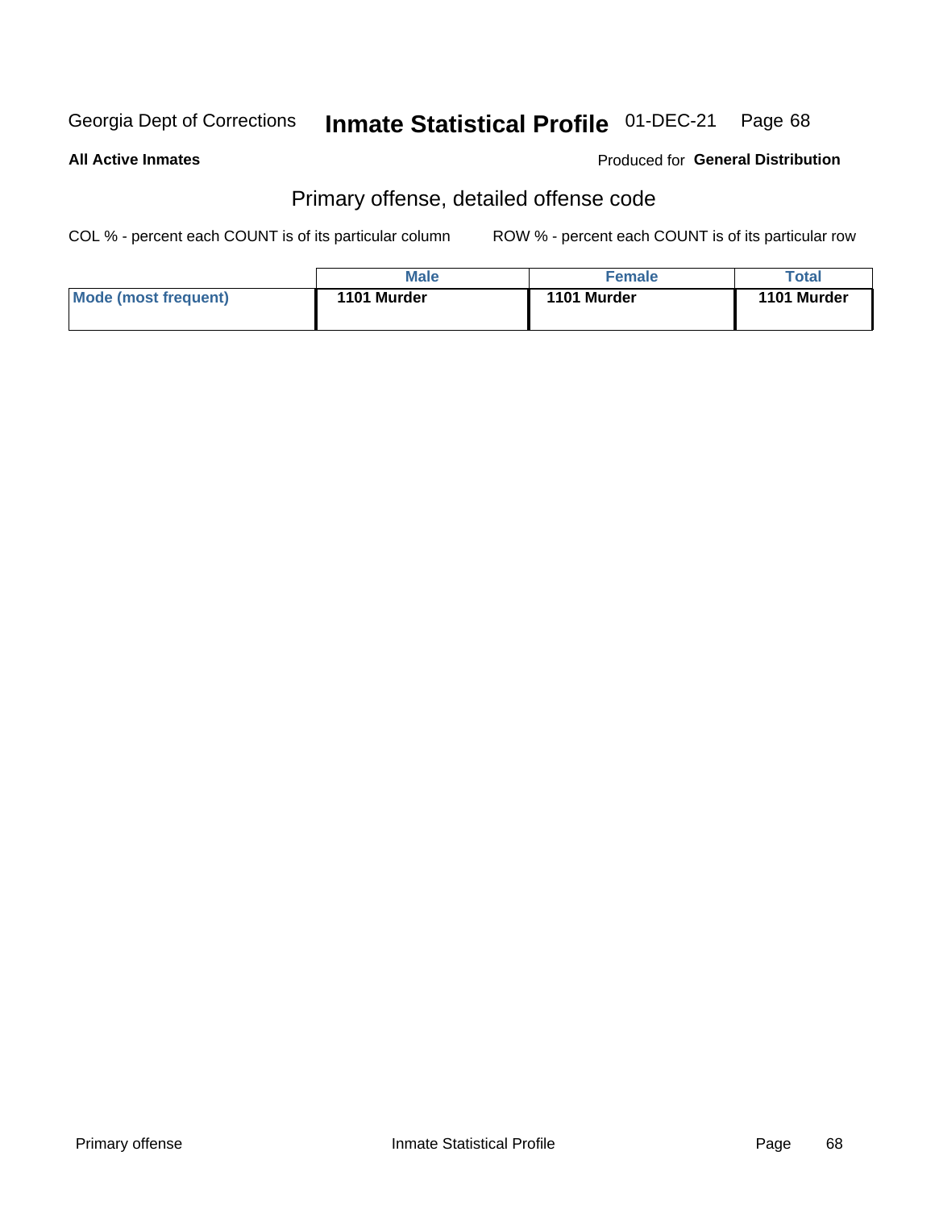Georgia Dept of Corrections **Inmate Statistical Profile** 01-DEC-21

**All Active Inmates**

Produced for **General Distribution**

## Primary offense, detailed offense code

COL % - percent each COUNT is of its particular column ROW % - percent each COUNT is of its particular row

| | Male | Female | Total |
|---|---|---|---|
| **Mode (most frequent)** | **1101 Murder** | **1101 Murder** | **1101 Murder** |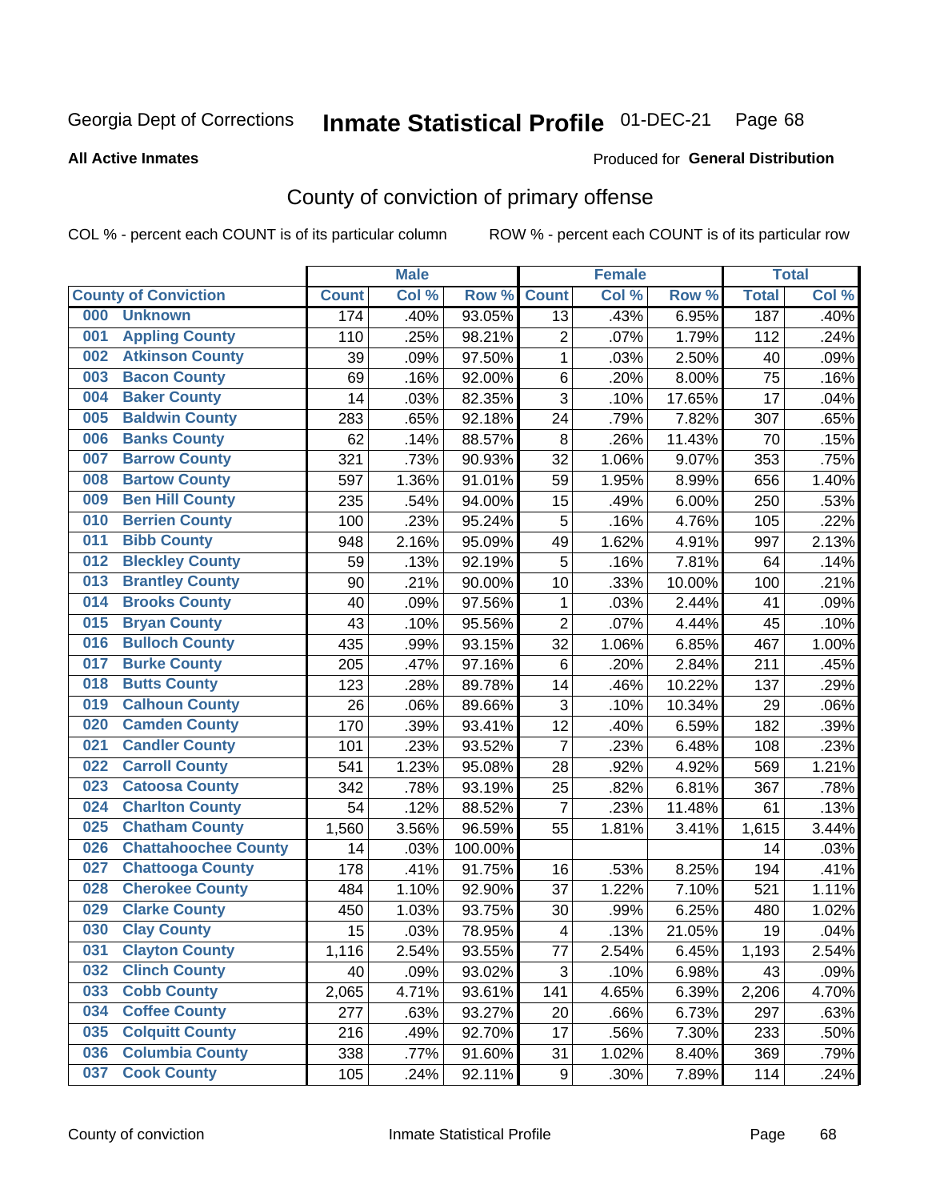Georgia Dept of Corrections **Inmate Statistical Profile** 01-DEC-21 Page 68

**All Active Inmates**

Produced for **General Distribution**

## County of conviction of primary offense

COL % - percent each COUNT is of its particular column     ROW % - percent each COUNT is of its particular row

| | | Male | | | Female | | | Total | |
|---|---|---|---|---|---|---|---|---|---|
| **County of Conviction** | | **Count** | **Col %** | **Row %** | **Count** | **Col %** | **Row %** | **Total** | **Col %** |
| 000 | Unknown | 174 | .40% | 93.05% | 13 | .43% | 6.95% | 187 | .40% |
| 001 | Appling County | 110 | .25% | 98.21% | 2 | .07% | 1.79% | 112 | .24% |
| 002 | Atkinson County | 39 | .09% | 97.50% | 1 | .03% | 2.50% | 40 | .09% |
| 003 | Bacon County | 69 | .16% | 92.00% | 6 | .20% | 8.00% | 75 | .16% |
| 004 | Baker County | 14 | .03% | 82.35% | 3 | .10% | 17.65% | 17 | .04% |
| 005 | Baldwin County | 283 | .65% | 92.18% | 24 | .79% | 7.82% | 307 | .65% |
| 006 | Banks County | 62 | .14% | 88.57% | 8 | .26% | 11.43% | 70 | .15% |
| 007 | Barrow County | 321 | .73% | 90.93% | 32 | 1.06% | 9.07% | 353 | .75% |
| 008 | Bartow County | 597 | 1.36% | 91.01% | 59 | 1.95% | 8.99% | 656 | 1.40% |
| 009 | Ben Hill County | 235 | .54% | 94.00% | 15 | .49% | 6.00% | 250 | .53% |
| 010 | Berrien County | 100 | .23% | 95.24% | 5 | .16% | 4.76% | 105 | .22% |
| 011 | Bibb County | 948 | 2.16% | 95.09% | 49 | 1.62% | 4.91% | 997 | 2.13% |
| 012 | Bleckley County | 59 | .13% | 92.19% | 5 | .16% | 7.81% | 64 | .14% |
| 013 | Brantley County | 90 | .21% | 90.00% | 10 | .33% | 10.00% | 100 | .21% |
| 014 | Brooks County | 40 | .09% | 97.56% | 1 | .03% | 2.44% | 41 | .09% |
| 015 | Bryan County | 43 | .10% | 95.56% | 2 | .07% | 4.44% | 45 | .10% |
| 016 | Bulloch County | 435 | .99% | 93.15% | 32 | 1.06% | 6.85% | 467 | 1.00% |
| 017 | Burke County | 205 | .47% | 97.16% | 6 | .20% | 2.84% | 211 | .45% |
| 018 | Butts County | 123 | .28% | 89.78% | 14 | .46% | 10.22% | 137 | .29% |
| 019 | Calhoun County | 26 | .06% | 89.66% | 3 | .10% | 10.34% | 29 | .06% |
| 020 | Camden County | 170 | .39% | 93.41% | 12 | .40% | 6.59% | 182 | .39% |
| 021 | Candler County | 101 | .23% | 93.52% | 7 | .23% | 6.48% | 108 | .23% |
| 022 | Carroll County | 541 | 1.23% | 95.08% | 28 | .92% | 4.92% | 569 | 1.21% |
| 023 | Catoosa County | 342 | .78% | 93.19% | 25 | .82% | 6.81% | 367 | .78% |
| 024 | Charlton County | 54 | .12% | 88.52% | 7 | .23% | 11.48% | 61 | .13% |
| 025 | Chatham County | 1,560 | 3.56% | 96.59% | 55 | 1.81% | 3.41% | 1,615 | 3.44% |
| 026 | Chattahoochee County | 14 | .03% | 100.00% | | | | 14 | .03% |
| 027 | Chattooga County | 178 | .41% | 91.75% | 16 | .53% | 8.25% | 194 | .41% |
| 028 | Cherokee County | 484 | 1.10% | 92.90% | 37 | 1.22% | 7.10% | 521 | 1.11% |
| 029 | Clarke County | 450 | 1.03% | 93.75% | 30 | .99% | 6.25% | 480 | 1.02% |
| 030 | Clay County | 15 | .03% | 78.95% | 4 | .13% | 21.05% | 19 | .04% |
| 031 | Clayton County | 1,116 | 2.54% | 93.55% | 77 | 2.54% | 6.45% | 1,193 | 2.54% |
| 032 | Clinch County | 40 | .09% | 93.02% | 3 | .10% | 6.98% | 43 | .09% |
| 033 | Cobb County | 2,065 | 4.71% | 93.61% | 141 | 4.65% | 6.39% | 2,206 | 4.70% |
| 034 | Coffee County | 277 | .63% | 93.27% | 20 | .66% | 6.73% | 297 | .63% |
| 035 | Colquitt County | 216 | .49% | 92.70% | 17 | .56% | 7.30% | 233 | .50% |
| 036 | Columbia County | 338 | .77% | 91.60% | 31 | 1.02% | 8.40% | 369 | .79% |
| 037 | Cook County | 105 | .24% | 92.11% | 9 | .30% | 7.89% | 114 | .24% |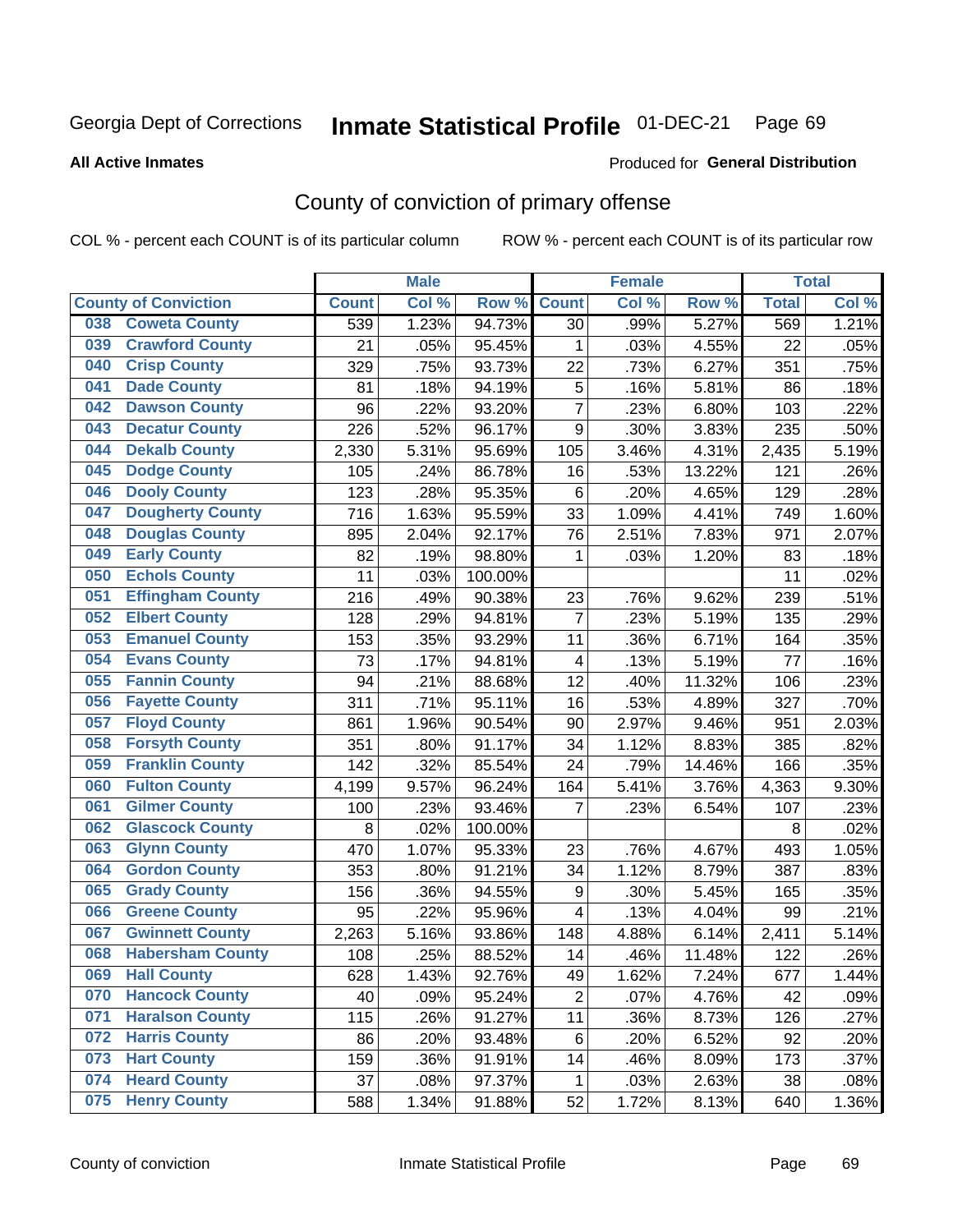Georgia Dept of Corrections **Inmate Statistical Profile** 01-DEC-21 Page 69

**All Active Inmates**

Produced for **General Distribution**

## County of conviction of primary offense

COL % - percent each COUNT is of its particular column ROW % - percent each COUNT is of its particular row

| County of Conviction | Male | | | Female | | | Total | |
|---|---|---|---|---|---|---|---|---|
| | Count | Col % | Row % | Count | Col % | Row % | Total | Col % |
| 038 Coweta County | 539 | 1.23% | 94.73% | 30 | .99% | 5.27% | 569 | 1.21% |
| 039 Crawford County | 21 | .05% | 95.45% | 1 | .03% | 4.55% | 22 | .05% |
| 040 Crisp County | 329 | .75% | 93.73% | 22 | .73% | 6.27% | 351 | .75% |
| 041 Dade County | 81 | .18% | 94.19% | 5 | .16% | 5.81% | 86 | .18% |
| 042 Dawson County | 96 | .22% | 93.20% | 7 | .23% | 6.80% | 103 | .22% |
| 043 Decatur County | 226 | .52% | 96.17% | 9 | .30% | 3.83% | 235 | .50% |
| 044 Dekalb County | 2,330 | 5.31% | 95.69% | 105 | 3.46% | 4.31% | 2,435 | 5.19% |
| 045 Dodge County | 105 | .24% | 86.78% | 16 | .53% | 13.22% | 121 | .26% |
| 046 Dooly County | 123 | .28% | 95.35% | 6 | .20% | 4.65% | 129 | .28% |
| 047 Dougherty County | 716 | 1.63% | 95.59% | 33 | 1.09% | 4.41% | 749 | 1.60% |
| 048 Douglas County | 895 | 2.04% | 92.17% | 76 | 2.51% | 7.83% | 971 | 2.07% |
| 049 Early County | 82 | .19% | 98.80% | 1 | .03% | 1.20% | 83 | .18% |
| 050 Echols County | 11 | .03% | 100.00% | | | | 11 | .02% |
| 051 Effingham County | 216 | .49% | 90.38% | 23 | .76% | 9.62% | 239 | .51% |
| 052 Elbert County | 128 | .29% | 94.81% | 7 | .23% | 5.19% | 135 | .29% |
| 053 Emanuel County | 153 | .35% | 93.29% | 11 | .36% | 6.71% | 164 | .35% |
| 054 Evans County | 73 | .17% | 94.81% | 4 | .13% | 5.19% | 77 | .16% |
| 055 Fannin County | 94 | .21% | 88.68% | 12 | .40% | 11.32% | 106 | .23% |
| 056 Fayette County | 311 | .71% | 95.11% | 16 | .53% | 4.89% | 327 | .70% |
| 057 Floyd County | 861 | 1.96% | 90.54% | 90 | 2.97% | 9.46% | 951 | 2.03% |
| 058 Forsyth County | 351 | .80% | 91.17% | 34 | 1.12% | 8.83% | 385 | .82% |
| 059 Franklin County | 142 | .32% | 85.54% | 24 | .79% | 14.46% | 166 | .35% |
| 060 Fulton County | 4,199 | 9.57% | 96.24% | 164 | 5.41% | 3.76% | 4,363 | 9.30% |
| 061 Gilmer County | 100 | .23% | 93.46% | 7 | .23% | 6.54% | 107 | .23% |
| 062 Glascock County | 8 | .02% | 100.00% | | | | 8 | .02% |
| 063 Glynn County | 470 | 1.07% | 95.33% | 23 | .76% | 4.67% | 493 | 1.05% |
| 064 Gordon County | 353 | .80% | 91.21% | 34 | 1.12% | 8.79% | 387 | .83% |
| 065 Grady County | 156 | .36% | 94.55% | 9 | .30% | 5.45% | 165 | .35% |
| 066 Greene County | 95 | .22% | 95.96% | 4 | .13% | 4.04% | 99 | .21% |
| 067 Gwinnett County | 2,263 | 5.16% | 93.86% | 148 | 4.88% | 6.14% | 2,411 | 5.14% |
| 068 Habersham County | 108 | .25% | 88.52% | 14 | .46% | 11.48% | 122 | .26% |
| 069 Hall County | 628 | 1.43% | 92.76% | 49 | 1.62% | 7.24% | 677 | 1.44% |
| 070 Hancock County | 40 | .09% | 95.24% | 2 | .07% | 4.76% | 42 | .09% |
| 071 Haralson County | 115 | .26% | 91.27% | 11 | .36% | 8.73% | 126 | .27% |
| 072 Harris County | 86 | .20% | 93.48% | 6 | .20% | 6.52% | 92 | .20% |
| 073 Hart County | 159 | .36% | 91.91% | 14 | .46% | 8.09% | 173 | .37% |
| 074 Heard County | 37 | .08% | 97.37% | 1 | .03% | 2.63% | 38 | .08% |
| 075 Henry County | 588 | 1.34% | 91.88% | 52 | 1.72% | 8.13% | 640 | 1.36% |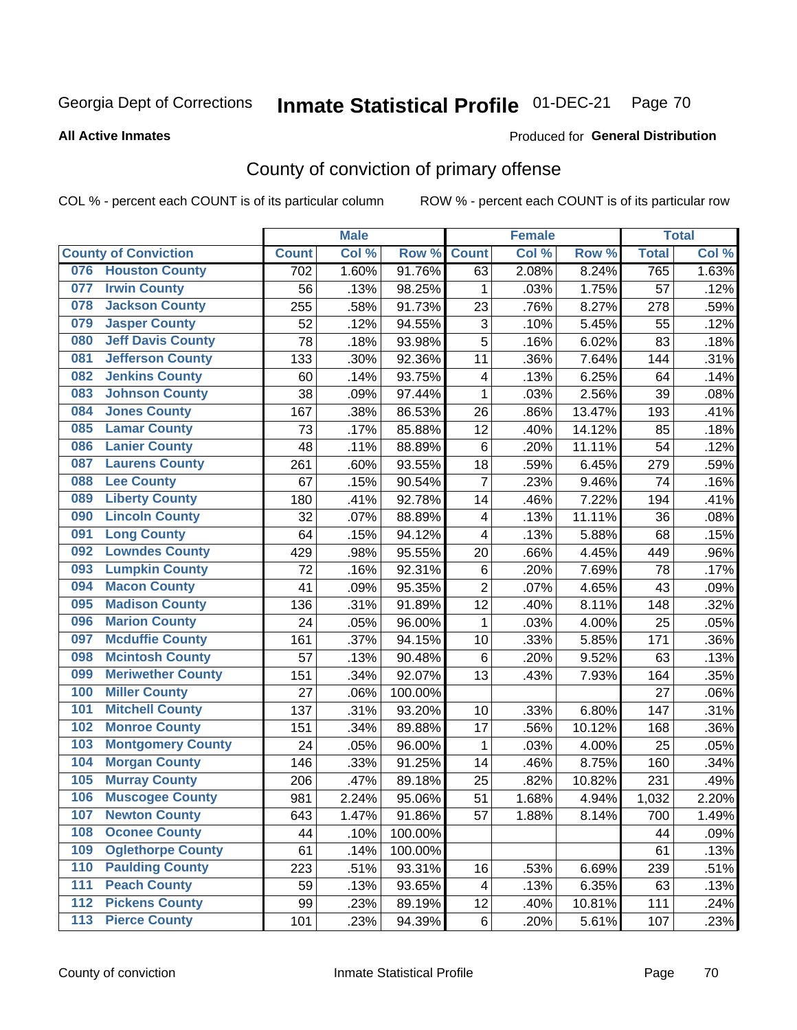Georgia Dept of Corrections **Inmate Statistical Profile** 01-DEC-21

**All Active Inmates**

Produced for **General Distribution**

## County of conviction of primary offense

COL % - percent each COUNT is of its particular column ROW % - percent each COUNT is of its particular row

| County of Conviction | | Male | | | Female | | | Total | |
|---|---|---|---|---|---|---|---|---|---|
| | | Count | Col % | Row % | Count | Col % | Row % | Total | Col % |
| 076 | Houston County | 702 | 1.60% | 91.76% | 63 | 2.08% | 8.24% | 765 | 1.63% |
| 077 | Irwin County | 56 | .13% | 98.25% | 1 | .03% | 1.75% | 57 | .12% |
| 078 | Jackson County | 255 | .58% | 91.73% | 23 | .76% | 8.27% | 278 | .59% |
| 079 | Jasper County | 52 | .12% | 94.55% | 3 | .10% | 5.45% | 55 | .12% |
| 080 | Jeff Davis County | 78 | .18% | 93.98% | 5 | .16% | 6.02% | 83 | .18% |
| 081 | Jefferson County | 133 | .30% | 92.36% | 11 | .36% | 7.64% | 144 | .31% |
| 082 | Jenkins County | 60 | .14% | 93.75% | 4 | .13% | 6.25% | 64 | .14% |
| 083 | Johnson County | 38 | .09% | 97.44% | 1 | .03% | 2.56% | 39 | .08% |
| 084 | Jones County | 167 | .38% | 86.53% | 26 | .86% | 13.47% | 193 | .41% |
| 085 | Lamar County | 73 | .17% | 85.88% | 12 | .40% | 14.12% | 85 | .18% |
| 086 | Lanier County | 48 | .11% | 88.89% | 6 | .20% | 11.11% | 54 | .12% |
| 087 | Laurens County | 261 | .60% | 93.55% | 18 | .59% | 6.45% | 279 | .59% |
| 088 | Lee County | 67 | .15% | 90.54% | 7 | .23% | 9.46% | 74 | .16% |
| 089 | Liberty County | 180 | .41% | 92.78% | 14 | .46% | 7.22% | 194 | .41% |
| 090 | Lincoln County | 32 | .07% | 88.89% | 4 | .13% | 11.11% | 36 | .08% |
| 091 | Long County | 64 | .15% | 94.12% | 4 | .13% | 5.88% | 68 | .15% |
| 092 | Lowndes County | 429 | .98% | 95.55% | 20 | .66% | 4.45% | 449 | .96% |
| 093 | Lumpkin County | 72 | .16% | 92.31% | 6 | .20% | 7.69% | 78 | .17% |
| 094 | Macon County | 41 | .09% | 95.35% | 2 | .07% | 4.65% | 43 | .09% |
| 095 | Madison County | 136 | .31% | 91.89% | 12 | .40% | 8.11% | 148 | .32% |
| 096 | Marion County | 24 | .05% | 96.00% | 1 | .03% | 4.00% | 25 | .05% |
| 097 | Mcduffie County | 161 | .37% | 94.15% | 10 | .33% | 5.85% | 171 | .36% |
| 098 | Mcintosh County | 57 | .13% | 90.48% | 6 | .20% | 9.52% | 63 | .13% |
| 099 | Meriwether County | 151 | .34% | 92.07% | 13 | .43% | 7.93% | 164 | .35% |
| 100 | Miller County | 27 | .06% | 100.00% | | | | 27 | .06% |
| 101 | Mitchell County | 137 | .31% | 93.20% | 10 | .33% | 6.80% | 147 | .31% |
| 102 | Monroe County | 151 | .34% | 89.88% | 17 | .56% | 10.12% | 168 | .36% |
| 103 | Montgomery County | 24 | .05% | 96.00% | 1 | .03% | 4.00% | 25 | .05% |
| 104 | Morgan County | 146 | .33% | 91.25% | 14 | .46% | 8.75% | 160 | .34% |
| 105 | Murray County | 206 | .47% | 89.18% | 25 | .82% | 10.82% | 231 | .49% |
| 106 | Muscogee County | 981 | 2.24% | 95.06% | 51 | 1.68% | 4.94% | 1,032 | 2.20% |
| 107 | Newton County | 643 | 1.47% | 91.86% | 57 | 1.88% | 8.14% | 700 | 1.49% |
| 108 | Oconee County | 44 | .10% | 100.00% | | | | 44 | .09% |
| 109 | Oglethorpe County | 61 | .14% | 100.00% | | | | 61 | .13% |
| 110 | Paulding County | 223 | .51% | 93.31% | 16 | .53% | 6.69% | 239 | .51% |
| 111 | Peach County | 59 | .13% | 93.65% | 4 | .13% | 6.35% | 63 | .13% |
| 112 | Pickens County | 99 | .23% | 89.19% | 12 | .40% | 10.81% | 111 | .24% |
| 113 | Pierce County | 101 | .23% | 94.39% | 6 | .20% | 5.61% | 107 | .23% |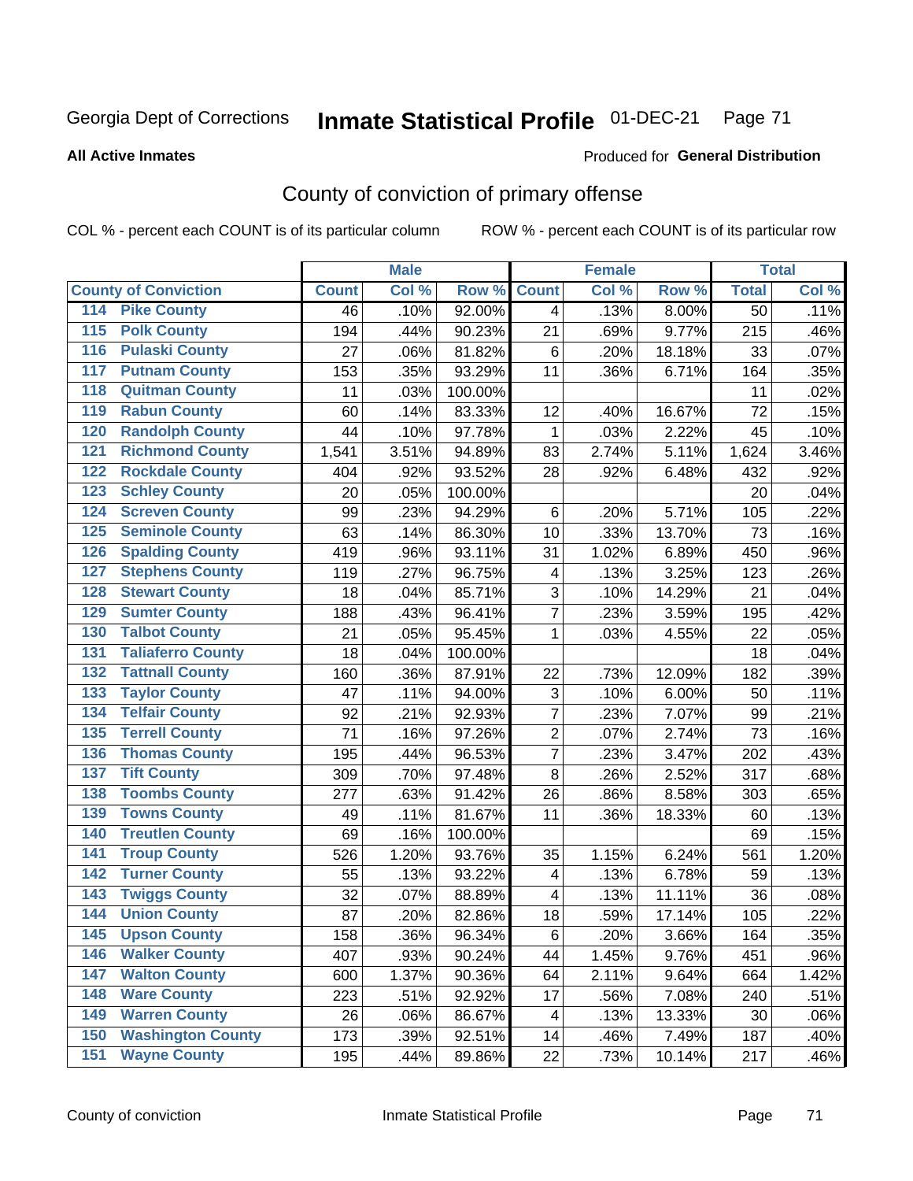Georgia Dept of Corrections **Inmate Statistical Profile** 01-DEC-21

**All Active Inmates**

Produced for **General Distribution**

## County of conviction of primary offense

COL % - percent each COUNT is of its particular column ROW % - percent each COUNT is of its particular row

| County of Conviction | | Male | | | Female | | | Total | |
|---|---|---|---|---|---|---|---|---|---|
| | | Count | Col % | Row % | Count | Col % | Row % | Total | Col % |
| 114 | Pike County | 46 | .10% | 92.00% | 4 | .13% | 8.00% | 50 | .11% |
| 115 | Polk County | 194 | .44% | 90.23% | 21 | .69% | 9.77% | 215 | .46% |
| 116 | Pulaski County | 27 | .06% | 81.82% | 6 | .20% | 18.18% | 33 | .07% |
| 117 | Putnam County | 153 | .35% | 93.29% | 11 | .36% | 6.71% | 164 | .35% |
| 118 | Quitman County | 11 | .03% | 100.00% | | | | 11 | .02% |
| 119 | Rabun County | 60 | .14% | 83.33% | 12 | .40% | 16.67% | 72 | .15% |
| 120 | Randolph County | 44 | .10% | 97.78% | 1 | .03% | 2.22% | 45 | .10% |
| 121 | Richmond County | 1,541 | 3.51% | 94.89% | 83 | 2.74% | 5.11% | 1,624 | 3.46% |
| 122 | Rockdale County | 404 | .92% | 93.52% | 28 | .92% | 6.48% | 432 | .92% |
| 123 | Schley County | 20 | .05% | 100.00% | | | | 20 | .04% |
| 124 | Screven County | 99 | .23% | 94.29% | 6 | .20% | 5.71% | 105 | .22% |
| 125 | Seminole County | 63 | .14% | 86.30% | 10 | .33% | 13.70% | 73 | .16% |
| 126 | Spalding County | 419 | .96% | 93.11% | 31 | 1.02% | 6.89% | 450 | .96% |
| 127 | Stephens County | 119 | .27% | 96.75% | 4 | .13% | 3.25% | 123 | .26% |
| 128 | Stewart County | 18 | .04% | 85.71% | 3 | .10% | 14.29% | 21 | .04% |
| 129 | Sumter County | 188 | .43% | 96.41% | 7 | .23% | 3.59% | 195 | .42% |
| 130 | Talbot County | 21 | .05% | 95.45% | 1 | .03% | 4.55% | 22 | .05% |
| 131 | Taliaferro County | 18 | .04% | 100.00% | | | | 18 | .04% |
| 132 | Tattnall County | 160 | .36% | 87.91% | 22 | .73% | 12.09% | 182 | .39% |
| 133 | Taylor County | 47 | .11% | 94.00% | 3 | .10% | 6.00% | 50 | .11% |
| 134 | Telfair County | 92 | .21% | 92.93% | 7 | .23% | 7.07% | 99 | .21% |
| 135 | Terrell County | 71 | .16% | 97.26% | 2 | .07% | 2.74% | 73 | .16% |
| 136 | Thomas County | 195 | .44% | 96.53% | 7 | .23% | 3.47% | 202 | .43% |
| 137 | Tift County | 309 | .70% | 97.48% | 8 | .26% | 2.52% | 317 | .68% |
| 138 | Toombs County | 277 | .63% | 91.42% | 26 | .86% | 8.58% | 303 | .65% |
| 139 | Towns County | 49 | .11% | 81.67% | 11 | .36% | 18.33% | 60 | .13% |
| 140 | Treutlen County | 69 | .16% | 100.00% | | | | 69 | .15% |
| 141 | Troup County | 526 | 1.20% | 93.76% | 35 | 1.15% | 6.24% | 561 | 1.20% |
| 142 | Turner County | 55 | .13% | 93.22% | 4 | .13% | 6.78% | 59 | .13% |
| 143 | Twiggs County | 32 | .07% | 88.89% | 4 | .13% | 11.11% | 36 | .08% |
| 144 | Union County | 87 | .20% | 82.86% | 18 | .59% | 17.14% | 105 | .22% |
| 145 | Upson County | 158 | .36% | 96.34% | 6 | .20% | 3.66% | 164 | .35% |
| 146 | Walker County | 407 | .93% | 90.24% | 44 | 1.45% | 9.76% | 451 | .96% |
| 147 | Walton County | 600 | 1.37% | 90.36% | 64 | 2.11% | 9.64% | 664 | 1.42% |
| 148 | Ware County | 223 | .51% | 92.92% | 17 | .56% | 7.08% | 240 | .51% |
| 149 | Warren County | 26 | .06% | 86.67% | 4 | .13% | 13.33% | 30 | .06% |
| 150 | Washington County | 173 | .39% | 92.51% | 14 | .46% | 7.49% | 187 | .40% |
| 151 | Wayne County | 195 | .44% | 89.86% | 22 | .73% | 10.14% | 217 | .46% |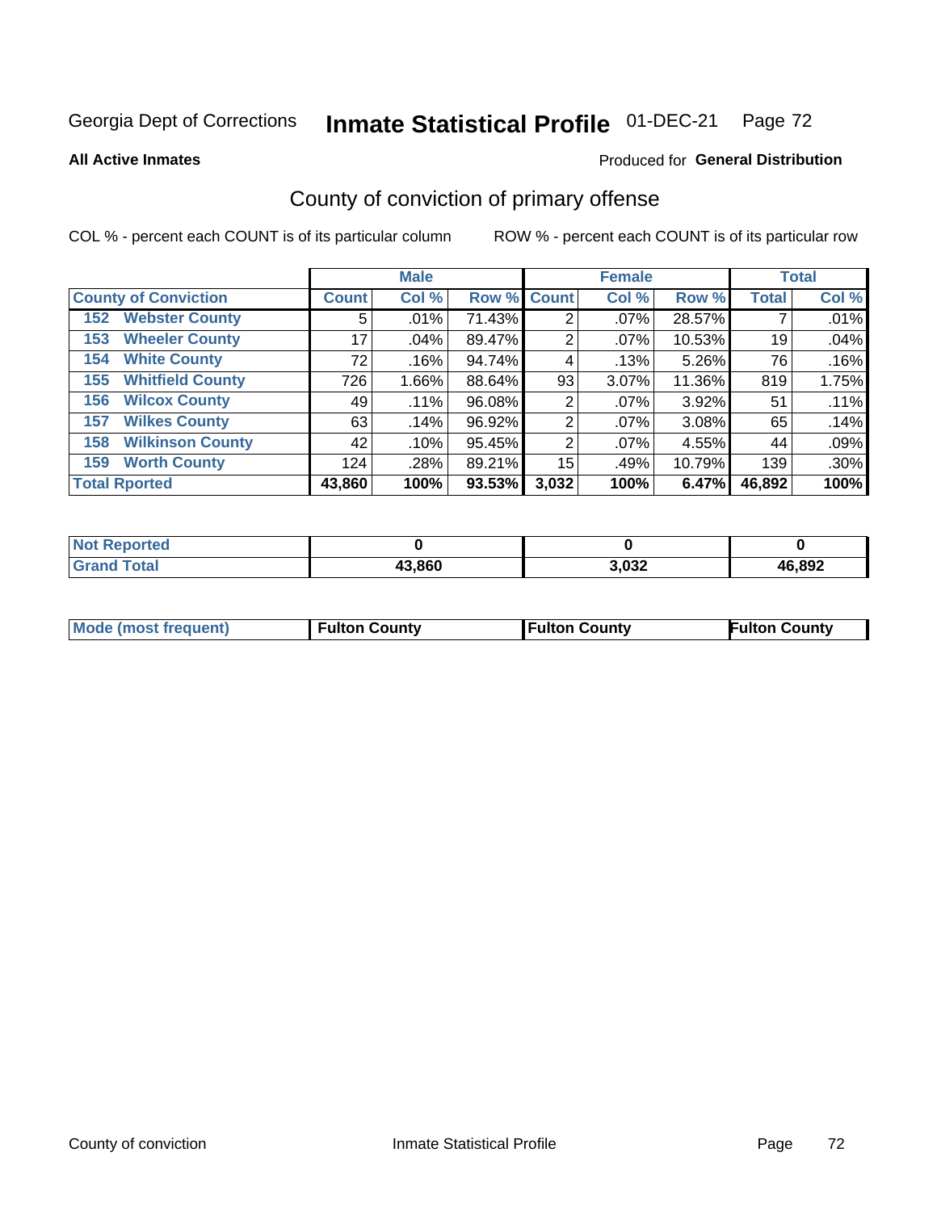Georgia Dept of Corrections **Inmate Statistical Profile** 01-DEC-21 Page 72

**All Active Inmates**

Produced for **General Distribution**

## County of conviction of primary offense

COL % - percent each COUNT is of its particular column ROW % - percent each COUNT is of its particular row

| County of Conviction | Male | | | Female | | | Total | |
|---|---|---|---|---|---|---|---|---|
| | Count | Col % | Row % | Count | Col % | Row % | Total | Col % |
| 152 Webster County | 5 | .01% | 71.43% | 2 | .07% | 28.57% | 7 | .01% |
| 153 Wheeler County | 17 | .04% | 89.47% | 2 | .07% | 10.53% | 19 | .04% |
| 154 White County | 72 | .16% | 94.74% | 4 | .13% | 5.26% | 76 | .16% |
| 155 Whitfield County | 726 | 1.66% | 88.64% | 93 | 3.07% | 11.36% | 819 | 1.75% |
| 156 Wilcox County | 49 | .11% | 96.08% | 2 | .07% | 3.92% | 51 | .11% |
| 157 Wilkes County | 63 | .14% | 96.92% | 2 | .07% | 3.08% | 65 | .14% |
| 158 Wilkinson County | 42 | .10% | 95.45% | 2 | .07% | 4.55% | 44 | .09% |
| 159 Worth County | 124 | .28% | 89.21% | 15 | .49% | 10.79% | 139 | .30% |
| **Total Rported** | **43,860** | **100%** | **93.53%** | **3,032** | **100%** | **6.47%** | **46,892** | **100%** |

| | Male | Female | Total |
|---|---|---|---|
| Not Reported | 0 | 0 | 0 |
| Grand Total | 43,860 | 3,032 | 46,892 |

| | Male | Female | Total |
|---|---|---|---|
| Mode (most frequent) | Fulton County | Fulton County | Fulton County |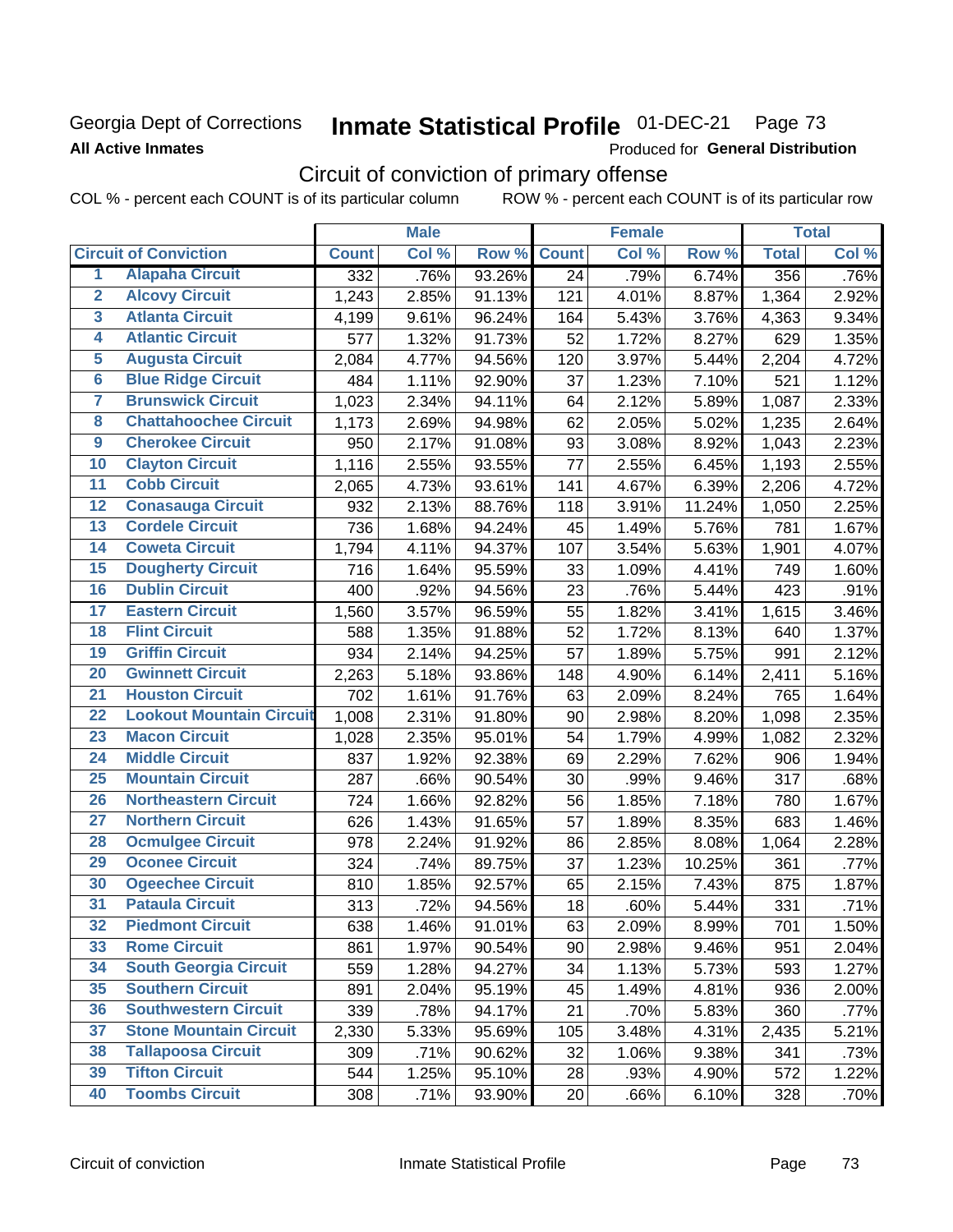Georgia Dept of Corrections
**All Active Inmates**

# Inmate Statistical Profile 01-DEC-21

Produced for **General Distribution**

## Circuit of conviction of primary offense

COL % - percent each COUNT is of its particular column ROW % - percent each COUNT is of its particular row

| | Circuit of Conviction | Male | | | Female | | | Total | |
|---|---|---|---|---|---|---|---|---|---|
| | | Count | Col % | Row % | Count | Col % | Row % | Total | Col % |
| 1 | Alapaha Circuit | 332 | .76% | 93.26% | 24 | .79% | 6.74% | 356 | .76% |
| 2 | Alcovy Circuit | 1,243 | 2.85% | 91.13% | 121 | 4.01% | 8.87% | 1,364 | 2.92% |
| 3 | Atlanta Circuit | 4,199 | 9.61% | 96.24% | 164 | 5.43% | 3.76% | 4,363 | 9.34% |
| 4 | Atlantic Circuit | 577 | 1.32% | 91.73% | 52 | 1.72% | 8.27% | 629 | 1.35% |
| 5 | Augusta Circuit | 2,084 | 4.77% | 94.56% | 120 | 3.97% | 5.44% | 2,204 | 4.72% |
| 6 | Blue Ridge Circuit | 484 | 1.11% | 92.90% | 37 | 1.23% | 7.10% | 521 | 1.12% |
| 7 | Brunswick Circuit | 1,023 | 2.34% | 94.11% | 64 | 2.12% | 5.89% | 1,087 | 2.33% |
| 8 | Chattahoochee Circuit | 1,173 | 2.69% | 94.98% | 62 | 2.05% | 5.02% | 1,235 | 2.64% |
| 9 | Cherokee Circuit | 950 | 2.17% | 91.08% | 93 | 3.08% | 8.92% | 1,043 | 2.23% |
| 10 | Clayton Circuit | 1,116 | 2.55% | 93.55% | 77 | 2.55% | 6.45% | 1,193 | 2.55% |
| 11 | Cobb Circuit | 2,065 | 4.73% | 93.61% | 141 | 4.67% | 6.39% | 2,206 | 4.72% |
| 12 | Conasauga Circuit | 932 | 2.13% | 88.76% | 118 | 3.91% | 11.24% | 1,050 | 2.25% |
| 13 | Cordele Circuit | 736 | 1.68% | 94.24% | 45 | 1.49% | 5.76% | 781 | 1.67% |
| 14 | Coweta Circuit | 1,794 | 4.11% | 94.37% | 107 | 3.54% | 5.63% | 1,901 | 4.07% |
| 15 | Dougherty Circuit | 716 | 1.64% | 95.59% | 33 | 1.09% | 4.41% | 749 | 1.60% |
| 16 | Dublin Circuit | 400 | .92% | 94.56% | 23 | .76% | 5.44% | 423 | .91% |
| 17 | Eastern Circuit | 1,560 | 3.57% | 96.59% | 55 | 1.82% | 3.41% | 1,615 | 3.46% |
| 18 | Flint Circuit | 588 | 1.35% | 91.88% | 52 | 1.72% | 8.13% | 640 | 1.37% |
| 19 | Griffin Circuit | 934 | 2.14% | 94.25% | 57 | 1.89% | 5.75% | 991 | 2.12% |
| 20 | Gwinnett Circuit | 2,263 | 5.18% | 93.86% | 148 | 4.90% | 6.14% | 2,411 | 5.16% |
| 21 | Houston Circuit | 702 | 1.61% | 91.76% | 63 | 2.09% | 8.24% | 765 | 1.64% |
| 22 | Lookout Mountain Circuit | 1,008 | 2.31% | 91.80% | 90 | 2.98% | 8.20% | 1,098 | 2.35% |
| 23 | Macon Circuit | 1,028 | 2.35% | 95.01% | 54 | 1.79% | 4.99% | 1,082 | 2.32% |
| 24 | Middle Circuit | 837 | 1.92% | 92.38% | 69 | 2.29% | 7.62% | 906 | 1.94% |
| 25 | Mountain Circuit | 287 | .66% | 90.54% | 30 | .99% | 9.46% | 317 | .68% |
| 26 | Northeastern Circuit | 724 | 1.66% | 92.82% | 56 | 1.85% | 7.18% | 780 | 1.67% |
| 27 | Northern Circuit | 626 | 1.43% | 91.65% | 57 | 1.89% | 8.35% | 683 | 1.46% |
| 28 | Ocmulgee Circuit | 978 | 2.24% | 91.92% | 86 | 2.85% | 8.08% | 1,064 | 2.28% |
| 29 | Oconee Circuit | 324 | .74% | 89.75% | 37 | 1.23% | 10.25% | 361 | .77% |
| 30 | Ogeechee Circuit | 810 | 1.85% | 92.57% | 65 | 2.15% | 7.43% | 875 | 1.87% |
| 31 | Pataula Circuit | 313 | .72% | 94.56% | 18 | .60% | 5.44% | 331 | .71% |
| 32 | Piedmont Circuit | 638 | 1.46% | 91.01% | 63 | 2.09% | 8.99% | 701 | 1.50% |
| 33 | Rome Circuit | 861 | 1.97% | 90.54% | 90 | 2.98% | 9.46% | 951 | 2.04% |
| 34 | South Georgia Circuit | 559 | 1.28% | 94.27% | 34 | 1.13% | 5.73% | 593 | 1.27% |
| 35 | Southern Circuit | 891 | 2.04% | 95.19% | 45 | 1.49% | 4.81% | 936 | 2.00% |
| 36 | Southwestern Circuit | 339 | .78% | 94.17% | 21 | .70% | 5.83% | 360 | .77% |
| 37 | Stone Mountain Circuit | 2,330 | 5.33% | 95.69% | 105 | 3.48% | 4.31% | 2,435 | 5.21% |
| 38 | Tallapoosa Circuit | 309 | .71% | 90.62% | 32 | 1.06% | 9.38% | 341 | .73% |
| 39 | Tifton Circuit | 544 | 1.25% | 95.10% | 28 | .93% | 4.90% | 572 | 1.22% |
| 40 | Toombs Circuit | 308 | .71% | 93.90% | 20 | .66% | 6.10% | 328 | .70% |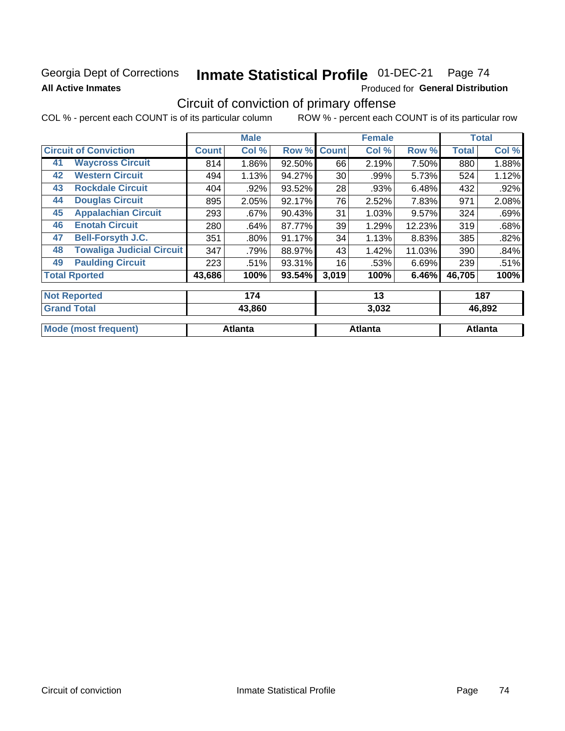Georgia Dept of Corrections **Inmate Statistical Profile** 01-DEC-21 Page 74

**All Active Inmates**

Produced for **General Distribution**

## Circuit of conviction of primary offense

COL % - percent each COUNT is of its particular column        ROW % - percent each COUNT is of its particular row

| Circuit of Conviction | | Male | | | Female | | | Total | |
|---|---|---|---|---|---|---|---|---|---|
| | | Count | Col % | Row % | Count | Col % | Row % | Total | Col % |
| 41 | Waycross Circuit | 814 | 1.86% | 92.50% | 66 | 2.19% | 7.50% | 880 | 1.88% |
| 42 | Western Circuit | 494 | 1.13% | 94.27% | 30 | .99% | 5.73% | 524 | 1.12% |
| 43 | Rockdale Circuit | 404 | .92% | 93.52% | 28 | .93% | 6.48% | 432 | .92% |
| 44 | Douglas Circuit | 895 | 2.05% | 92.17% | 76 | 2.52% | 7.83% | 971 | 2.08% |
| 45 | Appalachian Circuit | 293 | .67% | 90.43% | 31 | 1.03% | 9.57% | 324 | .69% |
| 46 | Enotah Circuit | 280 | .64% | 87.77% | 39 | 1.29% | 12.23% | 319 | .68% |
| 47 | Bell-Forsyth J.C. | 351 | .80% | 91.17% | 34 | 1.13% | 8.83% | 385 | .82% |
| 48 | Towaliga Judicial Circuit | 347 | .79% | 88.97% | 43 | 1.42% | 11.03% | 390 | .84% |
| 49 | Paulding Circuit | 223 | .51% | 93.31% | 16 | .53% | 6.69% | 239 | .51% |
| **Total Rported** | | **43,686** | **100%** | **93.54%** | **3,019** | **100%** | **6.46%** | **46,705** | **100%** |

| | Male | Female | Total |
|---|---|---|---|
| Not Reported | 174 | 13 | 187 |
| Grand Total | 43,860 | 3,032 | 46,892 |
| Mode (most frequent) | Atlanta | Atlanta | Atlanta |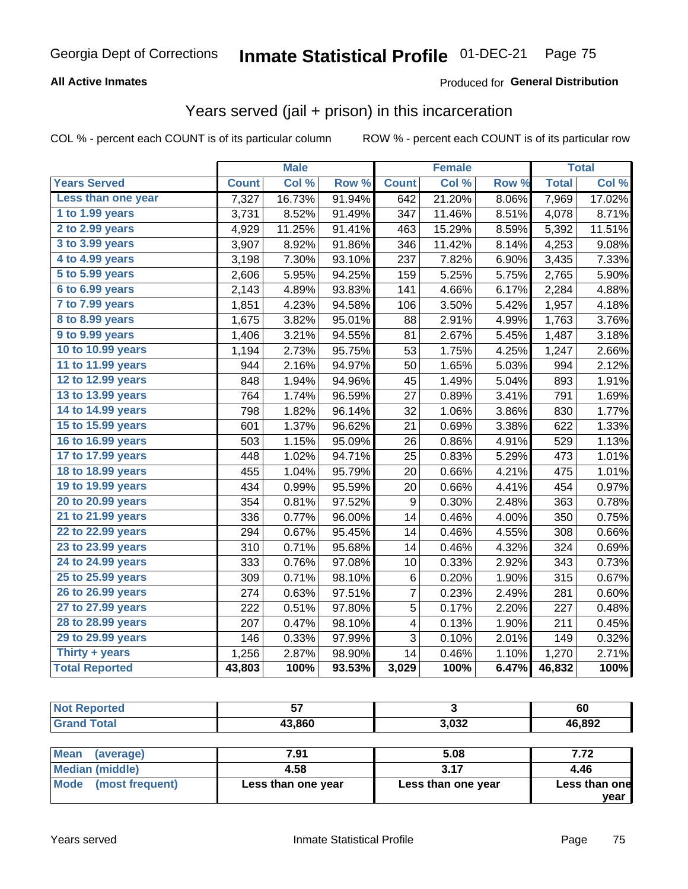Georgia Dept of Corrections **Inmate Statistical Profile** 01-DEC-21

**All Active Inmates**

Produced for **General Distribution**

## Years served (jail + prison) in this incarceration

COL % - percent each COUNT is of its particular column

ROW % - percent each COUNT is of its particular row

| | Male | | | Female | | | Total | |
|---|---|---|---|---|---|---|---|---|
| **Years Served** | **Count** | **Col %** | **Row %** | **Count** | **Col %** | **Row %** | **Total** | **Col %** |
| Less than one year | 7,327 | 16.73% | 91.94% | 642 | 21.20% | 8.06% | 7,969 | 17.02% |
| 1 to 1.99 years | 3,731 | 8.52% | 91.49% | 347 | 11.46% | 8.51% | 4,078 | 8.71% |
| 2 to 2.99 years | 4,929 | 11.25% | 91.41% | 463 | 15.29% | 8.59% | 5,392 | 11.51% |
| 3 to 3.99 years | 3,907 | 8.92% | 91.86% | 346 | 11.42% | 8.14% | 4,253 | 9.08% |
| 4 to 4.99 years | 3,198 | 7.30% | 93.10% | 237 | 7.82% | 6.90% | 3,435 | 7.33% |
| 5 to 5.99 years | 2,606 | 5.95% | 94.25% | 159 | 5.25% | 5.75% | 2,765 | 5.90% |
| 6 to 6.99 years | 2,143 | 4.89% | 93.83% | 141 | 4.66% | 6.17% | 2,284 | 4.88% |
| 7 to 7.99 years | 1,851 | 4.23% | 94.58% | 106 | 3.50% | 5.42% | 1,957 | 4.18% |
| 8 to 8.99 years | 1,675 | 3.82% | 95.01% | 88 | 2.91% | 4.99% | 1,763 | 3.76% |
| 9 to 9.99 years | 1,406 | 3.21% | 94.55% | 81 | 2.67% | 5.45% | 1,487 | 3.18% |
| 10 to 10.99 years | 1,194 | 2.73% | 95.75% | 53 | 1.75% | 4.25% | 1,247 | 2.66% |
| 11 to 11.99 years | 944 | 2.16% | 94.97% | 50 | 1.65% | 5.03% | 994 | 2.12% |
| 12 to 12.99 years | 848 | 1.94% | 94.96% | 45 | 1.49% | 5.04% | 893 | 1.91% |
| 13 to 13.99 years | 764 | 1.74% | 96.59% | 27 | 0.89% | 3.41% | 791 | 1.69% |
| 14 to 14.99 years | 798 | 1.82% | 96.14% | 32 | 1.06% | 3.86% | 830 | 1.77% |
| 15 to 15.99 years | 601 | 1.37% | 96.62% | 21 | 0.69% | 3.38% | 622 | 1.33% |
| 16 to 16.99 years | 503 | 1.15% | 95.09% | 26 | 0.86% | 4.91% | 529 | 1.13% |
| 17 to 17.99 years | 448 | 1.02% | 94.71% | 25 | 0.83% | 5.29% | 473 | 1.01% |
| 18 to 18.99 years | 455 | 1.04% | 95.79% | 20 | 0.66% | 4.21% | 475 | 1.01% |
| 19 to 19.99 years | 434 | 0.99% | 95.59% | 20 | 0.66% | 4.41% | 454 | 0.97% |
| 20 to 20.99 years | 354 | 0.81% | 97.52% | 9 | 0.30% | 2.48% | 363 | 0.78% |
| 21 to 21.99 years | 336 | 0.77% | 96.00% | 14 | 0.46% | 4.00% | 350 | 0.75% |
| 22 to 22.99 years | 294 | 0.67% | 95.45% | 14 | 0.46% | 4.55% | 308 | 0.66% |
| 23 to 23.99 years | 310 | 0.71% | 95.68% | 14 | 0.46% | 4.32% | 324 | 0.69% |
| 24 to 24.99 years | 333 | 0.76% | 97.08% | 10 | 0.33% | 2.92% | 343 | 0.73% |
| 25 to 25.99 years | 309 | 0.71% | 98.10% | 6 | 0.20% | 1.90% | 315 | 0.67% |
| 26 to 26.99 years | 274 | 0.63% | 97.51% | 7 | 0.23% | 2.49% | 281 | 0.60% |
| 27 to 27.99 years | 222 | 0.51% | 97.80% | 5 | 0.17% | 2.20% | 227 | 0.48% |
| 28 to 28.99 years | 207 | 0.47% | 98.10% | 4 | 0.13% | 1.90% | 211 | 0.45% |
| 29 to 29.99 years | 146 | 0.33% | 97.99% | 3 | 0.10% | 2.01% | 149 | 0.32% |
| Thirty + years | 1,256 | 2.87% | 98.90% | 14 | 0.46% | 1.10% | 1,270 | 2.71% |
| **Total Reported** | **43,803** | **100%** | **93.53%** | **3,029** | **100%** | **6.47%** | **46,832** | **100%** |

| | Male | Female | Total |
|---|---|---|---|
| Not Reported | 57 | 3 | 60 |
| Grand Total | 43,860 | 3,032 | 46,892 |

| | Male | Female | Total |
|---|---|---|---|
| Mean (average) | 7.91 | 5.08 | 7.72 |
| Median (middle) | 4.58 | 3.17 | 4.46 |
| Mode (most frequent) | Less than one year | Less than one year | Less than one year |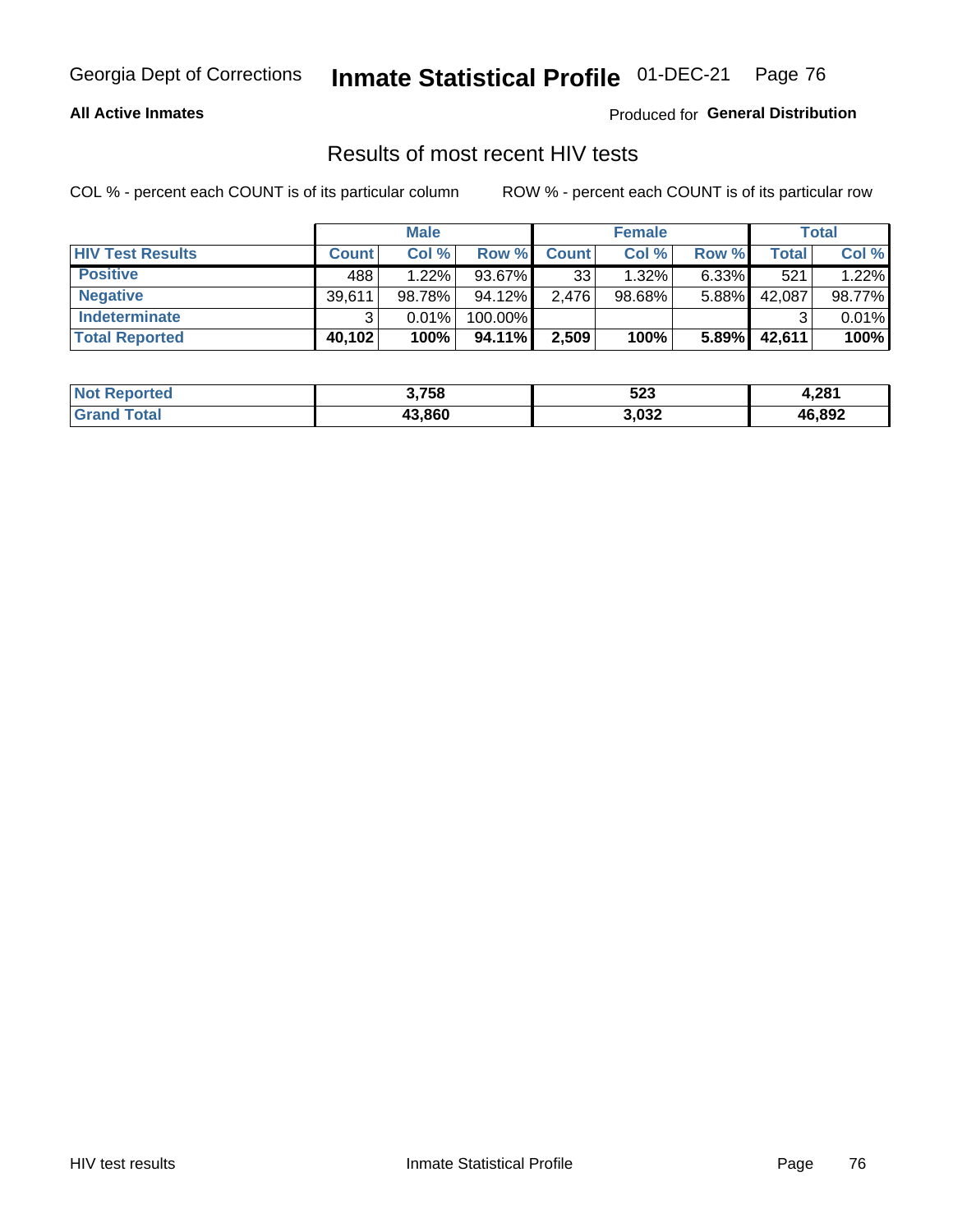Georgia Dept of Corrections **Inmate Statistical Profile** 01-DEC-21 Page 76

**All Active Inmates**

Produced for **General Distribution**

## Results of most recent HIV tests

COL % - percent each COUNT is of its particular column ROW % - percent each COUNT is of its particular row

| | Male | | | Female | | | Total | |
|---|---|---|---|---|---|---|---|---|
| **HIV Test Results** | **Count** | **Col %** | **Row %** | **Count** | **Col %** | **Row %** | **Total** | **Col %** |
| **Positive** | 488 | 1.22% | 93.67% | 33 | 1.32% | 6.33% | 521 | 1.22% |
| **Negative** | 39,611 | 98.78% | 94.12% | 2,476 | 98.68% | 5.88% | 42,087 | 98.77% |
| **Indeterminate** | 3 | 0.01% | 100.00% | | | | 3 | 0.01% |
| **Total Reported** | **40,102** | **100%** | **94.11%** | **2,509** | **100%** | **5.89%** | **42,611** | **100%** |

| | Male | Female | Total |
|---|---|---|---|
| **Not Reported** | **3,758** | **523** | **4,281** |
| **Grand Total** | **43,860** | **3,032** | **46,892** |

HIV test results Inmate Statistical Profile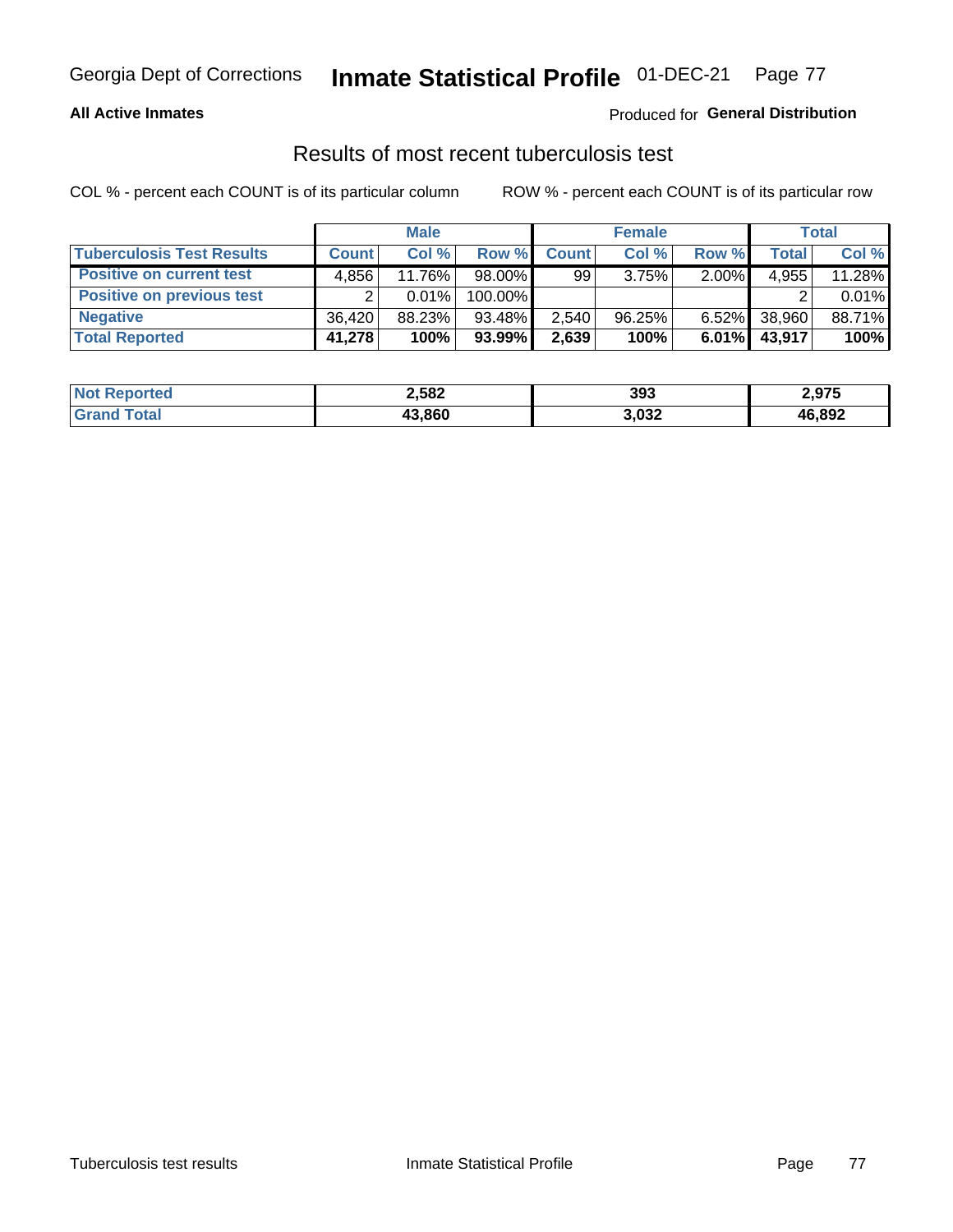Georgia Dept of Corrections **Inmate Statistical Profile** 01-DEC-21

**All Active Inmates**

Produced for **General Distribution**

## Results of most recent tuberculosis test

COL % - percent each COUNT is of its particular column

ROW % - percent each COUNT is of its particular row

| | Male | | | Female | | | Total | |
|---|---|---|---|---|---|---|---|---|
| **Tuberculosis Test Results** | **Count** | **Col %** | **Row %** | **Count** | **Col %** | **Row %** | **Total** | **Col %** |
| **Positive on current test** | 4,856 | 11.76% | 98.00% | 99 | 3.75% | 2.00% | 4,955 | 11.28% |
| **Positive on previous test** | 2 | 0.01% | 100.00% | | | | 2 | 0.01% |
| **Negative** | 36,420 | 88.23% | 93.48% | 2,540 | 96.25% | 6.52% | 38,960 | 88.71% |
| **Total Reported** | **41,278** | **100%** | **93.99%** | **2,639** | **100%** | **6.01%** | **43,917** | **100%** |

| | Male | Female | Total |
|---|---|---|---|
| **Not Reported** | **2,582** | **393** | **2,975** |
| **Grand Total** | **43,860** | **3,032** | **46,892** |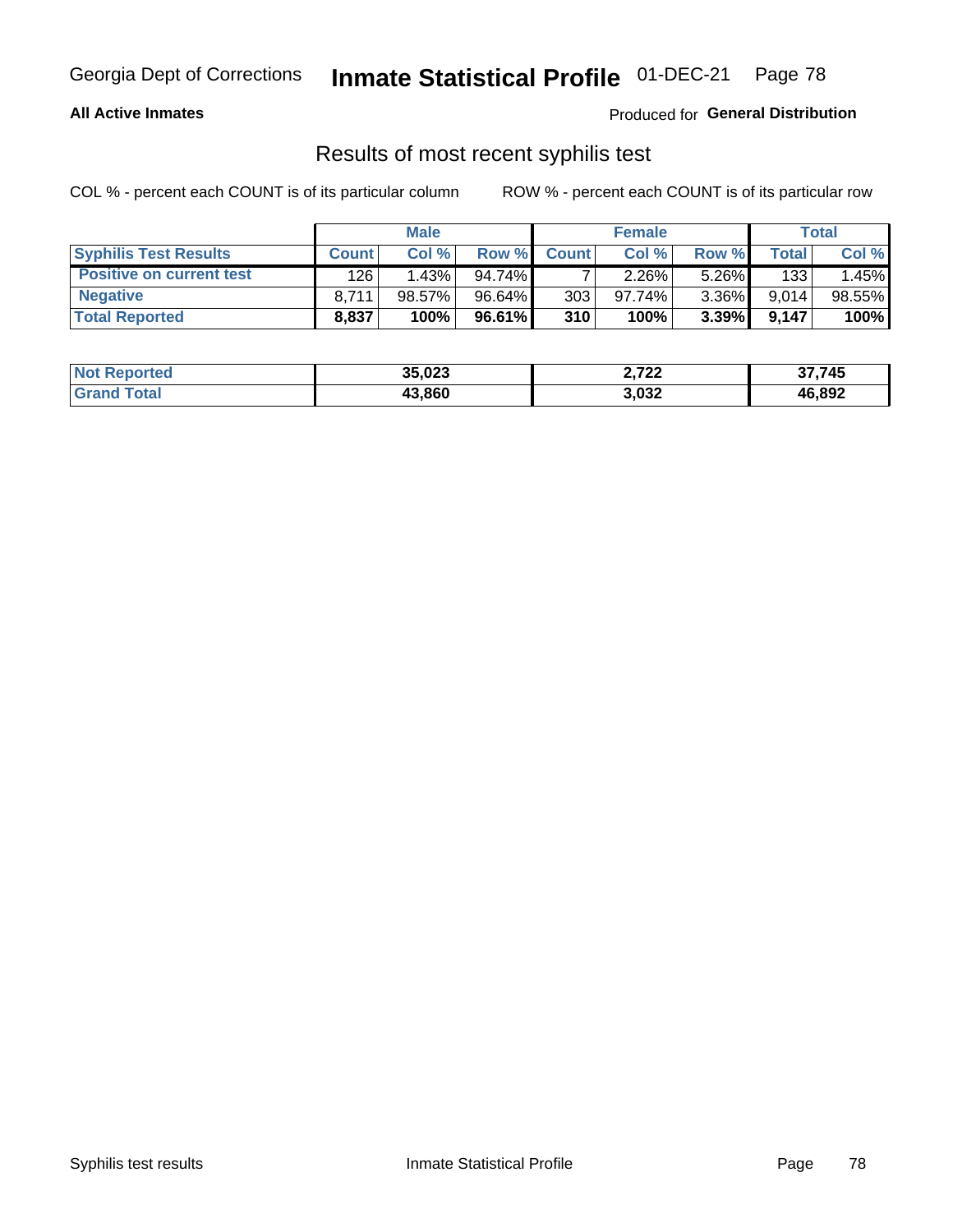Georgia Dept of Corrections **Inmate Statistical Profile** 01-DEC-21

**All Active Inmates**

Produced for **General Distribution**

## Results of most recent syphilis test

COL % - percent each COUNT is of its particular column ROW % - percent each COUNT is of its particular row

| | Male | | | Female | | | Total | |
|---|---|---|---|---|---|---|---|---|
| **Syphilis Test Results** | **Count** | **Col %** | **Row %** | **Count** | **Col %** | **Row %** | **Total** | **Col %** |
| **Positive on current test** | 126 | 1.43% | 94.74% | 7 | 2.26% | 5.26% | 133 | 1.45% |
| **Negative** | 8,711 | 98.57% | 96.64% | 303 | 97.74% | 3.36% | 9,014 | 98.55% |
| **Total Reported** | **8,837** | **100%** | **96.61%** | **310** | **100%** | **3.39%** | **9,147** | **100%** |

| | Male | Female | Total |
|---|---|---|---|
| **Not Reported** | **35,023** | **2,722** | **37,745** |
| **Grand Total** | **43,860** | **3,032** | **46,892** |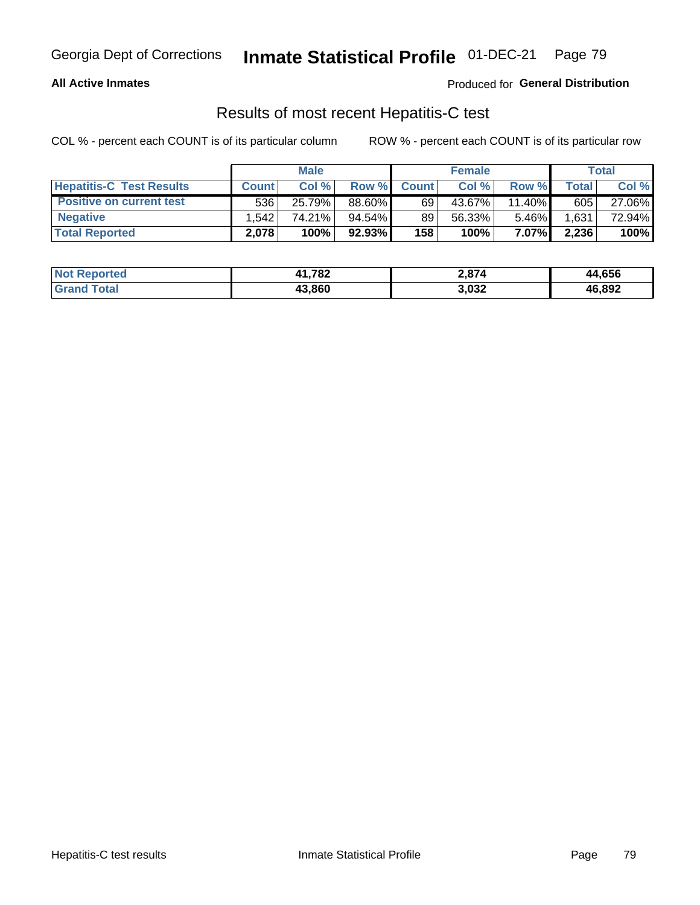Georgia Dept of Corrections **Inmate Statistical Profile** 01-DEC-21

**All Active Inmates**

Produced for **General Distribution**

## Results of most recent Hepatitis-C test

COL % - percent each COUNT is of its particular column ROW % - percent each COUNT is of its particular row

| | Male | | | Female | | | Total | |
|---|---|---|---|---|---|---|---|---|
| **Hepatitis-C Test Results** | **Count** | **Col %** | **Row %** | **Count** | **Col %** | **Row %** | **Total** | **Col %** |
| **Positive on current test** | 536 | 25.79% | 88.60% | 69 | 43.67% | 11.40% | 605 | 27.06% |
| **Negative** | 1,542 | 74.21% | 94.54% | 89 | 56.33% | 5.46% | 1,631 | 72.94% |
| **Total Reported** | **2,078** | **100%** | **92.93%** | **158** | **100%** | **7.07%** | **2,236** | **100%** |

| | Male | Female | Total |
|---|---|---|---|
| **Not Reported** | **41,782** | **2,874** | **44,656** |
| **Grand Total** | **43,860** | **3,032** | **46,892** |

Hepatitis-C test results Inmate Statistical Profile